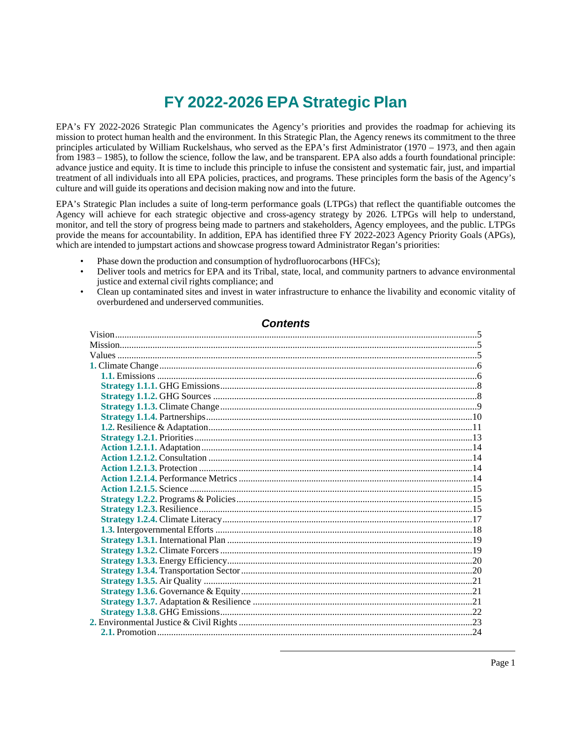# FY 2022-2026 EPA Strategic Plan

EPA's FY 2022-2026 Strategic Plan communicates the Agency's priorities and provides the roadmap for achieving its mission to protect human health and the environment. In this Strategic Plan, the Agency renews its commitment to the three principles articulated by William Ruckelshaus, who served as the EPA's first Administrator (1970 – 1973, and then again from 1983 – 1985), to follow the science, follow the law, and be transparent. EPA also adds a fourth foundational principle: advance justice and equity. It is time to include this principle to infuse the consistent and systematic fair, just, and impartial treatment of all individuals into all EPA policies, practices, and programs. These principles form the basis of the Agency's culture and will guide its operations and decision making now and into the future.

EPA's Strategic Plan includes a suite of long-term performance goals (LTPGs) that reflect the quantifiable outcomes the Agency will achieve for each strategic objective and cross-agency strategy by 2026. LTPGs will help to understand, monitor, and tell the story of progress being made to partners and stakeholders, Agency employees, and the public. LTPGs provide the means for accountability. In addition, EPA has identified three FY 2022-2023 Agency Priority Goals (APGs), which are intended to jumpstart actions and showcase progress toward Administrator Regan's priorities:

- Phase down the production and consumption of hydrofluorocarbons (HFCs);
- Deliver tools and metrics for EPA and its Tribal, state, local, and community partners to advance environmental justice and external civil rights compliance; and
- Clean up contaminated sites and invest in water infrastructure to enhance the livability and economic vitality of overburdened and underserved communities.

## Contents

- Vision ..... 5
- Mission ..... 5
- Values ..... 5
- **1.** Climate Change ..... 6
  - **1.1.** Emissions ..... 6
  - **Strategy 1.1.1.** GHG Emissions ..... 8
  - **Strategy 1.1.2.** GHG Sources ..... 8
  - **Strategy 1.1.3.** Climate Change ..... 9
  - **Strategy 1.1.4.** Partnerships ..... 10
  - **1.2.** Resilience & Adaptation ..... 11
  - **Strategy 1.2.1.** Priorities ..... 13
  - **Action 1.2.1.1.** Adaptation ..... 14
  - **Action 1.2.1.2.** Consultation ..... 14
  - **Action 1.2.1.3.** Protection ..... 14
  - **Action 1.2.1.4.** Performance Metrics ..... 14
  - **Action 1.2.1.5.** Science ..... 15
  - **Strategy 1.2.2.** Programs & Policies ..... 15
  - **Strategy 1.2.3.** Resilience ..... 15
  - **Strategy 1.2.4.** Climate Literacy ..... 17
  - **1.3.** Intergovernmental Efforts ..... 18
  - **Strategy 1.3.1.** International Plan ..... 19
  - **Strategy 1.3.2.** Climate Forcers ..... 19
  - **Strategy 1.3.3.** Energy Efficiency ..... 20
  - **Strategy 1.3.4.** Transportation Sector ..... 20
  - **Strategy 1.3.5.** Air Quality ..... 21
  - **Strategy 1.3.6.** Governance & Equity ..... 21
  - **Strategy 1.3.7.** Adaptation & Resilience ..... 21
  - **Strategy 1.3.8.** GHG Emissions ..... 22
- **2.** Environmental Justice & Civil Rights ..... 23
  - **2.1.** Promotion ..... 24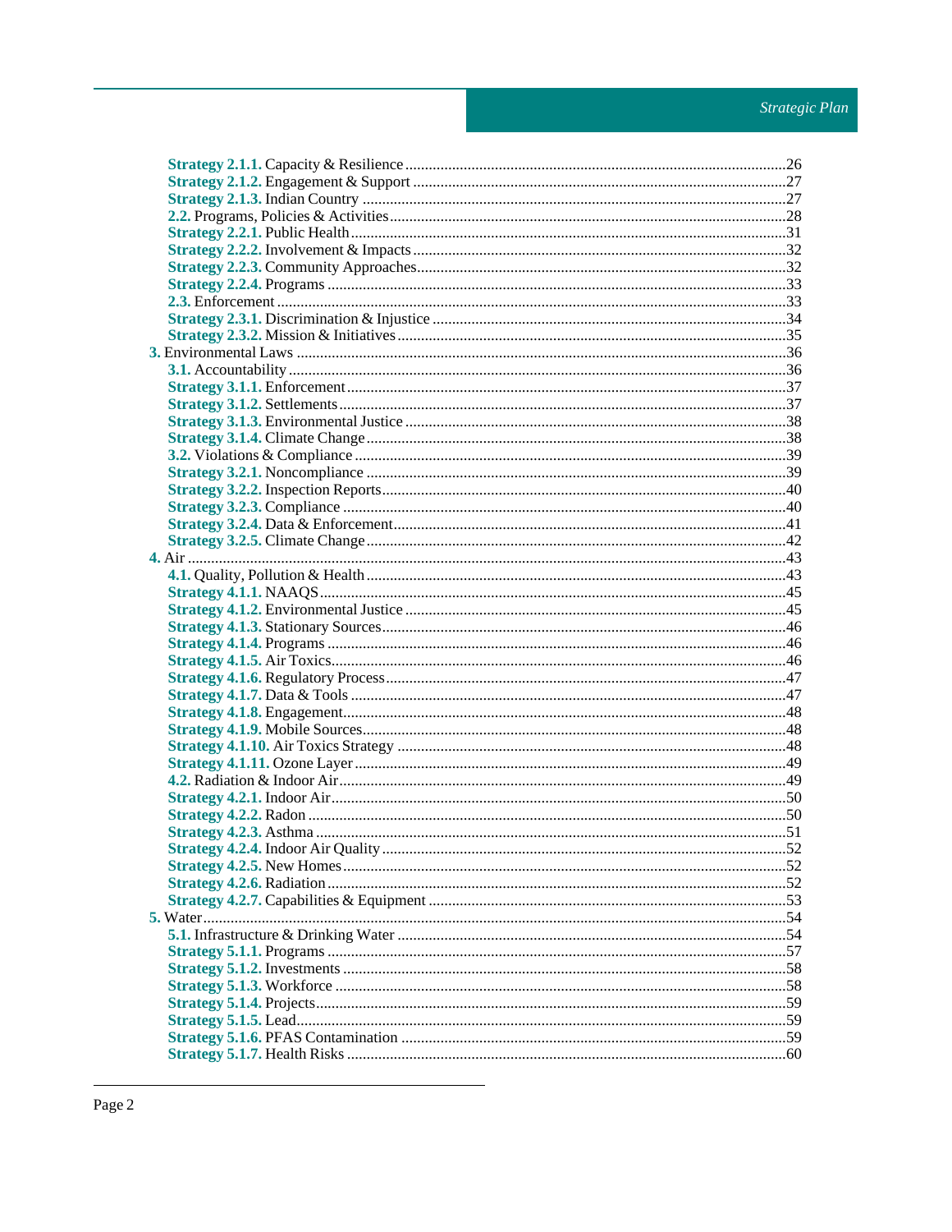**Strategy 2.1.1.** Capacity & Resilience ................................................................................................26
**Strategy 2.1.2.** Engagement & Support ...............................................................................................27
**Strategy 2.1.3.** Indian Country ..............................................................................................................27
**2.2.** Programs, Policies & Activities.........................................................................................................28
**Strategy 2.2.1.** Public Health..................................................................................................................31
**Strategy 2.2.2.** Involvement & Impacts ..................................................................................................32
**Strategy 2.2.3.** Community Approaches................................................................................................32
**Strategy 2.2.4.** Programs ........................................................................................................................33
**2.3.** Enforcement ......................................................................................................................................33
**Strategy 2.3.1.** Discrimination & Injustice .............................................................................................34
**Strategy 2.3.2.** Mission & Initiatives......................................................................................................35
**3.** Environmental Laws ..............................................................................................................................36
**3.1.** Accountability ....................................................................................................................................36
**Strategy 3.1.1.** Enforcement ....................................................................................................................37
**Strategy 3.1.2.** Settlements......................................................................................................................37
**Strategy 3.1.3.** Environmental Justice ....................................................................................................38
**Strategy 3.1.4.** Climate Change ...............................................................................................................38
**3.2.** Violations & Compliance ..................................................................................................................39
**Strategy 3.2.1.** Noncompliance ...............................................................................................................39
**Strategy 3.2.2.** Inspection Reports...........................................................................................................40
**Strategy 3.2.3.** Compliance .....................................................................................................................40
**Strategy 3.2.4.** Data & Enforcement........................................................................................................41
**Strategy 3.2.5.** Climate Change ...............................................................................................................42
**4.** Air ..........................................................................................................................................................43
**4.1.** Quality, Pollution & Health ..............................................................................................................43
**Strategy 4.1.1.** NAAQS ...........................................................................................................................45
**Strategy 4.1.2.** Environmental Justice ....................................................................................................45
**Strategy 4.1.3.** Stationary Sources...........................................................................................................46
**Strategy 4.1.4.** Programs ........................................................................................................................46
**Strategy 4.1.5.** Air Toxics........................................................................................................................46
**Strategy 4.1.6.** Regulatory Process..........................................................................................................47
**Strategy 4.1.7.** Data & Tools ...................................................................................................................47
**Strategy 4.1.8.** Engagement.....................................................................................................................48
**Strategy 4.1.9.** Mobile Sources................................................................................................................48
**Strategy 4.1.10.** Air Toxics Strategy .......................................................................................................48
**Strategy 4.1.11.** Ozone Layer ..................................................................................................................49
**4.2.** Radiation & Indoor Air......................................................................................................................49
**Strategy 4.2.1.** Indoor Air........................................................................................................................50
**Strategy 4.2.2.** Radon .............................................................................................................................50
**Strategy 4.2.3.** Asthma ...........................................................................................................................51
**Strategy 4.2.4.** Indoor Air Quality ..........................................................................................................52
**Strategy 4.2.5.** New Homes ....................................................................................................................52
**Strategy 4.2.6.** Radiation ........................................................................................................................52
**Strategy 4.2.7.** Capabilities & Equipment ..............................................................................................53
**5.** Water.......................................................................................................................................................54
**5.1.** Infrastructure & Drinking Water .....................................................................................................54
**Strategy 5.1.1.** Programs ........................................................................................................................57
**Strategy 5.1.2.** Investments ....................................................................................................................58
**Strategy 5.1.3.** Workforce .......................................................................................................................58
**Strategy 5.1.4.** Projects...........................................................................................................................59
**Strategy 5.1.5.** Lead................................................................................................................................59
**Strategy 5.1.6.** PFAS Contamination .....................................................................................................59
**Strategy 5.1.7.** Health Risks ...................................................................................................................60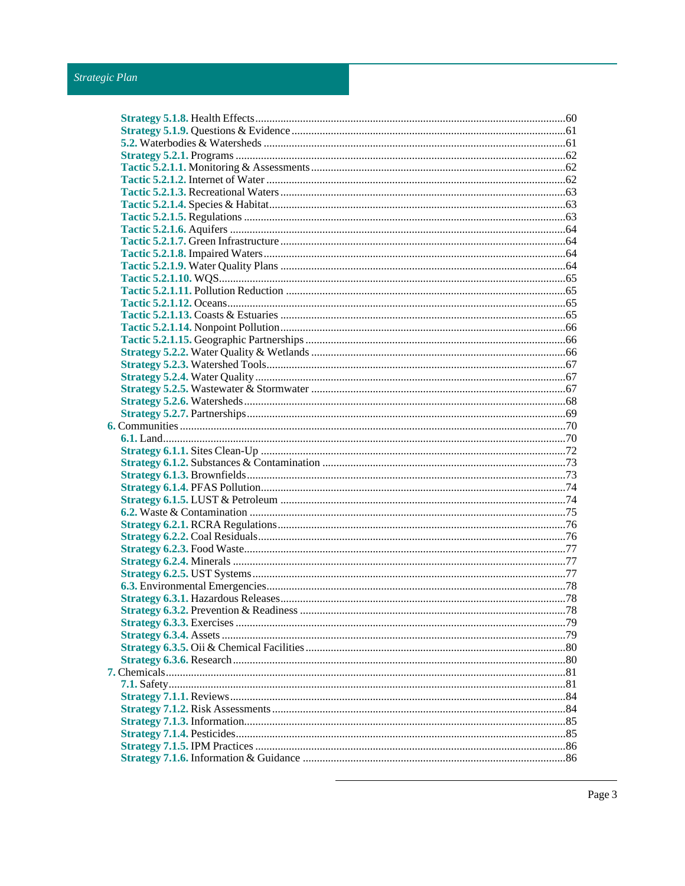**Strategy 5.1.8.** Health Effects ....................................................................................60
**Strategy 5.1.9.** Questions & Evidence ..........................................................................61
**5.2.** Waterbodies & Watersheds ......................................................................................61
**Strategy 5.2.1.** Programs .............................................................................................62
**Tactic 5.2.1.1.** Monitoring & Assessments ......................................................................62
**Tactic 5.2.1.2.** Internet of Water ....................................................................................62
**Tactic 5.2.1.3.** Recreational Waters ...............................................................................63
**Tactic 5.2.1.4.** Species & Habitat ...................................................................................63
**Tactic 5.2.1.5.** Regulations ............................................................................................63
**Tactic 5.2.1.6.** Aquifers ..................................................................................................64
**Tactic 5.2.1.7.** Green Infrastructure ...............................................................................64
**Tactic 5.2.1.8.** Impaired Waters ......................................................................................64
**Tactic 5.2.1.9.** Water Quality Plans ...............................................................................64
**Tactic 5.2.1.10.** WQS ....................................................................................................65
**Tactic 5.2.1.11.** Pollution Reduction ............................................................................65
**Tactic 5.2.1.12.** Oceans .................................................................................................65
**Tactic 5.2.1.13.** Coasts & Estuaries ..............................................................................65
**Tactic 5.2.1.14.** Nonpoint Pollution ..............................................................................66
**Tactic 5.2.1.15.** Geographic Partnerships .....................................................................66
**Strategy 5.2.2.** Water Quality & Wetlands ....................................................................66
**Strategy 5.2.3.** Watershed Tools ...................................................................................67
**Strategy 5.2.4.** Water Quality .......................................................................................67
**Strategy 5.2.5.** Wastewater & Stormwater ....................................................................67
**Strategy 5.2.6.** Watersheds ............................................................................................68
**Strategy 5.2.7.** Partnerships ...........................................................................................69
**6.** Communities .................................................................................................................70
**6.1.** Land ..........................................................................................................................70
**Strategy 6.1.1.** Sites Clean-Up ......................................................................................72
**Strategy 6.1.2.** Substances & Contamination ................................................................73
**Strategy 6.1.3.** Brownfields ...........................................................................................73
**Strategy 6.1.4.** PFAS Pollution .....................................................................................74
**Strategy 6.1.5.** LUST & Petroleum ...............................................................................74
**6.2.** Waste & Contamination ..........................................................................................75
**Strategy 6.2.1.** RCRA Regulations ...............................................................................76
**Strategy 6.2.2.** Coal Residuals ......................................................................................76
**Strategy 6.2.3.** Food Waste ............................................................................................77
**Strategy 6.2.4.** Minerals ................................................................................................77
**Strategy 6.2.5.** UST Systems .........................................................................................77
**6.3.** Environmental Emergencies ....................................................................................78
**Strategy 6.3.1.** Hazardous Releases ..............................................................................78
**Strategy 6.3.2.** Prevention & Readiness .......................................................................78
**Strategy 6.3.3.** Exercises ...............................................................................................79
**Strategy 6.3.4.** Assets ....................................................................................................79
**Strategy 6.3.5.** Oii & Chemical Facilities ......................................................................80
**Strategy 6.3.6.** Research ................................................................................................80
**7.** Chemicals ......................................................................................................................81
**7.1.** Safety .........................................................................................................................81
**Strategy 7.1.1.** Reviews .................................................................................................84
**Strategy 7.1.2.** Risk Assessments ..................................................................................84
**Strategy 7.1.3.** Information ...........................................................................................85
**Strategy 7.1.4.** Pesticides ..............................................................................................85
**Strategy 7.1.5.** IPM Practices .......................................................................................86
**Strategy 7.1.6.** Information & Guidance .......................................................................86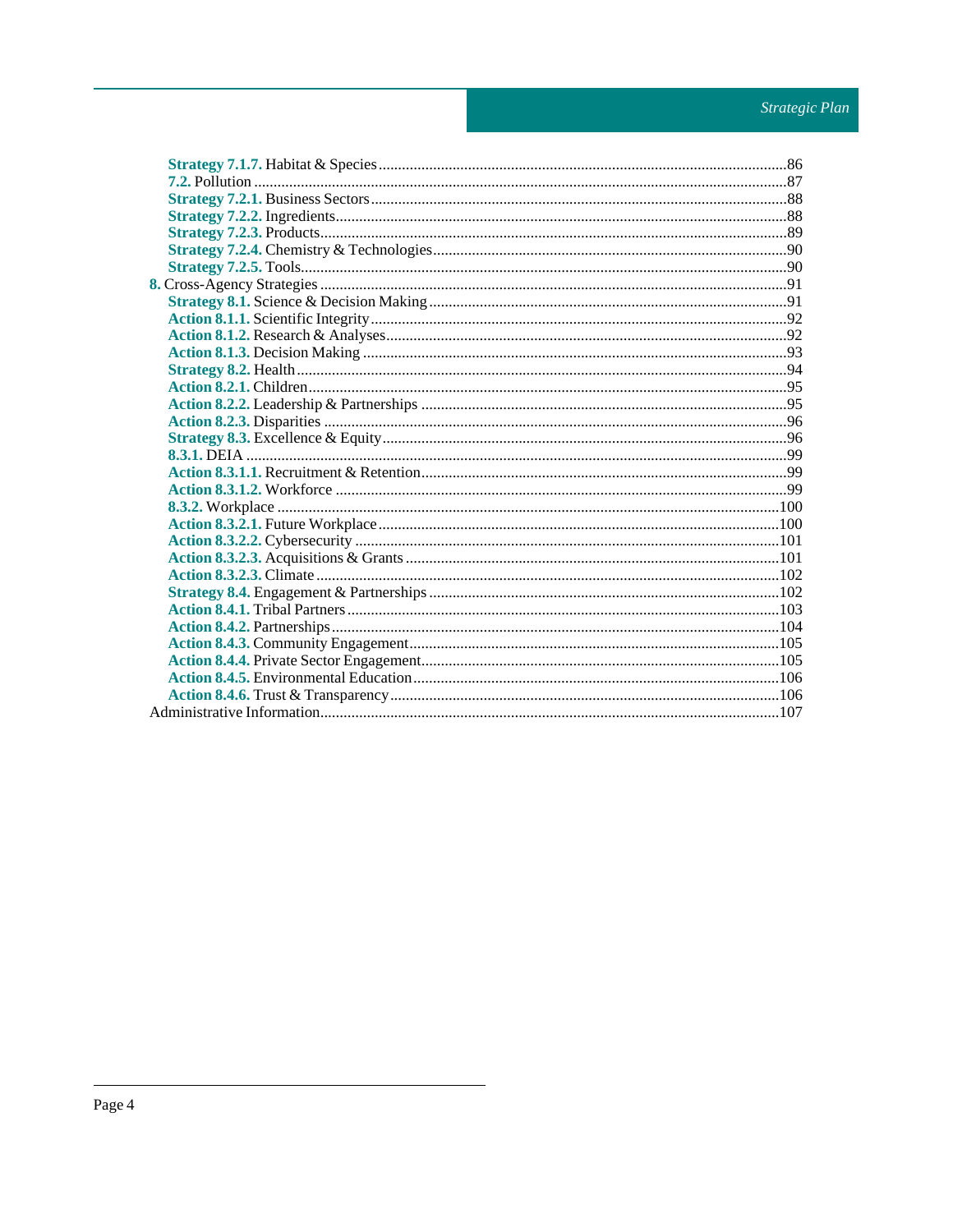- **Strategy 7.1.7.** Habitat & Species ........ 86
- **7.2.** Pollution ........ 87
- **Strategy 7.2.1.** Business Sectors ........ 88
- **Strategy 7.2.2.** Ingredients ........ 88
- **Strategy 7.2.3.** Products ........ 89
- **Strategy 7.2.4.** Chemistry & Technologies ........ 90
- **Strategy 7.2.5.** Tools ........ 90

**8.** Cross-Agency Strategies ........ 91

- **Strategy 8.1.** Science & Decision Making ........ 91
- **Action 8.1.1.** Scientific Integrity ........ 92
- **Action 8.1.2.** Research & Analyses ........ 92
- **Action 8.1.3.** Decision Making ........ 93
- **Strategy 8.2.** Health ........ 94
- **Action 8.2.1.** Children ........ 95
- **Action 8.2.2.** Leadership & Partnerships ........ 95
- **Action 8.2.3.** Disparities ........ 96
- **Strategy 8.3.** Excellence & Equity ........ 96
- **8.3.1.** DEIA ........ 99
- **Action 8.3.1.1.** Recruitment & Retention ........ 99
- **Action 8.3.1.2.** Workforce ........ 99
- **8.3.2.** Workplace ........ 100
- **Action 8.3.2.1.** Future Workplace ........ 100
- **Action 8.3.2.2.** Cybersecurity ........ 101
- **Action 8.3.2.3.** Acquisitions & Grants ........ 101
- **Action 8.3.2.3.** Climate ........ 102
- **Strategy 8.4.** Engagement & Partnerships ........ 102
- **Action 8.4.1.** Tribal Partners ........ 103
- **Action 8.4.2.** Partnerships ........ 104
- **Action 8.4.3.** Community Engagement ........ 105
- **Action 8.4.4.** Private Sector Engagement ........ 105
- **Action 8.4.5.** Environmental Education ........ 106
- **Action 8.4.6.** Trust & Transparency ........ 106

Administrative Information ........ 107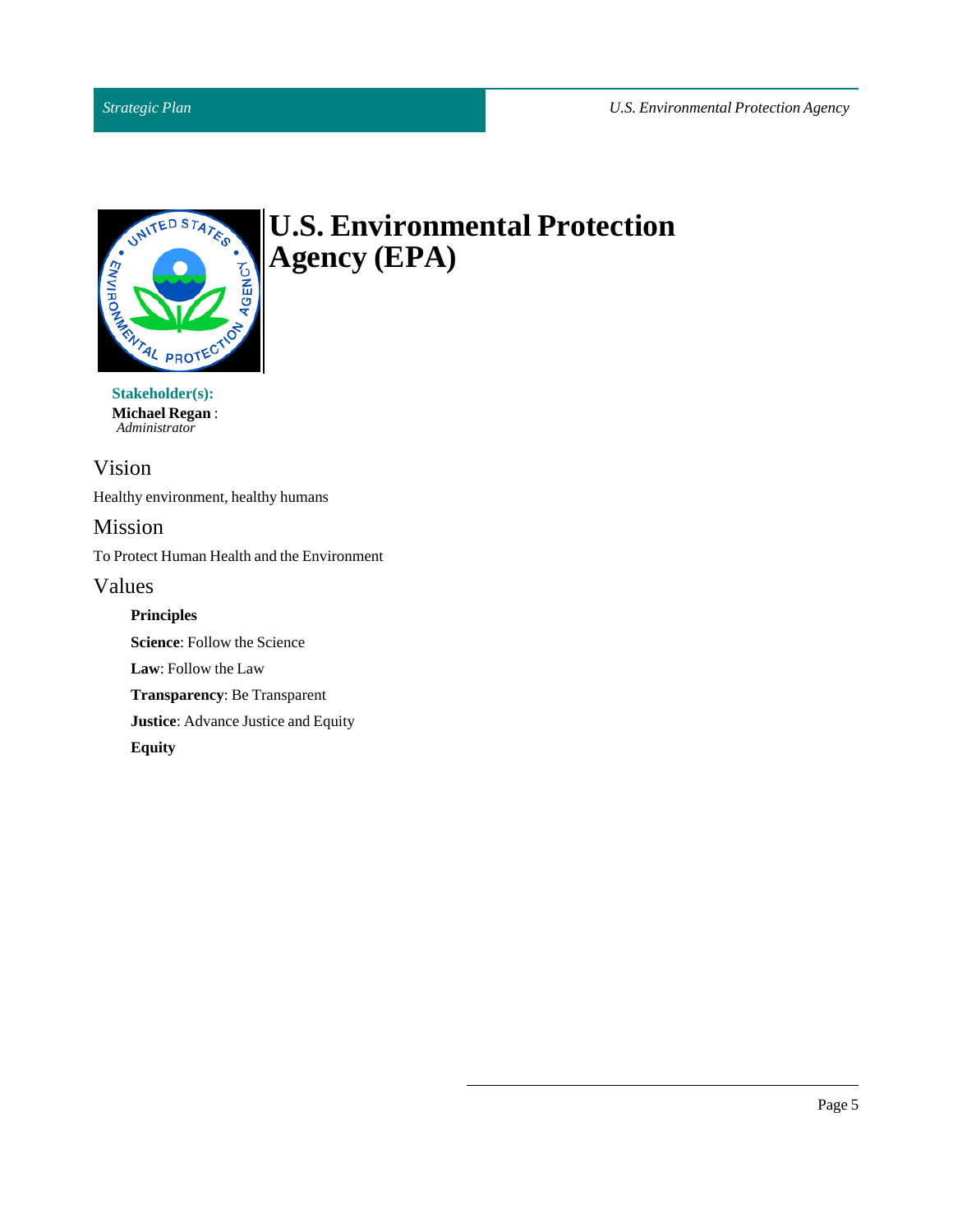# U.S. Environmental Protection Agency (EPA)

**Stakeholder(s):**

**Michael Regan** :
*Administrator*

## Vision

Healthy environment, healthy humans

## Mission

To Protect Human Health and the Environment

## Values

**Principles**

**Science**: Follow the Science

**Law**: Follow the Law

**Transparency**: Be Transparent

**Justice**: Advance Justice and Equity

**Equity**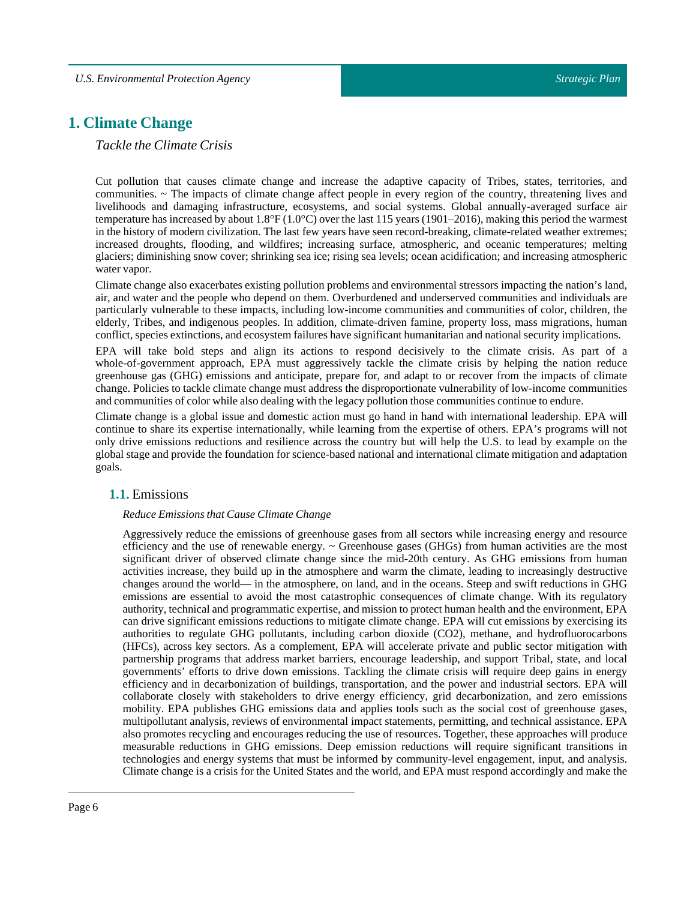# 1. Climate Change

*Tackle the Climate Crisis*

Cut pollution that causes climate change and increase the adaptive capacity of Tribes, states, territories, and communities. ~ The impacts of climate change affect people in every region of the country, threatening lives and livelihoods and damaging infrastructure, ecosystems, and social systems. Global annually-averaged surface air temperature has increased by about 1.8°F (1.0°C) over the last 115 years (1901–2016), making this period the warmest in the history of modern civilization. The last few years have seen record-breaking, climate-related weather extremes; increased droughts, flooding, and wildfires; increasing surface, atmospheric, and oceanic temperatures; melting glaciers; diminishing snow cover; shrinking sea ice; rising sea levels; ocean acidification; and increasing atmospheric water vapor.

Climate change also exacerbates existing pollution problems and environmental stressors impacting the nation's land, air, and water and the people who depend on them. Overburdened and underserved communities and individuals are particularly vulnerable to these impacts, including low-income communities and communities of color, children, the elderly, Tribes, and indigenous peoples. In addition, climate-driven famine, property loss, mass migrations, human conflict, species extinctions, and ecosystem failures have significant humanitarian and national security implications.

EPA will take bold steps and align its actions to respond decisively to the climate crisis. As part of a whole-of-government approach, EPA must aggressively tackle the climate crisis by helping the nation reduce greenhouse gas (GHG) emissions and anticipate, prepare for, and adapt to or recover from the impacts of climate change. Policies to tackle climate change must address the disproportionate vulnerability of low-income communities and communities of color while also dealing with the legacy pollution those communities continue to endure.

Climate change is a global issue and domestic action must go hand in hand with international leadership. EPA will continue to share its expertise internationally, while learning from the expertise of others. EPA's programs will not only drive emissions reductions and resilience across the country but will help the U.S. to lead by example on the global stage and provide the foundation for science-based national and international climate mitigation and adaptation goals.

## 1.1. Emissions

*Reduce Emissions that Cause Climate Change*

Aggressively reduce the emissions of greenhouse gases from all sectors while increasing energy and resource efficiency and the use of renewable energy. ~ Greenhouse gases (GHGs) from human activities are the most significant driver of observed climate change since the mid-20th century. As GHG emissions from human activities increase, they build up in the atmosphere and warm the climate, leading to increasingly destructive changes around the world— in the atmosphere, on land, and in the oceans. Steep and swift reductions in GHG emissions are essential to avoid the most catastrophic consequences of climate change. With its regulatory authority, technical and programmatic expertise, and mission to protect human health and the environment, EPA can drive significant emissions reductions to mitigate climate change. EPA will cut emissions by exercising its authorities to regulate GHG pollutants, including carbon dioxide ($CO_2$), methane, and hydrofluorocarbons (HFCs), across key sectors. As a complement, EPA will accelerate private and public sector mitigation with partnership programs that address market barriers, encourage leadership, and support Tribal, state, and local governments' efforts to drive down emissions. Tackling the climate crisis will require deep gains in energy efficiency and in decarbonization of buildings, transportation, and the power and industrial sectors. EPA will collaborate closely with stakeholders to drive energy efficiency, grid decarbonization, and zero emissions mobility. EPA publishes GHG emissions data and applies tools such as the social cost of greenhouse gases, multipollutant analysis, reviews of environmental impact statements, permitting, and technical assistance. EPA also promotes recycling and encourages reducing the use of resources. Together, these approaches will produce measurable reductions in GHG emissions. Deep emission reductions will require significant transitions in technologies and energy systems that must be informed by community-level engagement, input, and analysis. Climate change is a crisis for the United States and the world, and EPA must respond accordingly and make the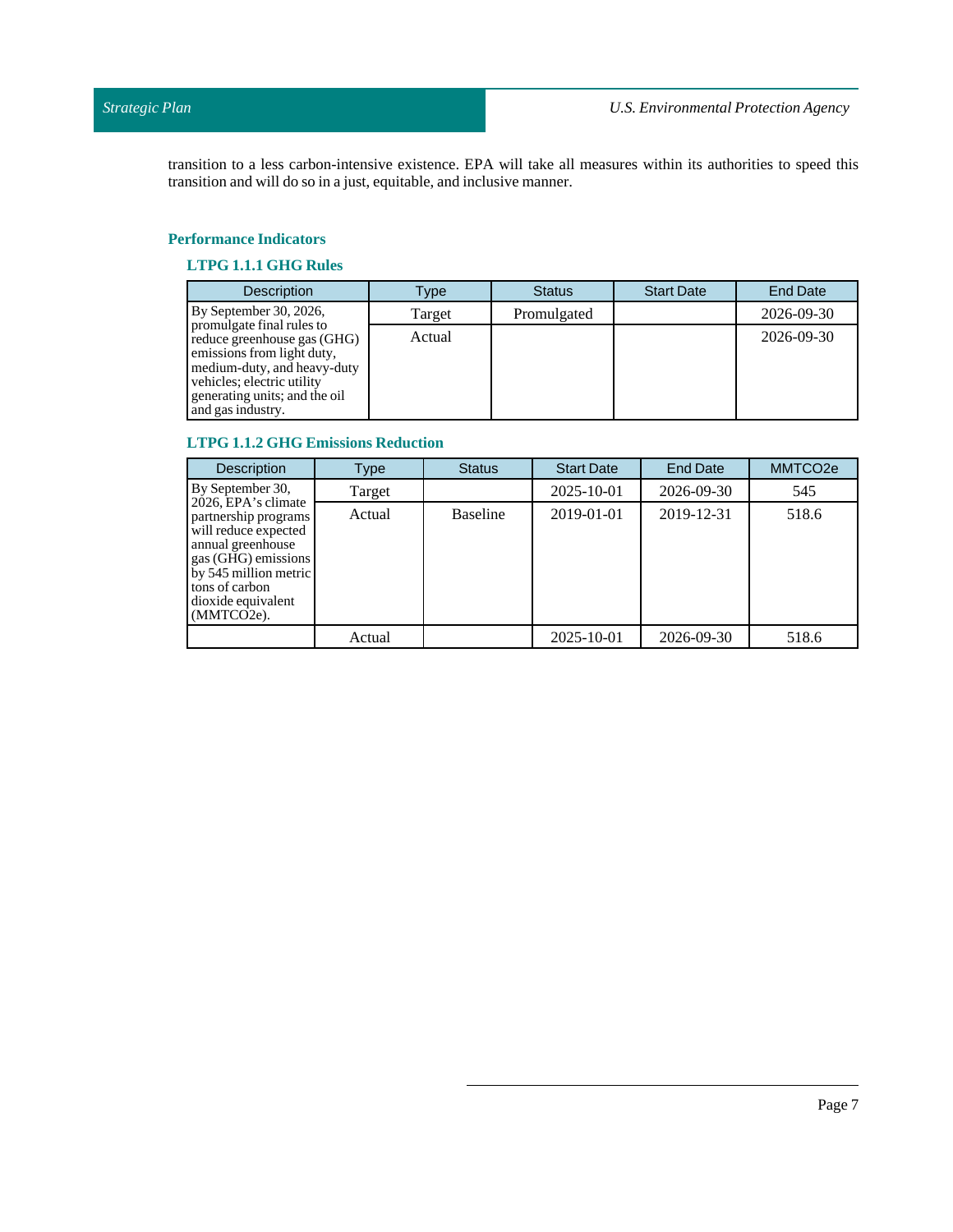transition to a less carbon-intensive existence. EPA will take all measures within its authorities to speed this transition and will do so in a just, equitable, and inclusive manner.

### Performance Indicators

#### LTPG 1.1.1 GHG Rules

| Description | Type | Status | Start Date | End Date |
|---|---|---|---|---|
| By September 30, 2026, promulgate final rules to reduce greenhouse gas (GHG) emissions from light duty, medium-duty, and heavy-duty vehicles; electric utility generating units; and the oil and gas industry. | Target | Promulgated | | 2026-09-30 |
| | Actual | | | 2026-09-30 |

#### LTPG 1.1.2 GHG Emissions Reduction

| Description | Type | Status | Start Date | End Date | MMTCO2e |
|---|---|---|---|---|---|
| By September 30, 2026, EPA's climate partnership programs will reduce expected annual greenhouse gas (GHG) emissions by 545 million metric tons of carbon dioxide equivalent (MMTCO2e). | Target | | 2025-10-01 | 2026-09-30 | 545 |
| | Actual | Baseline | 2019-01-01 | 2019-12-31 | 518.6 |
| | Actual | | 2025-10-01 | 2026-09-30 | 518.6 |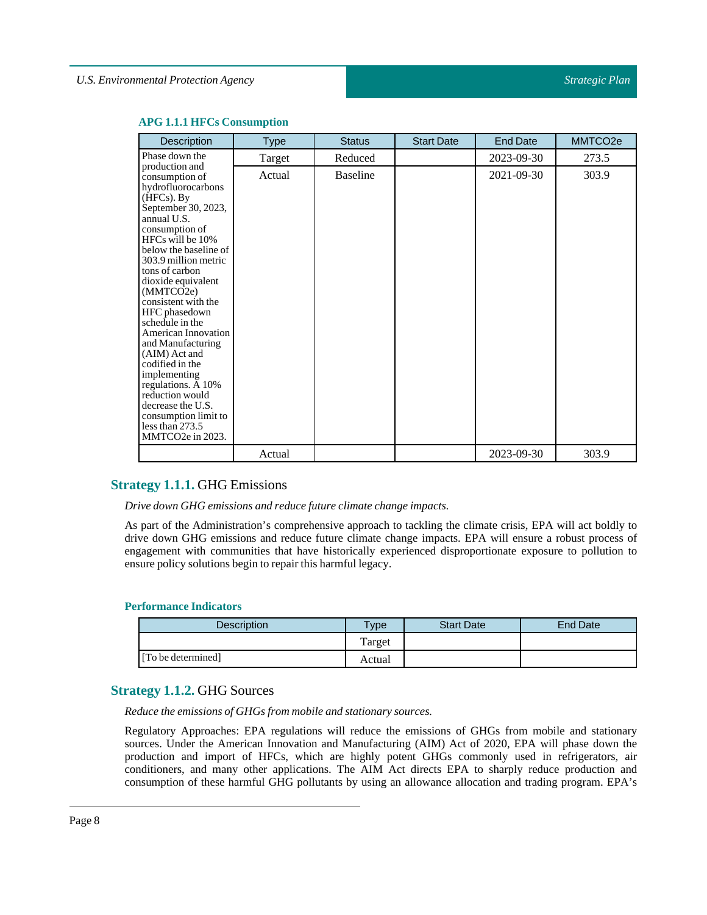### APG 1.1.1 HFCs Consumption

| Description | Type | Status | Start Date | End Date | MMTCO2e |
|---|---|---|---|---|---|
| Phase down the production and consumption of hydrofluorocarbons (HFCs). By September 30, 2023, annual U.S. consumption of HFCs will be 10% below the baseline of 303.9 million metric tons of carbon dioxide equivalent (MMTCO2e) consistent with the HFC phasedown schedule in the American Innovation and Manufacturing (AIM) Act and codified in the implementing regulations. A 10% reduction would decrease the U.S. consumption limit to less than 273.5 MMTCO2e in 2023. | Target | Reduced | | 2023-09-30 | 273.5 |
| | Actual | Baseline | | 2021-09-30 | 303.9 |
| | Actual | | | 2023-09-30 | 303.9 |

## Strategy 1.1.1. GHG Emissions

*Drive down GHG emissions and reduce future climate change impacts.*

As part of the Administration's comprehensive approach to tackling the climate crisis, EPA will act boldly to drive down GHG emissions and reduce future climate change impacts. EPA will ensure a robust process of engagement with communities that have historically experienced disproportionate exposure to pollution to ensure policy solutions begin to repair this harmful legacy.

### Performance Indicators

| Description | Type | Start Date | End Date |
|---|---|---|---|
| [To be determined] | Target | | |
| | Actual | | |

## Strategy 1.1.2. GHG Sources

*Reduce the emissions of GHGs from mobile and stationary sources.*

Regulatory Approaches: EPA regulations will reduce the emissions of GHGs from mobile and stationary sources. Under the American Innovation and Manufacturing (AIM) Act of 2020, EPA will phase down the production and import of HFCs, which are highly potent GHGs commonly used in refrigerators, air conditioners, and many other applications. The AIM Act directs EPA to sharply reduce production and consumption of these harmful GHG pollutants by using an allowance allocation and trading program. EPA's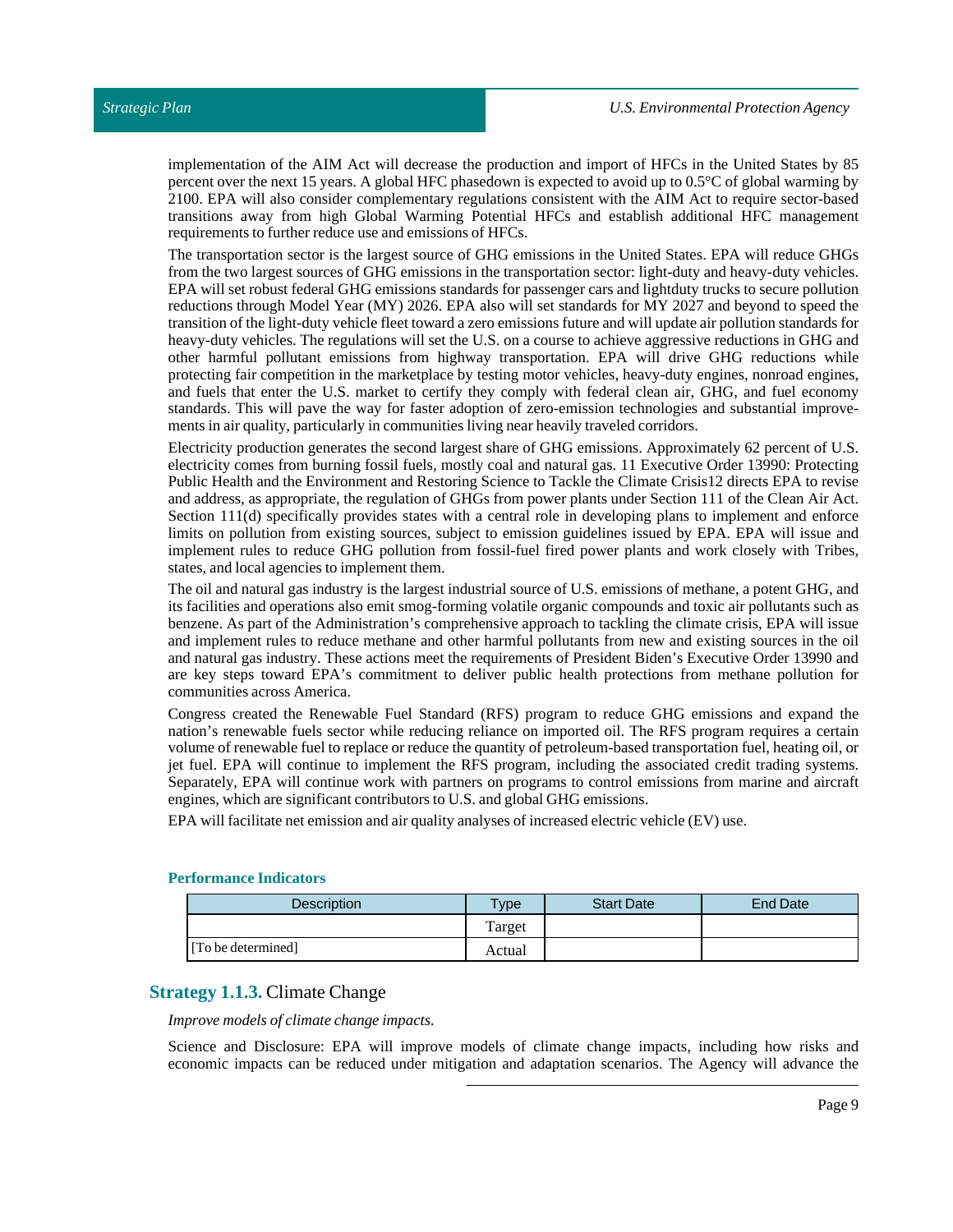implementation of the AIM Act will decrease the production and import of HFCs in the United States by 85 percent over the next 15 years. A global HFC phasedown is expected to avoid up to 0.5°C of global warming by 2100. EPA will also consider complementary regulations consistent with the AIM Act to require sector-based transitions away from high Global Warming Potential HFCs and establish additional HFC management requirements to further reduce use and emissions of HFCs.

The transportation sector is the largest source of GHG emissions in the United States. EPA will reduce GHGs from the two largest sources of GHG emissions in the transportation sector: light-duty and heavy-duty vehicles. EPA will set robust federal GHG emissions standards for passenger cars and lightduty trucks to secure pollution reductions through Model Year (MY) 2026. EPA also will set standards for MY 2027 and beyond to speed the transition of the light-duty vehicle fleet toward a zero emissions future and will update air pollution standards for heavy-duty vehicles. The regulations will set the U.S. on a course to achieve aggressive reductions in GHG and other harmful pollutant emissions from highway transportation. EPA will drive GHG reductions while protecting fair competition in the marketplace by testing motor vehicles, heavy-duty engines, nonroad engines, and fuels that enter the U.S. market to certify they comply with federal clean air, GHG, and fuel economy standards. This will pave the way for faster adoption of zero-emission technologies and substantial improvements in air quality, particularly in communities living near heavily traveled corridors.

Electricity production generates the second largest share of GHG emissions. Approximately 62 percent of U.S. electricity comes from burning fossil fuels, mostly coal and natural gas. 11 Executive Order 13990: Protecting Public Health and the Environment and Restoring Science to Tackle the Climate Crisis12 directs EPA to revise and address, as appropriate, the regulation of GHGs from power plants under Section 111 of the Clean Air Act. Section 111(d) specifically provides states with a central role in developing plans to implement and enforce limits on pollution from existing sources, subject to emission guidelines issued by EPA. EPA will issue and implement rules to reduce GHG pollution from fossil-fuel fired power plants and work closely with Tribes, states, and local agencies to implement them.

The oil and natural gas industry is the largest industrial source of U.S. emissions of methane, a potent GHG, and its facilities and operations also emit smog-forming volatile organic compounds and toxic air pollutants such as benzene. As part of the Administration's comprehensive approach to tackling the climate crisis, EPA will issue and implement rules to reduce methane and other harmful pollutants from new and existing sources in the oil and natural gas industry. These actions meet the requirements of President Biden's Executive Order 13990 and are key steps toward EPA's commitment to deliver public health protections from methane pollution for communities across America.

Congress created the Renewable Fuel Standard (RFS) program to reduce GHG emissions and expand the nation's renewable fuels sector while reducing reliance on imported oil. The RFS program requires a certain volume of renewable fuel to replace or reduce the quantity of petroleum-based transportation fuel, heating oil, or jet fuel. EPA will continue to implement the RFS program, including the associated credit trading systems. Separately, EPA will continue work with partners on programs to control emissions from marine and aircraft engines, which are significant contributors to U.S. and global GHG emissions.

EPA will facilitate net emission and air quality analyses of increased electric vehicle (EV) use.

#### Performance Indicators

| Description | Type | Start Date | End Date |
|---|---|---|---|
| | Target | | |
| [To be determined] | Actual | | |

### Strategy 1.1.3. Climate Change

*Improve models of climate change impacts.*

Science and Disclosure: EPA will improve models of climate change impacts, including how risks and economic impacts can be reduced under mitigation and adaptation scenarios. The Agency will advance the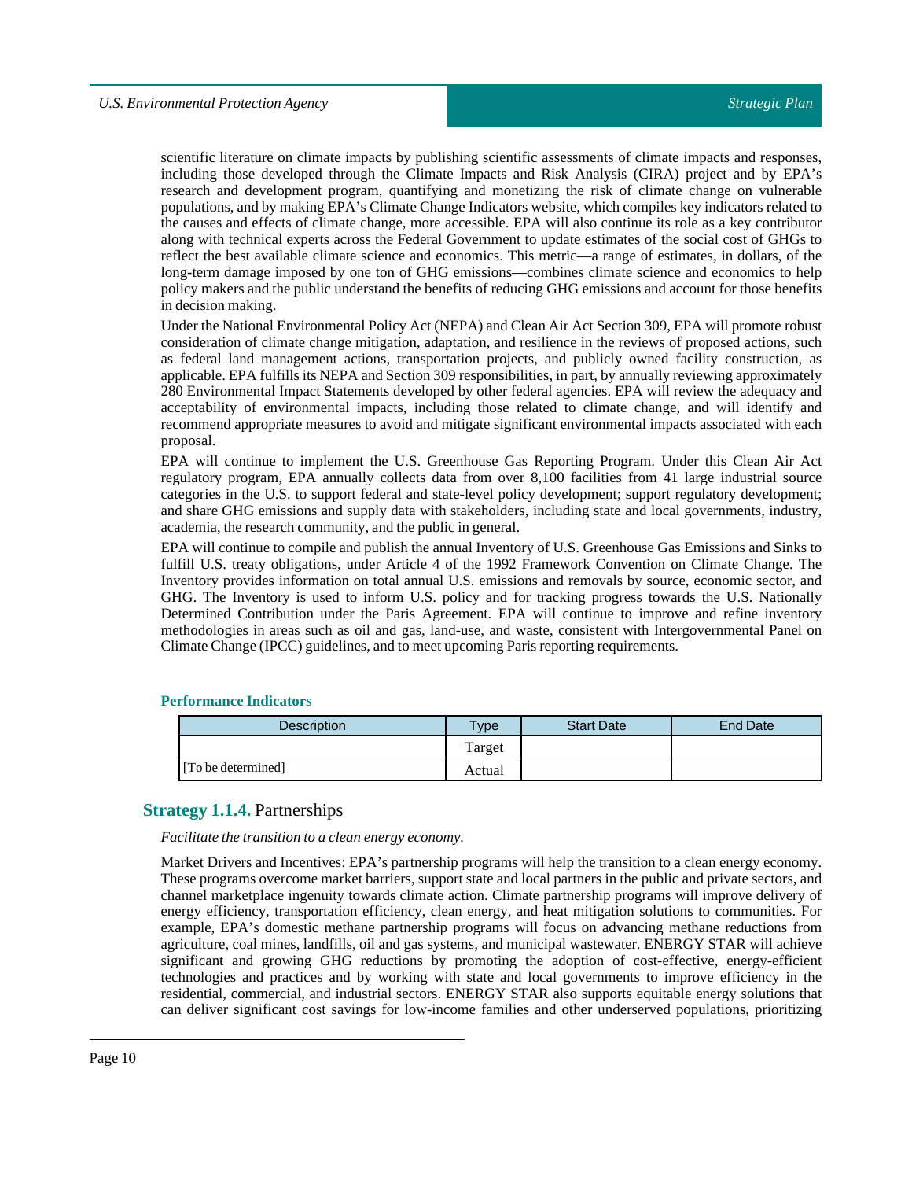scientific literature on climate impacts by publishing scientific assessments of climate impacts and responses, including those developed through the Climate Impacts and Risk Analysis (CIRA) project and by EPA's research and development program, quantifying and monetizing the risk of climate change on vulnerable populations, and by making EPA's Climate Change Indicators website, which compiles key indicators related to the causes and effects of climate change, more accessible. EPA will also continue its role as a key contributor along with technical experts across the Federal Government to update estimates of the social cost of GHGs to reflect the best available climate science and economics. This metric—a range of estimates, in dollars, of the long-term damage imposed by one ton of GHG emissions—combines climate science and economics to help policy makers and the public understand the benefits of reducing GHG emissions and account for those benefits in decision making.

Under the National Environmental Policy Act (NEPA) and Clean Air Act Section 309, EPA will promote robust consideration of climate change mitigation, adaptation, and resilience in the reviews of proposed actions, such as federal land management actions, transportation projects, and publicly owned facility construction, as applicable. EPA fulfills its NEPA and Section 309 responsibilities, in part, by annually reviewing approximately 280 Environmental Impact Statements developed by other federal agencies. EPA will review the adequacy and acceptability of environmental impacts, including those related to climate change, and will identify and recommend appropriate measures to avoid and mitigate significant environmental impacts associated with each proposal.

EPA will continue to implement the U.S. Greenhouse Gas Reporting Program. Under this Clean Air Act regulatory program, EPA annually collects data from over 8,100 facilities from 41 large industrial source categories in the U.S. to support federal and state-level policy development; support regulatory development; and share GHG emissions and supply data with stakeholders, including state and local governments, industry, academia, the research community, and the public in general.

EPA will continue to compile and publish the annual Inventory of U.S. Greenhouse Gas Emissions and Sinks to fulfill U.S. treaty obligations, under Article 4 of the 1992 Framework Convention on Climate Change. The Inventory provides information on total annual U.S. emissions and removals by source, economic sector, and GHG. The Inventory is used to inform U.S. policy and for tracking progress towards the U.S. Nationally Determined Contribution under the Paris Agreement. EPA will continue to improve and refine inventory methodologies in areas such as oil and gas, land-use, and waste, consistent with Intergovernmental Panel on Climate Change (IPCC) guidelines, and to meet upcoming Paris reporting requirements.

#### Performance Indicators

| Description | Type | Start Date | End Date |
|---|---|---|---|
| | Target | | |
| [To be determined] | Actual | | |

### Strategy 1.1.4. Partnerships

*Facilitate the transition to a clean energy economy.*

Market Drivers and Incentives: EPA's partnership programs will help the transition to a clean energy economy. These programs overcome market barriers, support state and local partners in the public and private sectors, and channel marketplace ingenuity towards climate action. Climate partnership programs will improve delivery of energy efficiency, transportation efficiency, clean energy, and heat mitigation solutions to communities. For example, EPA's domestic methane partnership programs will focus on advancing methane reductions from agriculture, coal mines, landfills, oil and gas systems, and municipal wastewater. ENERGY STAR will achieve significant and growing GHG reductions by promoting the adoption of cost-effective, energy-efficient technologies and practices and by working with state and local governments to improve efficiency in the residential, commercial, and industrial sectors. ENERGY STAR also supports equitable energy solutions that can deliver significant cost savings for low-income families and other underserved populations, prioritizing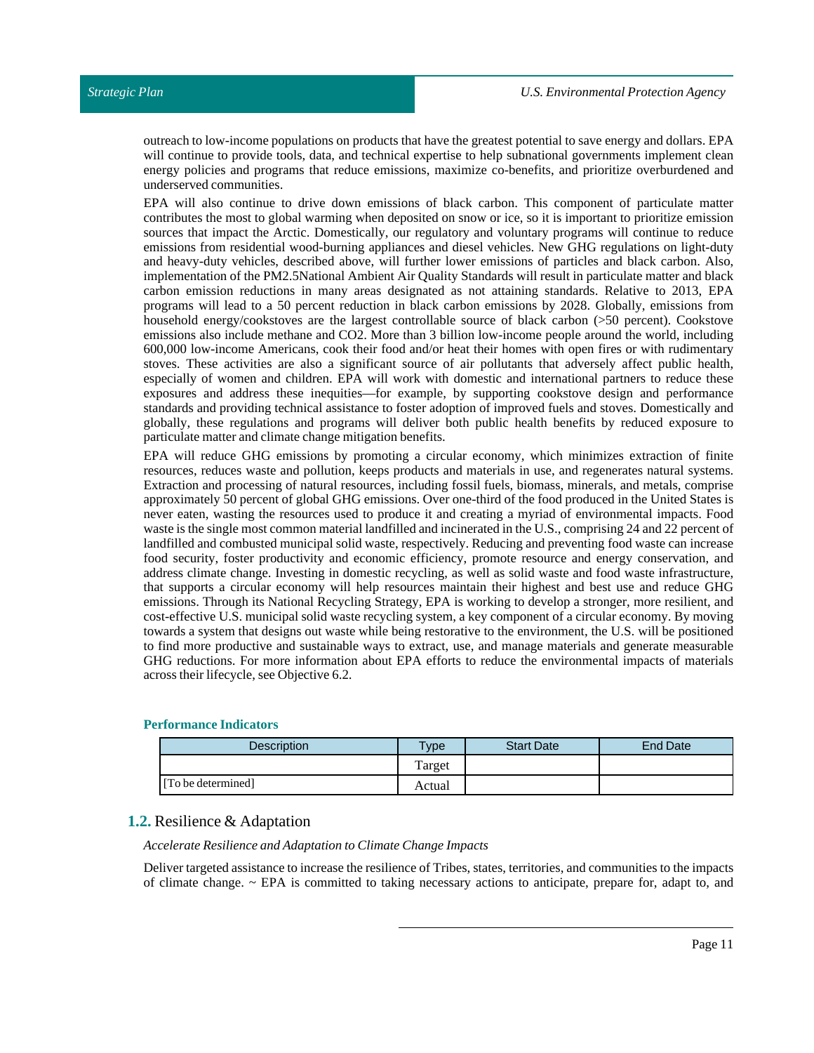outreach to low-income populations on products that have the greatest potential to save energy and dollars. EPA will continue to provide tools, data, and technical expertise to help subnational governments implement clean energy policies and programs that reduce emissions, maximize co-benefits, and prioritize overburdened and underserved communities.

EPA will also continue to drive down emissions of black carbon. This component of particulate matter contributes the most to global warming when deposited on snow or ice, so it is important to prioritize emission sources that impact the Arctic. Domestically, our regulatory and voluntary programs will continue to reduce emissions from residential wood-burning appliances and diesel vehicles. New GHG regulations on light-duty and heavy-duty vehicles, described above, will further lower emissions of particles and black carbon. Also, implementation of the PM2.5National Ambient Air Quality Standards will result in particulate matter and black carbon emission reductions in many areas designated as not attaining standards. Relative to 2013, EPA programs will lead to a 50 percent reduction in black carbon emissions by 2028. Globally, emissions from household energy/cookstoves are the largest controllable source of black carbon (>50 percent). Cookstove emissions also include methane and $CO_2$. More than 3 billion low-income people around the world, including 600,000 low-income Americans, cook their food and/or heat their homes with open fires or with rudimentary stoves. These activities are also a significant source of air pollutants that adversely affect public health, especially of women and children. EPA will work with domestic and international partners to reduce these exposures and address these inequities—for example, by supporting cookstove design and performance standards and providing technical assistance to foster adoption of improved fuels and stoves. Domestically and globally, these regulations and programs will deliver both public health benefits by reduced exposure to particulate matter and climate change mitigation benefits.

EPA will reduce GHG emissions by promoting a circular economy, which minimizes extraction of finite resources, reduces waste and pollution, keeps products and materials in use, and regenerates natural systems. Extraction and processing of natural resources, including fossil fuels, biomass, minerals, and metals, comprise approximately 50 percent of global GHG emissions. Over one-third of the food produced in the United States is never eaten, wasting the resources used to produce it and creating a myriad of environmental impacts. Food waste is the single most common material landfilled and incinerated in the U.S., comprising 24 and 22 percent of landfilled and combusted municipal solid waste, respectively. Reducing and preventing food waste can increase food security, foster productivity and economic efficiency, promote resource and energy conservation, and address climate change. Investing in domestic recycling, as well as solid waste and food waste infrastructure, that supports a circular economy will help resources maintain their highest and best use and reduce GHG emissions. Through its National Recycling Strategy, EPA is working to develop a stronger, more resilient, and cost-effective U.S. municipal solid waste recycling system, a key component of a circular economy. By moving towards a system that designs out waste while being restorative to the environment, the U.S. will be positioned to find more productive and sustainable ways to extract, use, and manage materials and generate measurable GHG reductions. For more information about EPA efforts to reduce the environmental impacts of materials across their lifecycle, see Objective 6.2.

#### Performance Indicators

| Description | Type | Start Date | End Date |
|---|---|---|---|
| | Target | | |
| [To be determined] | Actual | | |

## 1.2. Resilience & Adaptation

*Accelerate Resilience and Adaptation to Climate Change Impacts*

Deliver targeted assistance to increase the resilience of Tribes, states, territories, and communities to the impacts of climate change. ~ EPA is committed to taking necessary actions to anticipate, prepare for, adapt to, and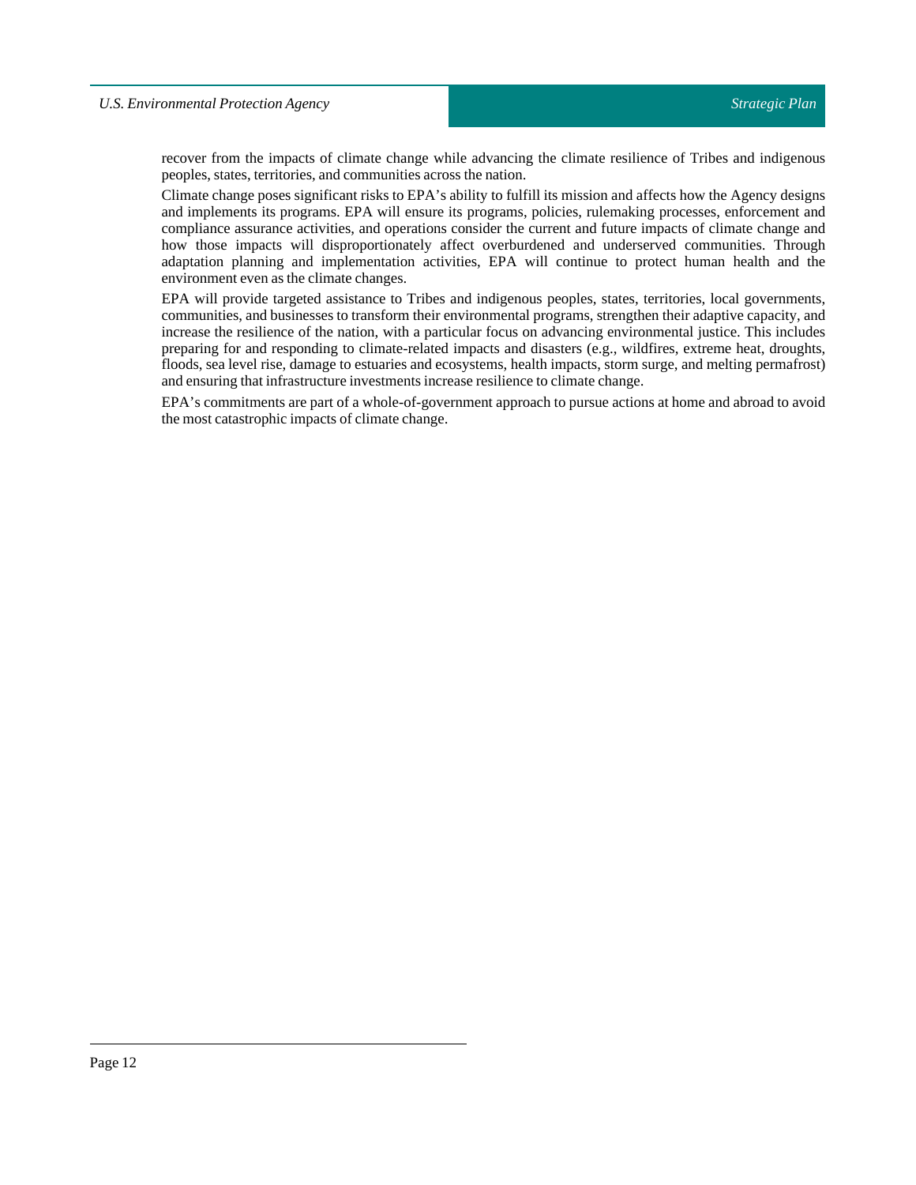recover from the impacts of climate change while advancing the climate resilience of Tribes and indigenous peoples, states, territories, and communities across the nation.

Climate change poses significant risks to EPA's ability to fulfill its mission and affects how the Agency designs and implements its programs. EPA will ensure its programs, policies, rulemaking processes, enforcement and compliance assurance activities, and operations consider the current and future impacts of climate change and how those impacts will disproportionately affect overburdened and underserved communities. Through adaptation planning and implementation activities, EPA will continue to protect human health and the environment even as the climate changes.

EPA will provide targeted assistance to Tribes and indigenous peoples, states, territories, local governments, communities, and businesses to transform their environmental programs, strengthen their adaptive capacity, and increase the resilience of the nation, with a particular focus on advancing environmental justice. This includes preparing for and responding to climate-related impacts and disasters (e.g., wildfires, extreme heat, droughts, floods, sea level rise, damage to estuaries and ecosystems, health impacts, storm surge, and melting permafrost) and ensuring that infrastructure investments increase resilience to climate change.

EPA's commitments are part of a whole-of-government approach to pursue actions at home and abroad to avoid the most catastrophic impacts of climate change.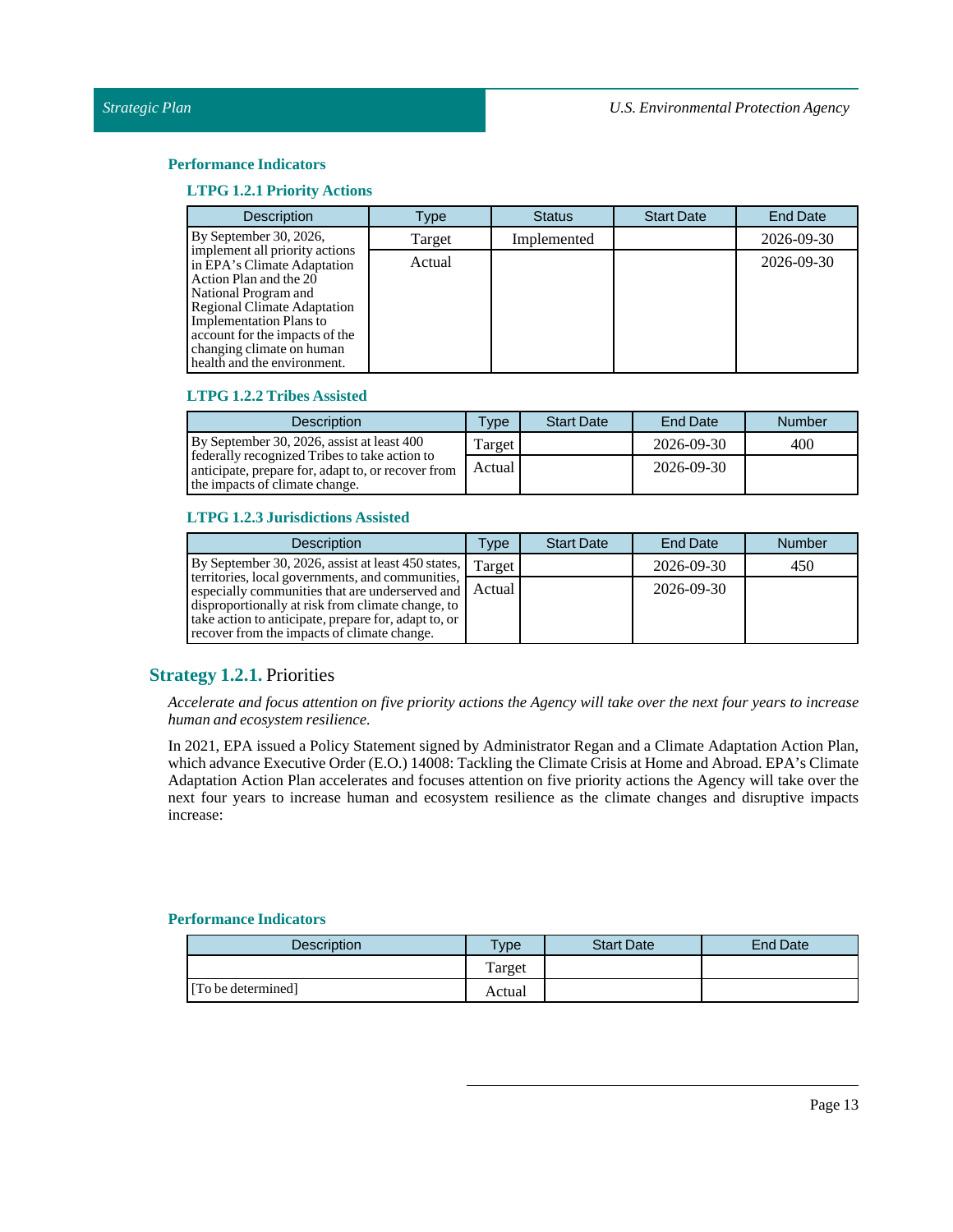### Performance Indicators

#### LTPG 1.2.1 Priority Actions

| Description | Type | Status | Start Date | End Date |
|---|---|---|---|---|
| By September 30, 2026, implement all priority actions in EPA's Climate Adaptation Action Plan and the 20 National Program and Regional Climate Adaptation Implementation Plans to account for the impacts of the changing climate on human health and the environment. | Target | Implemented | | 2026-09-30 |
| | Actual | | | 2026-09-30 |

#### LTPG 1.2.2 Tribes Assisted

| Description | Type | Start Date | End Date | Number |
|---|---|---|---|---|
| By September 30, 2026, assist at least 400 federally recognized Tribes to take action to anticipate, prepare for, adapt to, or recover from the impacts of climate change. | Target | | 2026-09-30 | 400 |
| | Actual | | 2026-09-30 | |

#### LTPG 1.2.3 Jurisdictions Assisted

| Description | Type | Start Date | End Date | Number |
|---|---|---|---|---|
| By September 30, 2026, assist at least 450 states, territories, local governments, and communities, especially communities that are underserved and disproportionally at risk from climate change, to take action to anticipate, prepare for, adapt to, or recover from the impacts of climate change. | Target | | 2026-09-30 | 450 |
| | Actual | | 2026-09-30 | |

## Strategy 1.2.1. Priorities

*Accelerate and focus attention on five priority actions the Agency will take over the next four years to increase human and ecosystem resilience.*

In 2021, EPA issued a Policy Statement signed by Administrator Regan and a Climate Adaptation Action Plan, which advance Executive Order (E.O.) 14008: Tackling the Climate Crisis at Home and Abroad. EPA's Climate Adaptation Action Plan accelerates and focuses attention on five priority actions the Agency will take over the next four years to increase human and ecosystem resilience as the climate changes and disruptive impacts increase:

### Performance Indicators

| Description | Type | Start Date | End Date |
|---|---|---|---|
| | Target | | |
| [To be determined] | Actual | | |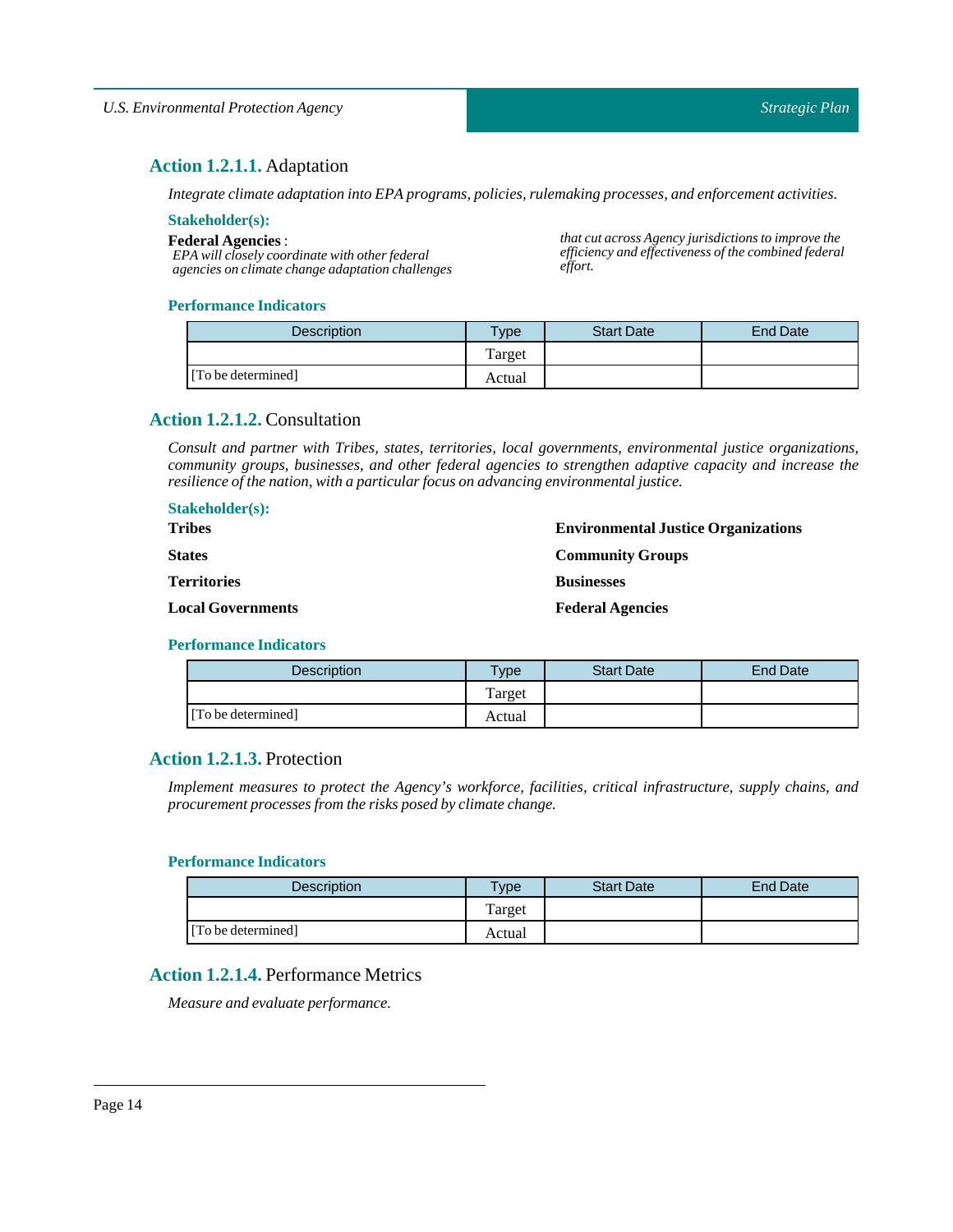### **Action 1.2.1.1.** Adaptation

*Integrate climate adaptation into EPA programs, policies, rulemaking processes, and enforcement activities.*

**Stakeholder(s):**

**Federal Agencies** :
*EPA will closely coordinate with other federal agencies on climate change adaptation challenges that cut across Agency jurisdictions to improve the efficiency and effectiveness of the combined federal effort.*

**Performance Indicators**

| Description | Type | Start Date | End Date |
|---|---|---|---|
| [To be determined] | Target | | |
| | Actual | | |

### **Action 1.2.1.2.** Consultation

*Consult and partner with Tribes, states, territories, local governments, environmental justice organizations, community groups, businesses, and other federal agencies to strengthen adaptive capacity and increase the resilience of the nation, with a particular focus on advancing environmental justice.*

**Stakeholder(s):**

**Tribes**

**States**

**Territories**

**Local Governments**

**Environmental Justice Organizations**

**Community Groups**

**Businesses**

**Federal Agencies**

**Performance Indicators**

| Description | Type | Start Date | End Date |
|---|---|---|---|
| [To be determined] | Target | | |
| | Actual | | |

### **Action 1.2.1.3.** Protection

*Implement measures to protect the Agency's workforce, facilities, critical infrastructure, supply chains, and procurement processes from the risks posed by climate change.*

**Performance Indicators**

| Description | Type | Start Date | End Date |
|---|---|---|---|
| [To be determined] | Target | | |
| | Actual | | |

### **Action 1.2.1.4.** Performance Metrics

*Measure and evaluate performance.*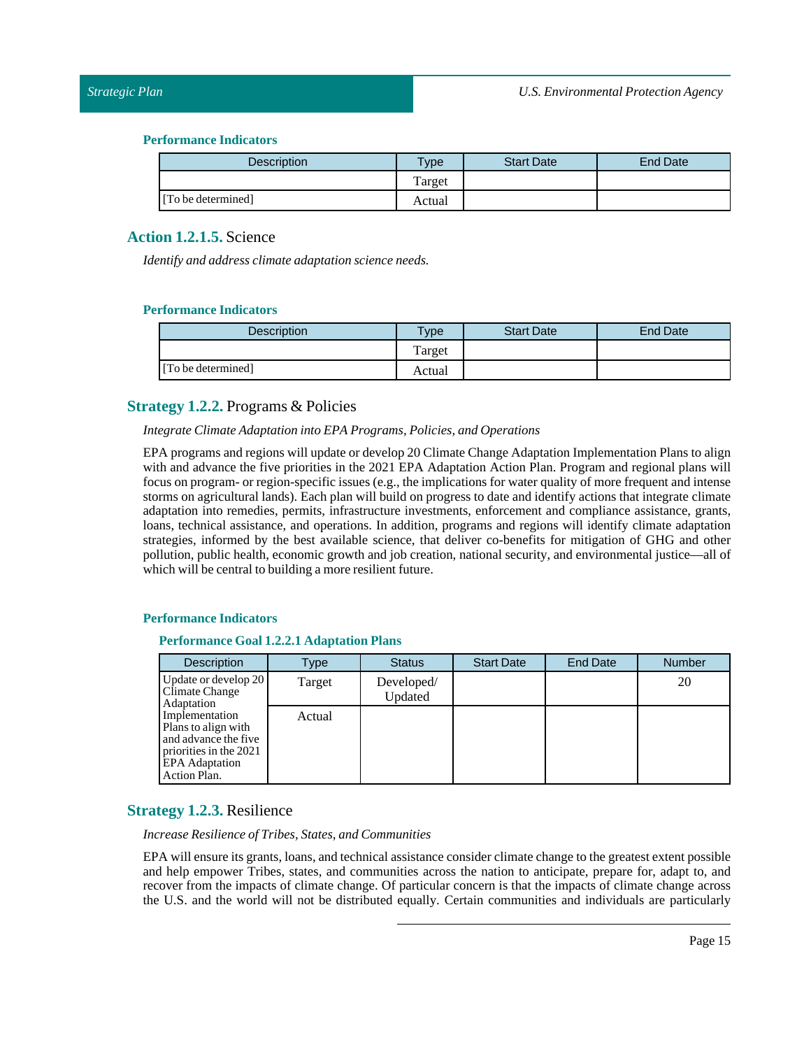#### Performance Indicators

| Description | Type | Start Date | End Date |
|---|---|---|---|
| | Target | | |
| [To be determined] | Actual | | |

### Action 1.2.1.5. Science

*Identify and address climate adaptation science needs.*

#### Performance Indicators

| Description | Type | Start Date | End Date |
|---|---|---|---|
| | Target | | |
| [To be determined] | Actual | | |

## Strategy 1.2.2. Programs & Policies

*Integrate Climate Adaptation into EPA Programs, Policies, and Operations*

EPA programs and regions will update or develop 20 Climate Change Adaptation Implementation Plans to align with and advance the five priorities in the 2021 EPA Adaptation Action Plan. Program and regional plans will focus on program- or region-specific issues (e.g., the implications for water quality of more frequent and intense storms on agricultural lands). Each plan will build on progress to date and identify actions that integrate climate adaptation into remedies, permits, infrastructure investments, enforcement and compliance assistance, grants, loans, technical assistance, and operations. In addition, programs and regions will identify climate adaptation strategies, informed by the best available science, that deliver co-benefits for mitigation of GHG and other pollution, public health, economic growth and job creation, national security, and environmental justice—all of which will be central to building a more resilient future.

#### Performance Indicators

##### Performance Goal 1.2.2.1 Adaptation Plans

| Description | Type | Status | Start Date | End Date | Number |
|---|---|---|---|---|---|
| Update or develop 20 Climate Change Adaptation Implementation Plans to align with and advance the five priorities in the 2021 EPA Adaptation Action Plan. | Target | Developed/ Updated | | | 20 |
| | Actual | | | | |

## Strategy 1.2.3. Resilience

*Increase Resilience of Tribes, States, and Communities*

EPA will ensure its grants, loans, and technical assistance consider climate change to the greatest extent possible and help empower Tribes, states, and communities across the nation to anticipate, prepare for, adapt to, and recover from the impacts of climate change. Of particular concern is that the impacts of climate change across the U.S. and the world will not be distributed equally. Certain communities and individuals are particularly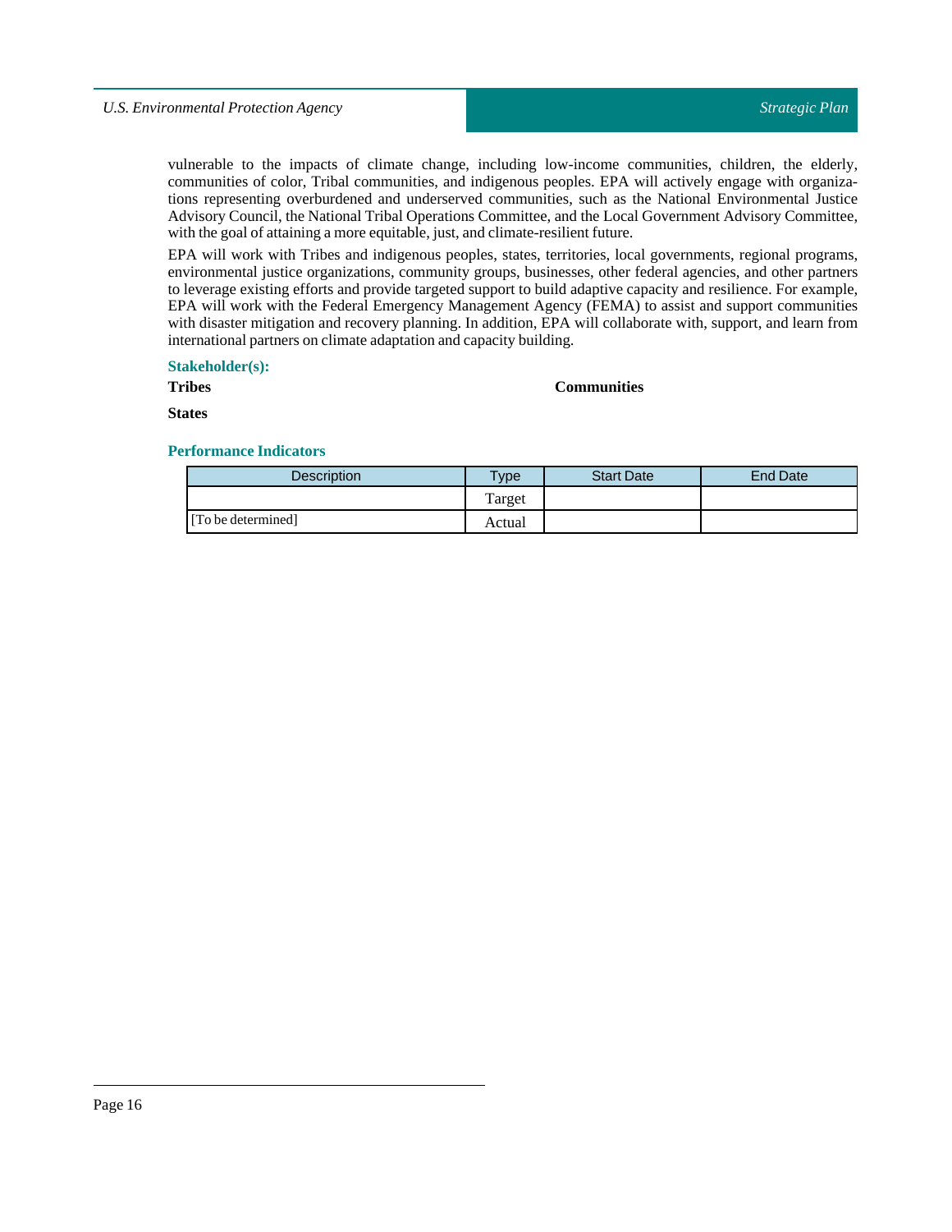vulnerable to the impacts of climate change, including low-income communities, children, the elderly, communities of color, Tribal communities, and indigenous peoples. EPA will actively engage with organizations representing overburdened and underserved communities, such as the National Environmental Justice Advisory Council, the National Tribal Operations Committee, and the Local Government Advisory Committee, with the goal of attaining a more equitable, just, and climate-resilient future.

EPA will work with Tribes and indigenous peoples, states, territories, local governments, regional programs, environmental justice organizations, community groups, businesses, other federal agencies, and other partners to leverage existing efforts and provide targeted support to build adaptive capacity and resilience. For example, EPA will work with the Federal Emergency Management Agency (FEMA) to assist and support communities with disaster mitigation and recovery planning. In addition, EPA will collaborate with, support, and learn from international partners on climate adaptation and capacity building.

### Stakeholder(s):

**Tribes**

**Communities**

**States**

### Performance Indicators

| Description | Type | Start Date | End Date |
|---|---|---|---|
| [To be determined] | Target | | |
| | Actual | | |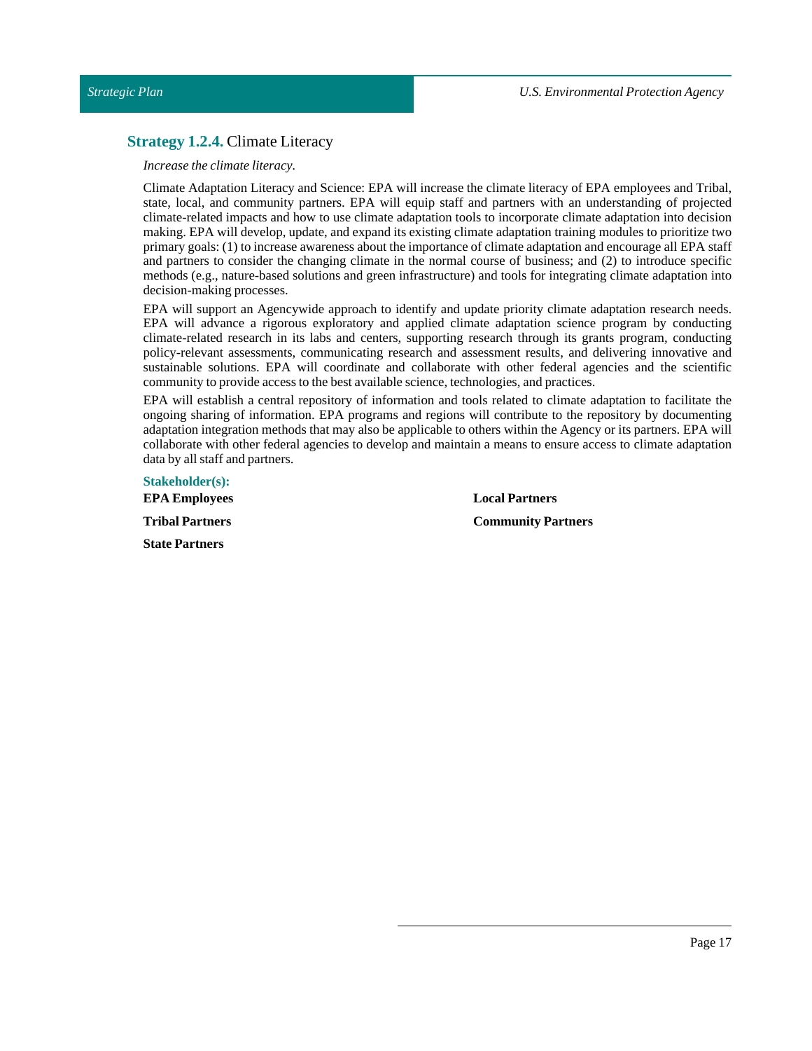### **Strategy 1.2.4.** Climate Literacy

*Increase the climate literacy.*

Climate Adaptation Literacy and Science: EPA will increase the climate literacy of EPA employees and Tribal, state, local, and community partners. EPA will equip staff and partners with an understanding of projected climate-related impacts and how to use climate adaptation tools to incorporate climate adaptation into decision making. EPA will develop, update, and expand its existing climate adaptation training modules to prioritize two primary goals: (1) to increase awareness about the importance of climate adaptation and encourage all EPA staff and partners to consider the changing climate in the normal course of business; and (2) to introduce specific methods (e.g., nature-based solutions and green infrastructure) and tools for integrating climate adaptation into decision-making processes.

EPA will support an Agencywide approach to identify and update priority climate adaptation research needs. EPA will advance a rigorous exploratory and applied climate adaptation science program by conducting climate-related research in its labs and centers, supporting research through its grants program, conducting policy-relevant assessments, communicating research and assessment results, and delivering innovative and sustainable solutions. EPA will coordinate and collaborate with other federal agencies and the scientific community to provide access to the best available science, technologies, and practices.

EPA will establish a central repository of information and tools related to climate adaptation to facilitate the ongoing sharing of information. EPA programs and regions will contribute to the repository by documenting adaptation integration methods that may also be applicable to others within the Agency or its partners. EPA will collaborate with other federal agencies to develop and maintain a means to ensure access to climate adaptation data by all staff and partners.

**Stakeholder(s):**

**EPA Employees**

**Tribal Partners**

**State Partners**

**Local Partners**

**Community Partners**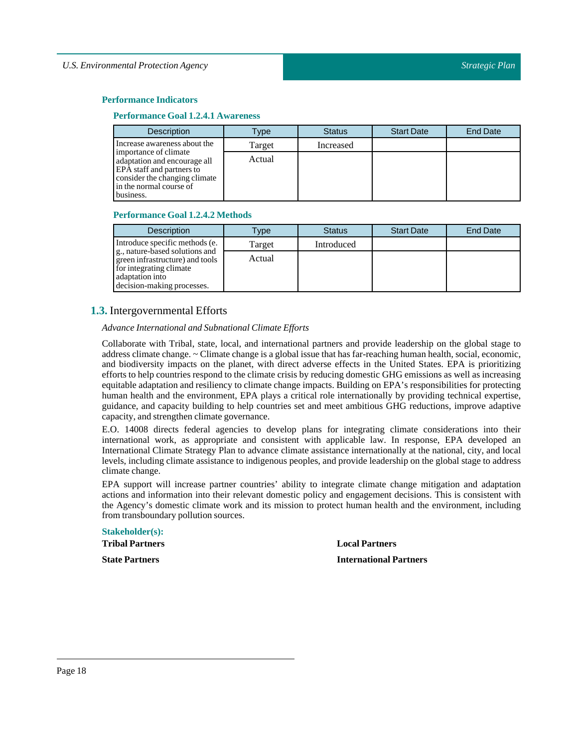### Performance Indicators

#### Performance Goal 1.2.4.1 Awareness

| Description | Type | Status | Start Date | End Date |
|---|---|---|---|---|
| Increase awareness about the importance of climate adaptation and encourage all EPA staff and partners to consider the changing climate in the normal course of business. | Target | Increased | | |
| | Actual | | | |

#### Performance Goal 1.2.4.2 Methods

| Description | Type | Status | Start Date | End Date |
|---|---|---|---|---|
| Introduce specific methods (e. g., nature-based solutions and green infrastructure) and tools for integrating climate adaptation into decision-making processes. | Target | Introduced | | |
| | Actual | | | |

## 1.3. Intergovernmental Efforts

*Advance International and Subnational Climate Efforts*

Collaborate with Tribal, state, local, and international partners and provide leadership on the global stage to address climate change. ~ Climate change is a global issue that has far-reaching human health, social, economic, and biodiversity impacts on the planet, with direct adverse effects in the United States. EPA is prioritizing efforts to help countries respond to the climate crisis by reducing domestic GHG emissions as well as increasing equitable adaptation and resiliency to climate change impacts. Building on EPA's responsibilities for protecting human health and the environment, EPA plays a critical role internationally by providing technical expertise, guidance, and capacity building to help countries set and meet ambitious GHG reductions, improve adaptive capacity, and strengthen climate governance.

E.O. 14008 directs federal agencies to develop plans for integrating climate considerations into their international work, as appropriate and consistent with applicable law. In response, EPA developed an International Climate Strategy Plan to advance climate assistance internationally at the national, city, and local levels, including climate assistance to indigenous peoples, and provide leadership on the global stage to address climate change.

EPA support will increase partner countries' ability to integrate climate change mitigation and adaptation actions and information into their relevant domestic policy and engagement decisions. This is consistent with the Agency's domestic climate work and its mission to protect human health and the environment, including from transboundary pollution sources.

**Stakeholder(s):**

**Tribal Partners**

**State Partners**

**Local Partners**

**International Partners**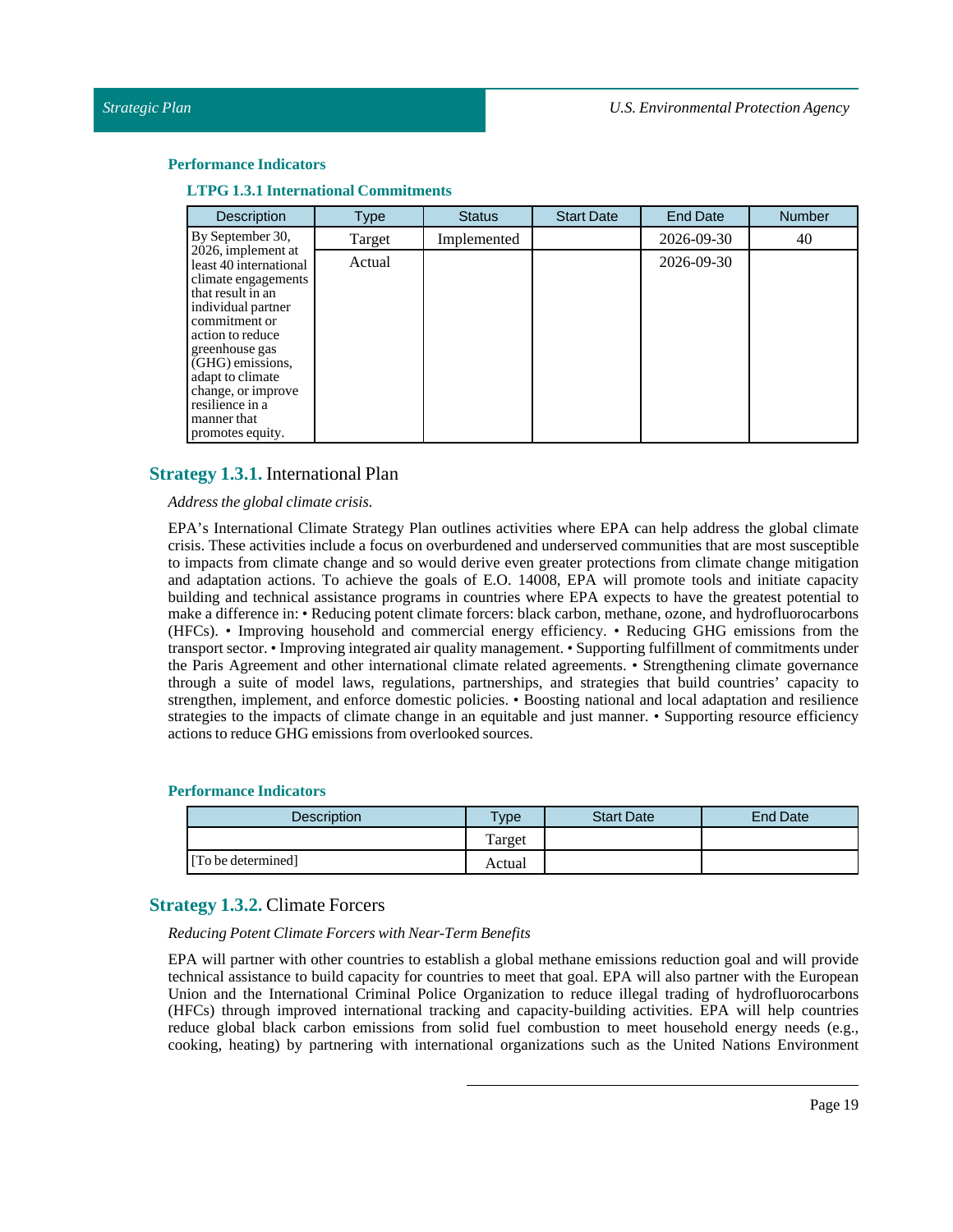### Performance Indicators

#### LTPG 1.3.1 International Commitments

| Description | Type | Status | Start Date | End Date | Number |
|---|---|---|---|---|---|
| By September 30, 2026, implement at least 40 international climate engagements that result in an individual partner commitment or action to reduce greenhouse gas (GHG) emissions, adapt to climate change, or improve resilience in a manner that promotes equity. | Target | Implemented | | 2026-09-30 | 40 |
| | Actual | | | 2026-09-30 | |

## **Strategy 1.3.1.** International Plan

*Address the global climate crisis.*

EPA's International Climate Strategy Plan outlines activities where EPA can help address the global climate crisis. These activities include a focus on overburdened and underserved communities that are most susceptible to impacts from climate change and so would derive even greater protections from climate change mitigation and adaptation actions. To achieve the goals of E.O. 14008, EPA will promote tools and initiate capacity building and technical assistance programs in countries where EPA expects to have the greatest potential to make a difference in: • Reducing potent climate forcers: black carbon, methane, ozone, and hydrofluorocarbons (HFCs). • Improving household and commercial energy efficiency. • Reducing GHG emissions from the transport sector. • Improving integrated air quality management. • Supporting fulfillment of commitments under the Paris Agreement and other international climate related agreements. • Strengthening climate governance through a suite of model laws, regulations, partnerships, and strategies that build countries' capacity to strengthen, implement, and enforce domestic policies. • Boosting national and local adaptation and resilience strategies to the impacts of climate change in an equitable and just manner. • Supporting resource efficiency actions to reduce GHG emissions from overlooked sources.

### Performance Indicators

| Description | Type | Start Date | End Date |
|---|---|---|---|
| | Target | | |
| [To be determined] | Actual | | |

## **Strategy 1.3.2.** Climate Forcers

*Reducing Potent Climate Forcers with Near-Term Benefits*

EPA will partner with other countries to establish a global methane emissions reduction goal and will provide technical assistance to build capacity for countries to meet that goal. EPA will also partner with the European Union and the International Criminal Police Organization to reduce illegal trading of hydrofluorocarbons (HFCs) through improved international tracking and capacity-building activities. EPA will help countries reduce global black carbon emissions from solid fuel combustion to meet household energy needs (e.g., cooking, heating) by partnering with international organizations such as the United Nations Environment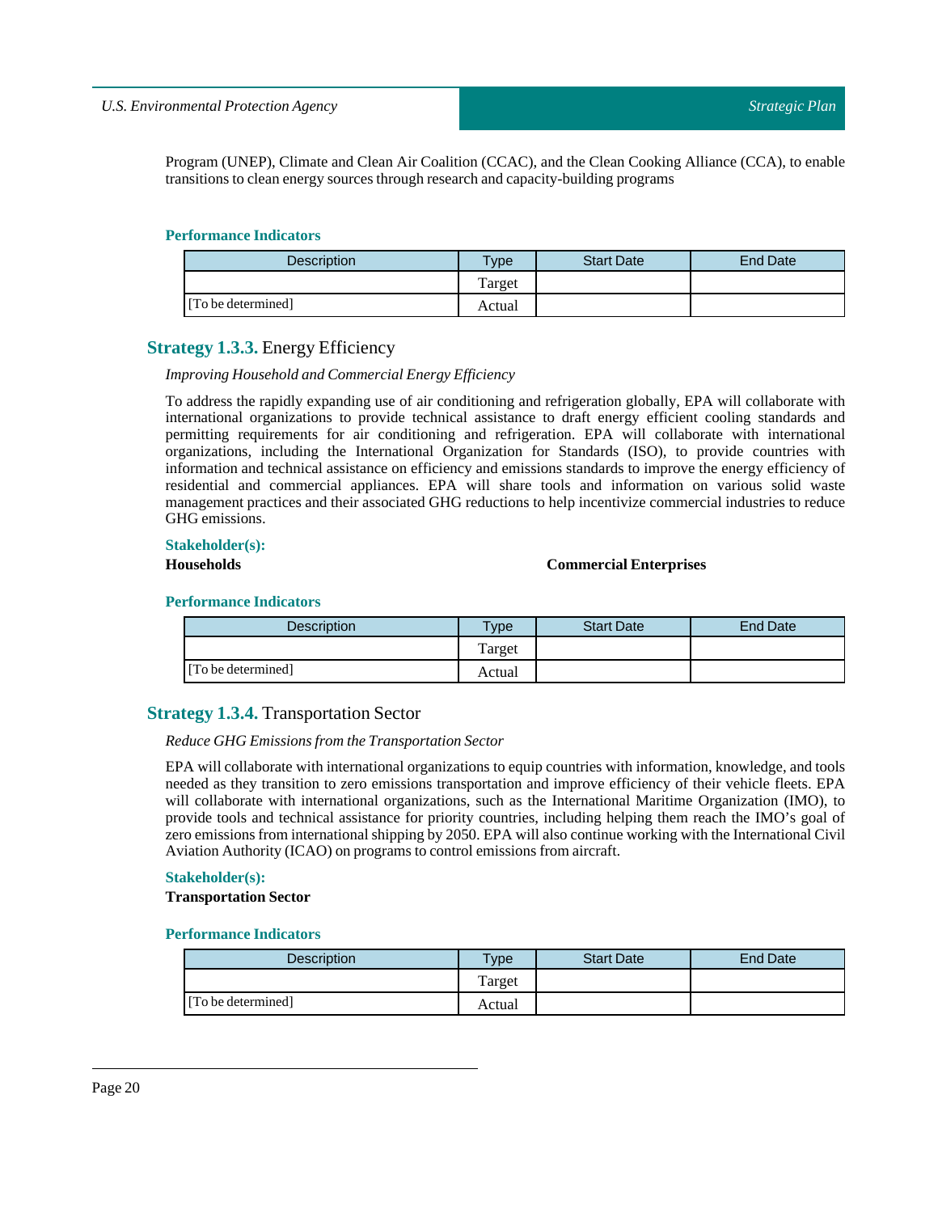Program (UNEP), Climate and Clean Air Coalition (CCAC), and the Clean Cooking Alliance (CCA), to enable transitions to clean energy sources through research and capacity-building programs

#### Performance Indicators

| Description | Type | Start Date | End Date |
|---|---|---|---|
| | Target | | |
| [To be determined] | Actual | | |

### Strategy 1.3.3. Energy Efficiency

*Improving Household and Commercial Energy Efficiency*

To address the rapidly expanding use of air conditioning and refrigeration globally, EPA will collaborate with international organizations to provide technical assistance to draft energy efficient cooling standards and permitting requirements for air conditioning and refrigeration. EPA will collaborate with international organizations, including the International Organization for Standards (ISO), to provide countries with information and technical assistance on efficiency and emissions standards to improve the energy efficiency of residential and commercial appliances. EPA will share tools and information on various solid waste management practices and their associated GHG reductions to help incentivize commercial industries to reduce GHG emissions.

#### Stakeholder(s):

**Households**

**Commercial Enterprises**

#### Performance Indicators

| Description | Type | Start Date | End Date |
|---|---|---|---|
| | Target | | |
| [To be determined] | Actual | | |

### Strategy 1.3.4. Transportation Sector

*Reduce GHG Emissions from the Transportation Sector*

EPA will collaborate with international organizations to equip countries with information, knowledge, and tools needed as they transition to zero emissions transportation and improve efficiency of their vehicle fleets. EPA will collaborate with international organizations, such as the International Maritime Organization (IMO), to provide tools and technical assistance for priority countries, including helping them reach the IMO's goal of zero emissions from international shipping by 2050. EPA will also continue working with the International Civil Aviation Authority (ICAO) on programs to control emissions from aircraft.

#### Stakeholder(s):

**Transportation Sector**

#### Performance Indicators

| Description | Type | Start Date | End Date |
|---|---|---|---|
| | Target | | |
| [To be determined] | Actual | | |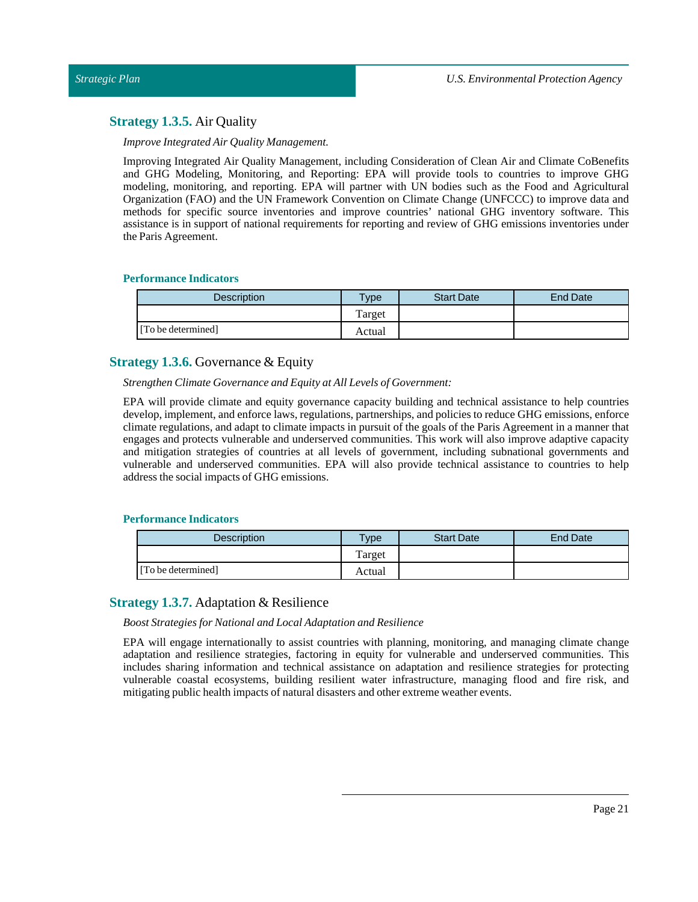### **Strategy 1.3.5.** Air Quality

*Improve Integrated Air Quality Management.*

Improving Integrated Air Quality Management, including Consideration of Clean Air and Climate CoBenefits and GHG Modeling, Monitoring, and Reporting: EPA will provide tools to countries to improve GHG modeling, monitoring, and reporting. EPA will partner with UN bodies such as the Food and Agricultural Organization (FAO) and the UN Framework Convention on Climate Change (UNFCCC) to improve data and methods for specific source inventories and improve countries' national GHG inventory software. This assistance is in support of national requirements for reporting and review of GHG emissions inventories under the Paris Agreement.

#### Performance Indicators

| Description | Type | Start Date | End Date |
|---|---|---|---|
| | Target | | |
| [To be determined] | Actual | | |

### **Strategy 1.3.6.** Governance & Equity

*Strengthen Climate Governance and Equity at All Levels of Government:*

EPA will provide climate and equity governance capacity building and technical assistance to help countries develop, implement, and enforce laws, regulations, partnerships, and policies to reduce GHG emissions, enforce climate regulations, and adapt to climate impacts in pursuit of the goals of the Paris Agreement in a manner that engages and protects vulnerable and underserved communities. This work will also improve adaptive capacity and mitigation strategies of countries at all levels of government, including subnational governments and vulnerable and underserved communities. EPA will also provide technical assistance to countries to help address the social impacts of GHG emissions.

#### Performance Indicators

| Description | Type | Start Date | End Date |
|---|---|---|---|
| | Target | | |
| [To be determined] | Actual | | |

### **Strategy 1.3.7.** Adaptation & Resilience

*Boost Strategies for National and Local Adaptation and Resilience*

EPA will engage internationally to assist countries with planning, monitoring, and managing climate change adaptation and resilience strategies, factoring in equity for vulnerable and underserved communities. This includes sharing information and technical assistance on adaptation and resilience strategies for protecting vulnerable coastal ecosystems, building resilient water infrastructure, managing flood and fire risk, and mitigating public health impacts of natural disasters and other extreme weather events.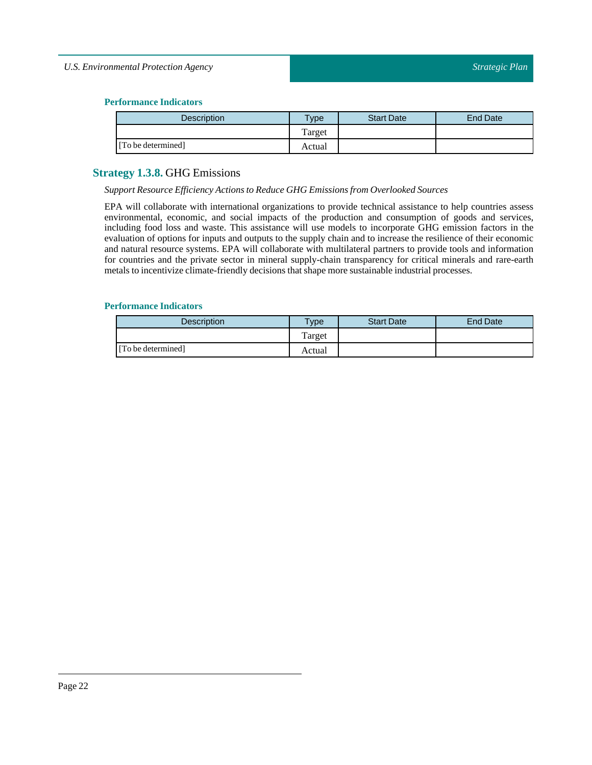#### Performance Indicators

| Description | Type | Start Date | End Date |
|---|---|---|---|
| | Target | | |
| [To be determined] | Actual | | |

### **Strategy 1.3.8.** GHG Emissions

*Support Resource Efficiency Actions to Reduce GHG Emissions from Overlooked Sources*

EPA will collaborate with international organizations to provide technical assistance to help countries assess environmental, economic, and social impacts of the production and consumption of goods and services, including food loss and waste. This assistance will use models to incorporate GHG emission factors in the evaluation of options for inputs and outputs to the supply chain and to increase the resilience of their economic and natural resource systems. EPA will collaborate with multilateral partners to provide tools and information for countries and the private sector in mineral supply-chain transparency for critical minerals and rare-earth metals to incentivize climate-friendly decisions that shape more sustainable industrial processes.

#### Performance Indicators

| Description | Type | Start Date | End Date |
|---|---|---|---|
| | Target | | |
| [To be determined] | Actual | | |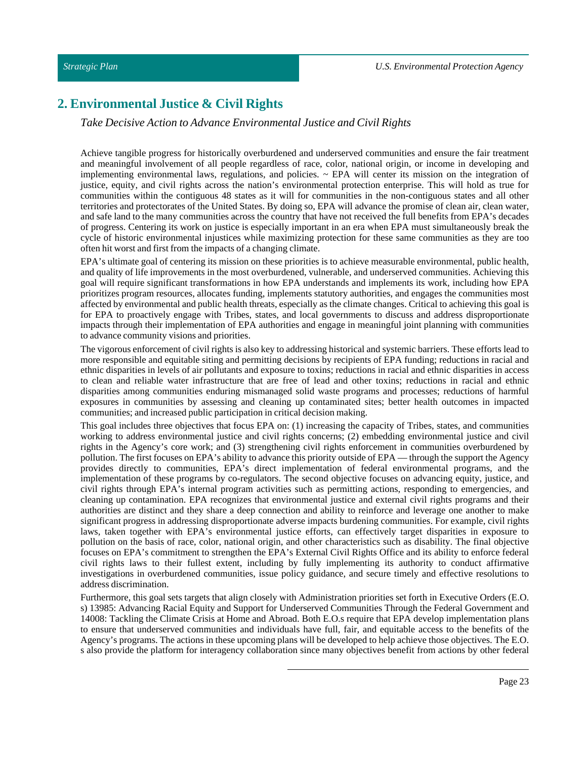## 2. Environmental Justice & Civil Rights

*Take Decisive Action to Advance Environmental Justice and Civil Rights*

Achieve tangible progress for historically overburdened and underserved communities and ensure the fair treatment and meaningful involvement of all people regardless of race, color, national origin, or income in developing and implementing environmental laws, regulations, and policies. ~ EPA will center its mission on the integration of justice, equity, and civil rights across the nation's environmental protection enterprise. This will hold as true for communities within the contiguous 48 states as it will for communities in the non-contiguous states and all other territories and protectorates of the United States. By doing so, EPA will advance the promise of clean air, clean water, and safe land to the many communities across the country that have not received the full benefits from EPA's decades of progress. Centering its work on justice is especially important in an era when EPA must simultaneously break the cycle of historic environmental injustices while maximizing protection for these same communities as they are too often hit worst and first from the impacts of a changing climate.

EPA's ultimate goal of centering its mission on these priorities is to achieve measurable environmental, public health, and quality of life improvements in the most overburdened, vulnerable, and underserved communities. Achieving this goal will require significant transformations in how EPA understands and implements its work, including how EPA prioritizes program resources, allocates funding, implements statutory authorities, and engages the communities most affected by environmental and public health threats, especially as the climate changes. Critical to achieving this goal is for EPA to proactively engage with Tribes, states, and local governments to discuss and address disproportionate impacts through their implementation of EPA authorities and engage in meaningful joint planning with communities to advance community visions and priorities.

The vigorous enforcement of civil rights is also key to addressing historical and systemic barriers. These efforts lead to more responsible and equitable siting and permitting decisions by recipients of EPA funding; reductions in racial and ethnic disparities in levels of air pollutants and exposure to toxins; reductions in racial and ethnic disparities in access to clean and reliable water infrastructure that are free of lead and other toxins; reductions in racial and ethnic disparities among communities enduring mismanaged solid waste programs and processes; reductions of harmful exposures in communities by assessing and cleaning up contaminated sites; better health outcomes in impacted communities; and increased public participation in critical decision making.

This goal includes three objectives that focus EPA on: (1) increasing the capacity of Tribes, states, and communities working to address environmental justice and civil rights concerns; (2) embedding environmental justice and civil rights in the Agency's core work; and (3) strengthening civil rights enforcement in communities overburdened by pollution. The first focuses on EPA's ability to advance this priority outside of EPA — through the support the Agency provides directly to communities, EPA's direct implementation of federal environmental programs, and the implementation of these programs by co-regulators. The second objective focuses on advancing equity, justice, and civil rights through EPA's internal program activities such as permitting actions, responding to emergencies, and cleaning up contamination. EPA recognizes that environmental justice and external civil rights programs and their authorities are distinct and they share a deep connection and ability to reinforce and leverage one another to make significant progress in addressing disproportionate adverse impacts burdening communities. For example, civil rights laws, taken together with EPA's environmental justice efforts, can effectively target disparities in exposure to pollution on the basis of race, color, national origin, and other characteristics such as disability. The final objective focuses on EPA's commitment to strengthen the EPA's External Civil Rights Office and its ability to enforce federal civil rights laws to their fullest extent, including by fully implementing its authority to conduct affirmative investigations in overburdened communities, issue policy guidance, and secure timely and effective resolutions to address discrimination.

Furthermore, this goal sets targets that align closely with Administration priorities set forth in Executive Orders (E.O. s) 13985: Advancing Racial Equity and Support for Underserved Communities Through the Federal Government and 14008: Tackling the Climate Crisis at Home and Abroad. Both E.O.s require that EPA develop implementation plans to ensure that underserved communities and individuals have full, fair, and equitable access to the benefits of the Agency's programs. The actions in these upcoming plans will be developed to help achieve those objectives. The E.O. s also provide the platform for interagency collaboration since many objectives benefit from actions by other federal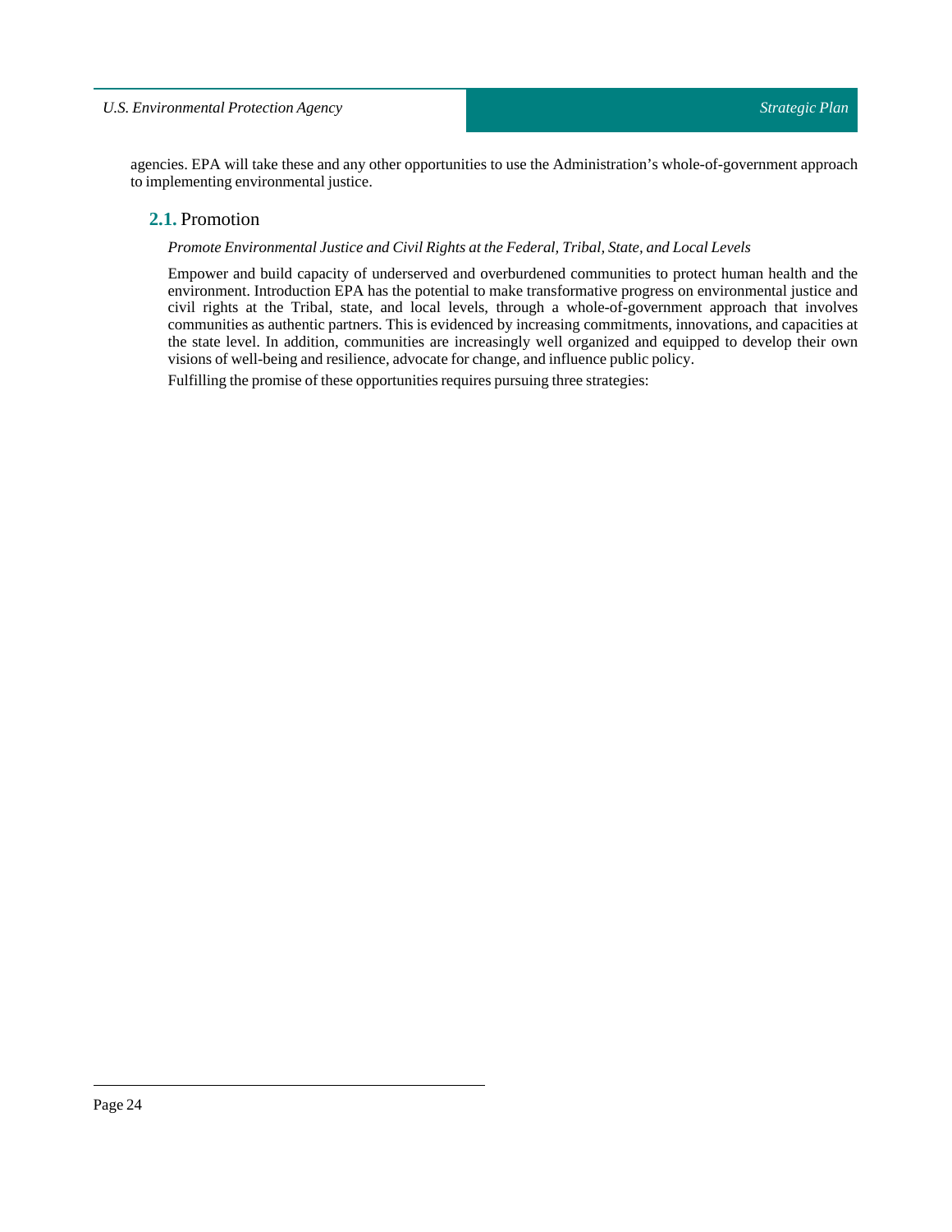agencies. EPA will take these and any other opportunities to use the Administration's whole-of-government approach to implementing environmental justice.

## **2.1.** Promotion

*Promote Environmental Justice and Civil Rights at the Federal, Tribal, State, and Local Levels*

Empower and build capacity of underserved and overburdened communities to protect human health and the environment. Introduction EPA has the potential to make transformative progress on environmental justice and civil rights at the Tribal, state, and local levels, through a whole-of-government approach that involves communities as authentic partners. This is evidenced by increasing commitments, innovations, and capacities at the state level. In addition, communities are increasingly well organized and equipped to develop their own visions of well-being and resilience, advocate for change, and influence public policy.

Fulfilling the promise of these opportunities requires pursuing three strategies: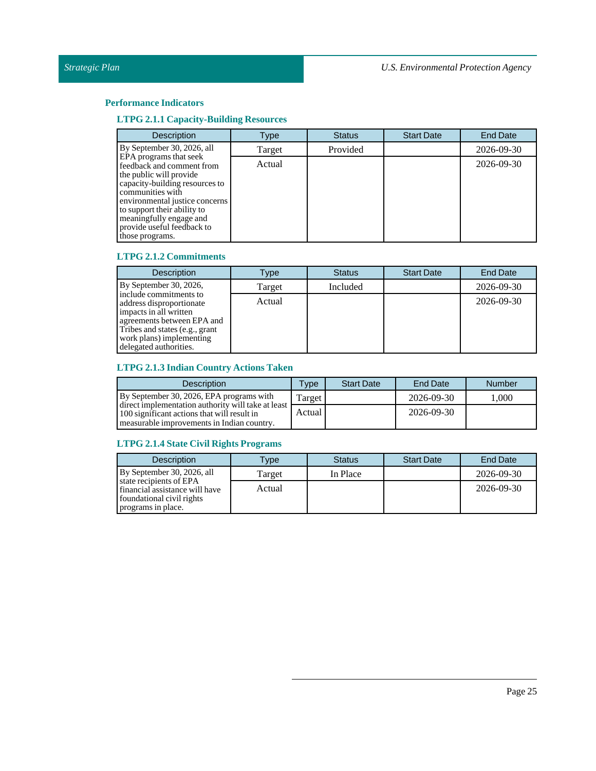## Performance Indicators

### LTPG 2.1.1 Capacity-Building Resources

| Description | Type | Status | Start Date | End Date |
|---|---|---|---|---|
| By September 30, 2026, all EPA programs that seek feedback and comment from the public will provide capacity-building resources to communities with environmental justice concerns to support their ability to meaningfully engage and provide useful feedback to those programs. | Target | Provided | | 2026-09-30 |
| | Actual | | | 2026-09-30 |

### LTPG 2.1.2 Commitments

| Description | Type | Status | Start Date | End Date |
|---|---|---|---|---|
| By September 30, 2026, include commitments to address disproportionate impacts in all written agreements between EPA and Tribes and states (e.g., grant work plans) implementing delegated authorities. | Target | Included | | 2026-09-30 |
| | Actual | | | 2026-09-30 |

### LTPG 2.1.3 Indian Country Actions Taken

| Description | Type | Start Date | End Date | Number |
|---|---|---|---|---|
| By September 30, 2026, EPA programs with direct implementation authority will take at least 100 significant actions that will result in measurable improvements in Indian country. | Target | | 2026-09-30 | 1,000 |
| | Actual | | 2026-09-30 | |

### LTPG 2.1.4 State Civil Rights Programs

| Description | Type | Status | Start Date | End Date |
|---|---|---|---|---|
| By September 30, 2026, all state recipients of EPA financial assistance will have foundational civil rights programs in place. | Target | In Place | | 2026-09-30 |
| | Actual | | | 2026-09-30 |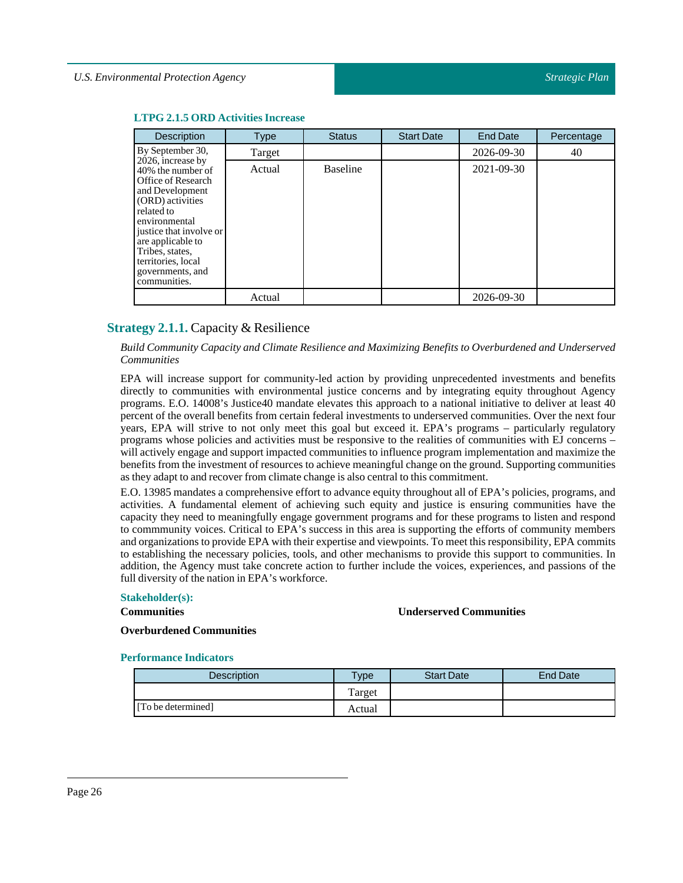### LTPG 2.1.5 ORD Activities Increase

| Description | Type | Status | Start Date | End Date | Percentage |
|---|---|---|---|---|---|
| By September 30, 2026, increase by 40% the number of Office of Research and Development (ORD) activities related to environmental justice that involve or are applicable to Tribes, states, territories, local governments, and communities. | Target | | | 2026-09-30 | 40 |
| | Actual | Baseline | | 2021-09-30 | |
| | Actual | | | 2026-09-30 | |

## **Strategy 2.1.1.** Capacity & Resilience

*Build Community Capacity and Climate Resilience and Maximizing Benefits to Overburdened and Underserved Communities*

EPA will increase support for community-led action by providing unprecedented investments and benefits directly to communities with environmental justice concerns and by integrating equity throughout Agency programs. E.O. 14008's Justice40 mandate elevates this approach to a national initiative to deliver at least 40 percent of the overall benefits from certain federal investments to underserved communities. Over the next four years, EPA will strive to not only meet this goal but exceed it. EPA's programs – particularly regulatory programs whose policies and activities must be responsive to the realities of communities with EJ concerns – will actively engage and support impacted communities to influence program implementation and maximize the benefits from the investment of resources to achieve meaningful change on the ground. Supporting communities as they adapt to and recover from climate change is also central to this commitment.

E.O. 13985 mandates a comprehensive effort to advance equity throughout all of EPA's policies, programs, and activities. A fundamental element of achieving such equity and justice is ensuring communities have the capacity they need to meaningfully engage government programs and for these programs to listen and respond to commmunity voices. Critical to EPA's success in this area is supporting the efforts of community members and organizations to provide EPA with their expertise and viewpoints. To meet this responsibility, EPA commits to establishing the necessary policies, tools, and other mechanisms to provide this support to communities. In addition, the Agency must take concrete action to further include the voices, experiences, and passions of the full diversity of the nation in EPA's workforce.

#### Stakeholder(s):

**Communities**

**Underserved Communities**

**Overburdened Communities**

#### Performance Indicators

| Description | Type | Start Date | End Date |
|---|---|---|---|
| | Target | | |
| [To be determined] | Actual | | |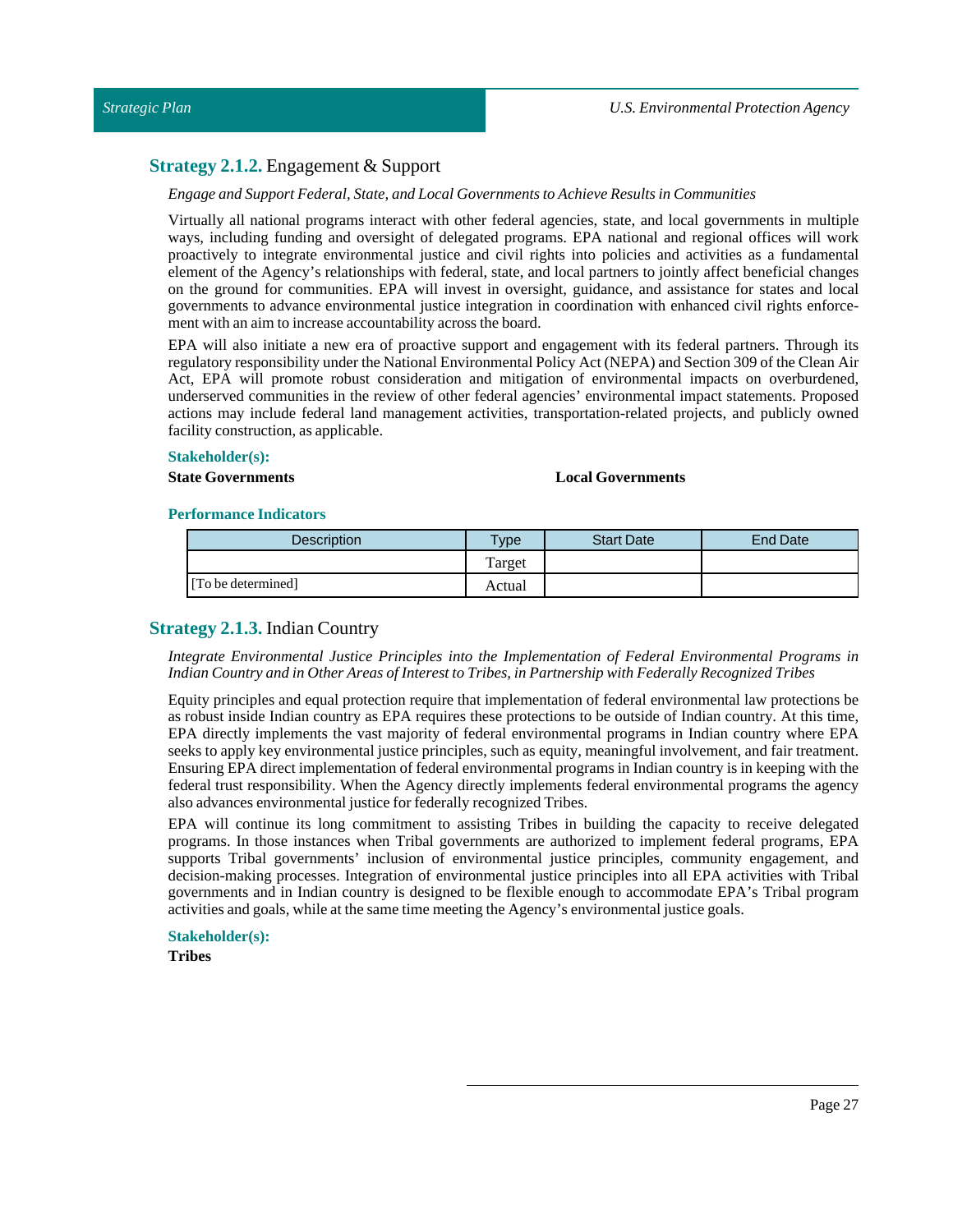### **Strategy 2.1.2.** Engagement & Support

*Engage and Support Federal, State, and Local Governments to Achieve Results in Communities*

Virtually all national programs interact with other federal agencies, state, and local governments in multiple ways, including funding and oversight of delegated programs. EPA national and regional offices will work proactively to integrate environmental justice and civil rights into policies and activities as a fundamental element of the Agency's relationships with federal, state, and local partners to jointly affect beneficial changes on the ground for communities. EPA will invest in oversight, guidance, and assistance for states and local governments to advance environmental justice integration in coordination with enhanced civil rights enforcement with an aim to increase accountability across the board.

EPA will also initiate a new era of proactive support and engagement with its federal partners. Through its regulatory responsibility under the National Environmental Policy Act (NEPA) and Section 309 of the Clean Air Act, EPA will promote robust consideration and mitigation of environmental impacts on overburdened, underserved communities in the review of other federal agencies' environmental impact statements. Proposed actions may include federal land management activities, transportation-related projects, and publicly owned facility construction, as applicable.

**Stakeholder(s):**

**State Governments**

**Local Governments**

**Performance Indicators**

| Description | Type | Start Date | End Date |
|---|---|---|---|
| | Target | | |
| [To be determined] | Actual | | |

### **Strategy 2.1.3.** Indian Country

*Integrate Environmental Justice Principles into the Implementation of Federal Environmental Programs in Indian Country and in Other Areas of Interest to Tribes, in Partnership with Federally Recognized Tribes*

Equity principles and equal protection require that implementation of federal environmental law protections be as robust inside Indian country as EPA requires these protections to be outside of Indian country. At this time, EPA directly implements the vast majority of federal environmental programs in Indian country where EPA seeks to apply key environmental justice principles, such as equity, meaningful involvement, and fair treatment. Ensuring EPA direct implementation of federal environmental programs in Indian country is in keeping with the federal trust responsibility. When the Agency directly implements federal environmental programs the agency also advances environmental justice for federally recognized Tribes.

EPA will continue its long commitment to assisting Tribes in building the capacity to receive delegated programs. In those instances when Tribal governments are authorized to implement federal programs, EPA supports Tribal governments' inclusion of environmental justice principles, community engagement, and decision-making processes. Integration of environmental justice principles into all EPA activities with Tribal governments and in Indian country is designed to be flexible enough to accommodate EPA's Tribal program activities and goals, while at the same time meeting the Agency's environmental justice goals.

**Stakeholder(s):**

**Tribes**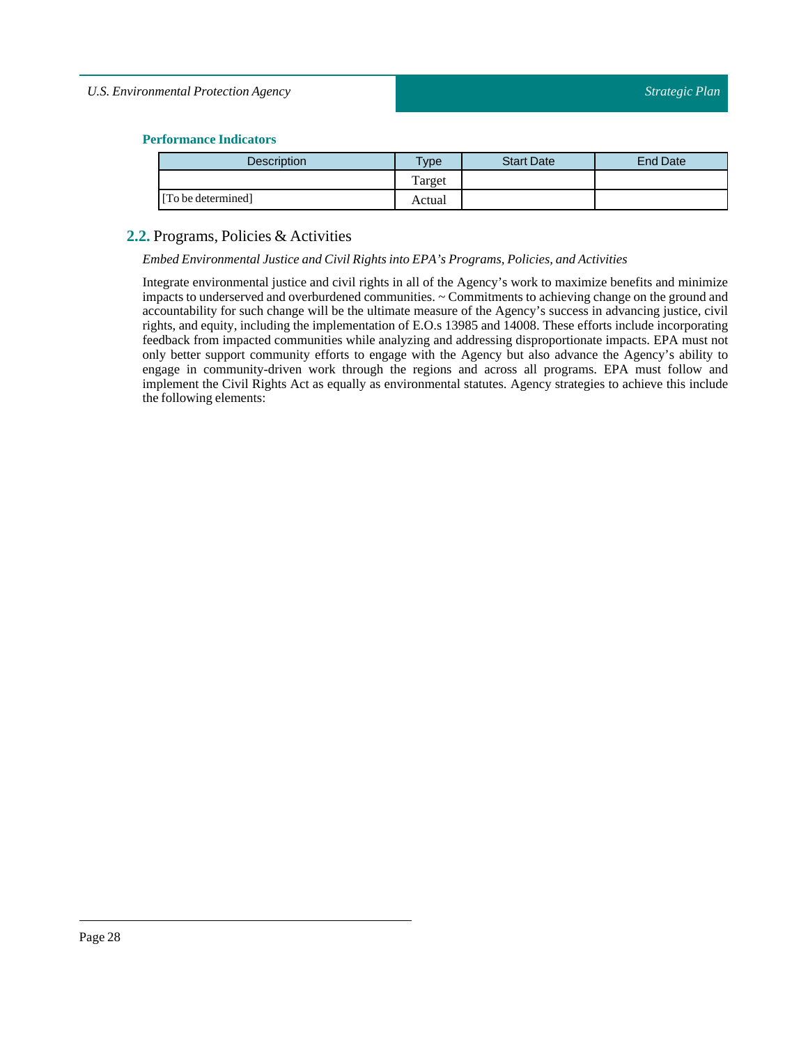### Performance Indicators

| Description | Type | Start Date | End Date |
|---|---|---|---|
| | Target | | |
| [To be determined] | Actual | | |

## 2.2. Programs, Policies & Activities

*Embed Environmental Justice and Civil Rights into EPA's Programs, Policies, and Activities*

Integrate environmental justice and civil rights in all of the Agency's work to maximize benefits and minimize impacts to underserved and overburdened communities. ~ Commitments to achieving change on the ground and accountability for such change will be the ultimate measure of the Agency's success in advancing justice, civil rights, and equity, including the implementation of E.O.s 13985 and 14008. These efforts include incorporating feedback from impacted communities while analyzing and addressing disproportionate impacts. EPA must not only better support community efforts to engage with the Agency but also advance the Agency's ability to engage in community-driven work through the regions and across all programs. EPA must follow and implement the Civil Rights Act as equally as environmental statutes. Agency strategies to achieve this include the following elements: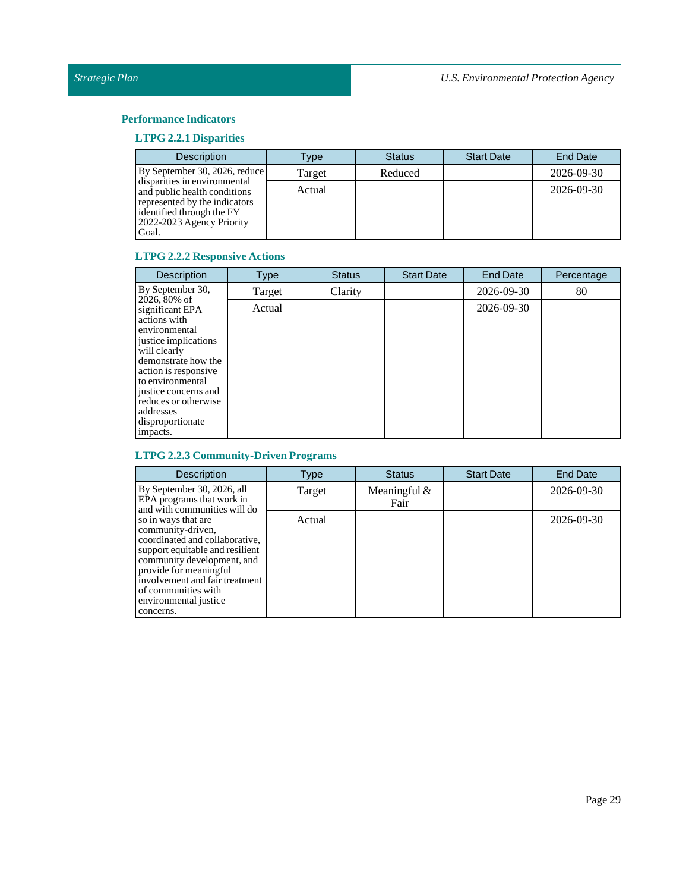### Performance Indicators

#### LTPG 2.2.1 Disparities

| Description | Type | Status | Start Date | End Date |
|---|---|---|---|---|
| By September 30, 2026, reduce disparities in environmental and public health conditions represented by the indicators identified through the FY 2022-2023 Agency Priority Goal. | Target | Reduced | | 2026-09-30 |
| | Actual | | | 2026-09-30 |

#### LTPG 2.2.2 Responsive Actions

| Description | Type | Status | Start Date | End Date | Percentage |
|---|---|---|---|---|---|
| By September 30, 2026, 80% of significant EPA actions with environmental justice implications will clearly demonstrate how the action is responsive to environmental justice concerns and reduces or otherwise addresses disproportionate impacts. | Target | Clarity | | 2026-09-30 | 80 |
| | Actual | | | 2026-09-30 | |

#### LTPG 2.2.3 Community-Driven Programs

| Description | Type | Status | Start Date | End Date |
|---|---|---|---|---|
| By September 30, 2026, all EPA programs that work in and with communities will do so in ways that are community-driven, coordinated and collaborative, support equitable and resilient community development, and provide for meaningful involvement and fair treatment of communities with environmental justice concerns. | Target | Meaningful & Fair | | 2026-09-30 |
| | Actual | | | 2026-09-30 |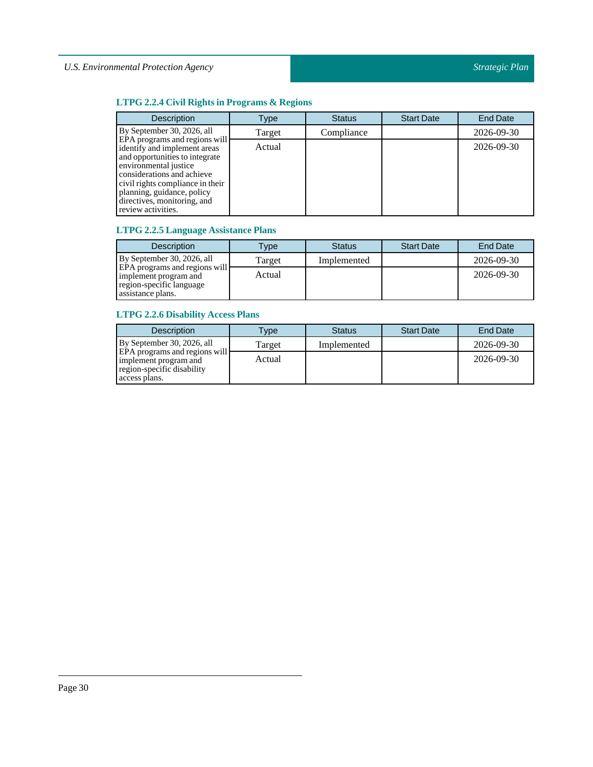### LTPG 2.2.4 Civil Rights in Programs & Regions

| Description | Type | Status | Start Date | End Date |
|---|---|---|---|---|
| By September 30, 2026, all EPA programs and regions will identify and implement areas and opportunities to integrate environmental justice considerations and achieve civil rights compliance in their planning, guidance, policy directives, monitoring, and review activities. | Target | Compliance | | 2026-09-30 |
| | Actual | | | 2026-09-30 |

### LTPG 2.2.5 Language Assistance Plans

| Description | Type | Status | Start Date | End Date |
|---|---|---|---|---|
| By September 30, 2026, all EPA programs and regions will implement program and region-specific language assistance plans. | Target | Implemented | | 2026-09-30 |
| | Actual | | | 2026-09-30 |

### LTPG 2.2.6 Disability Access Plans

| Description | Type | Status | Start Date | End Date |
|---|---|---|---|---|
| By September 30, 2026, all EPA programs and regions will implement program and region-specific disability access plans. | Target | Implemented | | 2026-09-30 |
| | Actual | | | 2026-09-30 |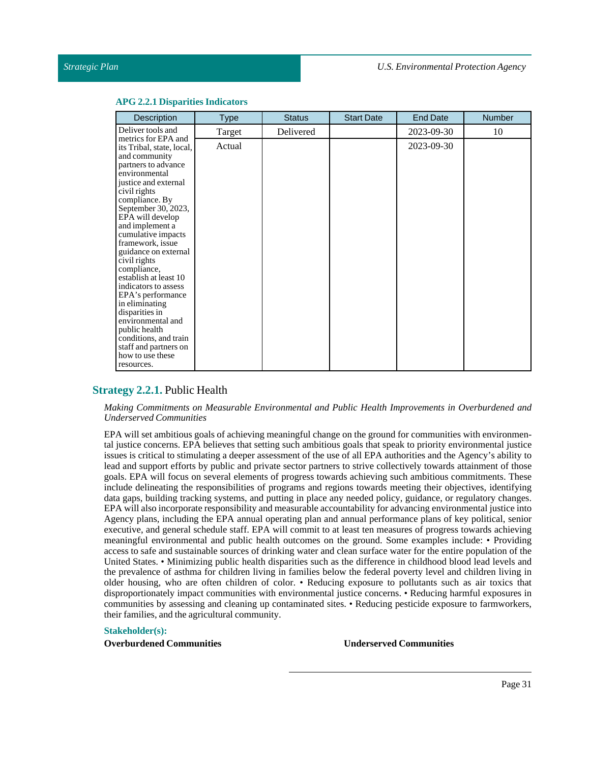### APG 2.2.1 Disparities Indicators

| Description | Type | Status | Start Date | End Date | Number |
|---|---|---|---|---|---|
| Deliver tools and metrics for EPA and its Tribal, state, local, and community partners to advance environmental justice and external civil rights compliance. By September 30, 2023, EPA will develop and implement a cumulative impacts framework, issue guidance on external civil rights compliance, establish at least 10 indicators to assess EPA's performance in eliminating disparities in environmental and public health conditions, and train staff and partners on how to use these resources. | Target | Delivered | | 2023-09-30 | 10 |
| | Actual | | | 2023-09-30 | |

## Strategy 2.2.1. Public Health

*Making Commitments on Measurable Environmental and Public Health Improvements in Overburdened and Underserved Communities*

EPA will set ambitious goals of achieving meaningful change on the ground for communities with environmental justice concerns. EPA believes that setting such ambitious goals that speak to priority environmental justice issues is critical to stimulating a deeper assessment of the use of all EPA authorities and the Agency's ability to lead and support efforts by public and private sector partners to strive collectively towards attainment of those goals. EPA will focus on several elements of progress towards achieving such ambitious commitments. These include delineating the responsibilities of programs and regions towards meeting their objectives, identifying data gaps, building tracking systems, and putting in place any needed policy, guidance, or regulatory changes. EPA will also incorporate responsibility and measurable accountability for advancing environmental justice into Agency plans, including the EPA annual operating plan and annual performance plans of key political, senior executive, and general schedule staff. EPA will commit to at least ten measures of progress towards achieving meaningful environmental and public health outcomes on the ground. Some examples include: • Providing access to safe and sustainable sources of drinking water and clean surface water for the entire population of the United States. • Minimizing public health disparities such as the difference in childhood blood lead levels and the prevalence of asthma for children living in families below the federal poverty level and children living in older housing, who are often children of color. • Reducing exposure to pollutants such as air toxics that disproportionately impact communities with environmental justice concerns. • Reducing harmful exposures in communities by assessing and cleaning up contaminated sites. • Reducing pesticide exposure to farmworkers, their families, and the agricultural community.

**Stakeholder(s):**

**Overburdened Communities**

**Underserved Communities**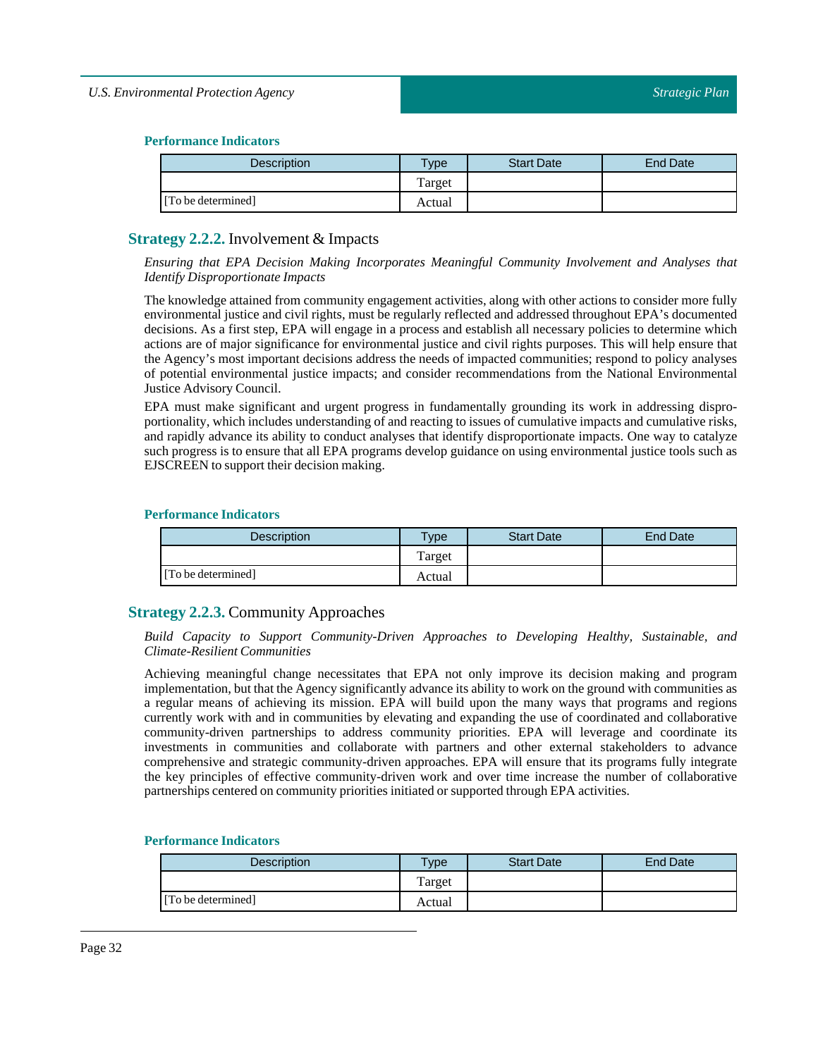#### Performance Indicators

| Description | Type | Start Date | End Date |
|---|---|---|---|
| | Target | | |
| [To be determined] | Actual | | |

### Strategy 2.2.2. Involvement & Impacts

*Ensuring that EPA Decision Making Incorporates Meaningful Community Involvement and Analyses that Identify Disproportionate Impacts*

The knowledge attained from community engagement activities, along with other actions to consider more fully environmental justice and civil rights, must be regularly reflected and addressed throughout EPA's documented decisions. As a first step, EPA will engage in a process and establish all necessary policies to determine which actions are of major significance for environmental justice and civil rights purposes. This will help ensure that the Agency's most important decisions address the needs of impacted communities; respond to policy analyses of potential environmental justice impacts; and consider recommendations from the National Environmental Justice Advisory Council.

EPA must make significant and urgent progress in fundamentally grounding its work in addressing disproportionality, which includes understanding of and reacting to issues of cumulative impacts and cumulative risks, and rapidly advance its ability to conduct analyses that identify disproportionate impacts. One way to catalyze such progress is to ensure that all EPA programs develop guidance on using environmental justice tools such as EJSCREEN to support their decision making.

#### Performance Indicators

| Description | Type | Start Date | End Date |
|---|---|---|---|
| | Target | | |
| [To be determined] | Actual | | |

### Strategy 2.2.3. Community Approaches

*Build Capacity to Support Community-Driven Approaches to Developing Healthy, Sustainable, and Climate-Resilient Communities*

Achieving meaningful change necessitates that EPA not only improve its decision making and program implementation, but that the Agency significantly advance its ability to work on the ground with communities as a regular means of achieving its mission. EPA will build upon the many ways that programs and regions currently work with and in communities by elevating and expanding the use of coordinated and collaborative community-driven partnerships to address community priorities. EPA will leverage and coordinate its investments in communities and collaborate with partners and other external stakeholders to advance comprehensive and strategic community-driven approaches. EPA will ensure that its programs fully integrate the key principles of effective community-driven work and over time increase the number of collaborative partnerships centered on community priorities initiated or supported through EPA activities.

#### Performance Indicators

| Description | Type | Start Date | End Date |
|---|---|---|---|
| | Target | | |
| [To be determined] | Actual | | |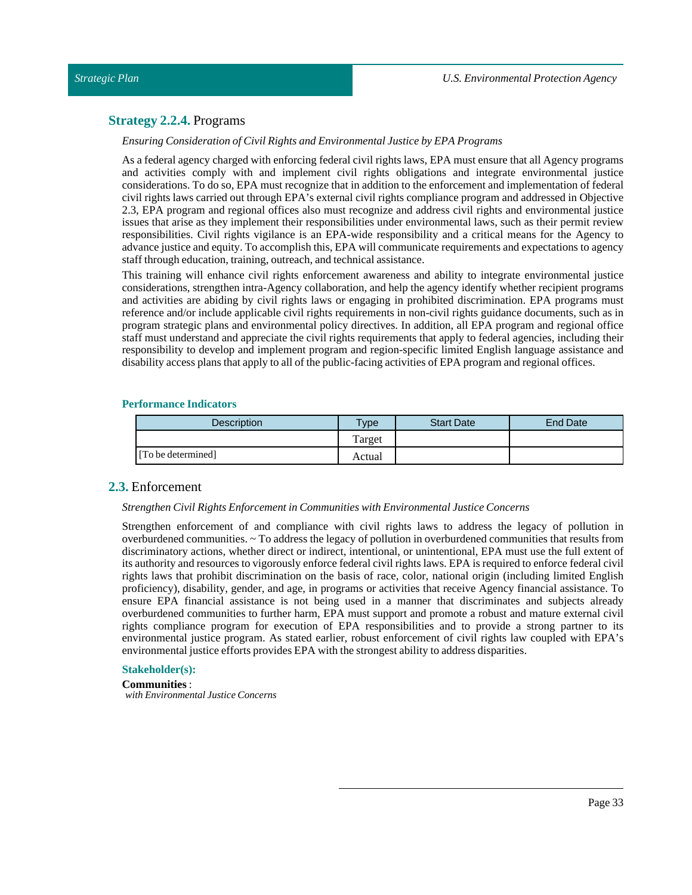## **Strategy 2.2.4.** Programs

*Ensuring Consideration of Civil Rights and Environmental Justice by EPA Programs*

As a federal agency charged with enforcing federal civil rights laws, EPA must ensure that all Agency programs and activities comply with and implement civil rights obligations and integrate environmental justice considerations. To do so, EPA must recognize that in addition to the enforcement and implementation of federal civil rights laws carried out through EPA's external civil rights compliance program and addressed in Objective 2.3, EPA program and regional offices also must recognize and address civil rights and environmental justice issues that arise as they implement their responsibilities under environmental laws, such as their permit review responsibilities. Civil rights vigilance is an EPA-wide responsibility and a critical means for the Agency to advance justice and equity. To accomplish this, EPA will communicate requirements and expectations to agency staff through education, training, outreach, and technical assistance.

This training will enhance civil rights enforcement awareness and ability to integrate environmental justice considerations, strengthen intra-Agency collaboration, and help the agency identify whether recipient programs and activities are abiding by civil rights laws or engaging in prohibited discrimination. EPA programs must reference and/or include applicable civil rights requirements in non-civil rights guidance documents, such as in program strategic plans and environmental policy directives. In addition, all EPA program and regional office staff must understand and appreciate the civil rights requirements that apply to federal agencies, including their responsibility to develop and implement program and region-specific limited English language assistance and disability access plans that apply to all of the public-facing activities of EPA program and regional offices.

#### Performance Indicators

| Description | Type | Start Date | End Date |
|---|---|---|---|
| | Target | | |
| [To be determined] | Actual | | |

## **2.3.** Enforcement

*Strengthen Civil Rights Enforcement in Communities with Environmental Justice Concerns*

Strengthen enforcement of and compliance with civil rights laws to address the legacy of pollution in overburdened communities. ~ To address the legacy of pollution in overburdened communities that results from discriminatory actions, whether direct or indirect, intentional, or unintentional, EPA must use the full extent of its authority and resources to vigorously enforce federal civil rights laws. EPA is required to enforce federal civil rights laws that prohibit discrimination on the basis of race, color, national origin (including limited English proficiency), disability, gender, and age, in programs or activities that receive Agency financial assistance. To ensure EPA financial assistance is not being used in a manner that discriminates and subjects already overburdened communities to further harm, EPA must support and promote a robust and mature external civil rights compliance program for execution of EPA responsibilities and to provide a strong partner to its environmental justice program. As stated earlier, robust enforcement of civil rights law coupled with EPA's environmental justice efforts provides EPA with the strongest ability to address disparities.

#### Stakeholder(s):

**Communities** :
*with Environmental Justice Concerns*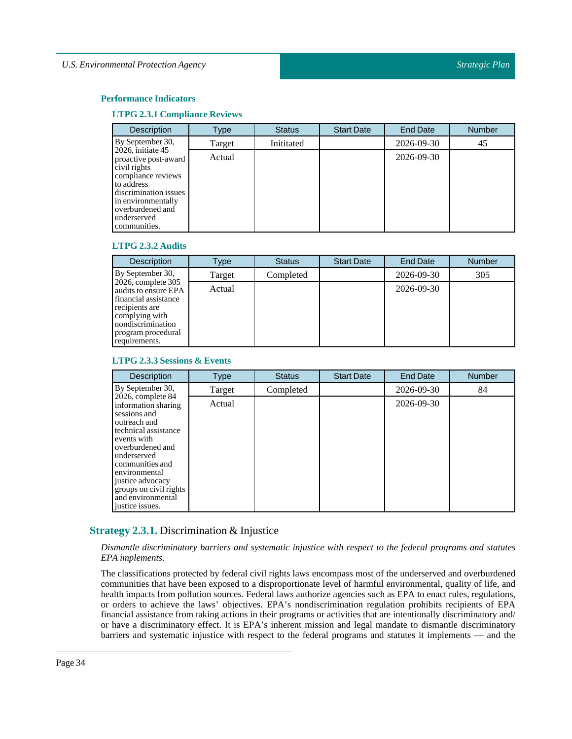### Performance Indicators

#### LTPG 2.3.1 Compliance Reviews

| Description | Type | Status | Start Date | End Date | Number |
|---|---|---|---|---|---|
| By September 30, 2026, initiate 45 proactive post-award civil rights compliance reviews to address discrimination issues in environmentally overburdened and underserved communities. | Target | Inititated | | 2026-09-30 | 45 |
| | Actual | | | 2026-09-30 | |

#### LTPG 2.3.2 Audits

| Description | Type | Status | Start Date | End Date | Number |
|---|---|---|---|---|---|
| By September 30, 2026, complete 305 audits to ensure EPA financial assistance recipients are complying with nondiscrimination program procedural requirements. | Target | Completed | | 2026-09-30 | 305 |
| | Actual | | | 2026-09-30 | |

#### LTPG 2.3.3 Sessions & Events

| Description | Type | Status | Start Date | End Date | Number |
|---|---|---|---|---|---|
| By September 30, 2026, complete 84 information sharing sessions and outreach and technical assistance events with overburdened and underserved communities and environmental justice advocacy groups on civil rights and environmental justice issues. | Target | Completed | | 2026-09-30 | 84 |
| | Actual | | | 2026-09-30 | |

## Strategy 2.3.1. Discrimination & Injustice

*Dismantle discriminatory barriers and systematic injustice with respect to the federal programs and statutes EPA implements.*

The classifications protected by federal civil rights laws encompass most of the underserved and overburdened communities that have been exposed to a disproportionate level of harmful environmental, quality of life, and health impacts from pollution sources. Federal laws authorize agencies such as EPA to enact rules, regulations, or orders to achieve the laws' objectives. EPA's nondiscrimination regulation prohibits recipients of EPA financial assistance from taking actions in their programs or activities that are intentionally discriminatory and/or have a discriminatory effect. It is EPA's inherent mission and legal mandate to dismantle discriminatory barriers and systematic injustice with respect to the federal programs and statutes it implements — and the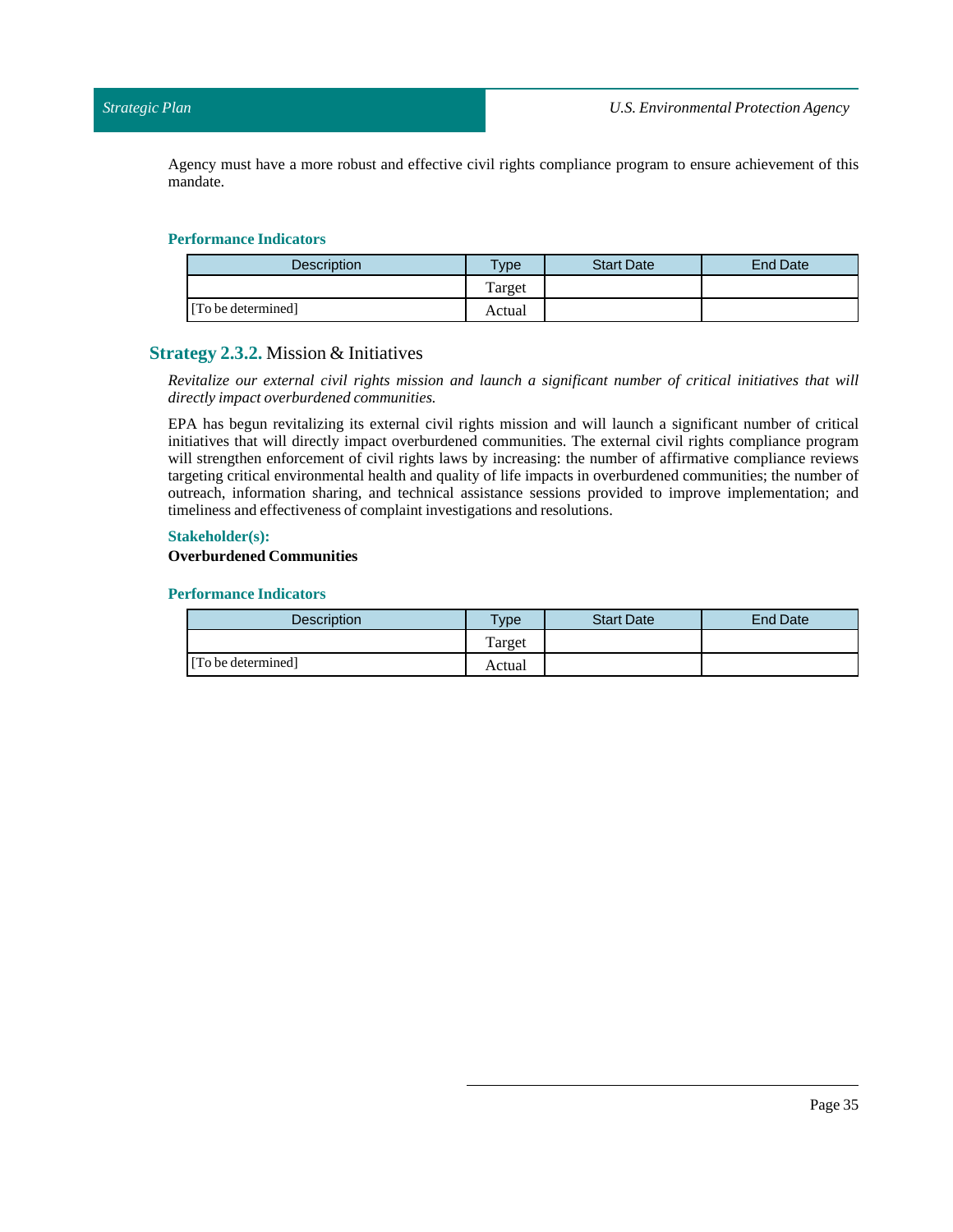Agency must have a more robust and effective civil rights compliance program to ensure achievement of this mandate.

#### Performance Indicators

| Description | Type | Start Date | End Date |
|---|---|---|---|
| | Target | | |
| [To be determined] | Actual | | |

### Strategy 2.3.2. Mission & Initiatives

*Revitalize our external civil rights mission and launch a significant number of critical initiatives that will directly impact overburdened communities.*

EPA has begun revitalizing its external civil rights mission and will launch a significant number of critical initiatives that will directly impact overburdened communities. The external civil rights compliance program will strengthen enforcement of civil rights laws by increasing: the number of affirmative compliance reviews targeting critical environmental health and quality of life impacts in overburdened communities; the number of outreach, information sharing, and technical assistance sessions provided to improve implementation; and timeliness and effectiveness of complaint investigations and resolutions.

#### Stakeholder(s):

**Overburdened Communities**

#### Performance Indicators

| Description | Type | Start Date | End Date |
|---|---|---|---|
| | Target | | |
| [To be determined] | Actual | | |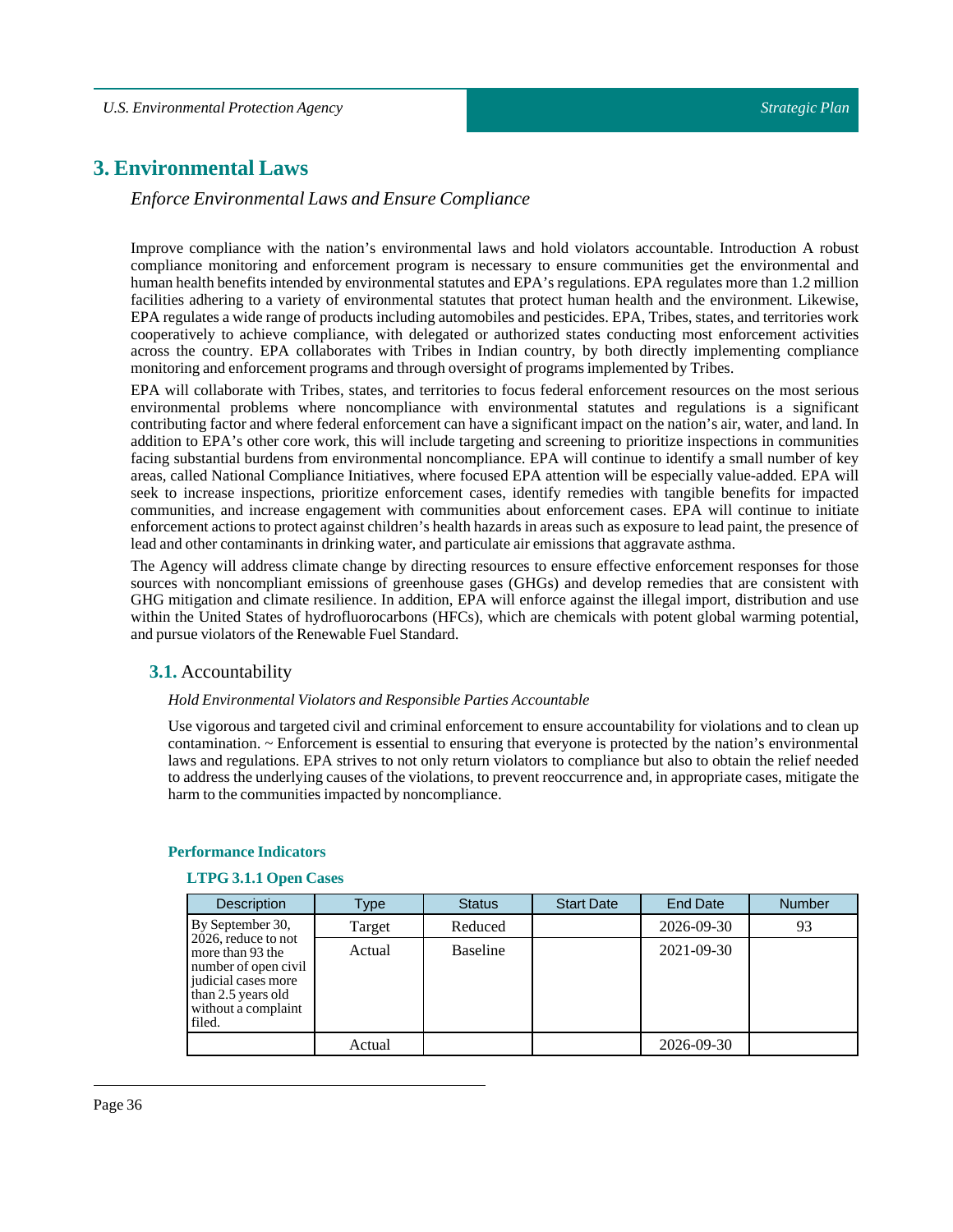# 3. Environmental Laws

*Enforce Environmental Laws and Ensure Compliance*

Improve compliance with the nation's environmental laws and hold violators accountable. Introduction A robust compliance monitoring and enforcement program is necessary to ensure communities get the environmental and human health benefits intended by environmental statutes and EPA's regulations. EPA regulates more than 1.2 million facilities adhering to a variety of environmental statutes that protect human health and the environment. Likewise, EPA regulates a wide range of products including automobiles and pesticides. EPA, Tribes, states, and territories work cooperatively to achieve compliance, with delegated or authorized states conducting most enforcement activities across the country. EPA collaborates with Tribes in Indian country, by both directly implementing compliance monitoring and enforcement programs and through oversight of programs implemented by Tribes.

EPA will collaborate with Tribes, states, and territories to focus federal enforcement resources on the most serious environmental problems where noncompliance with environmental statutes and regulations is a significant contributing factor and where federal enforcement can have a significant impact on the nation's air, water, and land. In addition to EPA's other core work, this will include targeting and screening to prioritize inspections in communities facing substantial burdens from environmental noncompliance. EPA will continue to identify a small number of key areas, called National Compliance Initiatives, where focused EPA attention will be especially value-added. EPA will seek to increase inspections, prioritize enforcement cases, identify remedies with tangible benefits for impacted communities, and increase engagement with communities about enforcement cases. EPA will continue to initiate enforcement actions to protect against children's health hazards in areas such as exposure to lead paint, the presence of lead and other contaminants in drinking water, and particulate air emissions that aggravate asthma.

The Agency will address climate change by directing resources to ensure effective enforcement responses for those sources with noncompliant emissions of greenhouse gases (GHGs) and develop remedies that are consistent with GHG mitigation and climate resilience. In addition, EPA will enforce against the illegal import, distribution and use within the United States of hydrofluorocarbons (HFCs), which are chemicals with potent global warming potential, and pursue violators of the Renewable Fuel Standard.

## 3.1. Accountability

*Hold Environmental Violators and Responsible Parties Accountable*

Use vigorous and targeted civil and criminal enforcement to ensure accountability for violations and to clean up contamination. ~ Enforcement is essential to ensuring that everyone is protected by the nation's environmental laws and regulations. EPA strives to not only return violators to compliance but also to obtain the relief needed to address the underlying causes of the violations, to prevent reoccurrence and, in appropriate cases, mitigate the harm to the communities impacted by noncompliance.

### Performance Indicators

#### LTPG 3.1.1 Open Cases

| Description | Type | Status | Start Date | End Date | Number |
|---|---|---|---|---|---|
| By September 30, 2026, reduce to not more than 93 the number of open civil judicial cases more than 2.5 years old without a complaint filed. | Target | Reduced | | 2026-09-30 | 93 |
| | Actual | Baseline | | 2021-09-30 | |
| | Actual | | | 2026-09-30 | |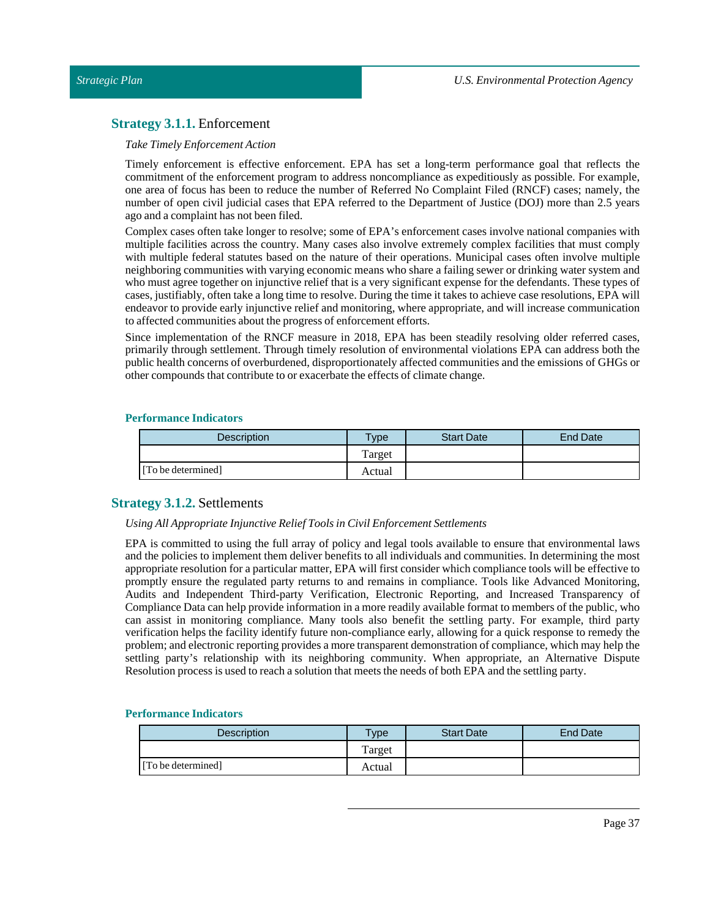## **Strategy 3.1.1.** Enforcement

*Take Timely Enforcement Action*

Timely enforcement is effective enforcement. EPA has set a long-term performance goal that reflects the commitment of the enforcement program to address noncompliance as expeditiously as possible. For example, one area of focus has been to reduce the number of Referred No Complaint Filed (RNCF) cases; namely, the number of open civil judicial cases that EPA referred to the Department of Justice (DOJ) more than 2.5 years ago and a complaint has not been filed.

Complex cases often take longer to resolve; some of EPA's enforcement cases involve national companies with multiple facilities across the country. Many cases also involve extremely complex facilities that must comply with multiple federal statutes based on the nature of their operations. Municipal cases often involve multiple neighboring communities with varying economic means who share a failing sewer or drinking water system and who must agree together on injunctive relief that is a very significant expense for the defendants. These types of cases, justifiably, often take a long time to resolve. During the time it takes to achieve case resolutions, EPA will endeavor to provide early injunctive relief and monitoring, where appropriate, and will increase communication to affected communities about the progress of enforcement efforts.

Since implementation of the RNCF measure in 2018, EPA has been steadily resolving older referred cases, primarily through settlement. Through timely resolution of environmental violations EPA can address both the public health concerns of overburdened, disproportionately affected communities and the emissions of GHGs or other compounds that contribute to or exacerbate the effects of climate change.

#### Performance Indicators

| Description | Type | Start Date | End Date |
|---|---|---|---|
| | Target | | |
| [To be determined] | Actual | | |

## **Strategy 3.1.2.** Settlements

*Using All Appropriate Injunctive Relief Tools in Civil Enforcement Settlements*

EPA is committed to using the full array of policy and legal tools available to ensure that environmental laws and the policies to implement them deliver benefits to all individuals and communities. In determining the most appropriate resolution for a particular matter, EPA will first consider which compliance tools will be effective to promptly ensure the regulated party returns to and remains in compliance. Tools like Advanced Monitoring, Audits and Independent Third-party Verification, Electronic Reporting, and Increased Transparency of Compliance Data can help provide information in a more readily available format to members of the public, who can assist in monitoring compliance. Many tools also benefit the settling party. For example, third party verification helps the facility identify future non-compliance early, allowing for a quick response to remedy the problem; and electronic reporting provides a more transparent demonstration of compliance, which may help the settling party's relationship with its neighboring community. When appropriate, an Alternative Dispute Resolution process is used to reach a solution that meets the needs of both EPA and the settling party.

#### Performance Indicators

| Description | Type | Start Date | End Date |
|---|---|---|---|
| | Target | | |
| [To be determined] | Actual | | |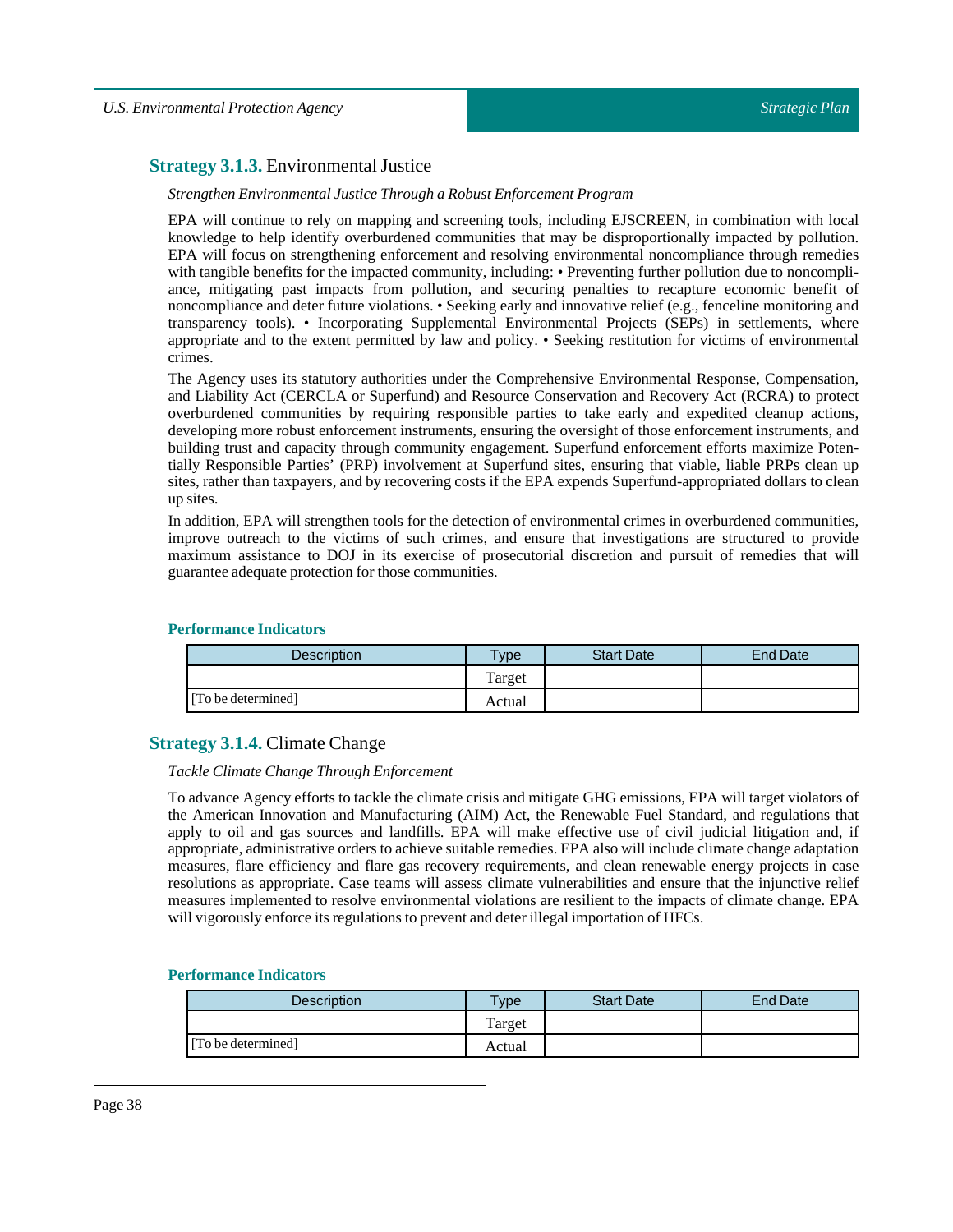## **Strategy 3.1.3.** Environmental Justice

*Strengthen Environmental Justice Through a Robust Enforcement Program*

EPA will continue to rely on mapping and screening tools, including EJSCREEN, in combination with local knowledge to help identify overburdened communities that may be disproportionally impacted by pollution. EPA will focus on strengthening enforcement and resolving environmental noncompliance through remedies with tangible benefits for the impacted community, including: • Preventing further pollution due to noncompliance, mitigating past impacts from pollution, and securing penalties to recapture economic benefit of noncompliance and deter future violations. • Seeking early and innovative relief (e.g., fenceline monitoring and transparency tools). • Incorporating Supplemental Environmental Projects (SEPs) in settlements, where appropriate and to the extent permitted by law and policy. • Seeking restitution for victims of environmental crimes.

The Agency uses its statutory authorities under the Comprehensive Environmental Response, Compensation, and Liability Act (CERCLA or Superfund) and Resource Conservation and Recovery Act (RCRA) to protect overburdened communities by requiring responsible parties to take early and expedited cleanup actions, developing more robust enforcement instruments, ensuring the oversight of those enforcement instruments, and building trust and capacity through community engagement. Superfund enforcement efforts maximize Potentially Responsible Parties' (PRP) involvement at Superfund sites, ensuring that viable, liable PRPs clean up sites, rather than taxpayers, and by recovering costs if the EPA expends Superfund-appropriated dollars to clean up sites.

In addition, EPA will strengthen tools for the detection of environmental crimes in overburdened communities, improve outreach to the victims of such crimes, and ensure that investigations are structured to provide maximum assistance to DOJ in its exercise of prosecutorial discretion and pursuit of remedies that will guarantee adequate protection for those communities.

### Performance Indicators

| Description | Type | Start Date | End Date |
|---|---|---|---|
| [To be determined] | Target | | |
| | Actual | | |

## **Strategy 3.1.4.** Climate Change

*Tackle Climate Change Through Enforcement*

To advance Agency efforts to tackle the climate crisis and mitigate GHG emissions, EPA will target violators of the American Innovation and Manufacturing (AIM) Act, the Renewable Fuel Standard, and regulations that apply to oil and gas sources and landfills. EPA will make effective use of civil judicial litigation and, if appropriate, administrative orders to achieve suitable remedies. EPA also will include climate change adaptation measures, flare efficiency and flare gas recovery requirements, and clean renewable energy projects in case resolutions as appropriate. Case teams will assess climate vulnerabilities and ensure that the injunctive relief measures implemented to resolve environmental violations are resilient to the impacts of climate change. EPA will vigorously enforce its regulations to prevent and deter illegal importation of HFCs.

### Performance Indicators

| Description | Type | Start Date | End Date |
|---|---|---|---|
| [To be determined] | Target | | |
| | Actual | | |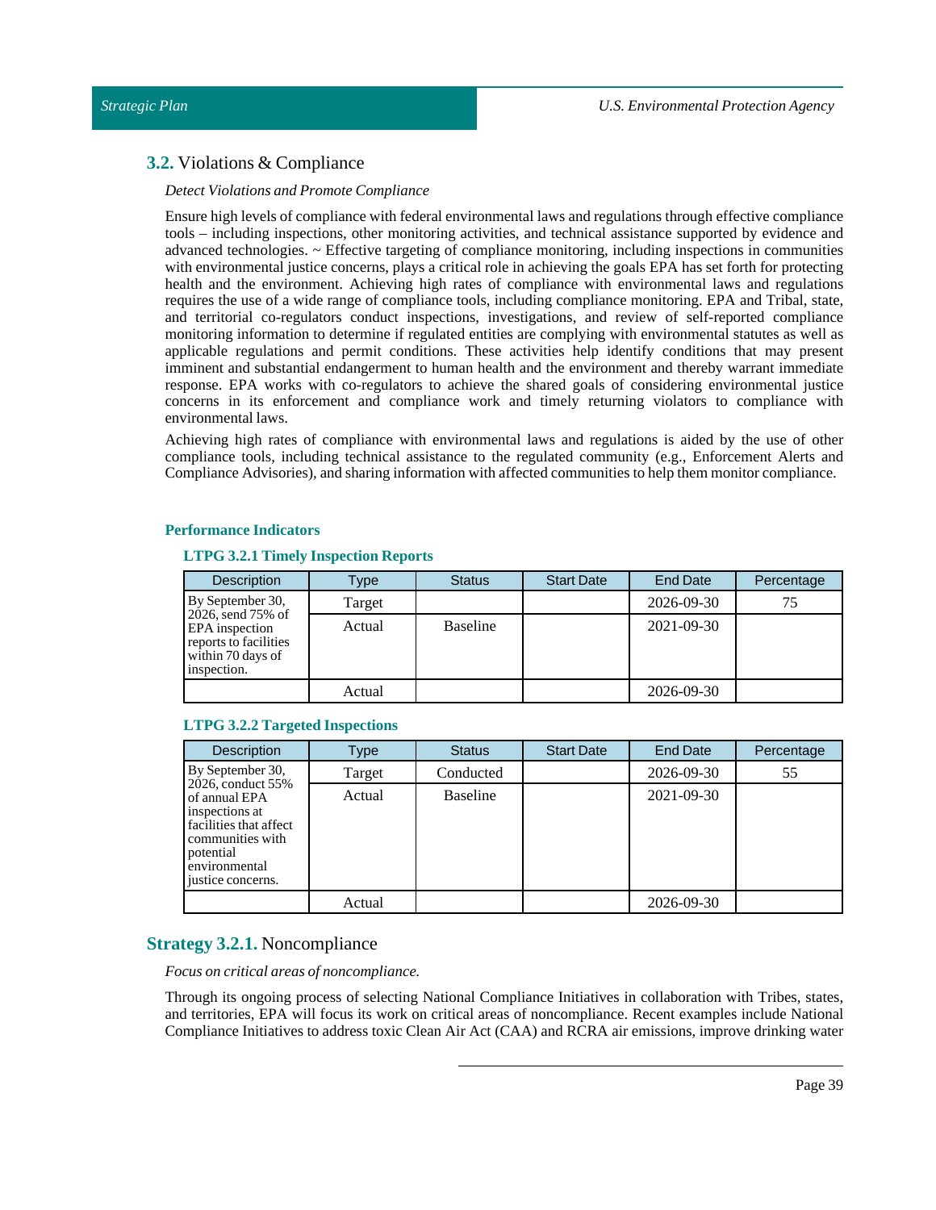## **3.2.** Violations & Compliance

*Detect Violations and Promote Compliance*

Ensure high levels of compliance with federal environmental laws and regulations through effective compliance tools – including inspections, other monitoring activities, and technical assistance supported by evidence and advanced technologies. ~ Effective targeting of compliance monitoring, including inspections in communities with environmental justice concerns, plays a critical role in achieving the goals EPA has set forth for protecting health and the environment. Achieving high rates of compliance with environmental laws and regulations requires the use of a wide range of compliance tools, including compliance monitoring. EPA and Tribal, state, and territorial co-regulators conduct inspections, investigations, and review of self-reported compliance monitoring information to determine if regulated entities are complying with environmental statutes as well as applicable regulations and permit conditions. These activities help identify conditions that may present imminent and substantial endangerment to human health and the environment and thereby warrant immediate response. EPA works with co-regulators to achieve the shared goals of considering environmental justice concerns in its enforcement and compliance work and timely returning violators to compliance with environmental laws.

Achieving high rates of compliance with environmental laws and regulations is aided by the use of other compliance tools, including technical assistance to the regulated community (e.g., Enforcement Alerts and Compliance Advisories), and sharing information with affected communities to help them monitor compliance.

#### Performance Indicators

##### LTPG 3.2.1 Timely Inspection Reports

| Description | Type | Status | Start Date | End Date | Percentage |
|---|---|---|---|---|---|
| By September 30, 2026, send 75% of EPA inspection reports to facilities within 70 days of inspection. | Target | | | 2026-09-30 | 75 |
| | Actual | Baseline | | 2021-09-30 | |
| | Actual | | | 2026-09-30 | |

##### LTPG 3.2.2 Targeted Inspections

| Description | Type | Status | Start Date | End Date | Percentage |
|---|---|---|---|---|---|
| By September 30, 2026, conduct 55% of annual EPA inspections at facilities that affect communities with potential environmental justice concerns. | Target | Conducted | | 2026-09-30 | 55 |
| | Actual | Baseline | | 2021-09-30 | |
| | Actual | | | 2026-09-30 | |

### **Strategy 3.2.1.** Noncompliance

*Focus on critical areas of noncompliance.*

Through its ongoing process of selecting National Compliance Initiatives in collaboration with Tribes, states, and territories, EPA will focus its work on critical areas of noncompliance. Recent examples include National Compliance Initiatives to address toxic Clean Air Act (CAA) and RCRA air emissions, improve drinking water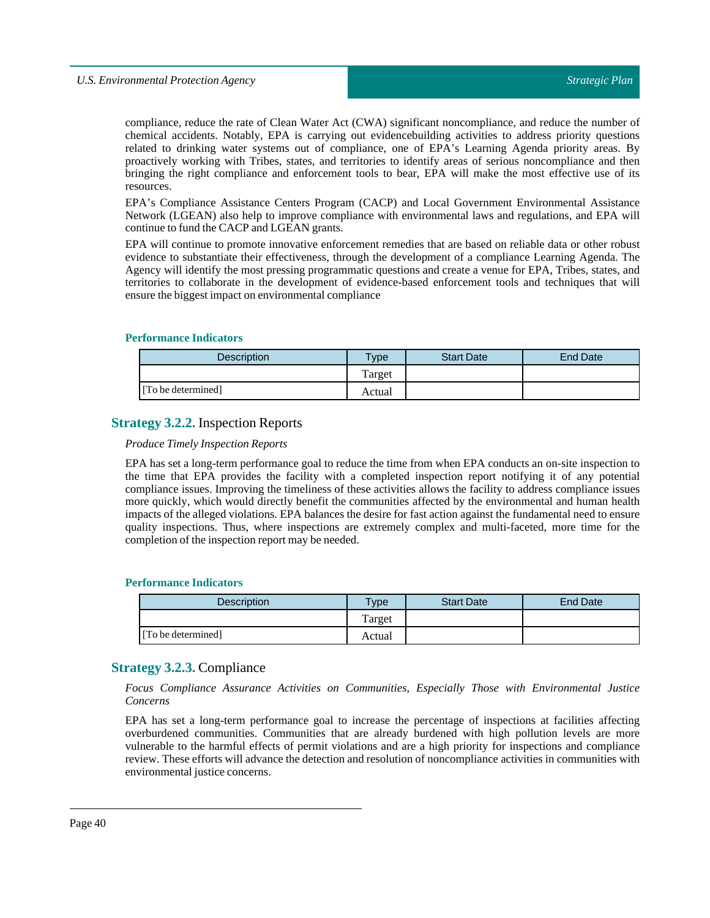compliance, reduce the rate of Clean Water Act (CWA) significant noncompliance, and reduce the number of chemical accidents. Notably, EPA is carrying out evidencebuilding activities to address priority questions related to drinking water systems out of compliance, one of EPA's Learning Agenda priority areas. By proactively working with Tribes, states, and territories to identify areas of serious noncompliance and then bringing the right compliance and enforcement tools to bear, EPA will make the most effective use of its resources.

EPA's Compliance Assistance Centers Program (CACP) and Local Government Environmental Assistance Network (LGEAN) also help to improve compliance with environmental laws and regulations, and EPA will continue to fund the CACP and LGEAN grants.

EPA will continue to promote innovative enforcement remedies that are based on reliable data or other robust evidence to substantiate their effectiveness, through the development of a compliance Learning Agenda. The Agency will identify the most pressing programmatic questions and create a venue for EPA, Tribes, states, and territories to collaborate in the development of evidence-based enforcement tools and techniques that will ensure the biggest impact on environmental compliance

#### Performance Indicators

| Description | Type | Start Date | End Date |
|---|---|---|---|
| | Target | | |
| [To be determined] | Actual | | |

### Strategy 3.2.2. Inspection Reports

*Produce Timely Inspection Reports*

EPA has set a long-term performance goal to reduce the time from when EPA conducts an on-site inspection to the time that EPA provides the facility with a completed inspection report notifying it of any potential compliance issues. Improving the timeliness of these activities allows the facility to address compliance issues more quickly, which would directly benefit the communities affected by the environmental and human health impacts of the alleged violations. EPA balances the desire for fast action against the fundamental need to ensure quality inspections. Thus, where inspections are extremely complex and multi-faceted, more time for the completion of the inspection report may be needed.

#### Performance Indicators

| Description | Type | Start Date | End Date |
|---|---|---|---|
| | Target | | |
| [To be determined] | Actual | | |

### Strategy 3.2.3. Compliance

*Focus Compliance Assurance Activities on Communities, Especially Those with Environmental Justice Concerns*

EPA has set a long-term performance goal to increase the percentage of inspections at facilities affecting overburdened communities. Communities that are already burdened with high pollution levels are more vulnerable to the harmful effects of permit violations and are a high priority for inspections and compliance review. These efforts will advance the detection and resolution of noncompliance activities in communities with environmental justice concerns.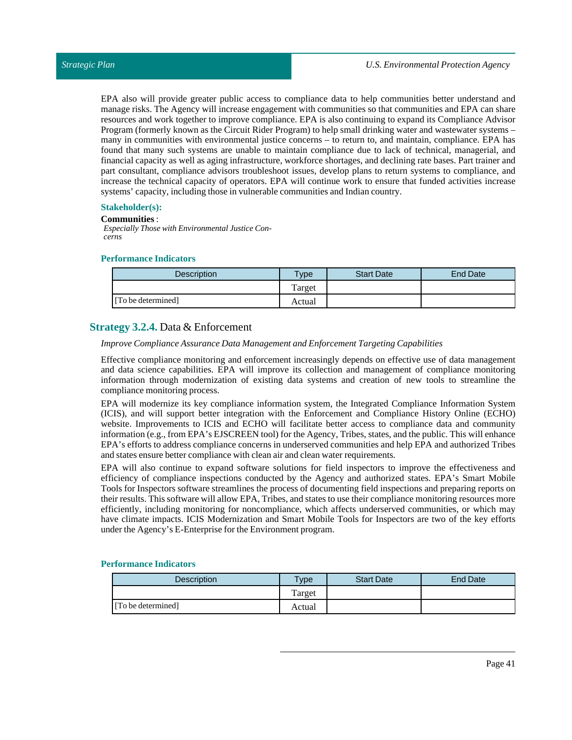EPA also will provide greater public access to compliance data to help communities better understand and manage risks. The Agency will increase engagement with communities so that communities and EPA can share resources and work together to improve compliance. EPA is also continuing to expand its Compliance Advisor Program (formerly known as the Circuit Rider Program) to help small drinking water and wastewater systems – many in communities with environmental justice concerns – to return to, and maintain, compliance. EPA has found that many such systems are unable to maintain compliance due to lack of technical, managerial, and financial capacity as well as aging infrastructure, workforce shortages, and declining rate bases. Part trainer and part consultant, compliance advisors troubleshoot issues, develop plans to return systems to compliance, and increase the technical capacity of operators. EPA will continue work to ensure that funded activities increase systems' capacity, including those in vulnerable communities and Indian country.

**Stakeholder(s):**

**Communities** :
*Especially Those with Environmental Justice Concerns*

**Performance Indicators**

| Description | Type | Start Date | End Date |
|---|---|---|---|
| | Target | | |
| [To be determined] | Actual | | |

## Strategy 3.2.4. Data & Enforcement

*Improve Compliance Assurance Data Management and Enforcement Targeting Capabilities*

Effective compliance monitoring and enforcement increasingly depends on effective use of data management and data science capabilities. EPA will improve its collection and management of compliance monitoring information through modernization of existing data systems and creation of new tools to streamline the compliance monitoring process.

EPA will modernize its key compliance information system, the Integrated Compliance Information System (ICIS), and will support better integration with the Enforcement and Compliance History Online (ECHO) website. Improvements to ICIS and ECHO will facilitate better access to compliance data and community information (e.g., from EPA's EJSCREEN tool) for the Agency, Tribes, states, and the public. This will enhance EPA's efforts to address compliance concerns in underserved communities and help EPA and authorized Tribes and states ensure better compliance with clean air and clean water requirements.

EPA will also continue to expand software solutions for field inspectors to improve the effectiveness and efficiency of compliance inspections conducted by the Agency and authorized states. EPA's Smart Mobile Tools for Inspectors software streamlines the process of documenting field inspections and preparing reports on their results. This software will allow EPA, Tribes, and states to use their compliance monitoring resources more efficiently, including monitoring for noncompliance, which affects underserved communities, or which may have climate impacts. ICIS Modernization and Smart Mobile Tools for Inspectors are two of the key efforts under the Agency's E-Enterprise for the Environment program.

**Performance Indicators**

| Description | Type | Start Date | End Date |
|---|---|---|---|
| | Target | | |
| [To be determined] | Actual | | |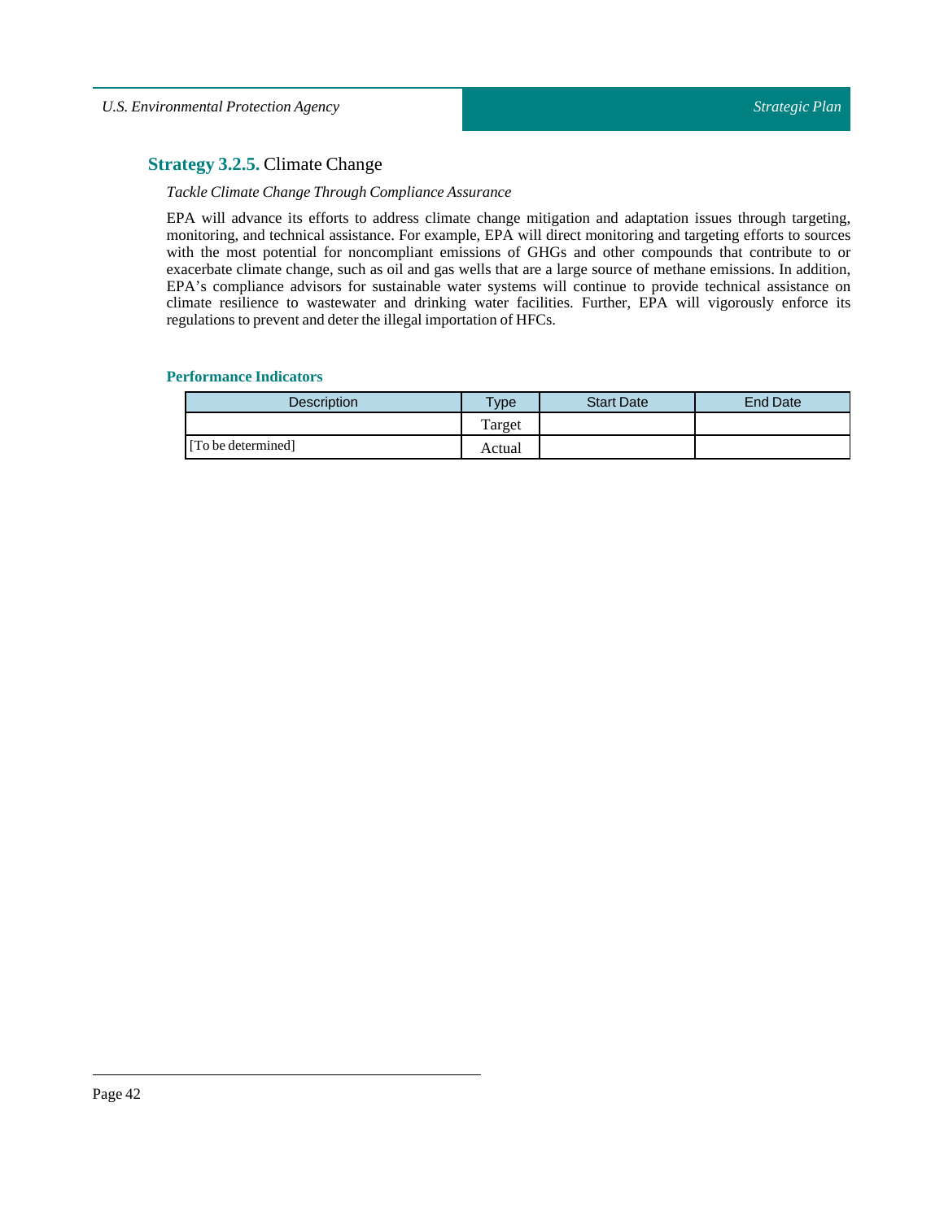## **Strategy 3.2.5.** Climate Change

*Tackle Climate Change Through Compliance Assurance*

EPA will advance its efforts to address climate change mitigation and adaptation issues through targeting, monitoring, and technical assistance. For example, EPA will direct monitoring and targeting efforts to sources with the most potential for noncompliant emissions of GHGs and other compounds that contribute to or exacerbate climate change, such as oil and gas wells that are a large source of methane emissions. In addition, EPA's compliance advisors for sustainable water systems will continue to provide technical assistance on climate resilience to wastewater and drinking water facilities. Further, EPA will vigorously enforce its regulations to prevent and deter the illegal importation of HFCs.

### Performance Indicators

| Description | Type | Start Date | End Date |
|---|---|---|---|
| [To be determined] | Target | | |
| | Actual | | |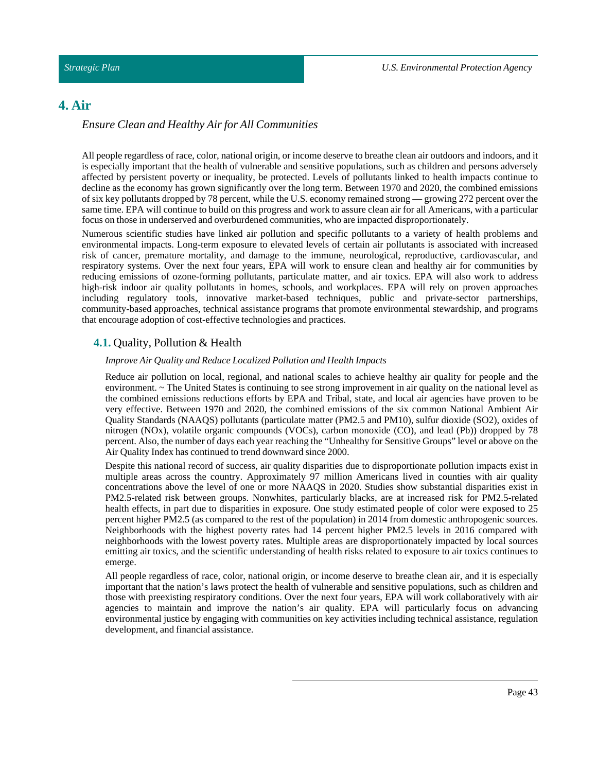# 4. Air

*Ensure Clean and Healthy Air for All Communities*

All people regardless of race, color, national origin, or income deserve to breathe clean air outdoors and indoors, and it is especially important that the health of vulnerable and sensitive populations, such as children and persons adversely affected by persistent poverty or inequality, be protected. Levels of pollutants linked to health impacts continue to decline as the economy has grown significantly over the long term. Between 1970 and 2020, the combined emissions of six key pollutants dropped by 78 percent, while the U.S. economy remained strong — growing 272 percent over the same time. EPA will continue to build on this progress and work to assure clean air for all Americans, with a particular focus on those in underserved and overburdened communities, who are impacted disproportionately.

Numerous scientific studies have linked air pollution and specific pollutants to a variety of health problems and environmental impacts. Long-term exposure to elevated levels of certain air pollutants is associated with increased risk of cancer, premature mortality, and damage to the immune, neurological, reproductive, cardiovascular, and respiratory systems. Over the next four years, EPA will work to ensure clean and healthy air for communities by reducing emissions of ozone-forming pollutants, particulate matter, and air toxics. EPA will also work to address high-risk indoor air quality pollutants in homes, schools, and workplaces. EPA will rely on proven approaches including regulatory tools, innovative market-based techniques, public and private-sector partnerships, community-based approaches, technical assistance programs that promote environmental stewardship, and programs that encourage adoption of cost-effective technologies and practices.

## **4.1.** Quality, Pollution & Health

*Improve Air Quality and Reduce Localized Pollution and Health Impacts*

Reduce air pollution on local, regional, and national scales to achieve healthy air quality for people and the environment. ~ The United States is continuing to see strong improvement in air quality on the national level as the combined emissions reductions efforts by EPA and Tribal, state, and local air agencies have proven to be very effective. Between 1970 and 2020, the combined emissions of the six common National Ambient Air Quality Standards (NAAQS) pollutants (particulate matter (PM2.5 and PM10), sulfur dioxide (SO2), oxides of nitrogen (NOx), volatile organic compounds (VOCs), carbon monoxide (CO), and lead (Pb)) dropped by 78 percent. Also, the number of days each year reaching the "Unhealthy for Sensitive Groups" level or above on the Air Quality Index has continued to trend downward since 2000.

Despite this national record of success, air quality disparities due to disproportionate pollution impacts exist in multiple areas across the country. Approximately 97 million Americans lived in counties with air quality concentrations above the level of one or more NAAQS in 2020. Studies show substantial disparities exist in PM2.5-related risk between groups. Nonwhites, particularly blacks, are at increased risk for PM2.5-related health effects, in part due to disparities in exposure. One study estimated people of color were exposed to 25 percent higher PM2.5 (as compared to the rest of the population) in 2014 from domestic anthropogenic sources. Neighborhoods with the highest poverty rates had 14 percent higher PM2.5 levels in 2016 compared with neighborhoods with the lowest poverty rates. Multiple areas are disproportionately impacted by local sources emitting air toxics, and the scientific understanding of health risks related to exposure to air toxics continues to emerge.

All people regardless of race, color, national origin, or income deserve to breathe clean air, and it is especially important that the nation's laws protect the health of vulnerable and sensitive populations, such as children and those with preexisting respiratory conditions. Over the next four years, EPA will work collaboratively with air agencies to maintain and improve the nation's air quality. EPA will particularly focus on advancing environmental justice by engaging with communities on key activities including technical assistance, regulation development, and financial assistance.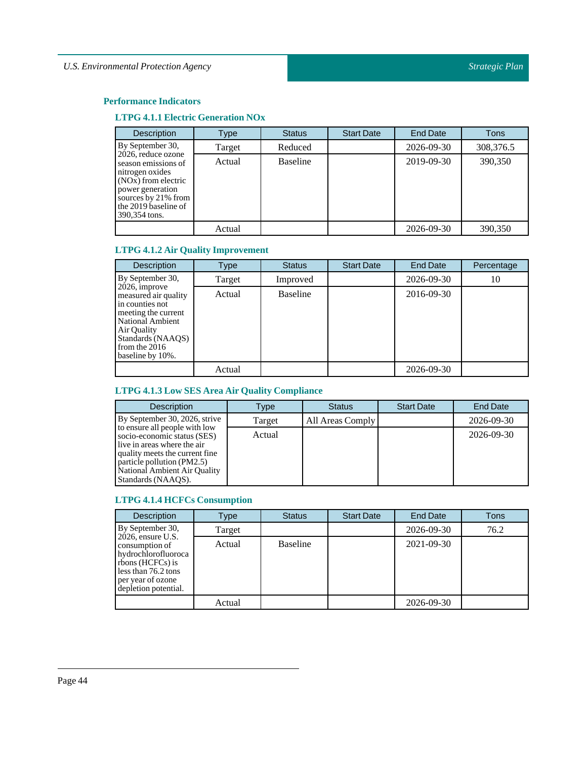### Performance Indicators

#### LTPG 4.1.1 Electric Generation NOx

| Description | Type | Status | Start Date | End Date | Tons |
|---|---|---|---|---|---|
| By September 30, 2026, reduce ozone season emissions of nitrogen oxides (NOx) from electric power generation sources by 21% from the 2019 baseline of 390,354 tons. | Target | Reduced | | 2026-09-30 | 308,376.5 |
| | Actual | Baseline | | 2019-09-30 | 390,350 |
| | Actual | | | 2026-09-30 | 390,350 |

#### LTPG 4.1.2 Air Quality Improvement

| Description | Type | Status | Start Date | End Date | Percentage |
|---|---|---|---|---|---|
| By September 30, 2026, improve measured air quality in counties not meeting the current National Ambient Air Quality Standards (NAAQS) from the 2016 baseline by 10%. | Target | Improved | | 2026-09-30 | 10 |
| | Actual | Baseline | | 2016-09-30 | |
| | Actual | | | 2026-09-30 | |

#### LTPG 4.1.3 Low SES Area Air Quality Compliance

| Description | Type | Status | Start Date | End Date |
|---|---|---|---|---|
| By September 30, 2026, strive to ensure all people with low socio-economic status (SES) live in areas where the air quality meets the current fine particle pollution (PM2.5) National Ambient Air Quality Standards (NAAQS). | Target | All Areas Comply | | 2026-09-30 |
| | Actual | | | 2026-09-30 |

#### LTPG 4.1.4 HCFCs Consumption

| Description | Type | Status | Start Date | End Date | Tons |
|---|---|---|---|---|---|
| By September 30, 2026, ensure U.S. consumption of hydrochlorofluorocarbons (HCFCs) is less than 76.2 tons per year of ozone depletion potential. | Target | | | 2026-09-30 | 76.2 |
| | Actual | Baseline | | 2021-09-30 | |
| | Actual | | | 2026-09-30 | |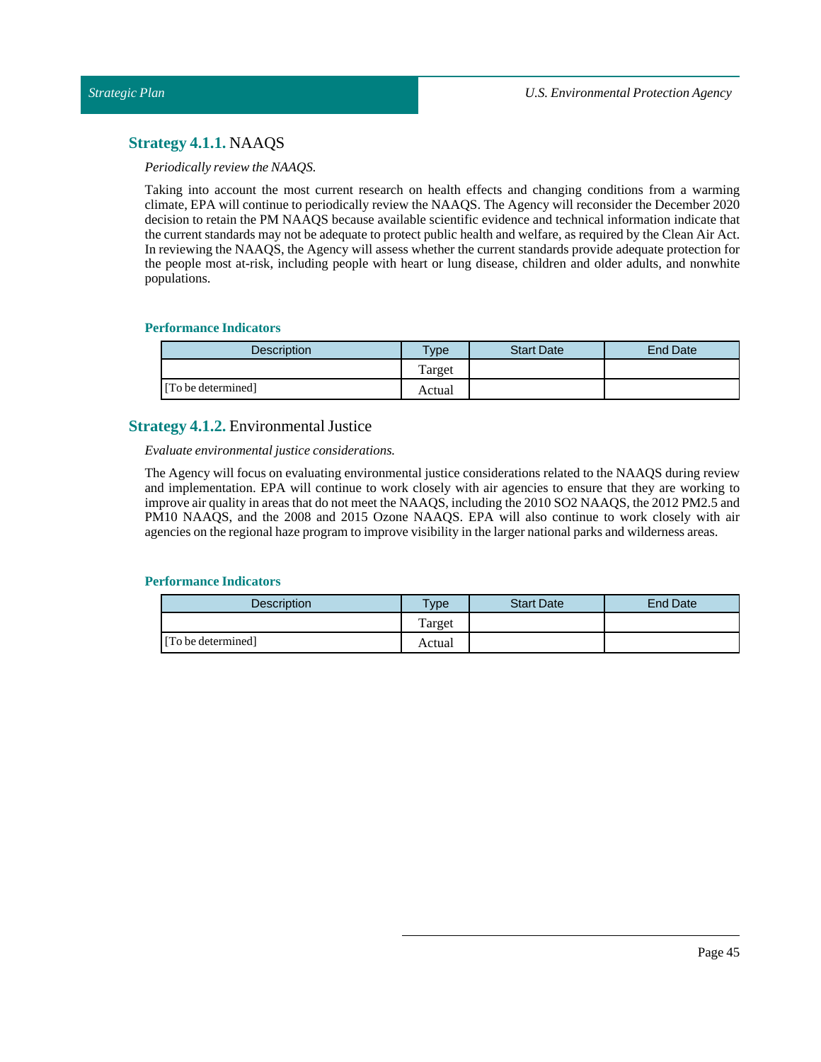## **Strategy 4.1.1.** NAAQS

*Periodically review the NAAQS.*

Taking into account the most current research on health effects and changing conditions from a warming climate, EPA will continue to periodically review the NAAQS. The Agency will reconsider the December 2020 decision to retain the PM NAAQS because available scientific evidence and technical information indicate that the current standards may not be adequate to protect public health and welfare, as required by the Clean Air Act. In reviewing the NAAQS, the Agency will assess whether the current standards provide adequate protection for the people most at-risk, including people with heart or lung disease, children and older adults, and nonwhite populations.

### Performance Indicators

| Description | Type | Start Date | End Date |
|---|---|---|---|
| [To be determined] | Target | | |
| | Actual | | |

## **Strategy 4.1.2.** Environmental Justice

*Evaluate environmental justice considerations.*

The Agency will focus on evaluating environmental justice considerations related to the NAAQS during review and implementation. EPA will continue to work closely with air agencies to ensure that they are working to improve air quality in areas that do not meet the NAAQS, including the 2010 $SO_2$ NAAQS, the 2012 $PM_{2.5}$ and $PM_{10}$ NAAQS, and the 2008 and 2015 Ozone NAAQS. EPA will also continue to work closely with air agencies on the regional haze program to improve visibility in the larger national parks and wilderness areas.

### Performance Indicators

| Description | Type | Start Date | End Date |
|---|---|---|---|
| [To be determined] | Target | | |
| | Actual | | |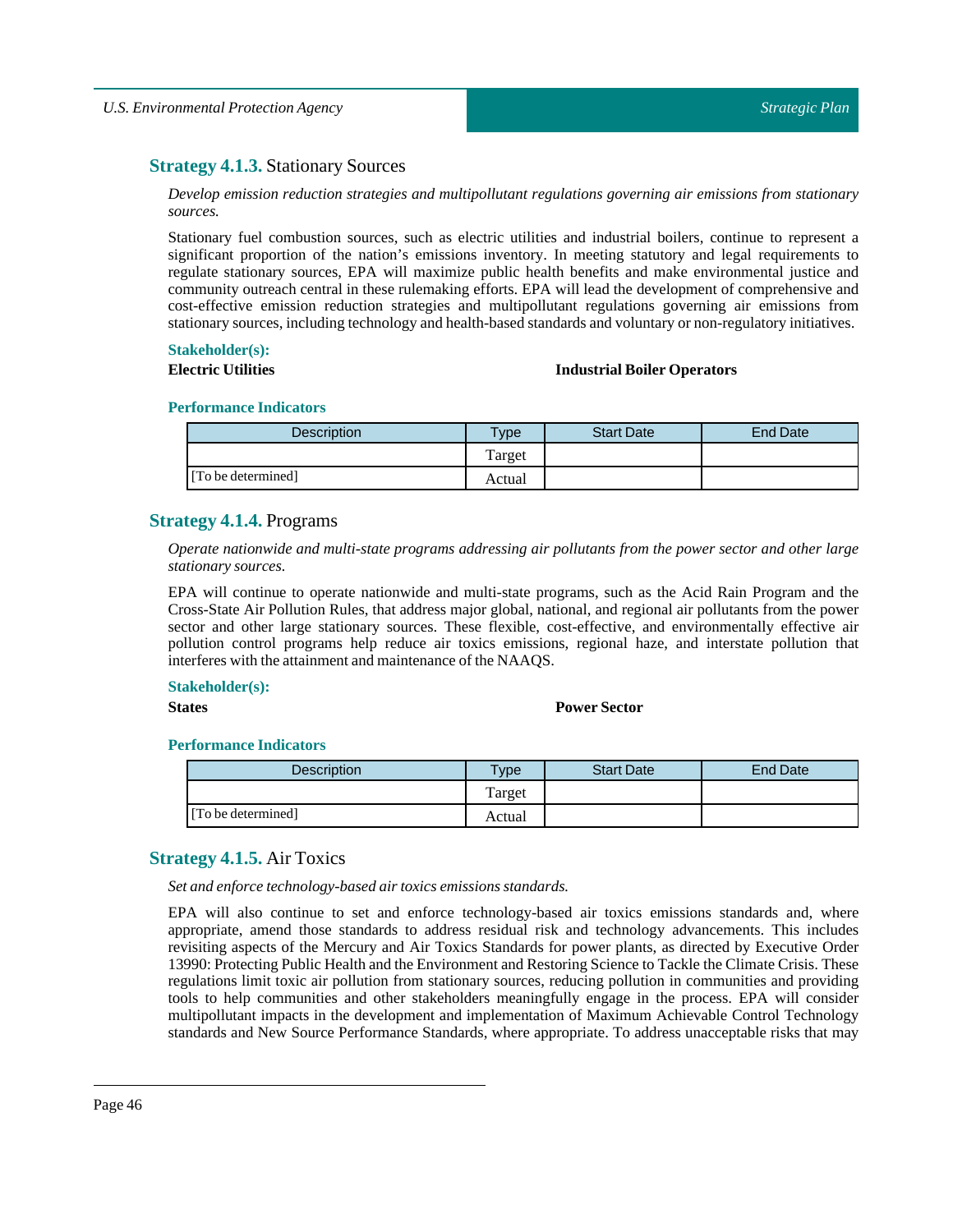### **Strategy 4.1.3.** Stationary Sources

*Develop emission reduction strategies and multipollutant regulations governing air emissions from stationary sources.*

Stationary fuel combustion sources, such as electric utilities and industrial boilers, continue to represent a significant proportion of the nation's emissions inventory. In meeting statutory and legal requirements to regulate stationary sources, EPA will maximize public health benefits and make environmental justice and community outreach central in these rulemaking efforts. EPA will lead the development of comprehensive and cost-effective emission reduction strategies and multipollutant regulations governing air emissions from stationary sources, including technology and health-based standards and voluntary or non-regulatory initiatives.

**Stakeholder(s):**

**Electric Utilities**

**Industrial Boiler Operators**

**Performance Indicators**

| Description | Type | Start Date | End Date |
| --- | --- | --- | --- |
| | Target | | |
| [To be determined] | Actual | | |

### **Strategy 4.1.4.** Programs

*Operate nationwide and multi-state programs addressing air pollutants from the power sector and other large stationary sources.*

EPA will continue to operate nationwide and multi-state programs, such as the Acid Rain Program and the Cross-State Air Pollution Rules, that address major global, national, and regional air pollutants from the power sector and other large stationary sources. These flexible, cost-effective, and environmentally effective air pollution control programs help reduce air toxics emissions, regional haze, and interstate pollution that interferes with the attainment and maintenance of the NAAQS.

**Stakeholder(s):**

**States**

**Power Sector**

**Performance Indicators**

| Description | Type | Start Date | End Date |
| --- | --- | --- | --- |
| | Target | | |
| [To be determined] | Actual | | |

### **Strategy 4.1.5.** Air Toxics

*Set and enforce technology-based air toxics emissions standards.*

EPA will also continue to set and enforce technology-based air toxics emissions standards and, where appropriate, amend those standards to address residual risk and technology advancements. This includes revisiting aspects of the Mercury and Air Toxics Standards for power plants, as directed by Executive Order 13990: Protecting Public Health and the Environment and Restoring Science to Tackle the Climate Crisis. These regulations limit toxic air pollution from stationary sources, reducing pollution in communities and providing tools to help communities and other stakeholders meaningfully engage in the process. EPA will consider multipollutant impacts in the development and implementation of Maximum Achievable Control Technology standards and New Source Performance Standards, where appropriate. To address unacceptable risks that may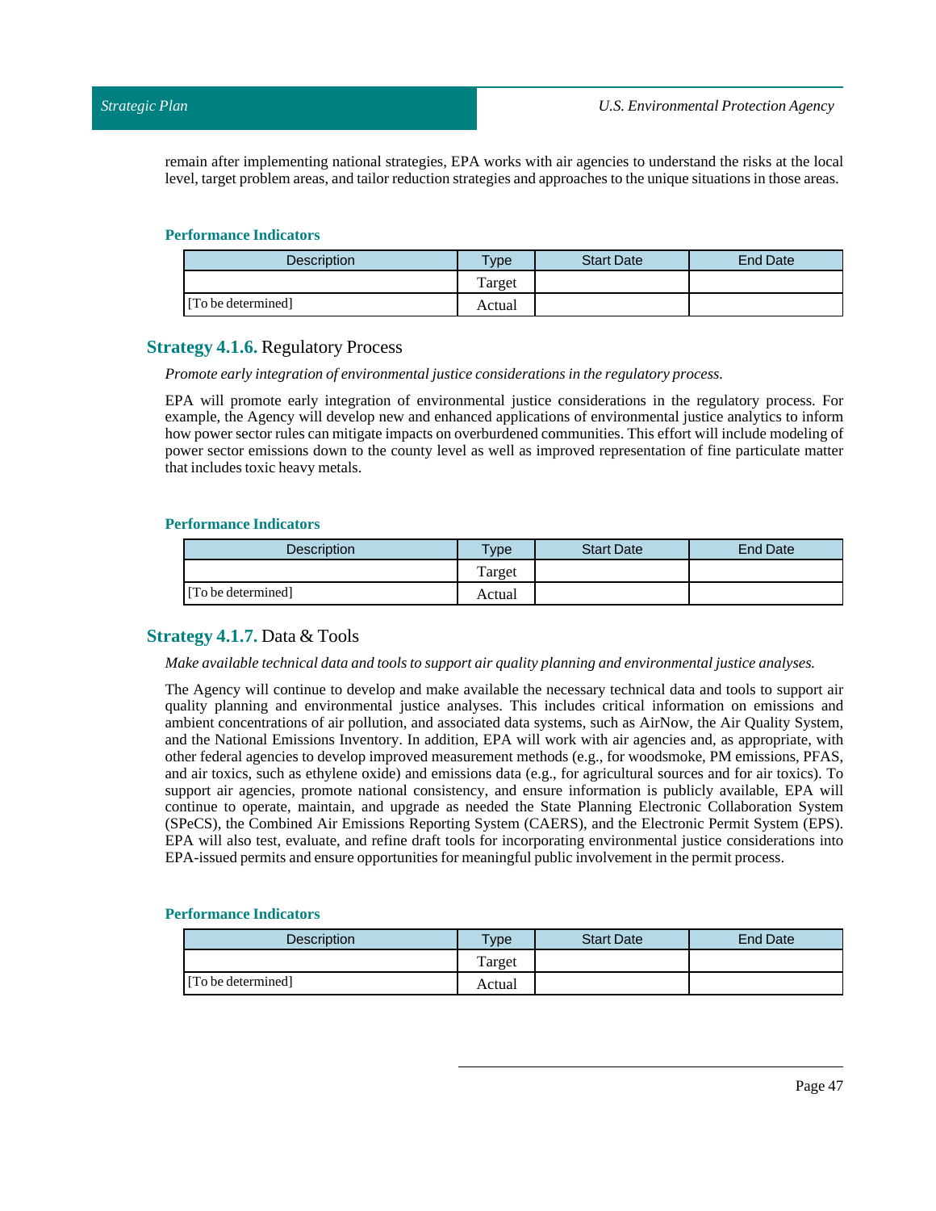remain after implementing national strategies, EPA works with air agencies to understand the risks at the local level, target problem areas, and tailor reduction strategies and approaches to the unique situations in those areas.

#### Performance Indicators

| Description | Type | Start Date | End Date |
|---|---|---|---|
| | Target | | |
| [To be determined] | Actual | | |

### Strategy 4.1.6. Regulatory Process

*Promote early integration of environmental justice considerations in the regulatory process.*

EPA will promote early integration of environmental justice considerations in the regulatory process. For example, the Agency will develop new and enhanced applications of environmental justice analytics to inform how power sector rules can mitigate impacts on overburdened communities. This effort will include modeling of power sector emissions down to the county level as well as improved representation of fine particulate matter that includes toxic heavy metals.

#### Performance Indicators

| Description | Type | Start Date | End Date |
|---|---|---|---|
| | Target | | |
| [To be determined] | Actual | | |

### Strategy 4.1.7. Data & Tools

*Make available technical data and tools to support air quality planning and environmental justice analyses.*

The Agency will continue to develop and make available the necessary technical data and tools to support air quality planning and environmental justice analyses. This includes critical information on emissions and ambient concentrations of air pollution, and associated data systems, such as AirNow, the Air Quality System, and the National Emissions Inventory. In addition, EPA will work with air agencies and, as appropriate, with other federal agencies to develop improved measurement methods (e.g., for woodsmoke, PM emissions, PFAS, and air toxics, such as ethylene oxide) and emissions data (e.g., for agricultural sources and for air toxics). To support air agencies, promote national consistency, and ensure information is publicly available, EPA will continue to operate, maintain, and upgrade as needed the State Planning Electronic Collaboration System (SPeCS), the Combined Air Emissions Reporting System (CAERS), and the Electronic Permit System (EPS). EPA will also test, evaluate, and refine draft tools for incorporating environmental justice considerations into EPA-issued permits and ensure opportunities for meaningful public involvement in the permit process.

#### Performance Indicators

| Description | Type | Start Date | End Date |
|---|---|---|---|
| | Target | | |
| [To be determined] | Actual | | |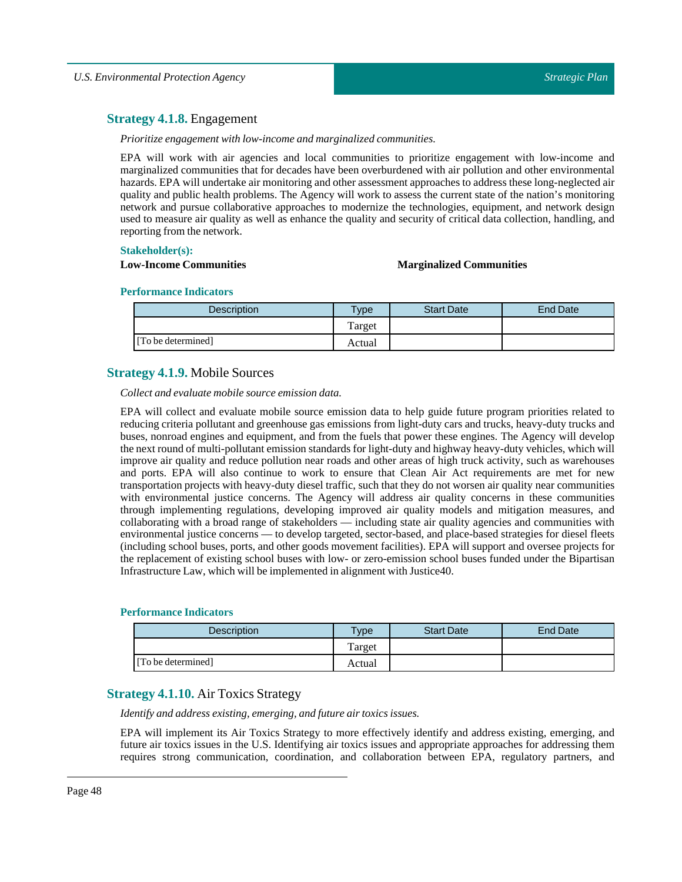### **Strategy 4.1.8.** Engagement

*Prioritize engagement with low-income and marginalized communities.*

EPA will work with air agencies and local communities to prioritize engagement with low-income and marginalized communities that for decades have been overburdened with air pollution and other environmental hazards. EPA will undertake air monitoring and other assessment approaches to address these long-neglected air quality and public health problems. The Agency will work to assess the current state of the nation's monitoring network and pursue collaborative approaches to modernize the technologies, equipment, and network design used to measure air quality as well as enhance the quality and security of critical data collection, handling, and reporting from the network.

**Stakeholder(s):**

**Low-Income Communities**

**Marginalized Communities**

**Performance Indicators**

| Description | Type | Start Date | End Date |
|---|---|---|---|
| | Target | | |
| [To be determined] | Actual | | |

### **Strategy 4.1.9.** Mobile Sources

*Collect and evaluate mobile source emission data.*

EPA will collect and evaluate mobile source emission data to help guide future program priorities related to reducing criteria pollutant and greenhouse gas emissions from light-duty cars and trucks, heavy-duty trucks and buses, nonroad engines and equipment, and from the fuels that power these engines. The Agency will develop the next round of multi-pollutant emission standards for light-duty and highway heavy-duty vehicles, which will improve air quality and reduce pollution near roads and other areas of high truck activity, such as warehouses and ports. EPA will also continue to work to ensure that Clean Air Act requirements are met for new transportation projects with heavy-duty diesel traffic, such that they do not worsen air quality near communities with environmental justice concerns. The Agency will address air quality concerns in these communities through implementing regulations, developing improved air quality models and mitigation measures, and collaborating with a broad range of stakeholders — including state air quality agencies and communities with environmental justice concerns — to develop targeted, sector-based, and place-based strategies for diesel fleets (including school buses, ports, and other goods movement facilities). EPA will support and oversee projects for the replacement of existing school buses with low- or zero-emission school buses funded under the Bipartisan Infrastructure Law, which will be implemented in alignment with Justice40.

**Performance Indicators**

| Description | Type | Start Date | End Date |
|---|---|---|---|
| | Target | | |
| [To be determined] | Actual | | |

### **Strategy 4.1.10.** Air Toxics Strategy

*Identify and address existing, emerging, and future air toxics issues.*

EPA will implement its Air Toxics Strategy to more effectively identify and address existing, emerging, and future air toxics issues in the U.S. Identifying air toxics issues and appropriate approaches for addressing them requires strong communication, coordination, and collaboration between EPA, regulatory partners, and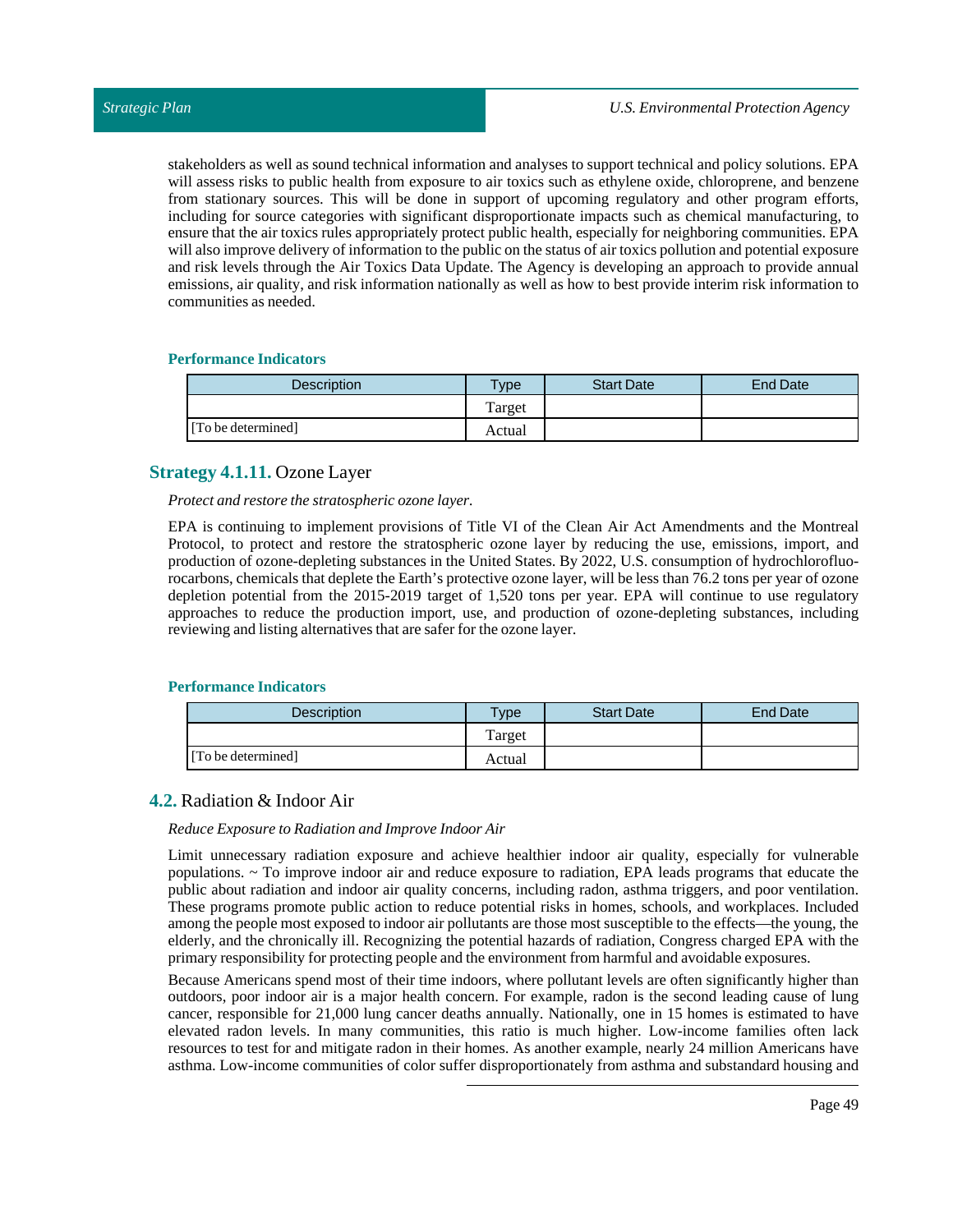stakeholders as well as sound technical information and analyses to support technical and policy solutions. EPA will assess risks to public health from exposure to air toxics such as ethylene oxide, chloroprene, and benzene from stationary sources. This will be done in support of upcoming regulatory and other program efforts, including for source categories with significant disproportionate impacts such as chemical manufacturing, to ensure that the air toxics rules appropriately protect public health, especially for neighboring communities. EPA will also improve delivery of information to the public on the status of air toxics pollution and potential exposure and risk levels through the Air Toxics Data Update. The Agency is developing an approach to provide annual emissions, air quality, and risk information nationally as well as how to best provide interim risk information to communities as needed.

#### Performance Indicators

| Description | Type | Start Date | End Date |
|---|---|---|---|
| | Target | | |
| [To be determined] | Actual | | |

### Strategy 4.1.11. Ozone Layer

*Protect and restore the stratospheric ozone layer.*

EPA is continuing to implement provisions of Title VI of the Clean Air Act Amendments and the Montreal Protocol, to protect and restore the stratospheric ozone layer by reducing the use, emissions, import, and production of ozone-depleting substances in the United States. By 2022, U.S. consumption of hydrochlorofluorocarbons, chemicals that deplete the Earth's protective ozone layer, will be less than 76.2 tons per year of ozone depletion potential from the 2015-2019 target of 1,520 tons per year. EPA will continue to use regulatory approaches to reduce the production import, use, and production of ozone-depleting substances, including reviewing and listing alternatives that are safer for the ozone layer.

#### Performance Indicators

| Description | Type | Start Date | End Date |
|---|---|---|---|
| | Target | | |
| [To be determined] | Actual | | |

## 4.2. Radiation & Indoor Air

*Reduce Exposure to Radiation and Improve Indoor Air*

Limit unnecessary radiation exposure and achieve healthier indoor air quality, especially for vulnerable populations. ~ To improve indoor air and reduce exposure to radiation, EPA leads programs that educate the public about radiation and indoor air quality concerns, including radon, asthma triggers, and poor ventilation. These programs promote public action to reduce potential risks in homes, schools, and workplaces. Included among the people most exposed to indoor air pollutants are those most susceptible to the effects—the young, the elderly, and the chronically ill. Recognizing the potential hazards of radiation, Congress charged EPA with the primary responsibility for protecting people and the environment from harmful and avoidable exposures.

Because Americans spend most of their time indoors, where pollutant levels are often significantly higher than outdoors, poor indoor air is a major health concern. For example, radon is the second leading cause of lung cancer, responsible for 21,000 lung cancer deaths annually. Nationally, one in 15 homes is estimated to have elevated radon levels. In many communities, this ratio is much higher. Low-income families often lack resources to test for and mitigate radon in their homes. As another example, nearly 24 million Americans have asthma. Low-income communities of color suffer disproportionately from asthma and substandard housing and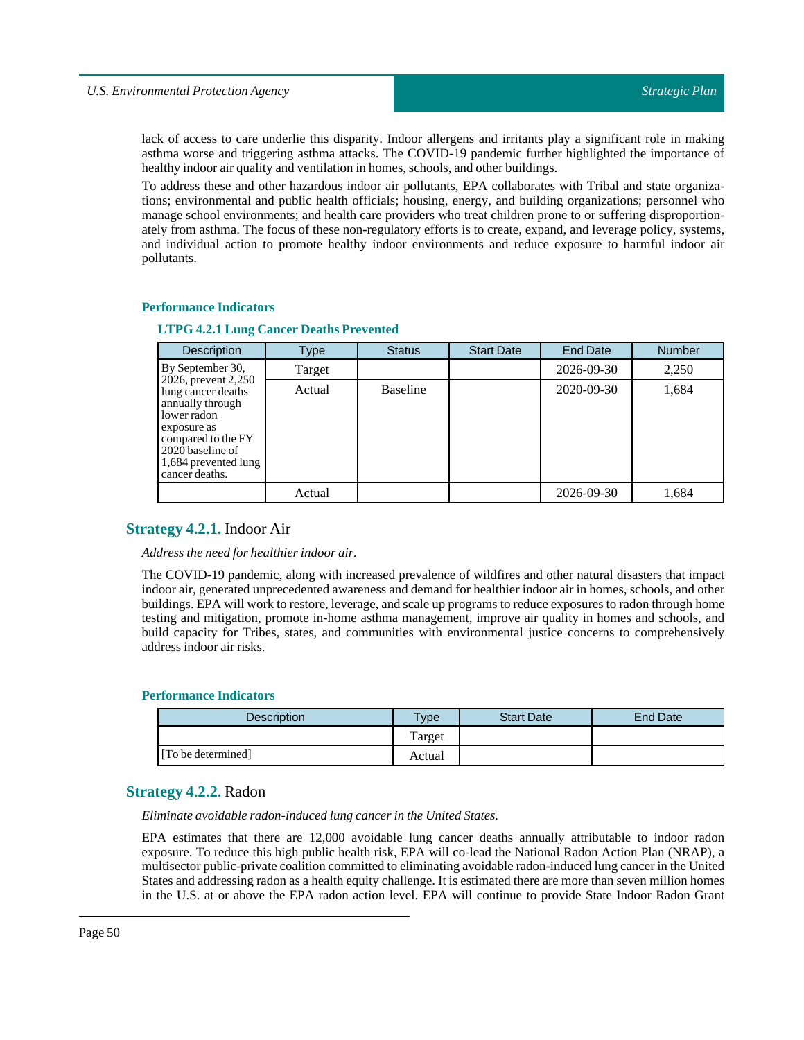lack of access to care underlie this disparity. Indoor allergens and irritants play a significant role in making asthma worse and triggering asthma attacks. The COVID-19 pandemic further highlighted the importance of healthy indoor air quality and ventilation in homes, schools, and other buildings.

To address these and other hazardous indoor air pollutants, EPA collaborates with Tribal and state organizations; environmental and public health officials; housing, energy, and building organizations; personnel who manage school environments; and health care providers who treat children prone to or suffering disproportionately from asthma. The focus of these non-regulatory efforts is to create, expand, and leverage policy, systems, and individual action to promote healthy indoor environments and reduce exposure to harmful indoor air pollutants.

#### Performance Indicators

##### LTPG 4.2.1 Lung Cancer Deaths Prevented

| Description | Type | Status | Start Date | End Date | Number |
|---|---|---|---|---|---|
| By September 30, 2026, prevent 2,250 lung cancer deaths annually through lower radon exposure as compared to the FY 2020 baseline of 1,684 prevented lung cancer deaths. | Target | | | 2026-09-30 | 2,250 |
| | Actual | Baseline | | 2020-09-30 | 1,684 |
| | Actual | | | 2026-09-30 | 1,684 |

### Strategy 4.2.1. Indoor Air

*Address the need for healthier indoor air.*

The COVID-19 pandemic, along with increased prevalence of wildfires and other natural disasters that impact indoor air, generated unprecedented awareness and demand for healthier indoor air in homes, schools, and other buildings. EPA will work to restore, leverage, and scale up programs to reduce exposures to radon through home testing and mitigation, promote in-home asthma management, improve air quality in homes and schools, and build capacity for Tribes, states, and communities with environmental justice concerns to comprehensively address indoor air risks.

#### Performance Indicators

| Description | Type | Start Date | End Date |
|---|---|---|---|
| | Target | | |
| [To be determined] | Actual | | |

### Strategy 4.2.2. Radon

*Eliminate avoidable radon-induced lung cancer in the United States.*

EPA estimates that there are 12,000 avoidable lung cancer deaths annually attributable to indoor radon exposure. To reduce this high public health risk, EPA will co-lead the National Radon Action Plan (NRAP), a multisector public-private coalition committed to eliminating avoidable radon-induced lung cancer in the United States and addressing radon as a health equity challenge. It is estimated there are more than seven million homes in the U.S. at or above the EPA radon action level. EPA will continue to provide State Indoor Radon Grant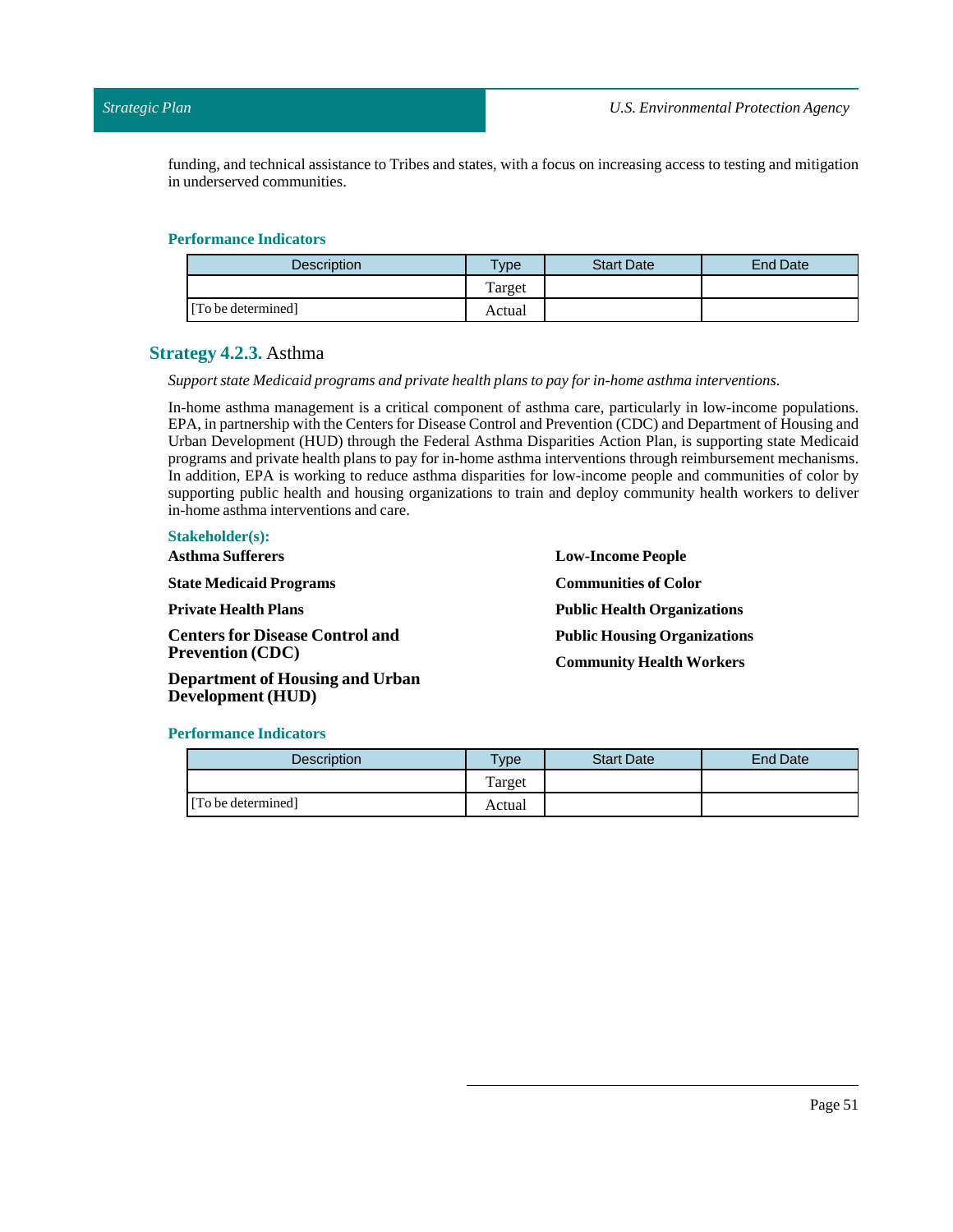funding, and technical assistance to Tribes and states, with a focus on increasing access to testing and mitigation in underserved communities.

#### Performance Indicators

| Description | Type | Start Date | End Date |
|---|---|---|---|
| | Target | | |
| [To be determined] | Actual | | |

### Strategy 4.2.3. Asthma

*Support state Medicaid programs and private health plans to pay for in-home asthma interventions.*

In-home asthma management is a critical component of asthma care, particularly in low-income populations. EPA, in partnership with the Centers for Disease Control and Prevention (CDC) and Department of Housing and Urban Development (HUD) through the Federal Asthma Disparities Action Plan, is supporting state Medicaid programs and private health plans to pay for in-home asthma interventions through reimbursement mechanisms. In addition, EPA is working to reduce asthma disparities for low-income people and communities of color by supporting public health and housing organizations to train and deploy community health workers to deliver in-home asthma interventions and care.

#### Stakeholder(s):

**Asthma Sufferers**

**State Medicaid Programs**

**Private Health Plans**

**Centers for Disease Control and Prevention (CDC)**

**Department of Housing and Urban Development (HUD)**

**Low-Income People**

**Communities of Color**

**Public Health Organizations**

**Public Housing Organizations**

**Community Health Workers**

#### Performance Indicators

| Description | Type | Start Date | End Date |
|---|---|---|---|
| | Target | | |
| [To be determined] | Actual | | |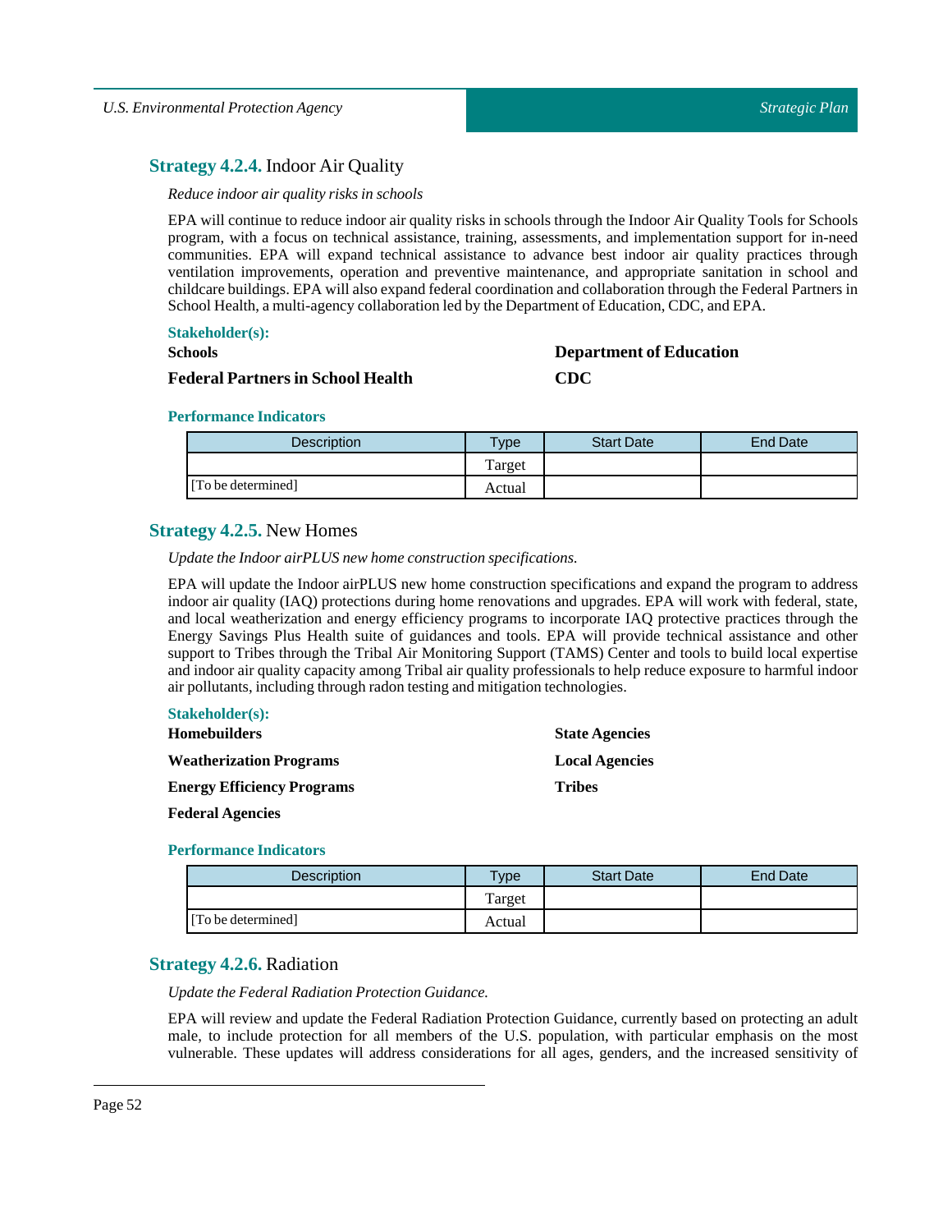### **Strategy 4.2.4.** Indoor Air Quality

*Reduce indoor air quality risks in schools*

EPA will continue to reduce indoor air quality risks in schools through the Indoor Air Quality Tools for Schools program, with a focus on technical assistance, training, assessments, and implementation support for in-need communities. EPA will expand technical assistance to advance best indoor air quality practices through ventilation improvements, operation and preventive maintenance, and appropriate sanitation in school and childcare buildings. EPA will also expand federal coordination and collaboration through the Federal Partners in School Health, a multi-agency collaboration led by the Department of Education, CDC, and EPA.

**Stakeholder(s):**

**Schools**

**Department of Education**

**Federal Partners in School Health**

**CDC**

**Performance Indicators**

| Description | Type | Start Date | End Date |
|---|---|---|---|
| | Target | | |
| [To be determined] | Actual | | |

### **Strategy 4.2.5.** New Homes

*Update the Indoor airPLUS new home construction specifications.*

EPA will update the Indoor airPLUS new home construction specifications and expand the program to address indoor air quality (IAQ) protections during home renovations and upgrades. EPA will work with federal, state, and local weatherization and energy efficiency programs to incorporate IAQ protective practices through the Energy Savings Plus Health suite of guidances and tools. EPA will provide technical assistance and other support to Tribes through the Tribal Air Monitoring Support (TAMS) Center and tools to build local expertise and indoor air quality capacity among Tribal air quality professionals to help reduce exposure to harmful indoor air pollutants, including through radon testing and mitigation technologies.

**Stakeholder(s):**

**Homebuilders**

**State Agencies**

**Weatherization Programs**

**Local Agencies**

**Energy Efficiency Programs**

**Tribes**

**Federal Agencies**

**Performance Indicators**

| Description | Type | Start Date | End Date |
|---|---|---|---|
| | Target | | |
| [To be determined] | Actual | | |

### **Strategy 4.2.6.** Radiation

*Update the Federal Radiation Protection Guidance.*

EPA will review and update the Federal Radiation Protection Guidance, currently based on protecting an adult male, to include protection for all members of the U.S. population, with particular emphasis on the most vulnerable. These updates will address considerations for all ages, genders, and the increased sensitivity of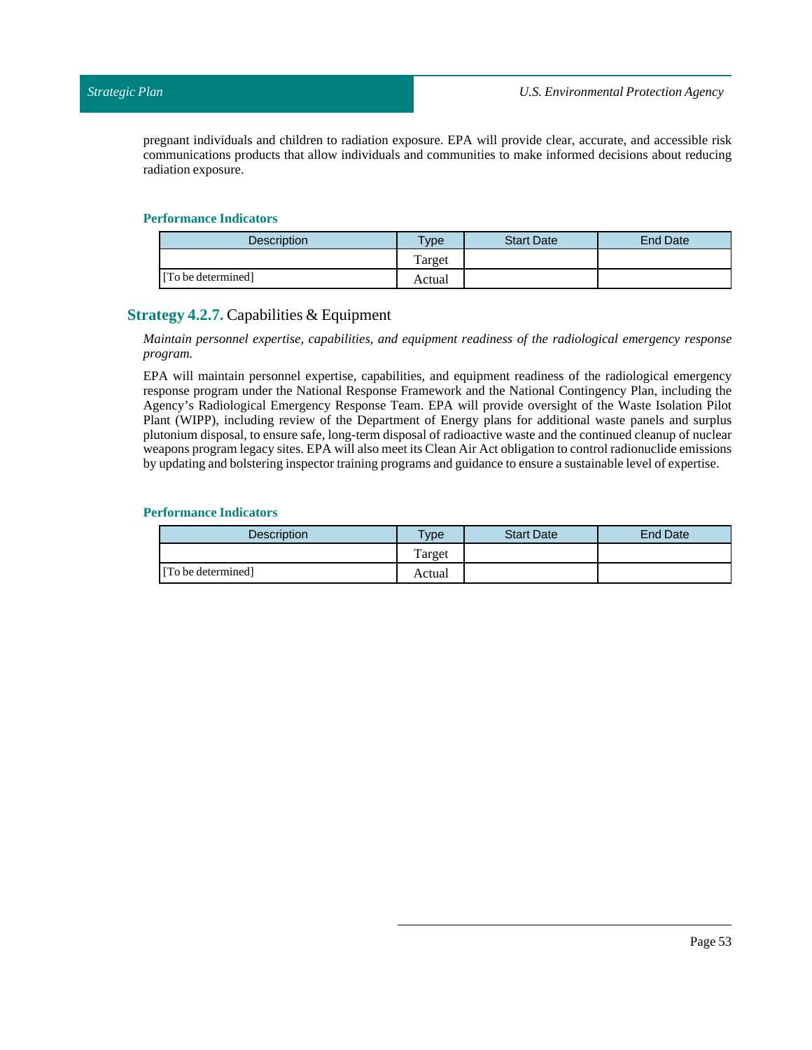pregnant individuals and children to radiation exposure. EPA will provide clear, accurate, and accessible risk communications products that allow individuals and communities to make informed decisions about reducing radiation exposure.

#### Performance Indicators

| Description | Type | Start Date | End Date |
|---|---|---|---|
| | Target | | |
| [To be determined] | Actual | | |

### **Strategy 4.2.7.** Capabilities & Equipment

*Maintain personnel expertise, capabilities, and equipment readiness of the radiological emergency response program.*

EPA will maintain personnel expertise, capabilities, and equipment readiness of the radiological emergency response program under the National Response Framework and the National Contingency Plan, including the Agency's Radiological Emergency Response Team. EPA will provide oversight of the Waste Isolation Pilot Plant (WIPP), including review of the Department of Energy plans for additional waste panels and surplus plutonium disposal, to ensure safe, long-term disposal of radioactive waste and the continued cleanup of nuclear weapons program legacy sites. EPA will also meet its Clean Air Act obligation to control radionuclide emissions by updating and bolstering inspector training programs and guidance to ensure a sustainable level of expertise.

#### Performance Indicators

| Description | Type | Start Date | End Date |
|---|---|---|---|
| | Target | | |
| [To be determined] | Actual | | |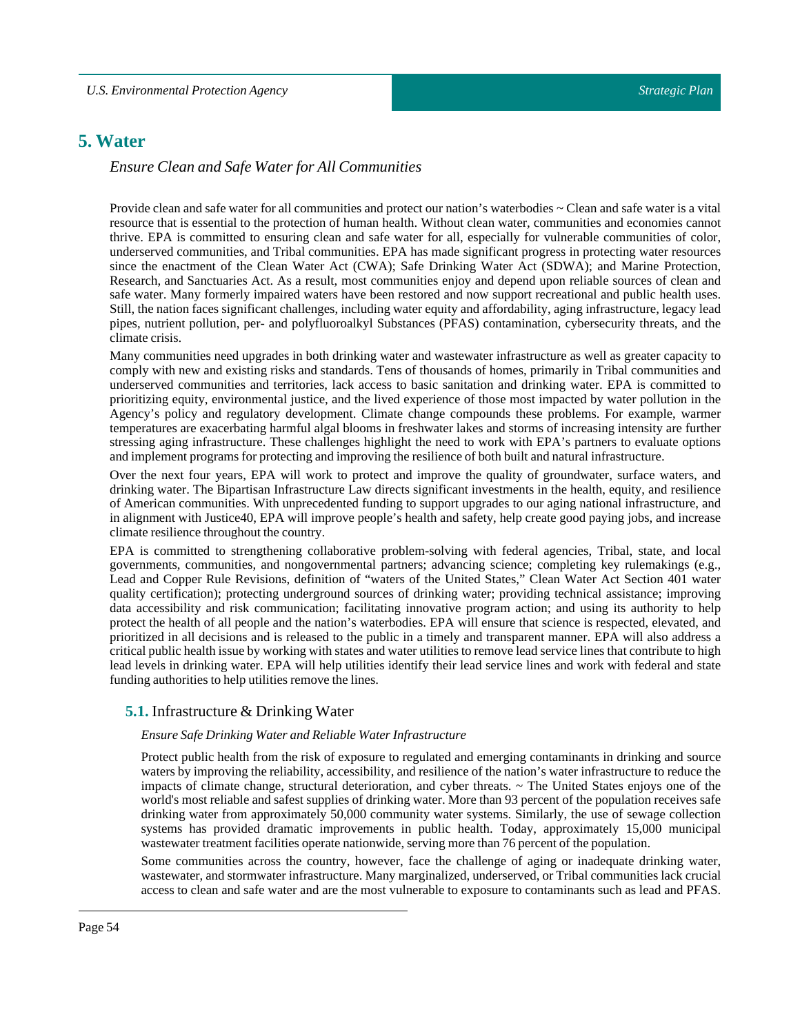# 5. Water

*Ensure Clean and Safe Water for All Communities*

Provide clean and safe water for all communities and protect our nation's waterbodies ~ Clean and safe water is a vital resource that is essential to the protection of human health. Without clean water, communities and economies cannot thrive. EPA is committed to ensuring clean and safe water for all, especially for vulnerable communities of color, underserved communities, and Tribal communities. EPA has made significant progress in protecting water resources since the enactment of the Clean Water Act (CWA); Safe Drinking Water Act (SDWA); and Marine Protection, Research, and Sanctuaries Act. As a result, most communities enjoy and depend upon reliable sources of clean and safe water. Many formerly impaired waters have been restored and now support recreational and public health uses. Still, the nation faces significant challenges, including water equity and affordability, aging infrastructure, legacy lead pipes, nutrient pollution, per- and polyfluoroalkyl Substances (PFAS) contamination, cybersecurity threats, and the climate crisis.

Many communities need upgrades in both drinking water and wastewater infrastructure as well as greater capacity to comply with new and existing risks and standards. Tens of thousands of homes, primarily in Tribal communities and underserved communities and territories, lack access to basic sanitation and drinking water. EPA is committed to prioritizing equity, environmental justice, and the lived experience of those most impacted by water pollution in the Agency's policy and regulatory development. Climate change compounds these problems. For example, warmer temperatures are exacerbating harmful algal blooms in freshwater lakes and storms of increasing intensity are further stressing aging infrastructure. These challenges highlight the need to work with EPA's partners to evaluate options and implement programs for protecting and improving the resilience of both built and natural infrastructure.

Over the next four years, EPA will work to protect and improve the quality of groundwater, surface waters, and drinking water. The Bipartisan Infrastructure Law directs significant investments in the health, equity, and resilience of American communities. With unprecedented funding to support upgrades to our aging national infrastructure, and in alignment with Justice40, EPA will improve people's health and safety, help create good paying jobs, and increase climate resilience throughout the country.

EPA is committed to strengthening collaborative problem-solving with federal agencies, Tribal, state, and local governments, communities, and nongovernmental partners; advancing science; completing key rulemakings (e.g., Lead and Copper Rule Revisions, definition of "waters of the United States," Clean Water Act Section 401 water quality certification); protecting underground sources of drinking water; providing technical assistance; improving data accessibility and risk communication; facilitating innovative program action; and using its authority to help protect the health of all people and the nation's waterbodies. EPA will ensure that science is respected, elevated, and prioritized in all decisions and is released to the public in a timely and transparent manner. EPA will also address a critical public health issue by working with states and water utilities to remove lead service lines that contribute to high lead levels in drinking water. EPA will help utilities identify their lead service lines and work with federal and state funding authorities to help utilities remove the lines.

## 5.1. Infrastructure & Drinking Water

*Ensure Safe Drinking Water and Reliable Water Infrastructure*

Protect public health from the risk of exposure to regulated and emerging contaminants in drinking and source waters by improving the reliability, accessibility, and resilience of the nation's water infrastructure to reduce the impacts of climate change, structural deterioration, and cyber threats. ~ The United States enjoys one of the world's most reliable and safest supplies of drinking water. More than 93 percent of the population receives safe drinking water from approximately 50,000 community water systems. Similarly, the use of sewage collection systems has provided dramatic improvements in public health. Today, approximately 15,000 municipal wastewater treatment facilities operate nationwide, serving more than 76 percent of the population.

Some communities across the country, however, face the challenge of aging or inadequate drinking water, wastewater, and stormwater infrastructure. Many marginalized, underserved, or Tribal communities lack crucial access to clean and safe water and are the most vulnerable to exposure to contaminants such as lead and PFAS.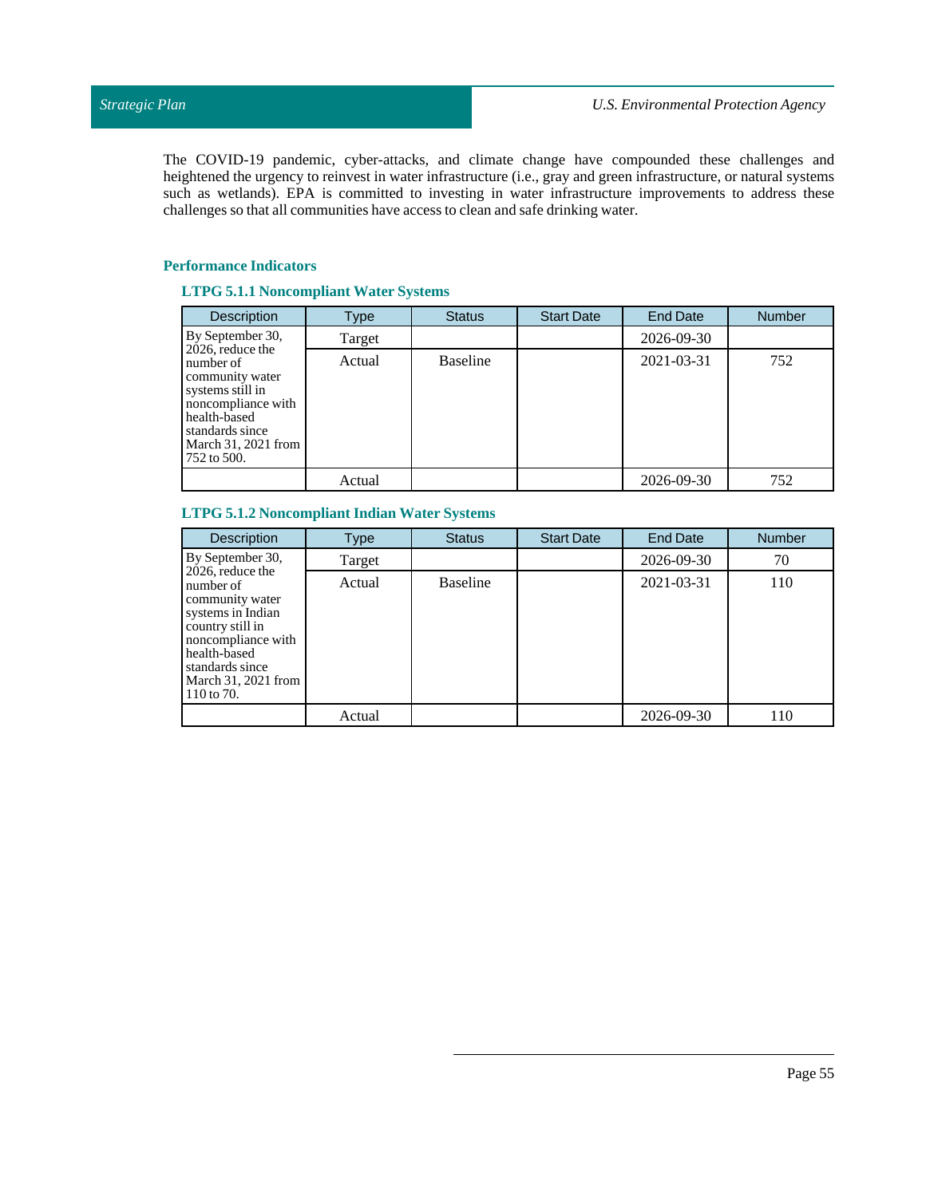The COVID-19 pandemic, cyber-attacks, and climate change have compounded these challenges and heightened the urgency to reinvest in water infrastructure (i.e., gray and green infrastructure, or natural systems such as wetlands). EPA is committed to investing in water infrastructure improvements to address these challenges so that all communities have access to clean and safe drinking water.

### Performance Indicators

#### LTPG 5.1.1 Noncompliant Water Systems

| Description | Type | Status | Start Date | End Date | Number |
|---|---|---|---|---|---|
| By September 30, 2026, reduce the number of community water systems still in noncompliance with health-based standards since March 31, 2021 from 752 to 500. | Target | | | 2026-09-30 | |
| | Actual | Baseline | | 2021-03-31 | 752 |
| | Actual | | | 2026-09-30 | 752 |

#### LTPG 5.1.2 Noncompliant Indian Water Systems

| Description | Type | Status | Start Date | End Date | Number |
|---|---|---|---|---|---|
| By September 30, 2026, reduce the number of community water systems in Indian country still in noncompliance with health-based standards since March 31, 2021 from 110 to 70. | Target | | | 2026-09-30 | 70 |
| | Actual | Baseline | | 2021-03-31 | 110 |
| | Actual | | | 2026-09-30 | 110 |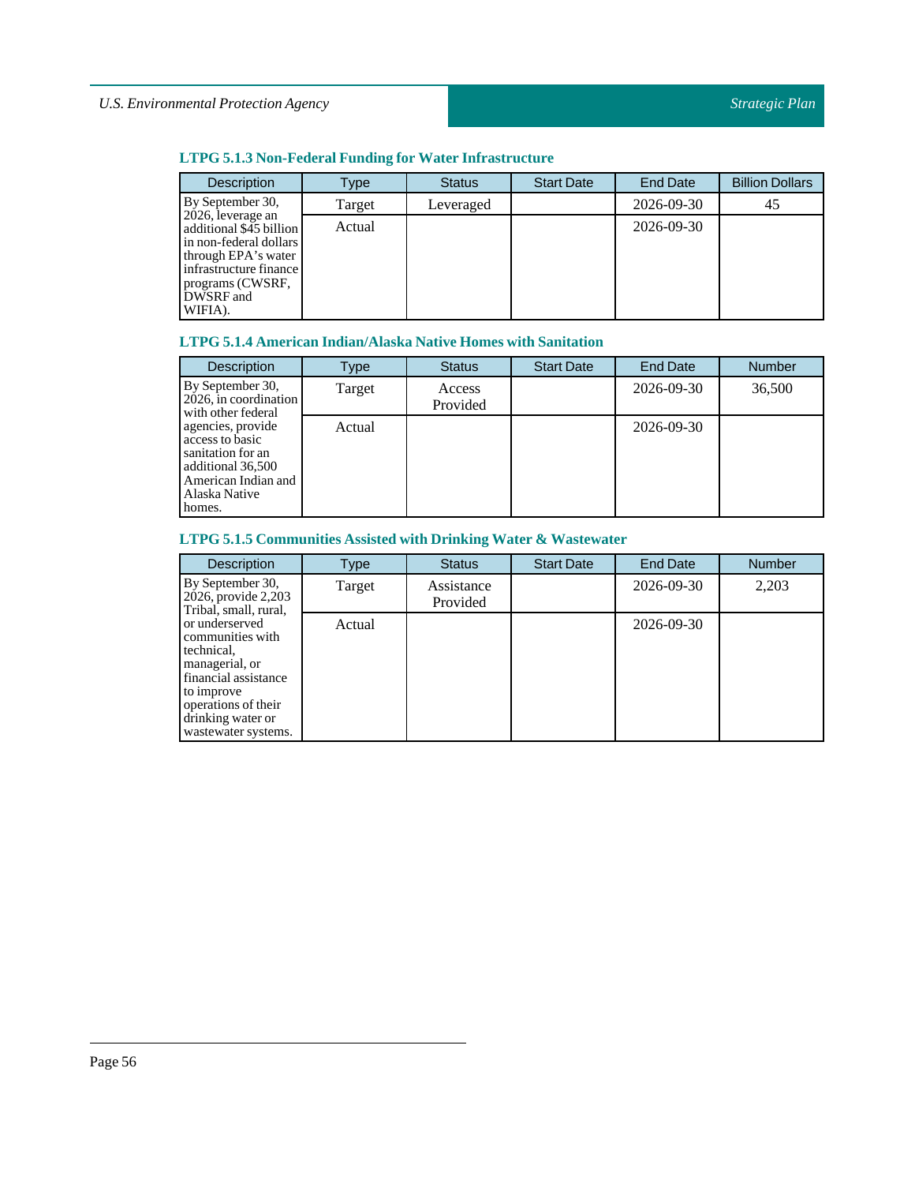### LTPG 5.1.3 Non-Federal Funding for Water Infrastructure

| Description | Type | Status | Start Date | End Date | Billion Dollars |
|---|---|---|---|---|---|
| By September 30, 2026, leverage an additional $45 billion in non-federal dollars through EPA's water infrastructure finance programs (CWSRF, DWSRF and WIFIA). | Target | Leveraged | | 2026-09-30 | 45 |
| | Actual | | | 2026-09-30 | |

### LTPG 5.1.4 American Indian/Alaska Native Homes with Sanitation

| Description | Type | Status | Start Date | End Date | Number |
|---|---|---|---|---|---|
| By September 30, 2026, in coordination with other federal agencies, provide access to basic sanitation for an additional 36,500 American Indian and Alaska Native homes. | Target | Access Provided | | 2026-09-30 | 36,500 |
| | Actual | | | 2026-09-30 | |

### LTPG 5.1.5 Communities Assisted with Drinking Water & Wastewater

| Description | Type | Status | Start Date | End Date | Number |
|---|---|---|---|---|---|
| By September 30, 2026, provide 2,203 Tribal, small, rural, or underserved communities with technical, managerial, or financial assistance to improve operations of their drinking water or wastewater systems. | Target | Assistance Provided | | 2026-09-30 | 2,203 |
| | Actual | | | 2026-09-30 | |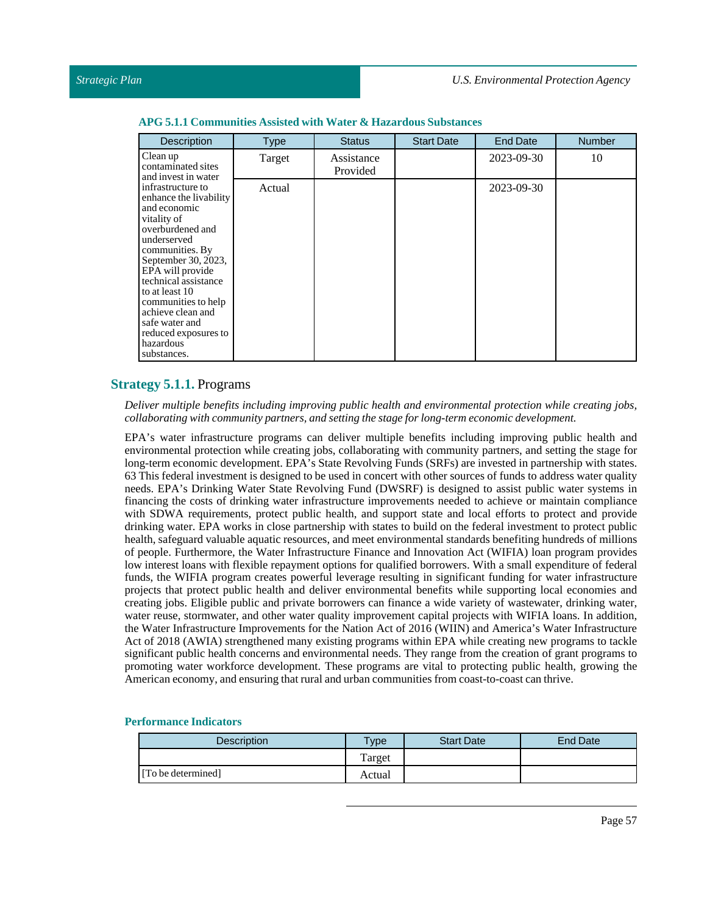**APG 5.1.1 Communities Assisted with Water & Hazardous Substances**

| Description | Type | Status | Start Date | End Date | Number |
|---|---|---|---|---|---|
| Clean up contaminated sites and invest in water infrastructure to enhance the livability and economic vitality of overburdened and underserved communities. By September 30, 2023, EPA will provide technical assistance to at least 10 communities to help achieve clean and safe water and reduced exposures to hazardous substances. | Target | Assistance Provided | | 2023-09-30 | 10 |
| | Actual | | | 2023-09-30 | |

## **Strategy 5.1.1.** Programs

*Deliver multiple benefits including improving public health and environmental protection while creating jobs, collaborating with community partners, and setting the stage for long-term economic development.*

EPA's water infrastructure programs can deliver multiple benefits including improving public health and environmental protection while creating jobs, collaborating with community partners, and setting the stage for long-term economic development. EPA's State Revolving Funds (SRFs) are invested in partnership with states. 63 This federal investment is designed to be used in concert with other sources of funds to address water quality needs. EPA's Drinking Water State Revolving Fund (DWSRF) is designed to assist public water systems in financing the costs of drinking water infrastructure improvements needed to achieve or maintain compliance with SDWA requirements, protect public health, and support state and local efforts to protect and provide drinking water. EPA works in close partnership with states to build on the federal investment to protect public health, safeguard valuable aquatic resources, and meet environmental standards benefiting hundreds of millions of people. Furthermore, the Water Infrastructure Finance and Innovation Act (WIFIA) loan program provides low interest loans with flexible repayment options for qualified borrowers. With a small expenditure of federal funds, the WIFIA program creates powerful leverage resulting in significant funding for water infrastructure projects that protect public health and deliver environmental benefits while supporting local economies and creating jobs. Eligible public and private borrowers can finance a wide variety of wastewater, drinking water, water reuse, stormwater, and other water quality improvement capital projects with WIFIA loans. In addition, the Water Infrastructure Improvements for the Nation Act of 2016 (WIIN) and America's Water Infrastructure Act of 2018 (AWIA) strengthened many existing programs within EPA while creating new programs to tackle significant public health concerns and environmental needs. They range from the creation of grant programs to promoting water workforce development. These programs are vital to protecting public health, growing the American economy, and ensuring that rural and urban communities from coast-to-coast can thrive.

**Performance Indicators**

| Description | Type | Start Date | End Date |
|---|---|---|---|
| | Target | | |
| [To be determined] | Actual | | |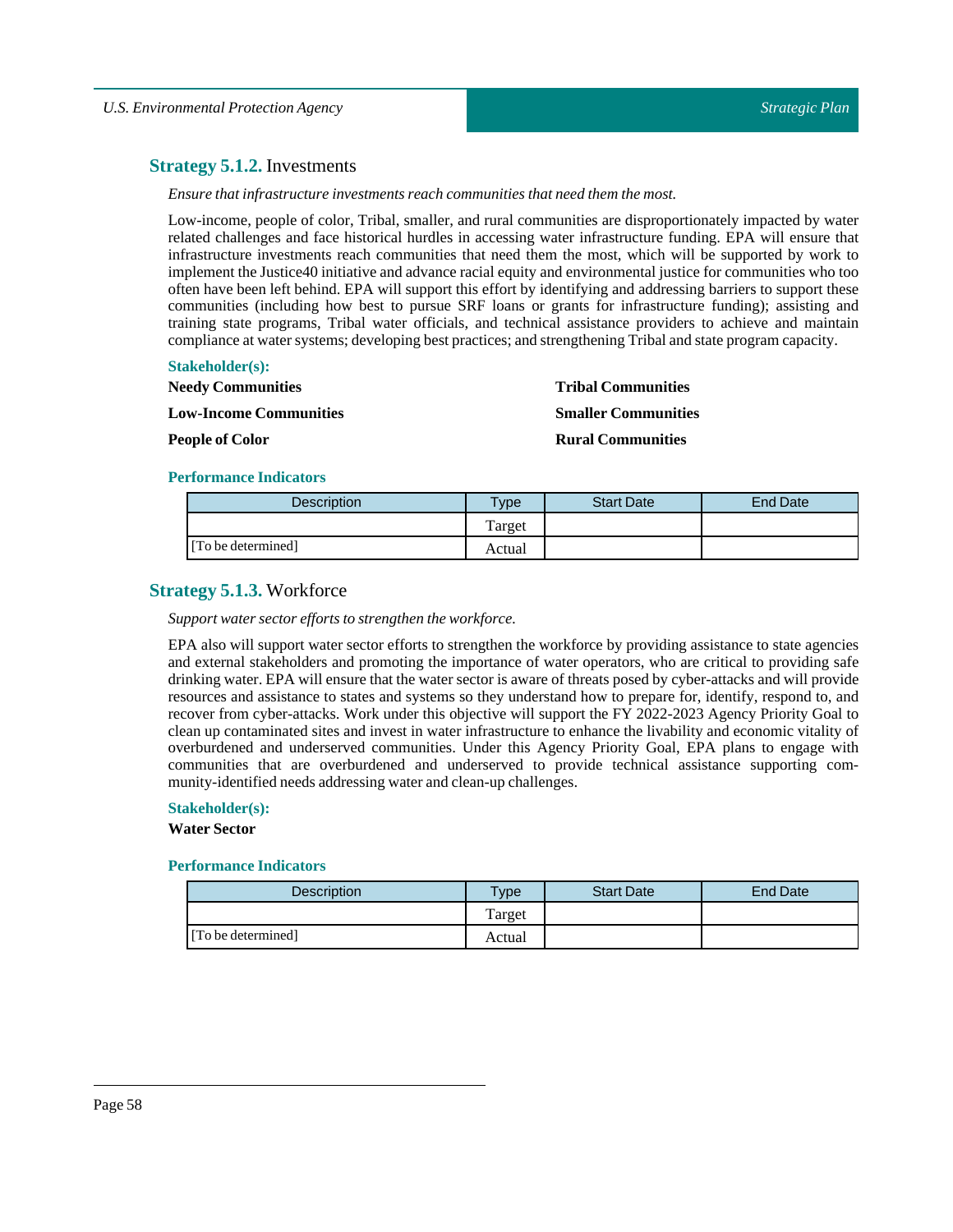### **Strategy 5.1.2.** Investments

*Ensure that infrastructure investments reach communities that need them the most.*

Low-income, people of color, Tribal, smaller, and rural communities are disproportionately impacted by water related challenges and face historical hurdles in accessing water infrastructure funding. EPA will ensure that infrastructure investments reach communities that need them the most, which will be supported by work to implement the Justice40 initiative and advance racial equity and environmental justice for communities who too often have been left behind. EPA will support this effort by identifying and addressing barriers to support these communities (including how best to pursue SRF loans or grants for infrastructure funding); assisting and training state programs, Tribal water officials, and technical assistance providers to achieve and maintain compliance at water systems; developing best practices; and strengthening Tribal and state program capacity.

**Stakeholder(s):**

**Needy Communities**

**Low-Income Communities**

**People of Color**

**Tribal Communities**

**Smaller Communities**

**Rural Communities**

**Performance Indicators**

| Description | Type | Start Date | End Date |
|---|---|---|---|
| | Target | | |
| [To be determined] | Actual | | |

### **Strategy 5.1.3.** Workforce

*Support water sector efforts to strengthen the workforce.*

EPA also will support water sector efforts to strengthen the workforce by providing assistance to state agencies and external stakeholders and promoting the importance of water operators, who are critical to providing safe drinking water. EPA will ensure that the water sector is aware of threats posed by cyber-attacks and will provide resources and assistance to states and systems so they understand how to prepare for, identify, respond to, and recover from cyber-attacks. Work under this objective will support the FY 2022-2023 Agency Priority Goal to clean up contaminated sites and invest in water infrastructure to enhance the livability and economic vitality of overburdened and underserved communities. Under this Agency Priority Goal, EPA plans to engage with communities that are overburdened and underserved to provide technical assistance supporting community-identified needs addressing water and clean-up challenges.

**Stakeholder(s):**

**Water Sector**

**Performance Indicators**

| Description | Type | Start Date | End Date |
|---|---|---|---|
| | Target | | |
| [To be determined] | Actual | | |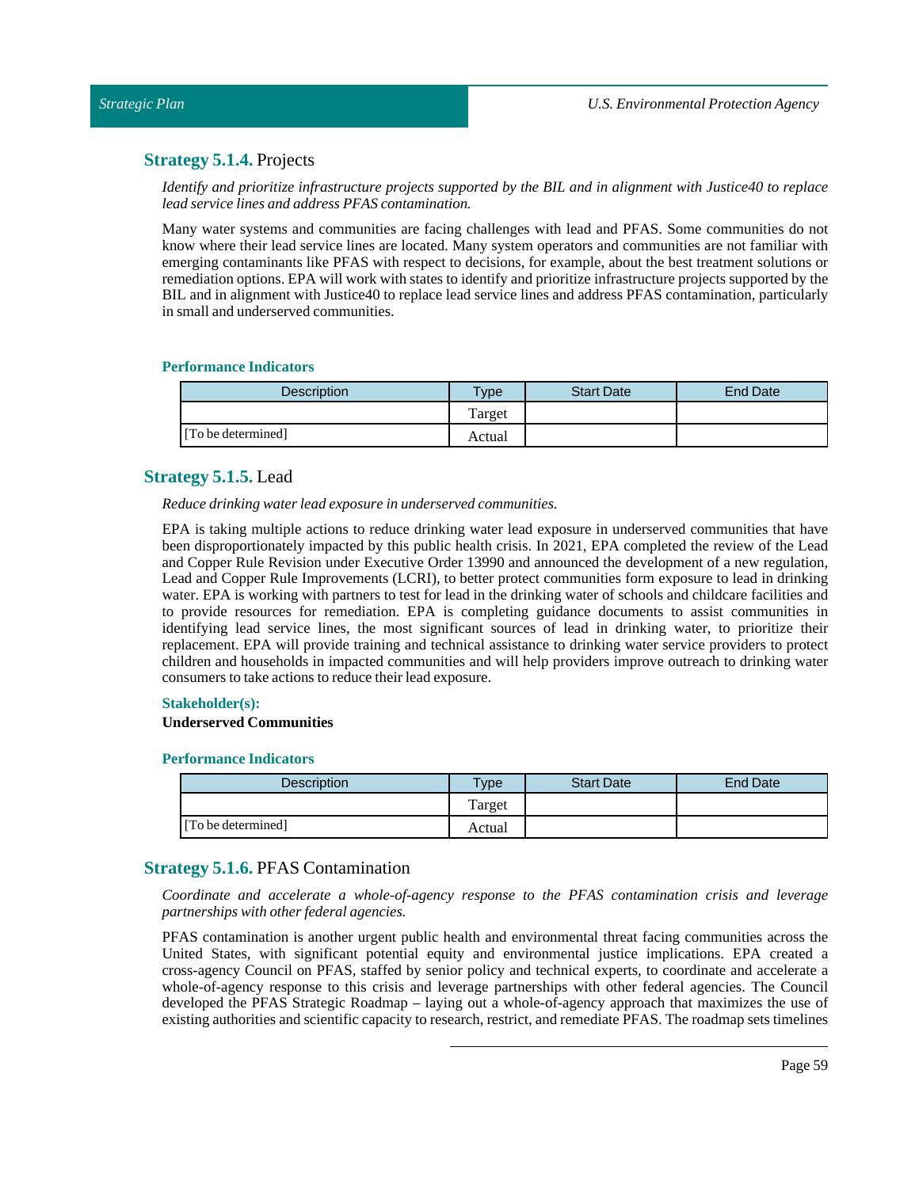### **Strategy 5.1.4.** Projects

*Identify and prioritize infrastructure projects supported by the BIL and in alignment with Justice40 to replace lead service lines and address PFAS contamination.*

Many water systems and communities are facing challenges with lead and PFAS. Some communities do not know where their lead service lines are located. Many system operators and communities are not familiar with emerging contaminants like PFAS with respect to decisions, for example, about the best treatment solutions or remediation options. EPA will work with states to identify and prioritize infrastructure projects supported by the BIL and in alignment with Justice40 to replace lead service lines and address PFAS contamination, particularly in small and underserved communities.

**Performance Indicators**

| Description | Type | Start Date | End Date |
|---|---|---|---|
| | Target | | |
| [To be determined] | Actual | | |

### **Strategy 5.1.5.** Lead

*Reduce drinking water lead exposure in underserved communities.*

EPA is taking multiple actions to reduce drinking water lead exposure in underserved communities that have been disproportionately impacted by this public health crisis. In 2021, EPA completed the review of the Lead and Copper Rule Revision under Executive Order 13990 and announced the development of a new regulation, Lead and Copper Rule Improvements (LCRI), to better protect communities form exposure to lead in drinking water. EPA is working with partners to test for lead in the drinking water of schools and childcare facilities and to provide resources for remediation. EPA is completing guidance documents to assist communities in identifying lead service lines, the most significant sources of lead in drinking water, to prioritize their replacement. EPA will provide training and technical assistance to drinking water service providers to protect children and households in impacted communities and will help providers improve outreach to drinking water consumers to take actions to reduce their lead exposure.

**Stakeholder(s):**

**Underserved Communities**

**Performance Indicators**

| Description | Type | Start Date | End Date |
|---|---|---|---|
| | Target | | |
| [To be determined] | Actual | | |

### **Strategy 5.1.6.** PFAS Contamination

*Coordinate and accelerate a whole-of-agency response to the PFAS contamination crisis and leverage partnerships with other federal agencies.*

PFAS contamination is another urgent public health and environmental threat facing communities across the United States, with significant potential equity and environmental justice implications. EPA created a cross-agency Council on PFAS, staffed by senior policy and technical experts, to coordinate and accelerate a whole-of-agency response to this crisis and leverage partnerships with other federal agencies. The Council developed the PFAS Strategic Roadmap – laying out a whole-of-agency approach that maximizes the use of existing authorities and scientific capacity to research, restrict, and remediate PFAS. The roadmap sets timelines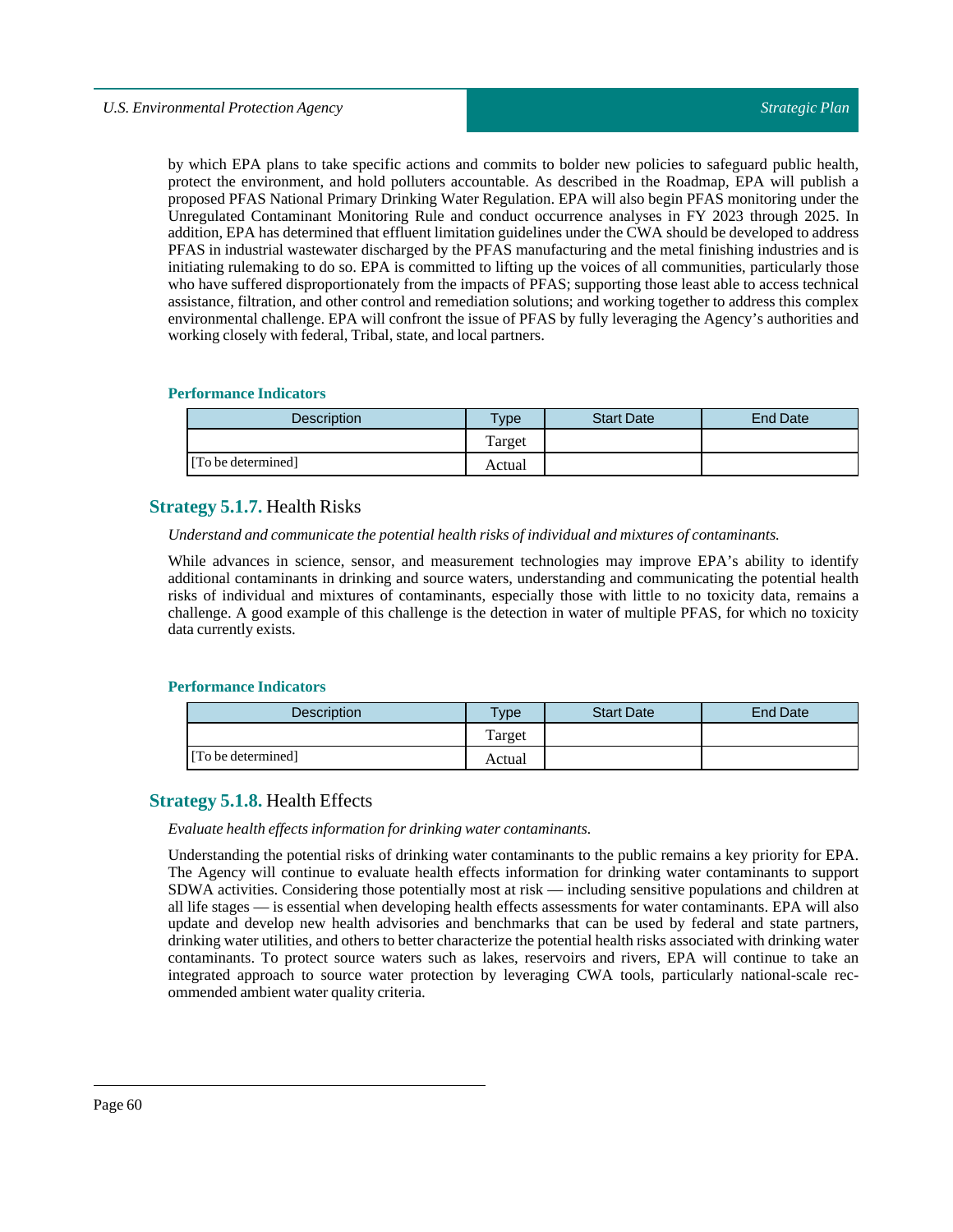by which EPA plans to take specific actions and commits to bolder new policies to safeguard public health, protect the environment, and hold polluters accountable. As described in the Roadmap, EPA will publish a proposed PFAS National Primary Drinking Water Regulation. EPA will also begin PFAS monitoring under the Unregulated Contaminant Monitoring Rule and conduct occurrence analyses in FY 2023 through 2025. In addition, EPA has determined that effluent limitation guidelines under the CWA should be developed to address PFAS in industrial wastewater discharged by the PFAS manufacturing and the metal finishing industries and is initiating rulemaking to do so. EPA is committed to lifting up the voices of all communities, particularly those who have suffered disproportionately from the impacts of PFAS; supporting those least able to access technical assistance, filtration, and other control and remediation solutions; and working together to address this complex environmental challenge. EPA will confront the issue of PFAS by fully leveraging the Agency's authorities and working closely with federal, Tribal, state, and local partners.

#### Performance Indicators

| Description | Type | Start Date | End Date |
|---|---|---|---|
| [To be determined] | Target | | |
| | Actual | | |

### Strategy 5.1.7. Health Risks

*Understand and communicate the potential health risks of individual and mixtures of contaminants.*

While advances in science, sensor, and measurement technologies may improve EPA's ability to identify additional contaminants in drinking and source waters, understanding and communicating the potential health risks of individual and mixtures of contaminants, especially those with little to no toxicity data, remains a challenge. A good example of this challenge is the detection in water of multiple PFAS, for which no toxicity data currently exists.

#### Performance Indicators

| Description | Type | Start Date | End Date |
|---|---|---|---|
| [To be determined] | Target | | |
| | Actual | | |

### Strategy 5.1.8. Health Effects

*Evaluate health effects information for drinking water contaminants.*

Understanding the potential risks of drinking water contaminants to the public remains a key priority for EPA. The Agency will continue to evaluate health effects information for drinking water contaminants to support SDWA activities. Considering those potentially most at risk — including sensitive populations and children at all life stages — is essential when developing health effects assessments for water contaminants. EPA will also update and develop new health advisories and benchmarks that can be used by federal and state partners, drinking water utilities, and others to better characterize the potential health risks associated with drinking water contaminants. To protect source waters such as lakes, reservoirs and rivers, EPA will continue to take an integrated approach to source water protection by leveraging CWA tools, particularly national-scale recommended ambient water quality criteria.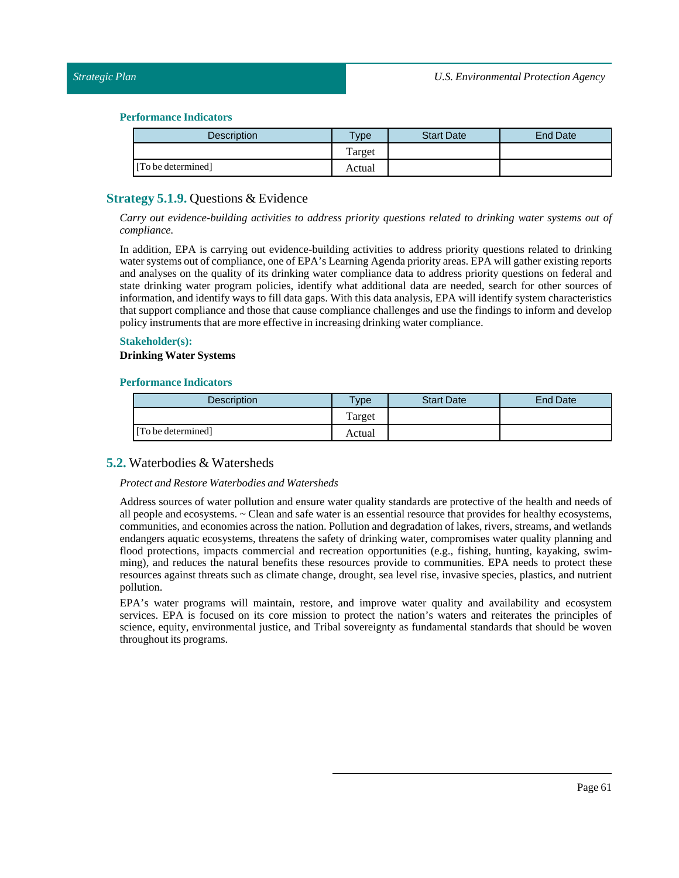#### Performance Indicators

| Description | Type | Start Date | End Date |
|---|---|---|---|
| | Target | | |
| [To be determined] | Actual | | |

### Strategy 5.1.9. Questions & Evidence

*Carry out evidence-building activities to address priority questions related to drinking water systems out of compliance.*

In addition, EPA is carrying out evidence-building activities to address priority questions related to drinking water systems out of compliance, one of EPA's Learning Agenda priority areas. EPA will gather existing reports and analyses on the quality of its drinking water compliance data to address priority questions on federal and state drinking water program policies, identify what additional data are needed, search for other sources of information, and identify ways to fill data gaps. With this data analysis, EPA will identify system characteristics that support compliance and those that cause compliance challenges and use the findings to inform and develop policy instruments that are more effective in increasing drinking water compliance.

#### Stakeholder(s):

**Drinking Water Systems**

#### Performance Indicators

| Description | Type | Start Date | End Date |
|---|---|---|---|
| | Target | | |
| [To be determined] | Actual | | |

### 5.2. Waterbodies & Watersheds

*Protect and Restore Waterbodies and Watersheds*

Address sources of water pollution and ensure water quality standards are protective of the health and needs of all people and ecosystems. ~ Clean and safe water is an essential resource that provides for healthy ecosystems, communities, and economies across the nation. Pollution and degradation of lakes, rivers, streams, and wetlands endangers aquatic ecosystems, threatens the safety of drinking water, compromises water quality planning and flood protections, impacts commercial and recreation opportunities (e.g., fishing, hunting, kayaking, swimming), and reduces the natural benefits these resources provide to communities. EPA needs to protect these resources against threats such as climate change, drought, sea level rise, invasive species, plastics, and nutrient pollution.

EPA's water programs will maintain, restore, and improve water quality and availability and ecosystem services. EPA is focused on its core mission to protect the nation's waters and reiterates the principles of science, equity, environmental justice, and Tribal sovereignty as fundamental standards that should be woven throughout its programs.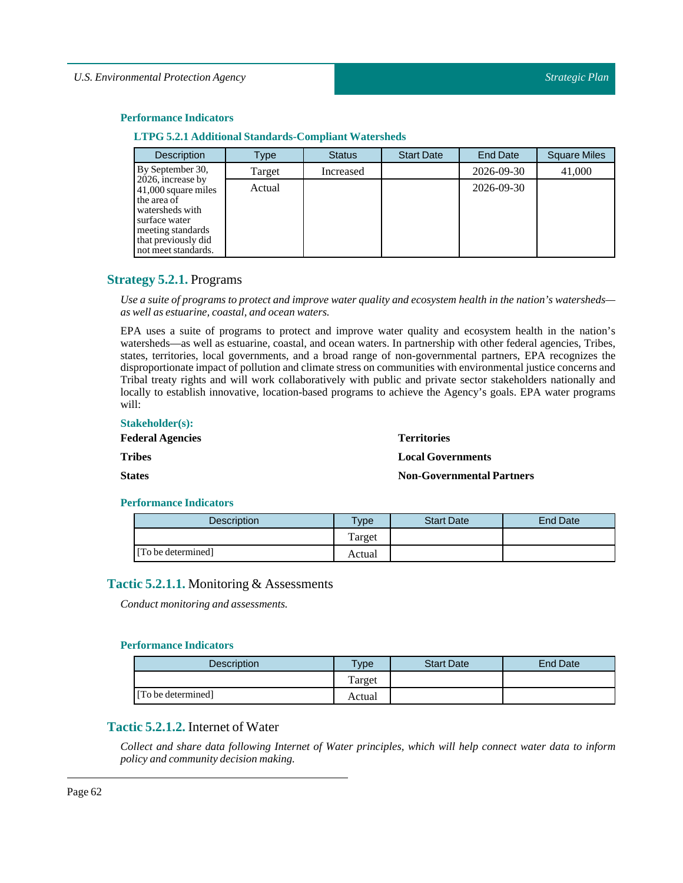### Performance Indicators

#### LTPG 5.2.1 Additional Standards-Compliant Watersheds

| Description | Type | Status | Start Date | End Date | Square Miles |
|---|---|---|---|---|---|
| By September 30, 2026, increase by 41,000 square miles the area of watersheds with surface water meeting standards that previously did not meet standards. | Target | Increased | | 2026-09-30 | 41,000 |
| | Actual | | | 2026-09-30 | |

## **Strategy 5.2.1.** Programs

*Use a suite of programs to protect and improve water quality and ecosystem health in the nation's watersheds—as well as estuarine, coastal, and ocean waters.*

EPA uses a suite of programs to protect and improve water quality and ecosystem health in the nation's watersheds—as well as estuarine, coastal, and ocean waters. In partnership with other federal agencies, Tribes, states, territories, local governments, and a broad range of non-governmental partners, EPA recognizes the disproportionate impact of pollution and climate stress on communities with environmental justice concerns and Tribal treaty rights and will work collaboratively with public and private sector stakeholders nationally and locally to establish innovative, location-based programs to achieve the Agency's goals. EPA water programs will:

**Stakeholder(s):**

**Federal Agencies**

**Tribes**

**States**

**Territories**

**Local Governments**

**Non-Governmental Partners**

### Performance Indicators

| Description | Type | Start Date | End Date |
|---|---|---|---|
| [To be determined] | Target | | |
| | Actual | | |

## **Tactic 5.2.1.1.** Monitoring & Assessments

*Conduct monitoring and assessments.*

### Performance Indicators

| Description | Type | Start Date | End Date |
|---|---|---|---|
| [To be determined] | Target | | |
| | Actual | | |

## **Tactic 5.2.1.2.** Internet of Water

*Collect and share data following Internet of Water principles, which will help connect water data to inform policy and community decision making.*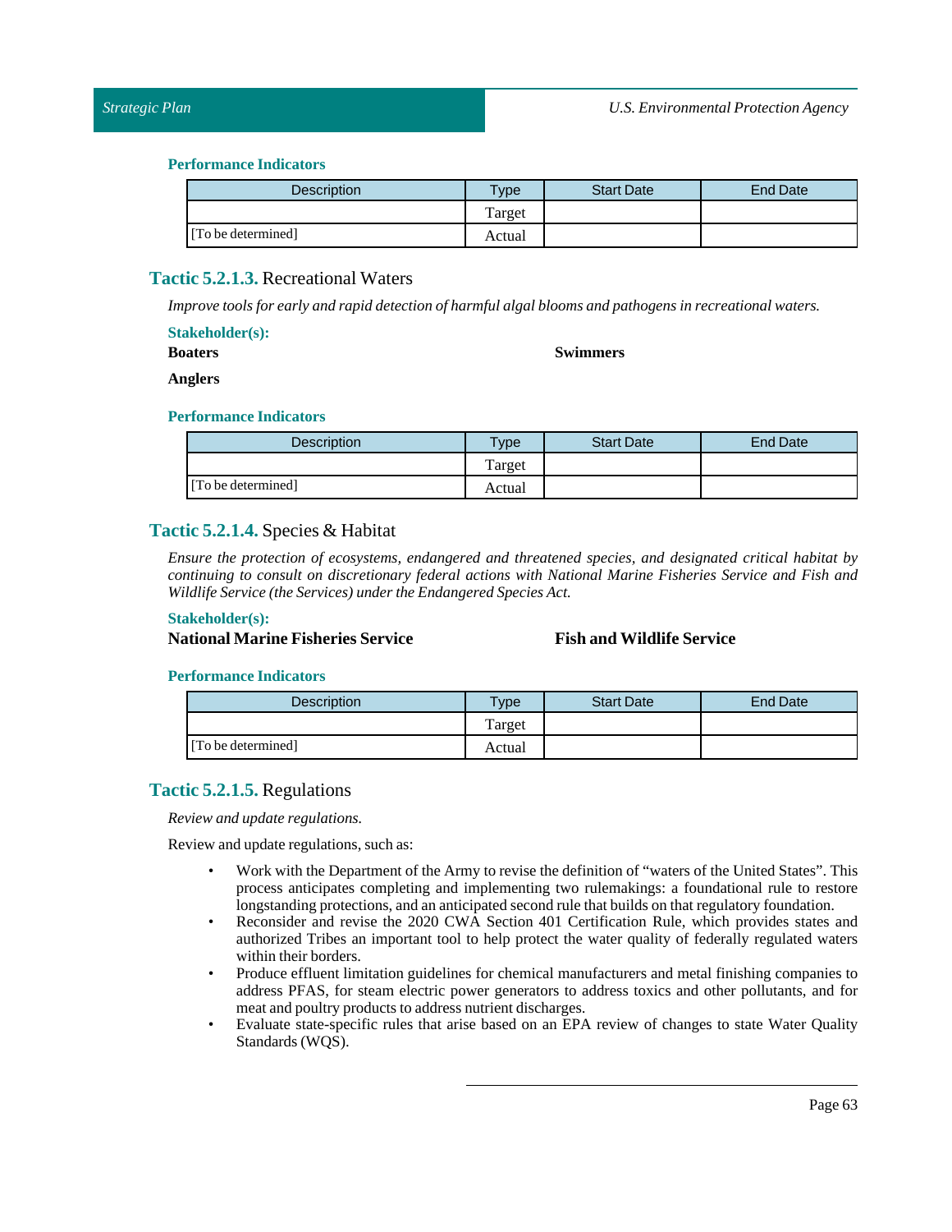**Performance Indicators**

| Description | Type | Start Date | End Date |
|---|---|---|---|
| | Target | | |
| [To be determined] | Actual | | |

## Tactic 5.2.1.3. Recreational Waters

*Improve tools for early and rapid detection of harmful algal blooms and pathogens in recreational waters.*

**Stakeholder(s):**

**Boaters**

**Swimmers**

**Anglers**

**Performance Indicators**

| Description | Type | Start Date | End Date |
|---|---|---|---|
| | Target | | |
| [To be determined] | Actual | | |

## Tactic 5.2.1.4. Species & Habitat

*Ensure the protection of ecosystems, endangered and threatened species, and designated critical habitat by continuing to consult on discretionary federal actions with National Marine Fisheries Service and Fish and Wildlife Service (the Services) under the Endangered Species Act.*

**Stakeholder(s):**

**National Marine Fisheries Service**

**Fish and Wildlife Service**

**Performance Indicators**

| Description | Type | Start Date | End Date |
|---|---|---|---|
| | Target | | |
| [To be determined] | Actual | | |

## Tactic 5.2.1.5. Regulations

*Review and update regulations.*

Review and update regulations, such as:

- Work with the Department of the Army to revise the definition of "waters of the United States". This process anticipates completing and implementing two rulemakings: a foundational rule to restore longstanding protections, and an anticipated second rule that builds on that regulatory foundation.
- Reconsider and revise the 2020 CWA Section 401 Certification Rule, which provides states and authorized Tribes an important tool to help protect the water quality of federally regulated waters within their borders.
- Produce effluent limitation guidelines for chemical manufacturers and metal finishing companies to address PFAS, for steam electric power generators to address toxics and other pollutants, and for meat and poultry products to address nutrient discharges.
- Evaluate state-specific rules that arise based on an EPA review of changes to state Water Quality Standards (WQS).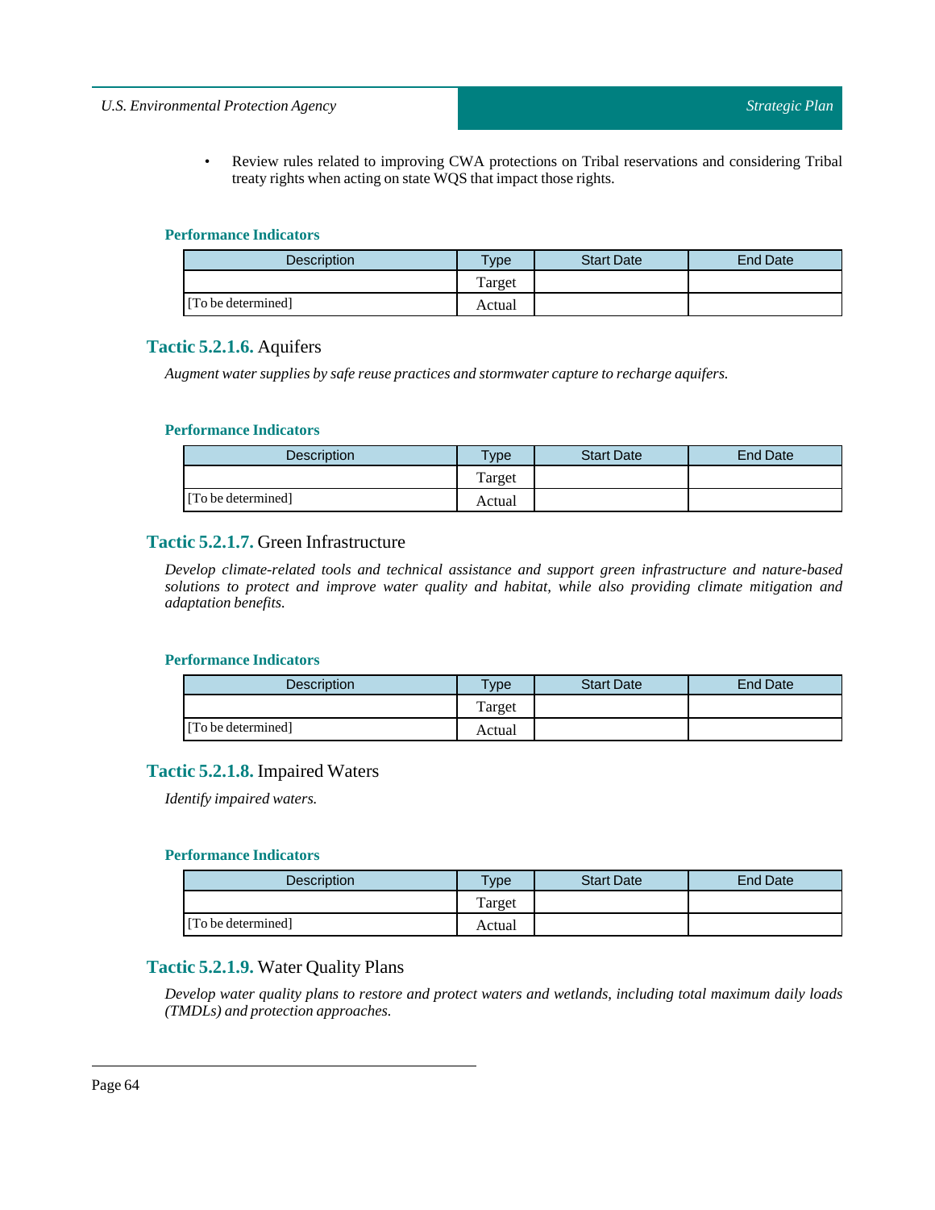- Review rules related to improving CWA protections on Tribal reservations and considering Tribal treaty rights when acting on state WQS that impact those rights.

#### Performance Indicators

| Description | Type | Start Date | End Date |
|---|---|---|---|
| | Target | | |
| [To be determined] | Actual | | |

### Tactic 5.2.1.6. Aquifers

*Augment water supplies by safe reuse practices and stormwater capture to recharge aquifers.*

#### Performance Indicators

| Description | Type | Start Date | End Date |
|---|---|---|---|
| | Target | | |
| [To be determined] | Actual | | |

### Tactic 5.2.1.7. Green Infrastructure

*Develop climate-related tools and technical assistance and support green infrastructure and nature-based solutions to protect and improve water quality and habitat, while also providing climate mitigation and adaptation benefits.*

#### Performance Indicators

| Description | Type | Start Date | End Date |
|---|---|---|---|
| | Target | | |
| [To be determined] | Actual | | |

### Tactic 5.2.1.8. Impaired Waters

*Identify impaired waters.*

#### Performance Indicators

| Description | Type | Start Date | End Date |
|---|---|---|---|
| | Target | | |
| [To be determined] | Actual | | |

### Tactic 5.2.1.9. Water Quality Plans

*Develop water quality plans to restore and protect waters and wetlands, including total maximum daily loads (TMDLs) and protection approaches.*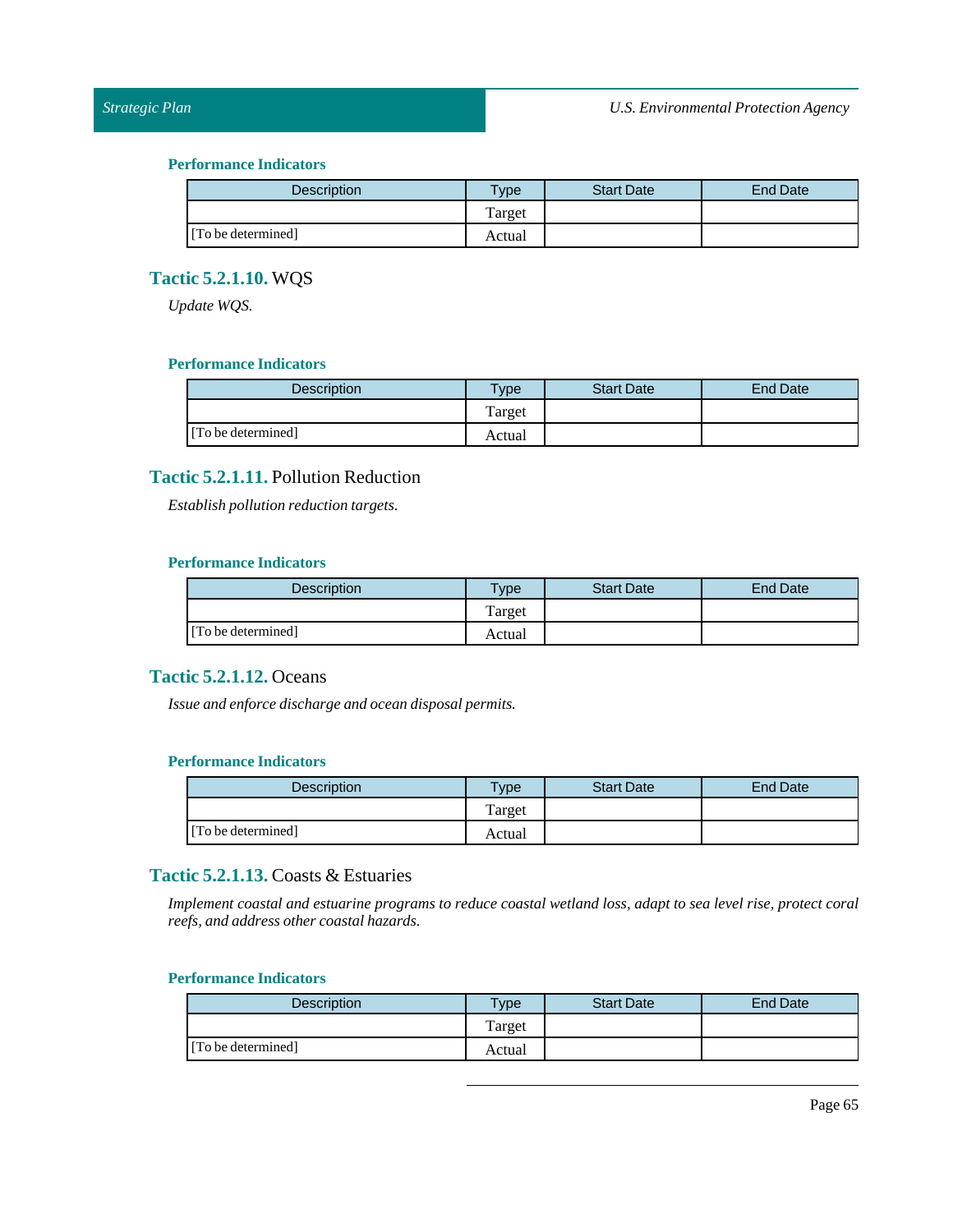#### Performance Indicators

| Description | Type | Start Date | End Date |
|---|---|---|---|
| | Target | | |
| [To be determined] | Actual | | |

### **Tactic 5.2.1.10.** WQS

*Update WQS.*

#### Performance Indicators

| Description | Type | Start Date | End Date |
|---|---|---|---|
| | Target | | |
| [To be determined] | Actual | | |

### **Tactic 5.2.1.11.** Pollution Reduction

*Establish pollution reduction targets.*

#### Performance Indicators

| Description | Type | Start Date | End Date |
|---|---|---|---|
| | Target | | |
| [To be determined] | Actual | | |

### **Tactic 5.2.1.12.** Oceans

*Issue and enforce discharge and ocean disposal permits.*

#### Performance Indicators

| Description | Type | Start Date | End Date |
|---|---|---|---|
| | Target | | |
| [To be determined] | Actual | | |

### **Tactic 5.2.1.13.** Coasts & Estuaries

*Implement coastal and estuarine programs to reduce coastal wetland loss, adapt to sea level rise, protect coral reefs, and address other coastal hazards.*

#### Performance Indicators

| Description | Type | Start Date | End Date |
|---|---|---|---|
| | Target | | |
| [To be determined] | Actual | | |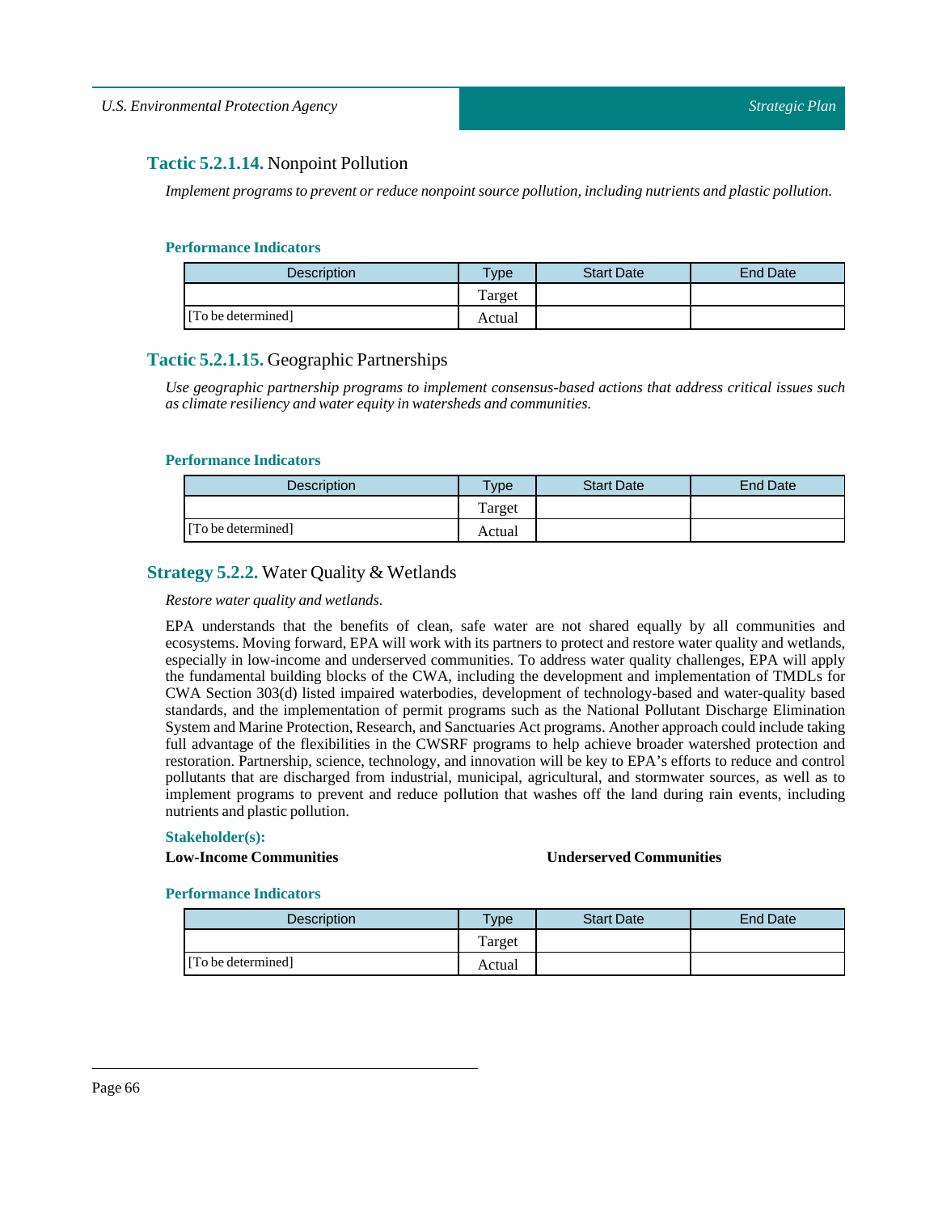### **Tactic 5.2.1.14.** Nonpoint Pollution

*Implement programs to prevent or reduce nonpoint source pollution, including nutrients and plastic pollution.*

**Performance Indicators**

| Description | Type | Start Date | End Date |
|---|---|---|---|
| | Target | | |
| [To be determined] | Actual | | |

### **Tactic 5.2.1.15.** Geographic Partnerships

*Use geographic partnership programs to implement consensus-based actions that address critical issues such as climate resiliency and water equity in watersheds and communities.*

**Performance Indicators**

| Description | Type | Start Date | End Date |
|---|---|---|---|
| | Target | | |
| [To be determined] | Actual | | |

### **Strategy 5.2.2.** Water Quality & Wetlands

*Restore water quality and wetlands.*

EPA understands that the benefits of clean, safe water are not shared equally by all communities and ecosystems. Moving forward, EPA will work with its partners to protect and restore water quality and wetlands, especially in low-income and underserved communities. To address water quality challenges, EPA will apply the fundamental building blocks of the CWA, including the development and implementation of TMDLs for CWA Section 303(d) listed impaired waterbodies, development of technology-based and water-quality based standards, and the implementation of permit programs such as the National Pollutant Discharge Elimination System and Marine Protection, Research, and Sanctuaries Act programs. Another approach could include taking full advantage of the flexibilities in the CWSRF programs to help achieve broader watershed protection and restoration. Partnership, science, technology, and innovation will be key to EPA's efforts to reduce and control pollutants that are discharged from industrial, municipal, agricultural, and stormwater sources, as well as to implement programs to prevent and reduce pollution that washes off the land during rain events, including nutrients and plastic pollution.

**Stakeholder(s):**

**Low-Income Communities**

**Underserved Communities**

**Performance Indicators**

| Description | Type | Start Date | End Date |
|---|---|---|---|
| | Target | | |
| [To be determined] | Actual | | |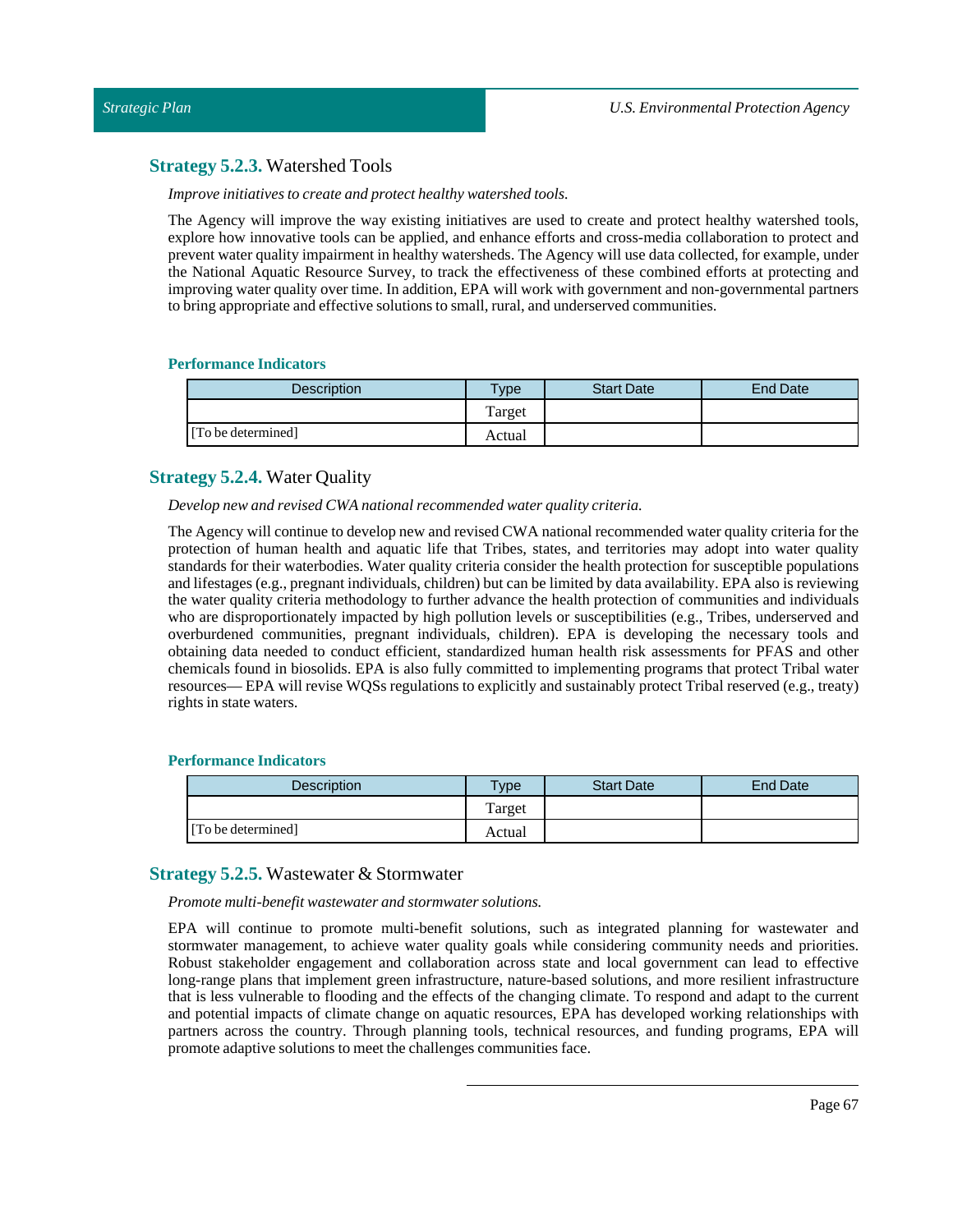### **Strategy 5.2.3.** Watershed Tools

*Improve initiatives to create and protect healthy watershed tools.*

The Agency will improve the way existing initiatives are used to create and protect healthy watershed tools, explore how innovative tools can be applied, and enhance efforts and cross-media collaboration to protect and prevent water quality impairment in healthy watersheds. The Agency will use data collected, for example, under the National Aquatic Resource Survey, to track the effectiveness of these combined efforts at protecting and improving water quality over time. In addition, EPA will work with government and non-governmental partners to bring appropriate and effective solutions to small, rural, and underserved communities.

**Performance Indicators**

| Description | Type | Start Date | End Date |
|---|---|---|---|
| | Target | | |
| [To be determined] | Actual | | |

### **Strategy 5.2.4.** Water Quality

*Develop new and revised CWA national recommended water quality criteria.*

The Agency will continue to develop new and revised CWA national recommended water quality criteria for the protection of human health and aquatic life that Tribes, states, and territories may adopt into water quality standards for their waterbodies. Water quality criteria consider the health protection for susceptible populations and lifestages (e.g., pregnant individuals, children) but can be limited by data availability. EPA also is reviewing the water quality criteria methodology to further advance the health protection of communities and individuals who are disproportionately impacted by high pollution levels or susceptibilities (e.g., Tribes, underserved and overburdened communities, pregnant individuals, children). EPA is developing the necessary tools and obtaining data needed to conduct efficient, standardized human health risk assessments for PFAS and other chemicals found in biosolids. EPA is also fully committed to implementing programs that protect Tribal water resources— EPA will revise WQSs regulations to explicitly and sustainably protect Tribal reserved (e.g., treaty) rights in state waters.

**Performance Indicators**

| Description | Type | Start Date | End Date |
|---|---|---|---|
| | Target | | |
| [To be determined] | Actual | | |

### **Strategy 5.2.5.** Wastewater & Stormwater

*Promote multi-benefit wastewater and stormwater solutions.*

EPA will continue to promote multi-benefit solutions, such as integrated planning for wastewater and stormwater management, to achieve water quality goals while considering community needs and priorities. Robust stakeholder engagement and collaboration across state and local government can lead to effective long-range plans that implement green infrastructure, nature-based solutions, and more resilient infrastructure that is less vulnerable to flooding and the effects of the changing climate. To respond and adapt to the current and potential impacts of climate change on aquatic resources, EPA has developed working relationships with partners across the country. Through planning tools, technical resources, and funding programs, EPA will promote adaptive solutions to meet the challenges communities face.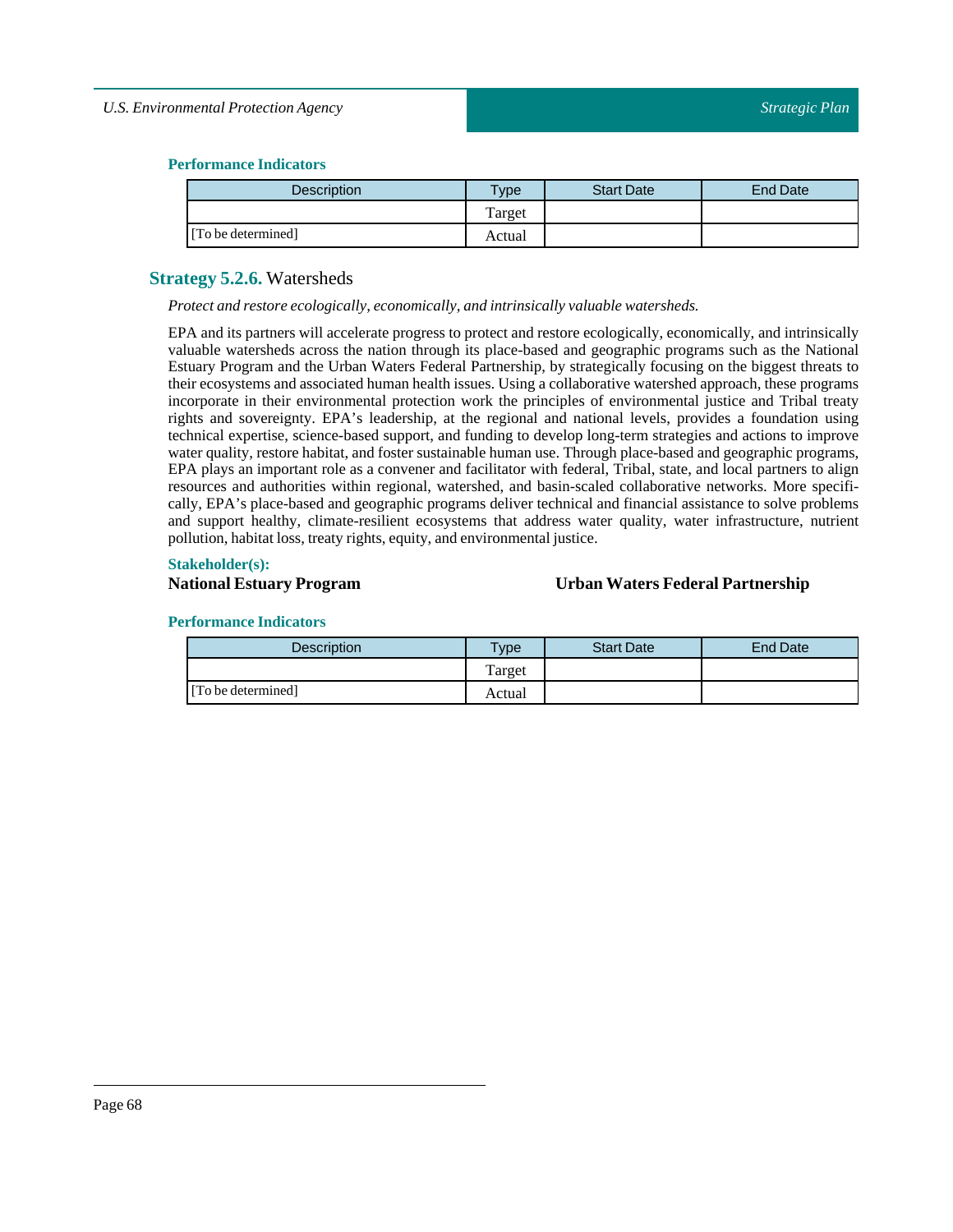#### Performance Indicators

| Description | Type | Start Date | End Date |
|---|---|---|---|
| | Target | | |
| [To be determined] | Actual | | |

### Strategy 5.2.6. Watersheds

*Protect and restore ecologically, economically, and intrinsically valuable watersheds.*

EPA and its partners will accelerate progress to protect and restore ecologically, economically, and intrinsically valuable watersheds across the nation through its place-based and geographic programs such as the National Estuary Program and the Urban Waters Federal Partnership, by strategically focusing on the biggest threats to their ecosystems and associated human health issues. Using a collaborative watershed approach, these programs incorporate in their environmental protection work the principles of environmental justice and Tribal treaty rights and sovereignty. EPA's leadership, at the regional and national levels, provides a foundation using technical expertise, science-based support, and funding to develop long-term strategies and actions to improve water quality, restore habitat, and foster sustainable human use. Through place-based and geographic programs, EPA plays an important role as a convener and facilitator with federal, Tribal, state, and local partners to align resources and authorities within regional, watershed, and basin-scaled collaborative networks. More specifically, EPA's place-based and geographic programs deliver technical and financial assistance to solve problems and support healthy, climate-resilient ecosystems that address water quality, water infrastructure, nutrient pollution, habitat loss, treaty rights, equity, and environmental justice.

#### Stakeholder(s):

**National Estuary Program**

**Urban Waters Federal Partnership**

#### Performance Indicators

| Description | Type | Start Date | End Date |
|---|---|---|---|
| | Target | | |
| [To be determined] | Actual | | |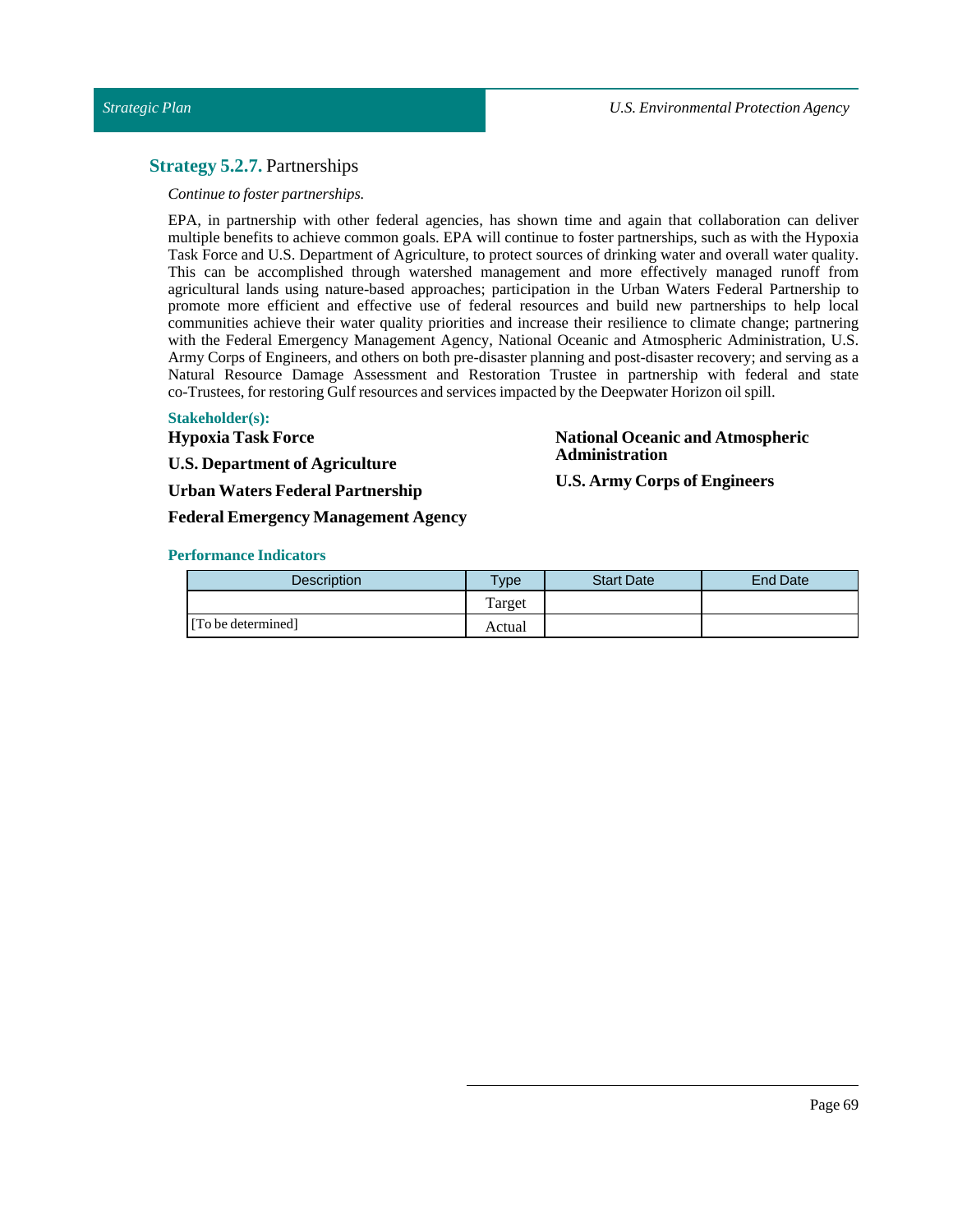### **Strategy 5.2.7.** Partnerships

*Continue to foster partnerships.*

EPA, in partnership with other federal agencies, has shown time and again that collaboration can deliver multiple benefits to achieve common goals. EPA will continue to foster partnerships, such as with the Hypoxia Task Force and U.S. Department of Agriculture, to protect sources of drinking water and overall water quality. This can be accomplished through watershed management and more effectively managed runoff from agricultural lands using nature-based approaches; participation in the Urban Waters Federal Partnership to promote more efficient and effective use of federal resources and build new partnerships to help local communities achieve their water quality priorities and increase their resilience to climate change; partnering with the Federal Emergency Management Agency, National Oceanic and Atmospheric Administration, U.S. Army Corps of Engineers, and others on both pre-disaster planning and post-disaster recovery; and serving as a Natural Resource Damage Assessment and Restoration Trustee in partnership with federal and state co-Trustees, for restoring Gulf resources and services impacted by the Deepwater Horizon oil spill.

**Stakeholder(s):**

**Hypoxia Task Force**

**U.S. Department of Agriculture**

**Urban Waters Federal Partnership**

**Federal Emergency Management Agency**

**National Oceanic and Atmospheric Administration**

**U.S. Army Corps of Engineers**

**Performance Indicators**

| Description | Type | Start Date | End Date |
|---|---|---|---|
| | Target | | |
| [To be determined] | Actual | | |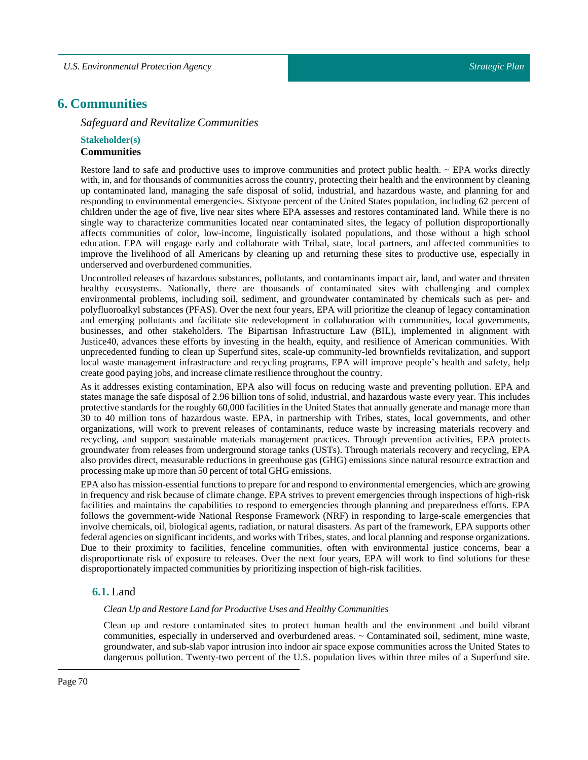# 6. Communities

*Safeguard and Revitalize Communities*

**Stakeholder(s)**

**Communities**

Restore land to safe and productive uses to improve communities and protect public health. ~ EPA works directly with, in, and for thousands of communities across the country, protecting their health and the environment by cleaning up contaminated land, managing the safe disposal of solid, industrial, and hazardous waste, and planning for and responding to environmental emergencies. Sixtyone percent of the United States population, including 62 percent of children under the age of five, live near sites where EPA assesses and restores contaminated land. While there is no single way to characterize communities located near contaminated sites, the legacy of pollution disproportionally affects communities of color, low-income, linguistically isolated populations, and those without a high school education. EPA will engage early and collaborate with Tribal, state, local partners, and affected communities to improve the livelihood of all Americans by cleaning up and returning these sites to productive use, especially in underserved and overburdened communities.

Uncontrolled releases of hazardous substances, pollutants, and contaminants impact air, land, and water and threaten healthy ecosystems. Nationally, there are thousands of contaminated sites with challenging and complex environmental problems, including soil, sediment, and groundwater contaminated by chemicals such as per- and polyfluoroalkyl substances (PFAS). Over the next four years, EPA will prioritize the cleanup of legacy contamination and emerging pollutants and facilitate site redevelopment in collaboration with communities, local governments, businesses, and other stakeholders. The Bipartisan Infrastructure Law (BIL), implemented in alignment with Justice40, advances these efforts by investing in the health, equity, and resilience of American communities. With unprecedented funding to clean up Superfund sites, scale-up community-led brownfields revitalization, and support local waste management infrastructure and recycling programs, EPA will improve people's health and safety, help create good paying jobs, and increase climate resilience throughout the country.

As it addresses existing contamination, EPA also will focus on reducing waste and preventing pollution. EPA and states manage the safe disposal of 2.96 billion tons of solid, industrial, and hazardous waste every year. This includes protective standards for the roughly 60,000 facilities in the United States that annually generate and manage more than 30 to 40 million tons of hazardous waste. EPA, in partnership with Tribes, states, local governments, and other organizations, will work to prevent releases of contaminants, reduce waste by increasing materials recovery and recycling, and support sustainable materials management practices. Through prevention activities, EPA protects groundwater from releases from underground storage tanks (USTs). Through materials recovery and recycling, EPA also provides direct, measurable reductions in greenhouse gas (GHG) emissions since natural resource extraction and processing make up more than 50 percent of total GHG emissions.

EPA also has mission-essential functions to prepare for and respond to environmental emergencies, which are growing in frequency and risk because of climate change. EPA strives to prevent emergencies through inspections of high-risk facilities and maintains the capabilities to respond to emergencies through planning and preparedness efforts. EPA follows the government-wide National Response Framework (NRF) in responding to large-scale emergencies that involve chemicals, oil, biological agents, radiation, or natural disasters. As part of the framework, EPA supports other federal agencies on significant incidents, and works with Tribes, states, and local planning and response organizations. Due to their proximity to facilities, fenceline communities, often with environmental justice concerns, bear a disproportionate risk of exposure to releases. Over the next four years, EPA will work to find solutions for these disproportionately impacted communities by prioritizing inspection of high-risk facilities.

## 6.1. Land

*Clean Up and Restore Land for Productive Uses and Healthy Communities*

Clean up and restore contaminated sites to protect human health and the environment and build vibrant communities, especially in underserved and overburdened areas. ~ Contaminated soil, sediment, mine waste, groundwater, and sub-slab vapor intrusion into indoor air space expose communities across the United States to dangerous pollution. Twenty-two percent of the U.S. population lives within three miles of a Superfund site.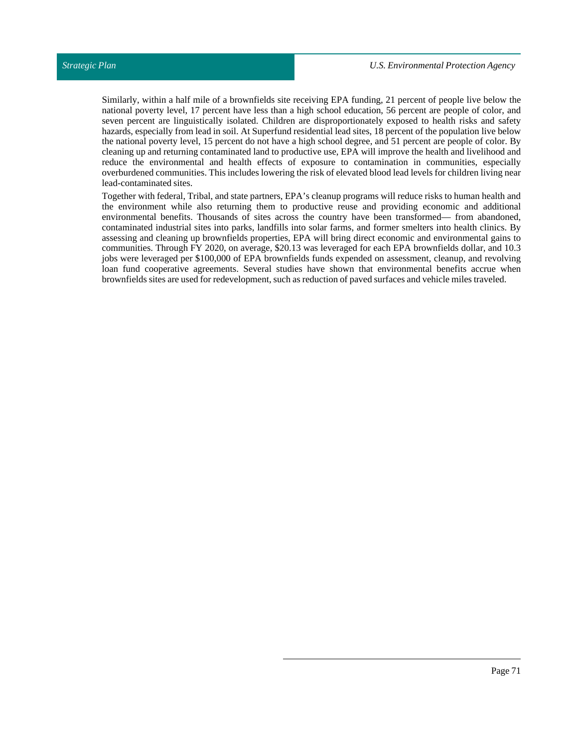Similarly, within a half mile of a brownfields site receiving EPA funding, 21 percent of people live below the national poverty level, 17 percent have less than a high school education, 56 percent are people of color, and seven percent are linguistically isolated. Children are disproportionately exposed to health risks and safety hazards, especially from lead in soil. At Superfund residential lead sites, 18 percent of the population live below the national poverty level, 15 percent do not have a high school degree, and 51 percent are people of color. By cleaning up and returning contaminated land to productive use, EPA will improve the health and livelihood and reduce the environmental and health effects of exposure to contamination in communities, especially overburdened communities. This includes lowering the risk of elevated blood lead levels for children living near lead-contaminated sites.

Together with federal, Tribal, and state partners, EPA's cleanup programs will reduce risks to human health and the environment while also returning them to productive reuse and providing economic and additional environmental benefits. Thousands of sites across the country have been transformed— from abandoned, contaminated industrial sites into parks, landfills into solar farms, and former smelters into health clinics. By assessing and cleaning up brownfields properties, EPA will bring direct economic and environmental gains to communities. Through FY 2020, on average, $20.13 was leveraged for each EPA brownfields dollar, and 10.3 jobs were leveraged per $100,000 of EPA brownfields funds expended on assessment, cleanup, and revolving loan fund cooperative agreements. Several studies have shown that environmental benefits accrue when brownfields sites are used for redevelopment, such as reduction of paved surfaces and vehicle miles traveled.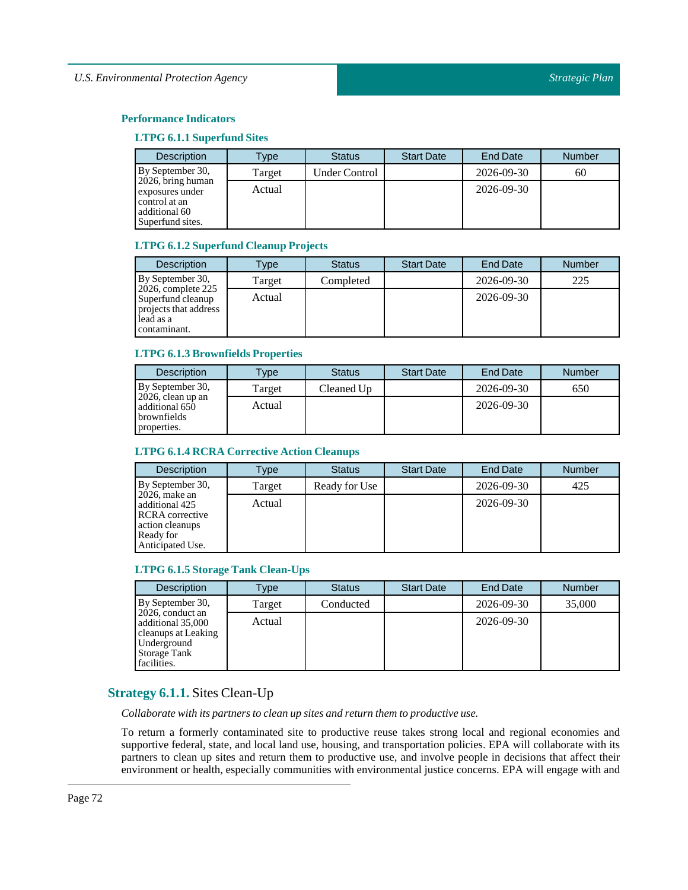### Performance Indicators

#### LTPG 6.1.1 Superfund Sites

| Description | Type | Status | Start Date | End Date | Number |
|---|---|---|---|---|---|
| By September 30, 2026, bring human exposures under control at an additional 60 Superfund sites. | Target | Under Control | | 2026-09-30 | 60 |
| | Actual | | | 2026-09-30 | |

#### LTPG 6.1.2 Superfund Cleanup Projects

| Description | Type | Status | Start Date | End Date | Number |
|---|---|---|---|---|---|
| By September 30, 2026, complete 225 Superfund cleanup projects that address lead as a contaminant. | Target | Completed | | 2026-09-30 | 225 |
| | Actual | | | 2026-09-30 | |

#### LTPG 6.1.3 Brownfields Properties

| Description | Type | Status | Start Date | End Date | Number |
|---|---|---|---|---|---|
| By September 30, 2026, clean up an additional 650 brownfields properties. | Target | Cleaned Up | | 2026-09-30 | 650 |
| | Actual | | | 2026-09-30 | |

#### LTPG 6.1.4 RCRA Corrective Action Cleanups

| Description | Type | Status | Start Date | End Date | Number |
|---|---|---|---|---|---|
| By September 30, 2026, make an additional 425 RCRA corrective action cleanups Ready for Anticipated Use. | Target | Ready for Use | | 2026-09-30 | 425 |
| | Actual | | | 2026-09-30 | |

#### LTPG 6.1.5 Storage Tank Clean-Ups

| Description | Type | Status | Start Date | End Date | Number |
|---|---|---|---|---|---|
| By September 30, 2026, conduct an additional 35,000 cleanups at Leaking Underground Storage Tank facilities. | Target | Conducted | | 2026-09-30 | 35,000 |
| | Actual | | | 2026-09-30 | |

## **Strategy 6.1.1.** Sites Clean-Up

*Collaborate with its partners to clean up sites and return them to productive use.*

To return a formerly contaminated site to productive reuse takes strong local and regional economies and supportive federal, state, and local land use, housing, and transportation policies. EPA will collaborate with its partners to clean up sites and return them to productive use, and involve people in decisions that affect their environment or health, especially communities with environmental justice concerns. EPA will engage with and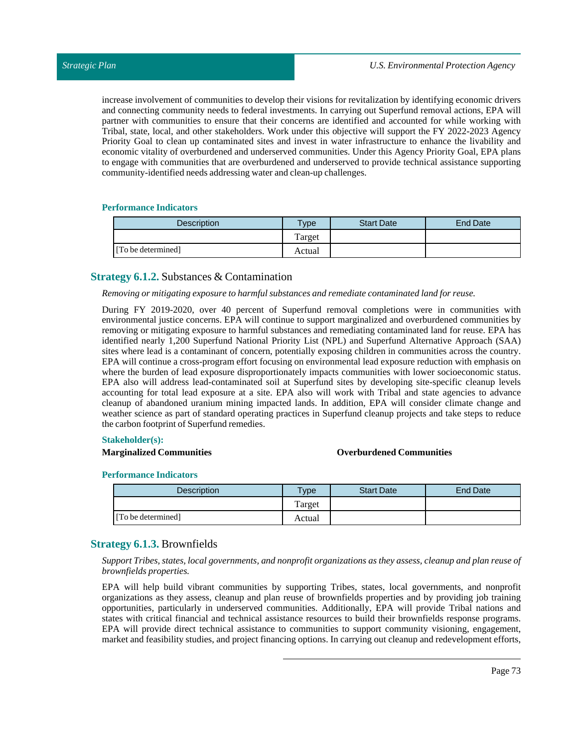increase involvement of communities to develop their visions for revitalization by identifying economic drivers and connecting community needs to federal investments. In carrying out Superfund removal actions, EPA will partner with communities to ensure that their concerns are identified and accounted for while working with Tribal, state, local, and other stakeholders. Work under this objective will support the FY 2022-2023 Agency Priority Goal to clean up contaminated sites and invest in water infrastructure to enhance the livability and economic vitality of overburdened and underserved communities. Under this Agency Priority Goal, EPA plans to engage with communities that are overburdened and underserved to provide technical assistance supporting community-identified needs addressing water and clean-up challenges.

#### Performance Indicators

| Description | Type | Start Date | End Date |
|---|---|---|---|
| | Target | | |
| [To be determined] | Actual | | |

### Strategy 6.1.2. Substances & Contamination

*Removing or mitigating exposure to harmful substances and remediate contaminated land for reuse.*

During FY 2019-2020, over 40 percent of Superfund removal completions were in communities with environmental justice concerns. EPA will continue to support marginalized and overburdened communities by removing or mitigating exposure to harmful substances and remediating contaminated land for reuse. EPA has identified nearly 1,200 Superfund National Priority List (NPL) and Superfund Alternative Approach (SAA) sites where lead is a contaminant of concern, potentially exposing children in communities across the country. EPA will continue a cross-program effort focusing on environmental lead exposure reduction with emphasis on where the burden of lead exposure disproportionately impacts communities with lower socioeconomic status. EPA also will address lead-contaminated soil at Superfund sites by developing site-specific cleanup levels accounting for total lead exposure at a site. EPA also will work with Tribal and state agencies to advance cleanup of abandoned uranium mining impacted lands. In addition, EPA will consider climate change and weather science as part of standard operating practices in Superfund cleanup projects and take steps to reduce the carbon footprint of Superfund remedies.

#### Stakeholder(s):

**Marginalized Communities**

**Overburdened Communities**

#### Performance Indicators

| Description | Type | Start Date | End Date |
|---|---|---|---|
| | Target | | |
| [To be determined] | Actual | | |

### Strategy 6.1.3. Brownfields

*Support Tribes, states, local governments, and nonprofit organizations as they assess, cleanup and plan reuse of brownfields properties.*

EPA will help build vibrant communities by supporting Tribes, states, local governments, and nonprofit organizations as they assess, cleanup and plan reuse of brownfields properties and by providing job training opportunities, particularly in underserved communities. Additionally, EPA will provide Tribal nations and states with critical financial and technical assistance resources to build their brownfields response programs. EPA will provide direct technical assistance to communities to support community visioning, engagement, market and feasibility studies, and project financing options. In carrying out cleanup and redevelopment efforts,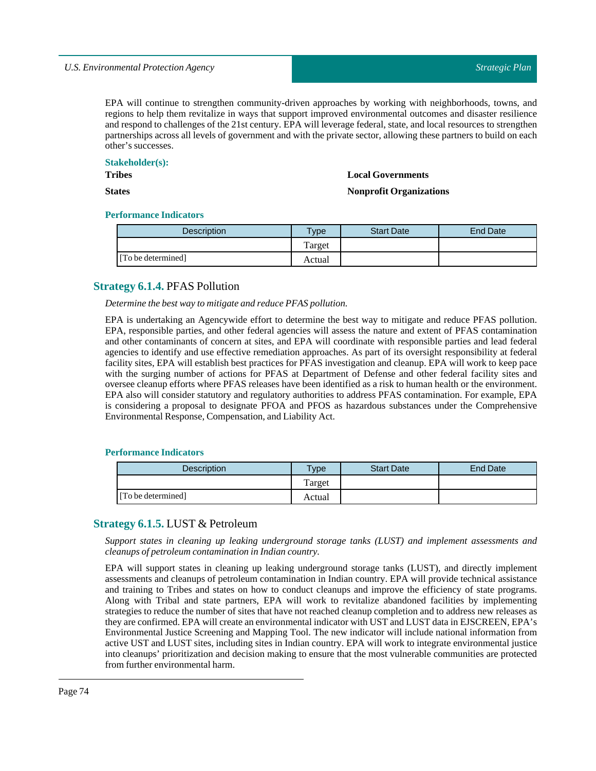EPA will continue to strengthen community-driven approaches by working with neighborhoods, towns, and regions to help them revitalize in ways that support improved environmental outcomes and disaster resilience and respond to challenges of the 21st century. EPA will leverage federal, state, and local resources to strengthen partnerships across all levels of government and with the private sector, allowing these partners to build on each other's successes.

**Stakeholder(s):**

**Tribes**

**Local Governments**

**States**

**Nonprofit Organizations**

**Performance Indicators**

| Description | Type | Start Date | End Date |
|---|---|---|---|
| | Target | | |
| [To be determined] | Actual | | |

## Strategy 6.1.4. PFAS Pollution

*Determine the best way to mitigate and reduce PFAS pollution.*

EPA is undertaking an Agencywide effort to determine the best way to mitigate and reduce PFAS pollution. EPA, responsible parties, and other federal agencies will assess the nature and extent of PFAS contamination and other contaminants of concern at sites, and EPA will coordinate with responsible parties and lead federal agencies to identify and use effective remediation approaches. As part of its oversight responsibility at federal facility sites, EPA will establish best practices for PFAS investigation and cleanup. EPA will work to keep pace with the surging number of actions for PFAS at Department of Defense and other federal facility sites and oversee cleanup efforts where PFAS releases have been identified as a risk to human health or the environment. EPA also will consider statutory and regulatory authorities to address PFAS contamination. For example, EPA is considering a proposal to designate PFOA and PFOS as hazardous substances under the Comprehensive Environmental Response, Compensation, and Liability Act.

**Performance Indicators**

| Description | Type | Start Date | End Date |
|---|---|---|---|
| | Target | | |
| [To be determined] | Actual | | |

## Strategy 6.1.5. LUST & Petroleum

*Support states in cleaning up leaking underground storage tanks (LUST) and implement assessments and cleanups of petroleum contamination in Indian country.*

EPA will support states in cleaning up leaking underground storage tanks (LUST), and directly implement assessments and cleanups of petroleum contamination in Indian country. EPA will provide technical assistance and training to Tribes and states on how to conduct cleanups and improve the efficiency of state programs. Along with Tribal and state partners, EPA will work to revitalize abandoned facilities by implementing strategies to reduce the number of sites that have not reached cleanup completion and to address new releases as they are confirmed. EPA will create an environmental indicator with UST and LUST data in EJSCREEN, EPA's Environmental Justice Screening and Mapping Tool. The new indicator will include national information from active UST and LUST sites, including sites in Indian country. EPA will work to integrate environmental justice into cleanups' prioritization and decision making to ensure that the most vulnerable communities are protected from further environmental harm.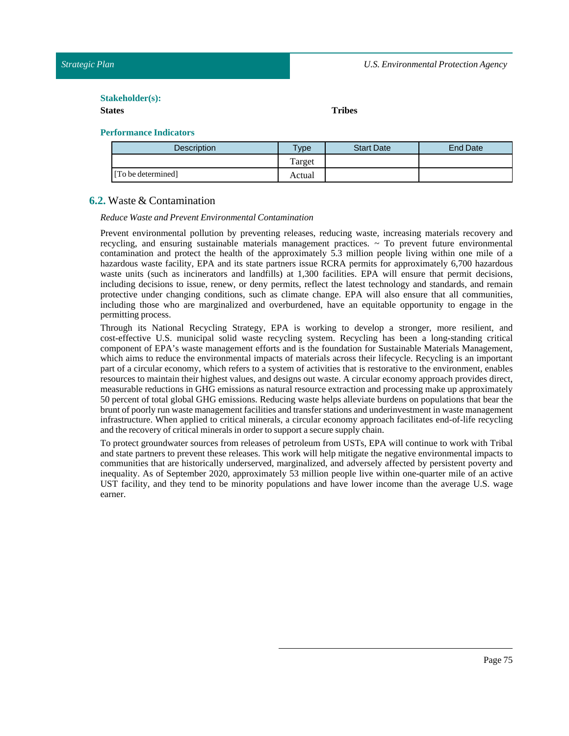**Stakeholder(s):**

**States** **Tribes**

**Performance Indicators**

| Description | Type | Start Date | End Date |
|---|---|---|---|
| | Target | | |
| [To be determined] | Actual | | |

## **6.2.** Waste & Contamination

*Reduce Waste and Prevent Environmental Contamination*

Prevent environmental pollution by preventing releases, reducing waste, increasing materials recovery and recycling, and ensuring sustainable materials management practices. ~ To prevent future environmental contamination and protect the health of the approximately 5.3 million people living within one mile of a hazardous waste facility, EPA and its state partners issue RCRA permits for approximately 6,700 hazardous waste units (such as incinerators and landfills) at 1,300 facilities. EPA will ensure that permit decisions, including decisions to issue, renew, or deny permits, reflect the latest technology and standards, and remain protective under changing conditions, such as climate change. EPA will also ensure that all communities, including those who are marginalized and overburdened, have an equitable opportunity to engage in the permitting process.

Through its National Recycling Strategy, EPA is working to develop a stronger, more resilient, and cost-effective U.S. municipal solid waste recycling system. Recycling has been a long-standing critical component of EPA's waste management efforts and is the foundation for Sustainable Materials Management, which aims to reduce the environmental impacts of materials across their lifecycle. Recycling is an important part of a circular economy, which refers to a system of activities that is restorative to the environment, enables resources to maintain their highest values, and designs out waste. A circular economy approach provides direct, measurable reductions in GHG emissions as natural resource extraction and processing make up approximately 50 percent of total global GHG emissions. Reducing waste helps alleviate burdens on populations that bear the brunt of poorly run waste management facilities and transfer stations and underinvestment in waste management infrastructure. When applied to critical minerals, a circular economy approach facilitates end-of-life recycling and the recovery of critical minerals in order to support a secure supply chain.

To protect groundwater sources from releases of petroleum from USTs, EPA will continue to work with Tribal and state partners to prevent these releases. This work will help mitigate the negative environmental impacts to communities that are historically underserved, marginalized, and adversely affected by persistent poverty and inequality. As of September 2020, approximately 53 million people live within one-quarter mile of an active UST facility, and they tend to be minority populations and have lower income than the average U.S. wage earner.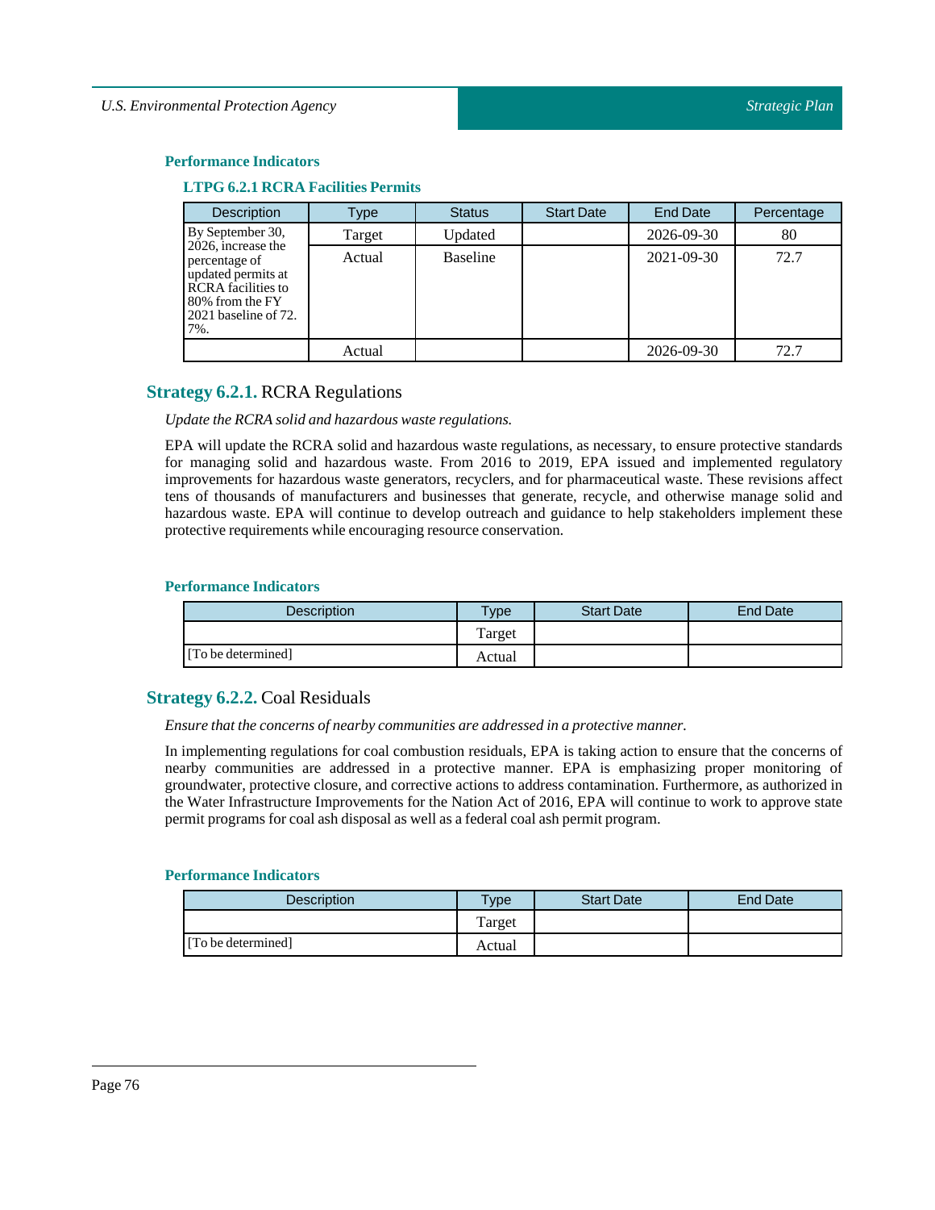#### Performance Indicators

##### LTPG 6.2.1 RCRA Facilities Permits

| Description | Type | Status | Start Date | End Date | Percentage |
|---|---|---|---|---|---|
| By September 30, 2026, increase the percentage of updated permits at RCRA facilities to 80% from the FY 2021 baseline of 72.7%. | Target | Updated | | 2026-09-30 | 80 |
| | Actual | Baseline | | 2021-09-30 | 72.7 |
| | Actual | | | 2026-09-30 | 72.7 |

### Strategy 6.2.1. RCRA Regulations

*Update the RCRA solid and hazardous waste regulations.*

EPA will update the RCRA solid and hazardous waste regulations, as necessary, to ensure protective standards for managing solid and hazardous waste. From 2016 to 2019, EPA issued and implemented regulatory improvements for hazardous waste generators, recyclers, and for pharmaceutical waste. These revisions affect tens of thousands of manufacturers and businesses that generate, recycle, and otherwise manage solid and hazardous waste. EPA will continue to develop outreach and guidance to help stakeholders implement these protective requirements while encouraging resource conservation.

#### Performance Indicators

| Description | Type | Start Date | End Date |
|---|---|---|---|
| | Target | | |
| [To be determined] | Actual | | |

### Strategy 6.2.2. Coal Residuals

*Ensure that the concerns of nearby communities are addressed in a protective manner.*

In implementing regulations for coal combustion residuals, EPA is taking action to ensure that the concerns of nearby communities are addressed in a protective manner. EPA is emphasizing proper monitoring of groundwater, protective closure, and corrective actions to address contamination. Furthermore, as authorized in the Water Infrastructure Improvements for the Nation Act of 2016, EPA will continue to work to approve state permit programs for coal ash disposal as well as a federal coal ash permit program.

#### Performance Indicators

| Description | Type | Start Date | End Date |
|---|---|---|---|
| | Target | | |
| [To be determined] | Actual | | |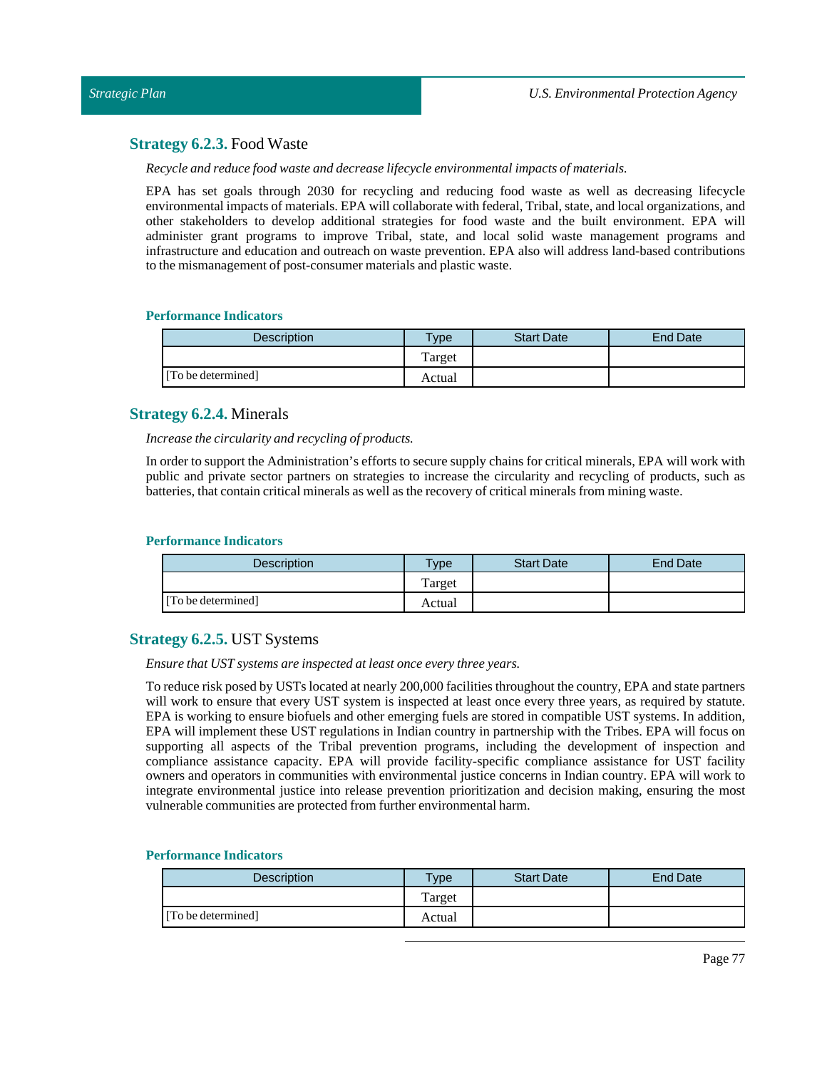### **Strategy 6.2.3.** Food Waste

*Recycle and reduce food waste and decrease lifecycle environmental impacts of materials.*

EPA has set goals through 2030 for recycling and reducing food waste as well as decreasing lifecycle environmental impacts of materials. EPA will collaborate with federal, Tribal, state, and local organizations, and other stakeholders to develop additional strategies for food waste and the built environment. EPA will administer grant programs to improve Tribal, state, and local solid waste management programs and infrastructure and education and outreach on waste prevention. EPA also will address land-based contributions to the mismanagement of post-consumer materials and plastic waste.

#### Performance Indicators

| Description | Type | Start Date | End Date |
|---|---|---|---|
| | Target | | |
| [To be determined] | Actual | | |

### **Strategy 6.2.4.** Minerals

*Increase the circularity and recycling of products.*

In order to support the Administration's efforts to secure supply chains for critical minerals, EPA will work with public and private sector partners on strategies to increase the circularity and recycling of products, such as batteries, that contain critical minerals as well as the recovery of critical minerals from mining waste.

#### Performance Indicators

| Description | Type | Start Date | End Date |
|---|---|---|---|
| | Target | | |
| [To be determined] | Actual | | |

### **Strategy 6.2.5.** UST Systems

*Ensure that UST systems are inspected at least once every three years.*

To reduce risk posed by USTs located at nearly 200,000 facilities throughout the country, EPA and state partners will work to ensure that every UST system is inspected at least once every three years, as required by statute. EPA is working to ensure biofuels and other emerging fuels are stored in compatible UST systems. In addition, EPA will implement these UST regulations in Indian country in partnership with the Tribes. EPA will focus on supporting all aspects of the Tribal prevention programs, including the development of inspection and compliance assistance capacity. EPA will provide facility-specific compliance assistance for UST facility owners and operators in communities with environmental justice concerns in Indian country. EPA will work to integrate environmental justice into release prevention prioritization and decision making, ensuring the most vulnerable communities are protected from further environmental harm.

#### Performance Indicators

| Description | Type | Start Date | End Date |
|---|---|---|---|
| | Target | | |
| [To be determined] | Actual | | |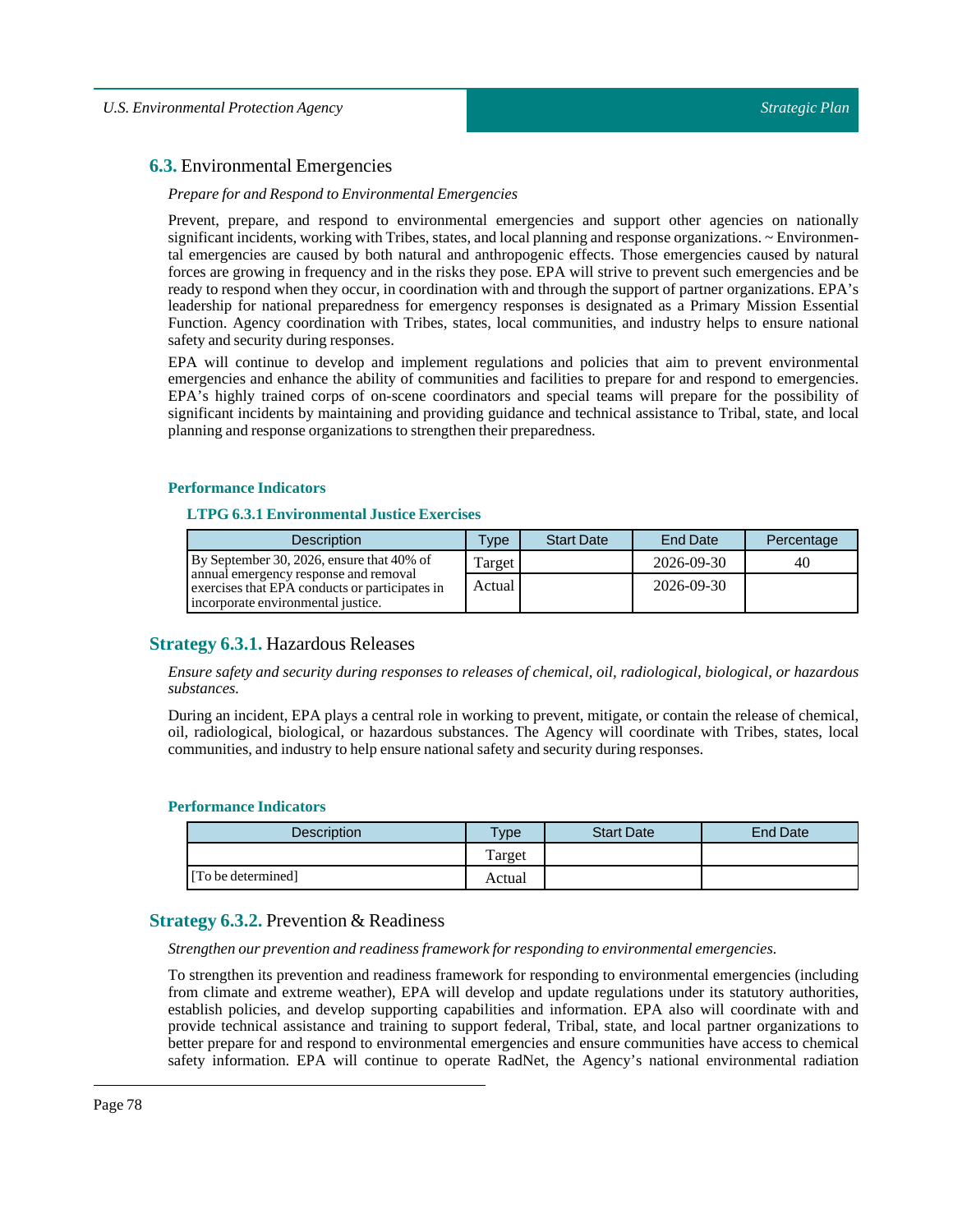## **6.3.** Environmental Emergencies

*Prepare for and Respond to Environmental Emergencies*

Prevent, prepare, and respond to environmental emergencies and support other agencies on nationally significant incidents, working with Tribes, states, and local planning and response organizations. ~ Environmental emergencies are caused by both natural and anthropogenic effects. Those emergencies caused by natural forces are growing in frequency and in the risks they pose. EPA will strive to prevent such emergencies and be ready to respond when they occur, in coordination with and through the support of partner organizations. EPA's leadership for national preparedness for emergency responses is designated as a Primary Mission Essential Function. Agency coordination with Tribes, states, local communities, and industry helps to ensure national safety and security during responses.

EPA will continue to develop and implement regulations and policies that aim to prevent environmental emergencies and enhance the ability of communities and facilities to prepare for and respond to emergencies. EPA's highly trained corps of on-scene coordinators and special teams will prepare for the possibility of significant incidents by maintaining and providing guidance and technical assistance to Tribal, state, and local planning and response organizations to strengthen their preparedness.

#### Performance Indicators

##### LTPG 6.3.1 Environmental Justice Exercises

| Description | Type | Start Date | End Date | Percentage |
|---|---|---|---|---|
| By September 30, 2026, ensure that 40% of annual emergency response and removal exercises that EPA conducts or participates in incorporate environmental justice. | Target | | 2026-09-30 | 40 |
| | Actual | | 2026-09-30 | |

### **Strategy 6.3.1.** Hazardous Releases

*Ensure safety and security during responses to releases of chemical, oil, radiological, biological, or hazardous substances.*

During an incident, EPA plays a central role in working to prevent, mitigate, or contain the release of chemical, oil, radiological, biological, or hazardous substances. The Agency will coordinate with Tribes, states, local communities, and industry to help ensure national safety and security during responses.

#### Performance Indicators

| Description | Type | Start Date | End Date |
|---|---|---|---|
| | Target | | |
| [To be determined] | Actual | | |

### **Strategy 6.3.2.** Prevention & Readiness

*Strengthen our prevention and readiness framework for responding to environmental emergencies.*

To strengthen its prevention and readiness framework for responding to environmental emergencies (including from climate and extreme weather), EPA will develop and update regulations under its statutory authorities, establish policies, and develop supporting capabilities and information. EPA also will coordinate with and provide technical assistance and training to support federal, Tribal, state, and local partner organizations to better prepare for and respond to environmental emergencies and ensure communities have access to chemical safety information. EPA will continue to operate RadNet, the Agency's national environmental radiation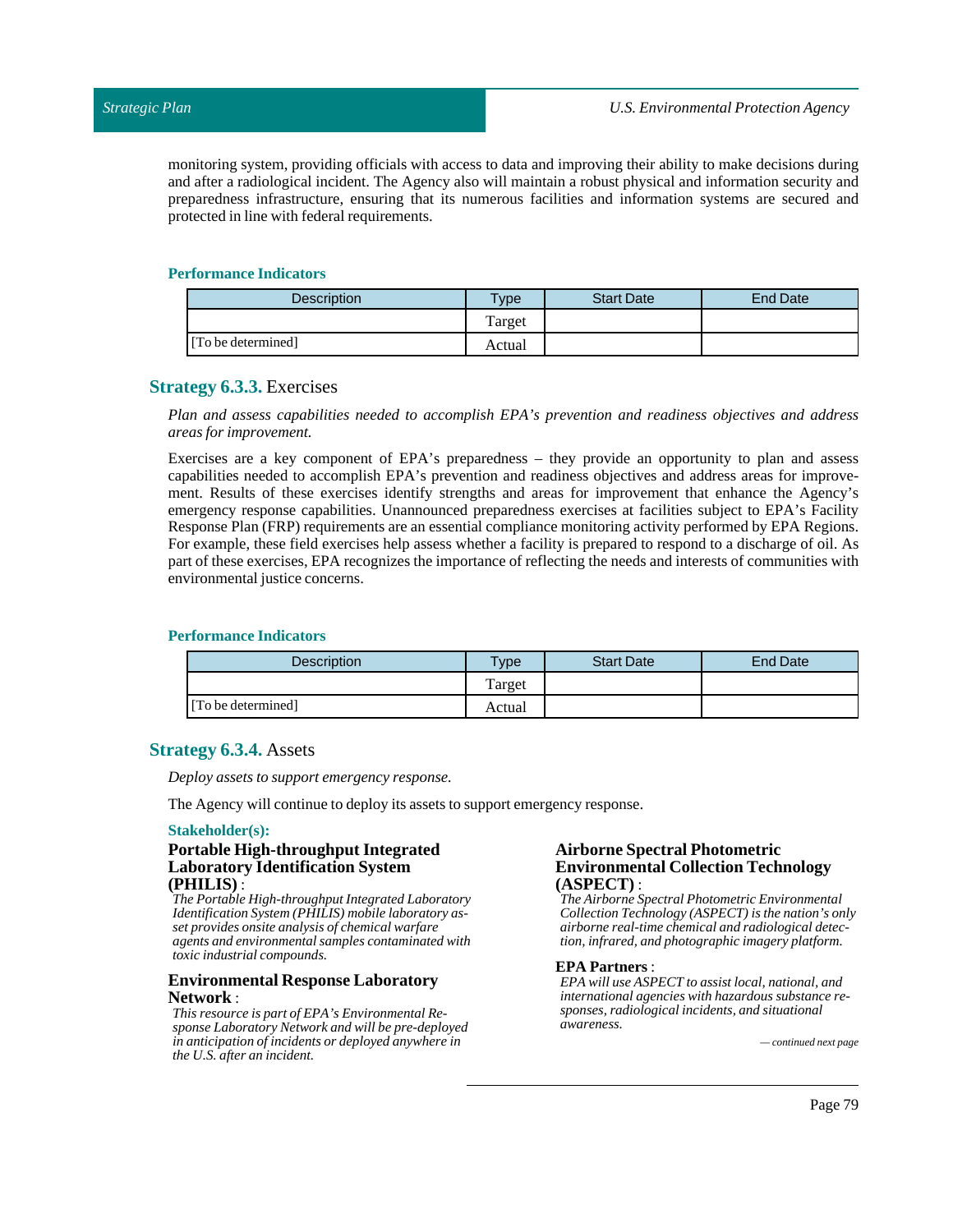monitoring system, providing officials with access to data and improving their ability to make decisions during and after a radiological incident. The Agency also will maintain a robust physical and information security and preparedness infrastructure, ensuring that its numerous facilities and information systems are secured and protected in line with federal requirements.

#### Performance Indicators

| Description | Type | Start Date | End Date |
|---|---|---|---|
| | Target | | |
| [To be determined] | Actual | | |

### Strategy 6.3.3. Exercises

*Plan and assess capabilities needed to accomplish EPA's prevention and readiness objectives and address areas for improvement.*

Exercises are a key component of EPA's preparedness – they provide an opportunity to plan and assess capabilities needed to accomplish EPA's prevention and readiness objectives and address areas for improvement. Results of these exercises identify strengths and areas for improvement that enhance the Agency's emergency response capabilities. Unannounced preparedness exercises at facilities subject to EPA's Facility Response Plan (FRP) requirements are an essential compliance monitoring activity performed by EPA Regions. For example, these field exercises help assess whether a facility is prepared to respond to a discharge of oil. As part of these exercises, EPA recognizes the importance of reflecting the needs and interests of communities with environmental justice concerns.

#### Performance Indicators

| Description | Type | Start Date | End Date |
|---|---|---|---|
| | Target | | |
| [To be determined] | Actual | | |

### Strategy 6.3.4. Assets

*Deploy assets to support emergency response.*

The Agency will continue to deploy its assets to support emergency response.

#### Stakeholder(s):

**Portable High-throughput Integrated Laboratory Identification System (PHILIS)** :

*The Portable High-throughput Integrated Laboratory Identification System (PHILIS) mobile laboratory asset provides onsite analysis of chemical warfare agents and environmental samples contaminated with toxic industrial compounds.*

**Environmental Response Laboratory Network** :

*This resource is part of EPA's Environmental Response Laboratory Network and will be pre-deployed in anticipation of incidents or deployed anywhere in the U.S. after an incident.*

**Airborne Spectral Photometric Environmental Collection Technology (ASPECT)** :

*The Airborne Spectral Photometric Environmental Collection Technology (ASPECT) is the nation's only airborne real-time chemical and radiological detection, infrared, and photographic imagery platform.*

**EPA Partners** :

*EPA will use ASPECT to assist local, national, and international agencies with hazardous substance responses, radiological incidents, and situational awareness.*

*— continued next page*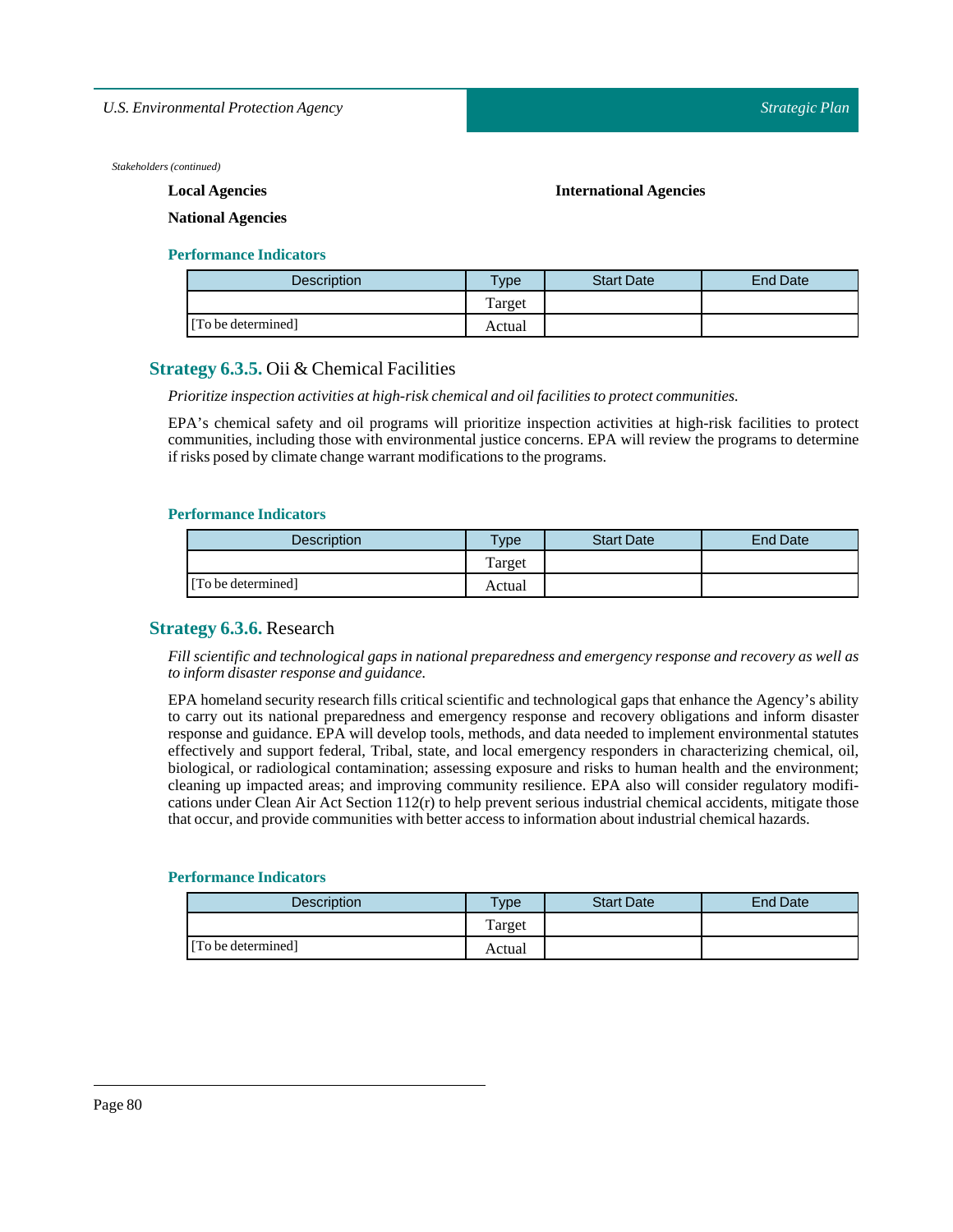*Stakeholders (continued)*

**Local Agencies**

**International Agencies**

**National Agencies**

#### Performance Indicators

| Description | Type | Start Date | End Date |
|---|---|---|---|
| | Target | | |
| [To be determined] | Actual | | |

### Strategy 6.3.5. Oii & Chemical Facilities

*Prioritize inspection activities at high-risk chemical and oil facilities to protect communities.*

EPA's chemical safety and oil programs will prioritize inspection activities at high-risk facilities to protect communities, including those with environmental justice concerns. EPA will review the programs to determine if risks posed by climate change warrant modifications to the programs.

#### Performance Indicators

| Description | Type | Start Date | End Date |
|---|---|---|---|
| | Target | | |
| [To be determined] | Actual | | |

### Strategy 6.3.6. Research

*Fill scientific and technological gaps in national preparedness and emergency response and recovery as well as to inform disaster response and guidance.*

EPA homeland security research fills critical scientific and technological gaps that enhance the Agency's ability to carry out its national preparedness and emergency response and recovery obligations and inform disaster response and guidance. EPA will develop tools, methods, and data needed to implement environmental statutes effectively and support federal, Tribal, state, and local emergency responders in characterizing chemical, oil, biological, or radiological contamination; assessing exposure and risks to human health and the environment; cleaning up impacted areas; and improving community resilience. EPA also will consider regulatory modifications under Clean Air Act Section 112(r) to help prevent serious industrial chemical accidents, mitigate those that occur, and provide communities with better access to information about industrial chemical hazards.

#### Performance Indicators

| Description | Type | Start Date | End Date |
|---|---|---|---|
| | Target | | |
| [To be determined] | Actual | | |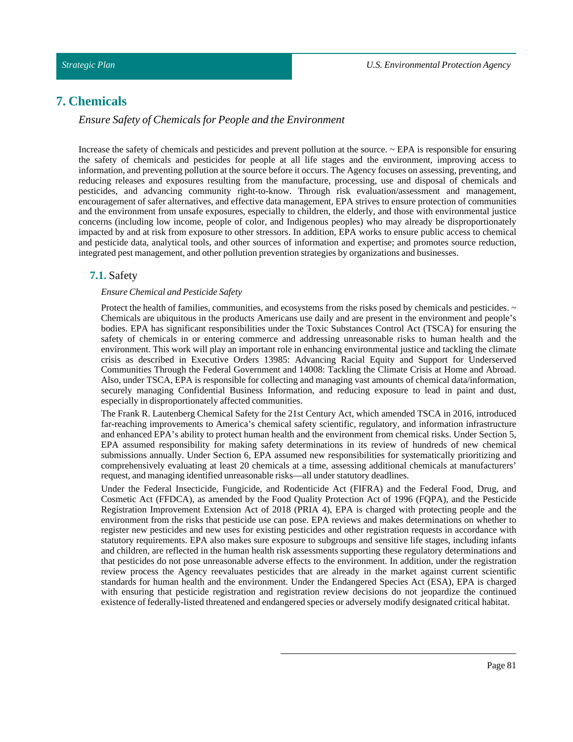## 7. Chemicals

*Ensure Safety of Chemicals for People and the Environment*

Increase the safety of chemicals and pesticides and prevent pollution at the source. ~ EPA is responsible for ensuring the safety of chemicals and pesticides for people at all life stages and the environment, improving access to information, and preventing pollution at the source before it occurs. The Agency focuses on assessing, preventing, and reducing releases and exposures resulting from the manufacture, processing, use and disposal of chemicals and pesticides, and advancing community right-to-know. Through risk evaluation/assessment and management, encouragement of safer alternatives, and effective data management, EPA strives to ensure protection of communities and the environment from unsafe exposures, especially to children, the elderly, and those with environmental justice concerns (including low income, people of color, and Indigenous peoples) who may already be disproportionately impacted by and at risk from exposure to other stressors. In addition, EPA works to ensure public access to chemical and pesticide data, analytical tools, and other sources of information and expertise; and promotes source reduction, integrated pest management, and other pollution prevention strategies by organizations and businesses.

### 7.1. Safety

*Ensure Chemical and Pesticide Safety*

Protect the health of families, communities, and ecosystems from the risks posed by chemicals and pesticides. ~ Chemicals are ubiquitous in the products Americans use daily and are present in the environment and people's bodies. EPA has significant responsibilities under the Toxic Substances Control Act (TSCA) for ensuring the safety of chemicals in or entering commerce and addressing unreasonable risks to human health and the environment. This work will play an important role in enhancing environmental justice and tackling the climate crisis as described in Executive Orders 13985: Advancing Racial Equity and Support for Underserved Communities Through the Federal Government and 14008: Tackling the Climate Crisis at Home and Abroad. Also, under TSCA, EPA is responsible for collecting and managing vast amounts of chemical data/information, securely managing Confidential Business Information, and reducing exposure to lead in paint and dust, especially in disproportionately affected communities.

The Frank R. Lautenberg Chemical Safety for the 21st Century Act, which amended TSCA in 2016, introduced far-reaching improvements to America's chemical safety scientific, regulatory, and information infrastructure and enhanced EPA's ability to protect human health and the environment from chemical risks. Under Section 5, EPA assumed responsibility for making safety determinations in its review of hundreds of new chemical submissions annually. Under Section 6, EPA assumed new responsibilities for systematically prioritizing and comprehensively evaluating at least 20 chemicals at a time, assessing additional chemicals at manufacturers' request, and managing identified unreasonable risks—all under statutory deadlines.

Under the Federal Insecticide, Fungicide, and Rodenticide Act (FIFRA) and the Federal Food, Drug, and Cosmetic Act (FFDCA), as amended by the Food Quality Protection Act of 1996 (FQPA), and the Pesticide Registration Improvement Extension Act of 2018 (PRIA 4), EPA is charged with protecting people and the environment from the risks that pesticide use can pose. EPA reviews and makes determinations on whether to register new pesticides and new uses for existing pesticides and other registration requests in accordance with statutory requirements. EPA also makes sure exposure to subgroups and sensitive life stages, including infants and children, are reflected in the human health risk assessments supporting these regulatory determinations and that pesticides do not pose unreasonable adverse effects to the environment. In addition, under the registration review process the Agency reevaluates pesticides that are already in the market against current scientific standards for human health and the environment. Under the Endangered Species Act (ESA), EPA is charged with ensuring that pesticide registration and registration review decisions do not jeopardize the continued existence of federally-listed threatened and endangered species or adversely modify designated critical habitat.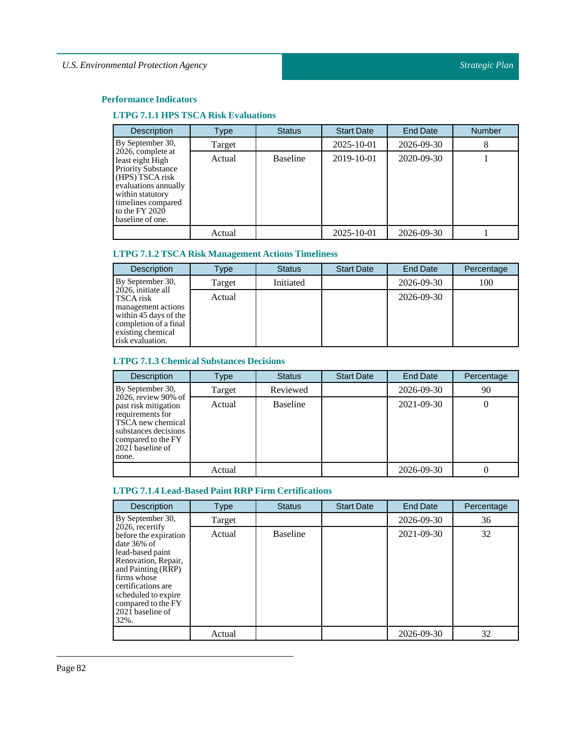### Performance Indicators

#### LTPG 7.1.1 HPS TSCA Risk Evaluations

| Description | Type | Status | Start Date | End Date | Number |
|---|---|---|---|---|---|
| By September 30, 2026, complete at least eight High Priority Substance (HPS) TSCA risk evaluations annually within statutory timelines compared to the FY 2020 baseline of one. | Target | | 2025-10-01 | 2026-09-30 | 8 |
| | Actual | Baseline | 2019-10-01 | 2020-09-30 | 1 |
| | Actual | | 2025-10-01 | 2026-09-30 | 1 |

#### LTPG 7.1.2 TSCA Risk Management Actions Timeliness

| Description | Type | Status | Start Date | End Date | Percentage |
|---|---|---|---|---|---|
| By September 30, 2026, initiate all TSCA risk management actions within 45 days of the completion of a final existing chemical risk evaluation. | Target | Initiated | | 2026-09-30 | 100 |
| | Actual | | | 2026-09-30 | |

#### LTPG 7.1.3 Chemical Substances Decisions

| Description | Type | Status | Start Date | End Date | Percentage |
|---|---|---|---|---|---|
| By September 30, 2026, review 90% of past risk mitigation requirements for TSCA new chemical substances decisions compared to the FY 2021 baseline of none. | Target | Reviewed | | 2026-09-30 | 90 |
| | Actual | Baseline | | 2021-09-30 | 0 |
| | Actual | | | 2026-09-30 | 0 |

#### LTPG 7.1.4 Lead-Based Paint RRP Firm Certifications

| Description | Type | Status | Start Date | End Date | Percentage |
|---|---|---|---|---|---|
| By September 30, 2026, recertify before the expiration date 36% of lead-based paint Renovation, Repair, and Painting (RRP) firms whose certifications are scheduled to expire compared to the FY 2021 baseline of 32%. | Target | | | 2026-09-30 | 36 |
| | Actual | Baseline | | 2021-09-30 | 32 |
| | Actual | | | 2026-09-30 | 32 |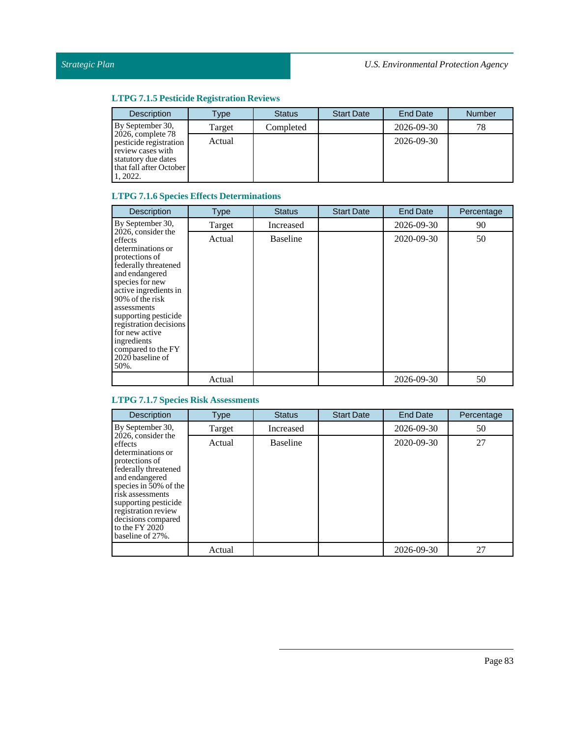### LTPG 7.1.5 Pesticide Registration Reviews

| Description | Type | Status | Start Date | End Date | Number |
|---|---|---|---|---|---|
| By September 30, 2026, complete 78 pesticide registration review cases with statutory due dates that fall after October 1, 2022. | Target | Completed | | 2026-09-30 | 78 |
| | Actual | | | 2026-09-30 | |

### LTPG 7.1.6 Species Effects Determinations

| Description | Type | Status | Start Date | End Date | Percentage |
|---|---|---|---|---|---|
| By September 30, 2026, consider the effects determinations or protections of federally threatened and endangered species for new active ingredients in 90% of the risk assessments supporting pesticide registration decisions for new active ingredients compared to the FY 2020 baseline of 50%. | Target | Increased | | 2026-09-30 | 90 |
| | Actual | Baseline | | 2020-09-30 | 50 |
| | Actual | | | 2026-09-30 | 50 |

### LTPG 7.1.7 Species Risk Assessments

| Description | Type | Status | Start Date | End Date | Percentage |
|---|---|---|---|---|---|
| By September 30, 2026, consider the effects determinations or protections of federally threatened and endangered species in 50% of the risk assessments supporting pesticide registration review decisions compared to the FY 2020 baseline of 27%. | Target | Increased | | 2026-09-30 | 50 |
| | Actual | Baseline | | 2020-09-30 | 27 |
| | Actual | | | 2026-09-30 | 27 |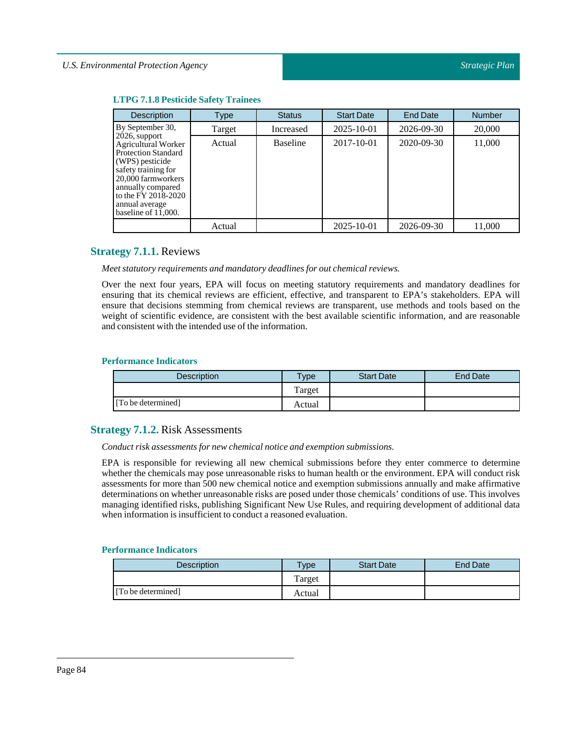### LTPG 7.1.8 Pesticide Safety Trainees

| Description | Type | Status | Start Date | End Date | Number |
|---|---|---|---|---|---|
| By September 30, 2026, support Agricultural Worker Protection Standard (WPS) pesticide safety training for 20,000 farmworkers annually compared to the FY 2018-2020 annual average baseline of 11,000. | Target | Increased | 2025-10-01 | 2026-09-30 | 20,000 |
| | Actual | Baseline | 2017-10-01 | 2020-09-30 | 11,000 |
| | Actual | | 2025-10-01 | 2026-09-30 | 11,000 |

## **Strategy 7.1.1.** Reviews

*Meet statutory requirements and mandatory deadlines for out chemical reviews.*

Over the next four years, EPA will focus on meeting statutory requirements and mandatory deadlines for ensuring that its chemical reviews are efficient, effective, and transparent to EPA's stakeholders. EPA will ensure that decisions stemming from chemical reviews are transparent, use methods and tools based on the weight of scientific evidence, are consistent with the best available scientific information, and are reasonable and consistent with the intended use of the information.

### Performance Indicators

| Description | Type | Start Date | End Date |
|---|---|---|---|
| | Target | | |
| [To be determined] | Actual | | |

## **Strategy 7.1.2.** Risk Assessments

*Conduct risk assessments for new chemical notice and exemption submissions.*

EPA is responsible for reviewing all new chemical submissions before they enter commerce to determine whether the chemicals may pose unreasonable risks to human health or the environment. EPA will conduct risk assessments for more than 500 new chemical notice and exemption submissions annually and make affirmative determinations on whether unreasonable risks are posed under those chemicals' conditions of use. This involves managing identified risks, publishing Significant New Use Rules, and requiring development of additional data when information is insufficient to conduct a reasoned evaluation.

### Performance Indicators

| Description | Type | Start Date | End Date |
|---|---|---|---|
| | Target | | |
| [To be determined] | Actual | | |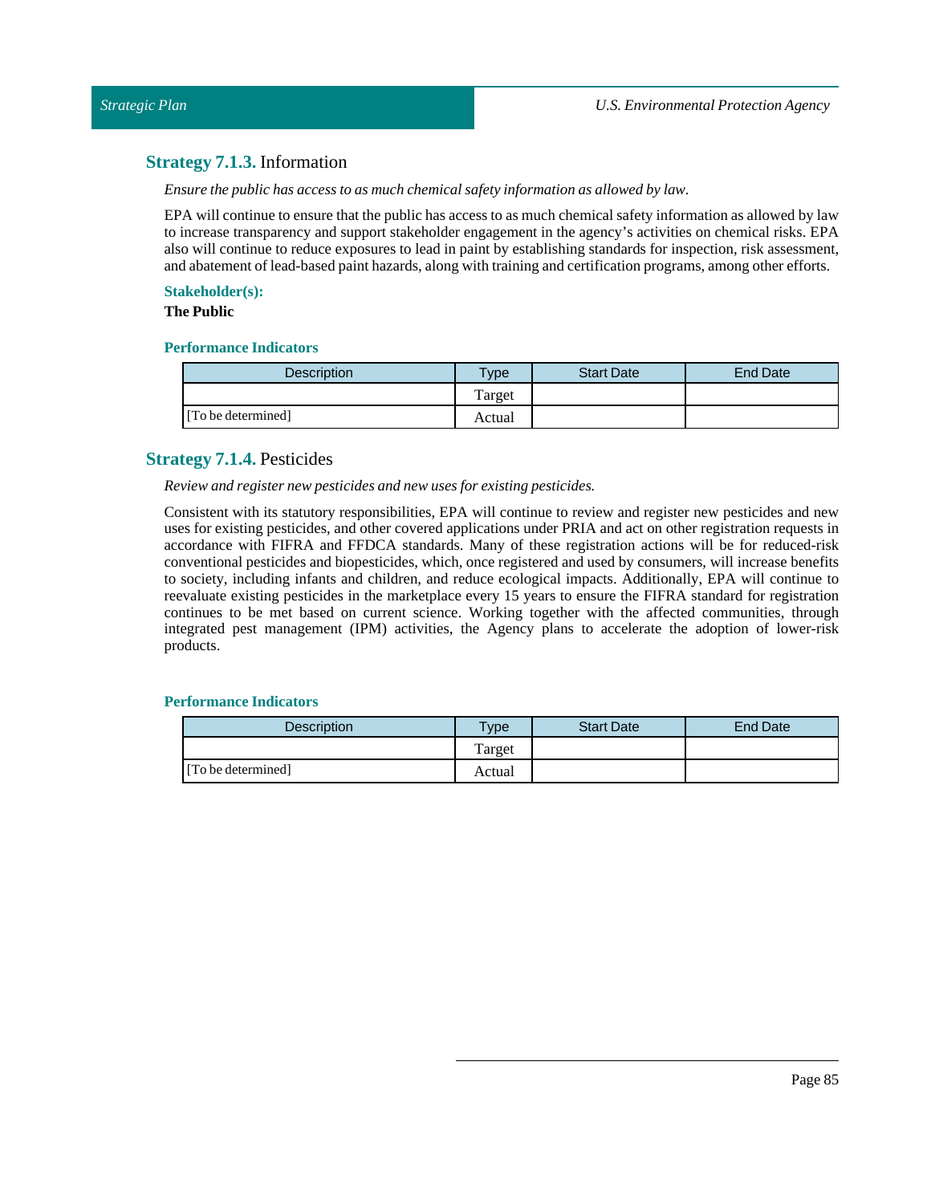### **Strategy 7.1.3.** Information

*Ensure the public has access to as much chemical safety information as allowed by law.*

EPA will continue to ensure that the public has access to as much chemical safety information as allowed by law to increase transparency and support stakeholder engagement in the agency's activities on chemical risks. EPA also will continue to reduce exposures to lead in paint by establishing standards for inspection, risk assessment, and abatement of lead-based paint hazards, along with training and certification programs, among other efforts.

**Stakeholder(s):**

**The Public**

**Performance Indicators**

| Description | Type | Start Date | End Date |
|---|---|---|---|
| | Target | | |
| [To be determined] | Actual | | |

### **Strategy 7.1.4.** Pesticides

*Review and register new pesticides and new uses for existing pesticides.*

Consistent with its statutory responsibilities, EPA will continue to review and register new pesticides and new uses for existing pesticides, and other covered applications under PRIA and act on other registration requests in accordance with FIFRA and FFDCA standards. Many of these registration actions will be for reduced-risk conventional pesticides and biopesticides, which, once registered and used by consumers, will increase benefits to society, including infants and children, and reduce ecological impacts. Additionally, EPA will continue to reevaluate existing pesticides in the marketplace every 15 years to ensure the FIFRA standard for registration continues to be met based on current science. Working together with the affected communities, through integrated pest management (IPM) activities, the Agency plans to accelerate the adoption of lower-risk products.

**Performance Indicators**

| Description | Type | Start Date | End Date |
|---|---|---|---|
| | Target | | |
| [To be determined] | Actual | | |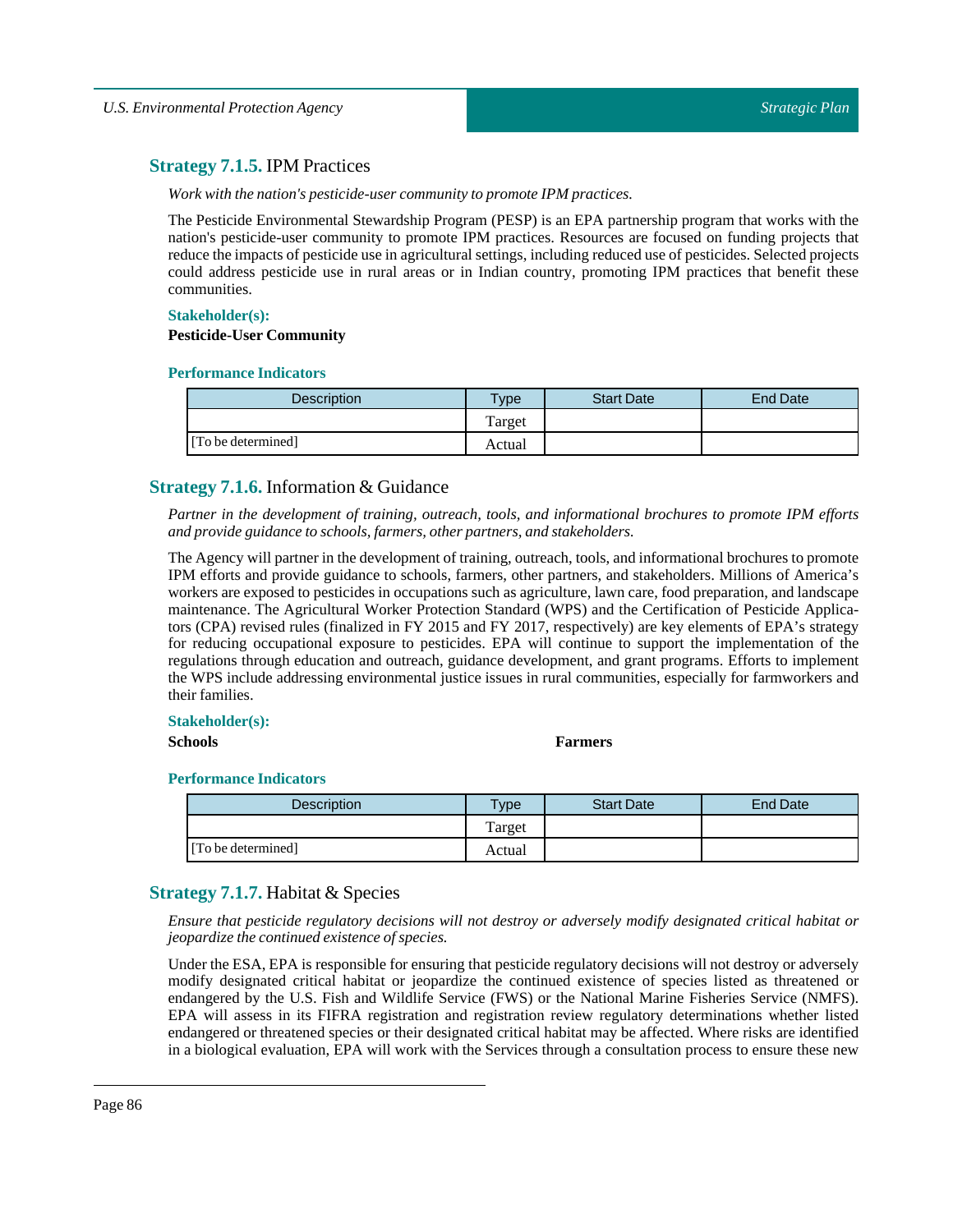## **Strategy 7.1.5.** IPM Practices

*Work with the nation's pesticide-user community to promote IPM practices.*

The Pesticide Environmental Stewardship Program (PESP) is an EPA partnership program that works with the nation's pesticide-user community to promote IPM practices. Resources are focused on funding projects that reduce the impacts of pesticide use in agricultural settings, including reduced use of pesticides. Selected projects could address pesticide use in rural areas or in Indian country, promoting IPM practices that benefit these communities.

**Stakeholder(s):**

**Pesticide-User Community**

**Performance Indicators**

| Description | Type | Start Date | End Date |
|---|---|---|---|
| | Target | | |
| [To be determined] | Actual | | |

## **Strategy 7.1.6.** Information & Guidance

*Partner in the development of training, outreach, tools, and informational brochures to promote IPM efforts and provide guidance to schools, farmers, other partners, and stakeholders.*

The Agency will partner in the development of training, outreach, tools, and informational brochures to promote IPM efforts and provide guidance to schools, farmers, other partners, and stakeholders. Millions of America's workers are exposed to pesticides in occupations such as agriculture, lawn care, food preparation, and landscape maintenance. The Agricultural Worker Protection Standard (WPS) and the Certification of Pesticide Applicators (CPA) revised rules (finalized in FY 2015 and FY 2017, respectively) are key elements of EPA's strategy for reducing occupational exposure to pesticides. EPA will continue to support the implementation of the regulations through education and outreach, guidance development, and grant programs. Efforts to implement the WPS include addressing environmental justice issues in rural communities, especially for farmworkers and their families.

**Stakeholder(s):**

**Schools**

**Farmers**

**Performance Indicators**

| Description | Type | Start Date | End Date |
|---|---|---|---|
| | Target | | |
| [To be determined] | Actual | | |

## **Strategy 7.1.7.** Habitat & Species

*Ensure that pesticide regulatory decisions will not destroy or adversely modify designated critical habitat or jeopardize the continued existence of species.*

Under the ESA, EPA is responsible for ensuring that pesticide regulatory decisions will not destroy or adversely modify designated critical habitat or jeopardize the continued existence of species listed as threatened or endangered by the U.S. Fish and Wildlife Service (FWS) or the National Marine Fisheries Service (NMFS). EPA will assess in its FIFRA registration and registration review regulatory determinations whether listed endangered or threatened species or their designated critical habitat may be affected. Where risks are identified in a biological evaluation, EPA will work with the Services through a consultation process to ensure these new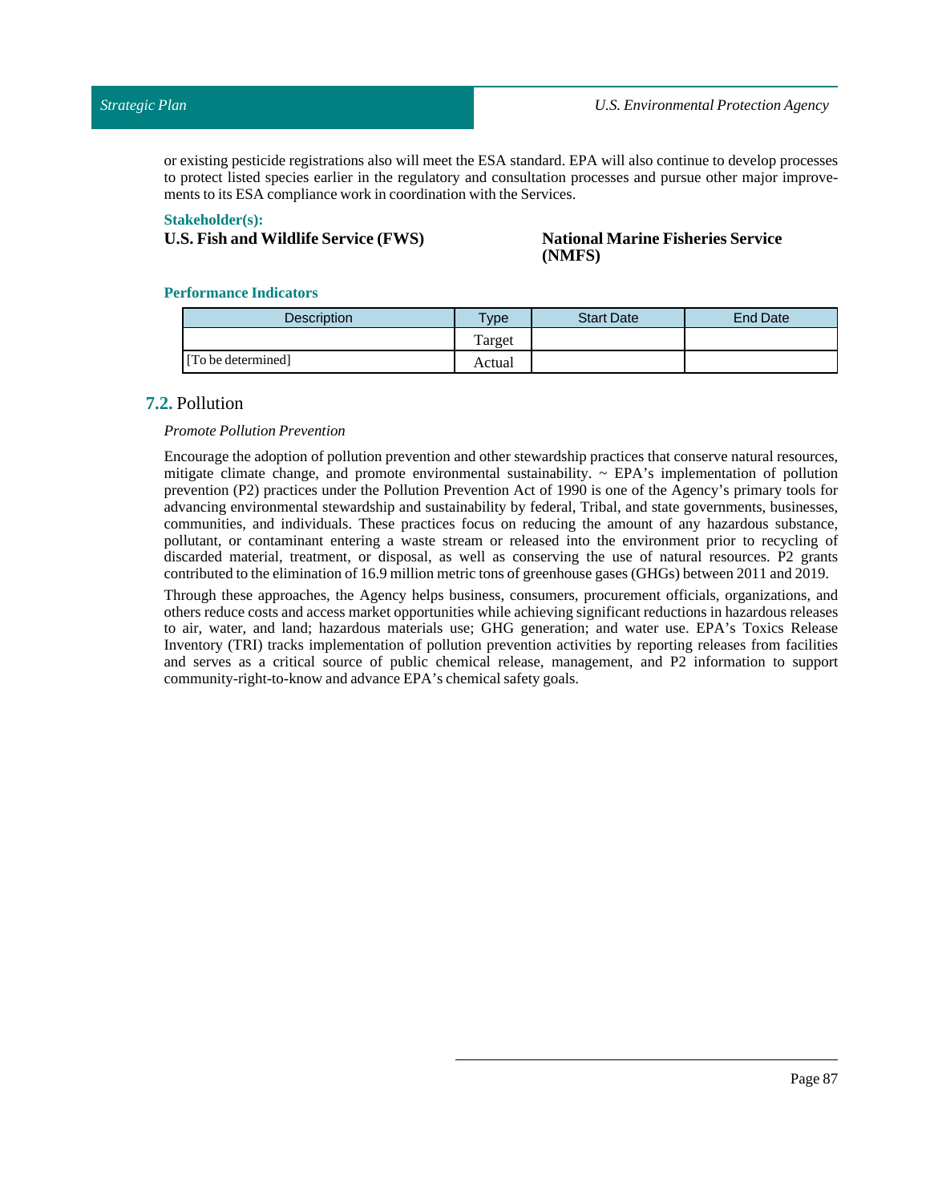or existing pesticide registrations also will meet the ESA standard. EPA will also continue to develop processes to protect listed species earlier in the regulatory and consultation processes and pursue other major improvements to its ESA compliance work in coordination with the Services.

**Stakeholder(s):**

**U.S. Fish and Wildlife Service (FWS)**

**National Marine Fisheries Service (NMFS)**

**Performance Indicators**

| Description | Type | Start Date | End Date |
|---|---|---|---|
| [To be determined] | Target | | |
| | Actual | | |

## 7.2. Pollution

*Promote Pollution Prevention*

Encourage the adoption of pollution prevention and other stewardship practices that conserve natural resources, mitigate climate change, and promote environmental sustainability. ~ EPA's implementation of pollution prevention (P2) practices under the Pollution Prevention Act of 1990 is one of the Agency's primary tools for advancing environmental stewardship and sustainability by federal, Tribal, and state governments, businesses, communities, and individuals. These practices focus on reducing the amount of any hazardous substance, pollutant, or contaminant entering a waste stream or released into the environment prior to recycling of discarded material, treatment, or disposal, as well as conserving the use of natural resources. P2 grants contributed to the elimination of 16.9 million metric tons of greenhouse gases (GHGs) between 2011 and 2019.

Through these approaches, the Agency helps business, consumers, procurement officials, organizations, and others reduce costs and access market opportunities while achieving significant reductions in hazardous releases to air, water, and land; hazardous materials use; GHG generation; and water use. EPA's Toxics Release Inventory (TRI) tracks implementation of pollution prevention activities by reporting releases from facilities and serves as a critical source of public chemical release, management, and P2 information to support community-right-to-know and advance EPA's chemical safety goals.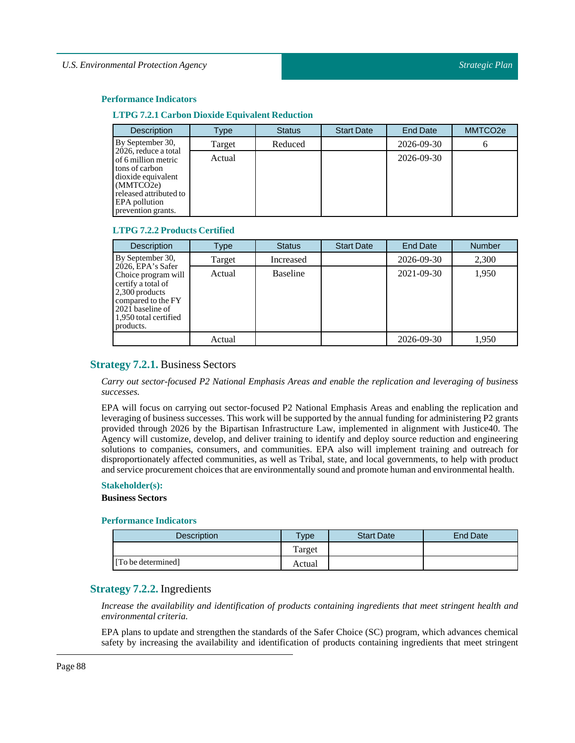### Performance Indicators

#### LTPG 7.2.1 Carbon Dioxide Equivalent Reduction

| Description | Type | Status | Start Date | End Date | MMTCO2e |
|---|---|---|---|---|---|
| By September 30, 2026, reduce a total of 6 million metric tons of carbon dioxide equivalent (MMTCO2e) released attributed to EPA pollution prevention grants. | Target | Reduced | | 2026-09-30 | 6 |
| | Actual | | | 2026-09-30 | |

#### LTPG 7.2.2 Products Certified

| Description | Type | Status | Start Date | End Date | Number |
|---|---|---|---|---|---|
| By September 30, 2026, EPA's Safer Choice program will certify a total of 2,300 products compared to the FY 2021 baseline of 1,950 total certified products. | Target | Increased | | 2026-09-30 | 2,300 |
| | Actual | Baseline | | 2021-09-30 | 1,950 |
| | Actual | | | 2026-09-30 | 1,950 |

## Strategy 7.2.1. Business Sectors

*Carry out sector-focused P2 National Emphasis Areas and enable the replication and leveraging of business successes.*

EPA will focus on carrying out sector-focused P2 National Emphasis Areas and enabling the replication and leveraging of business successes. This work will be supported by the annual funding for administering P2 grants provided through 2026 by the Bipartisan Infrastructure Law, implemented in alignment with Justice40. The Agency will customize, develop, and deliver training to identify and deploy source reduction and engineering solutions to companies, consumers, and communities. EPA also will implement training and outreach for disproportionately affected communities, as well as Tribal, state, and local governments, to help with product and service procurement choices that are environmentally sound and promote human and environmental health.

### Stakeholder(s):

**Business Sectors**

### Performance Indicators

| Description | Type | Start Date | End Date |
|---|---|---|---|
| | Target | | |
| [To be determined] | Actual | | |

## Strategy 7.2.2. Ingredients

*Increase the availability and identification of products containing ingredients that meet stringent health and environmental criteria.*

EPA plans to update and strengthen the standards of the Safer Choice (SC) program, which advances chemical safety by increasing the availability and identification of products containing ingredients that meet stringent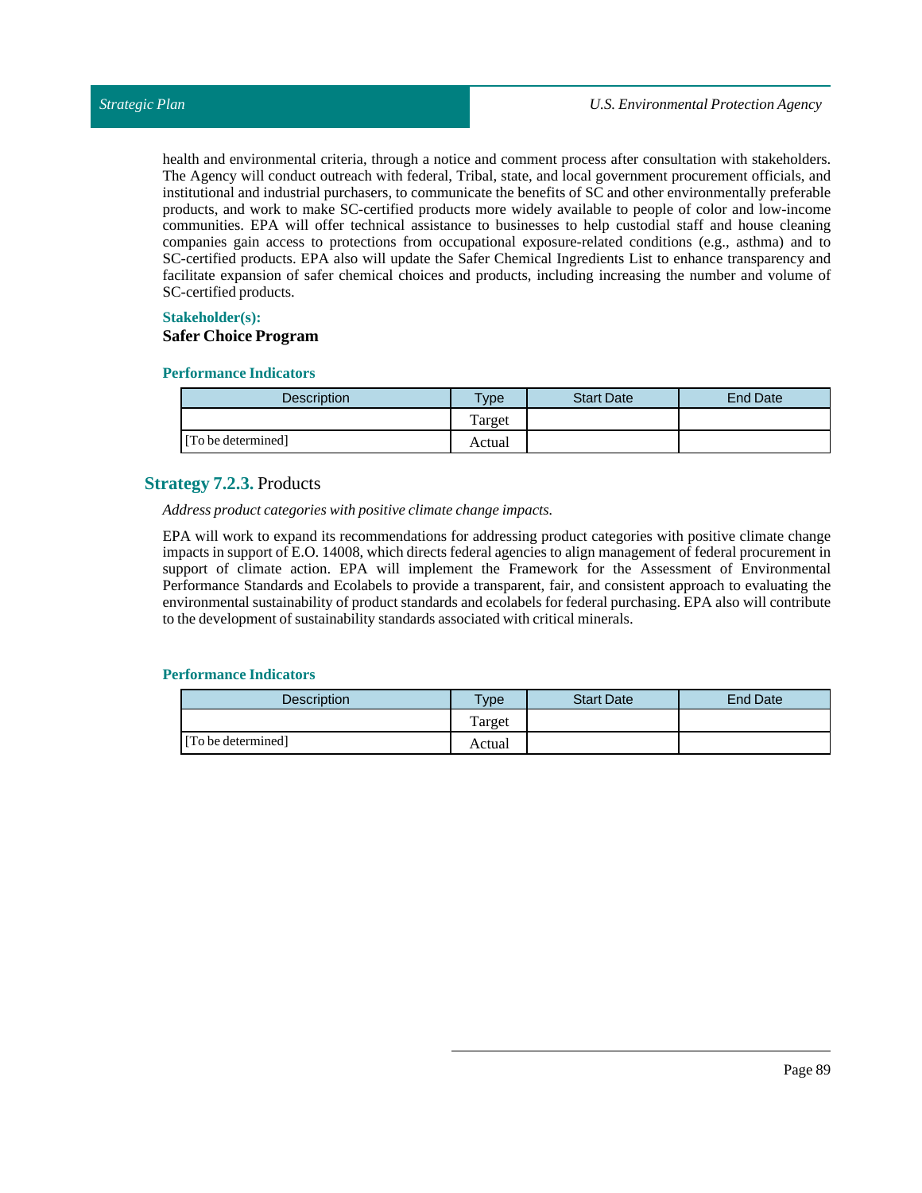health and environmental criteria, through a notice and comment process after consultation with stakeholders. The Agency will conduct outreach with federal, Tribal, state, and local government procurement officials, and institutional and industrial purchasers, to communicate the benefits of SC and other environmentally preferable products, and work to make SC-certified products more widely available to people of color and low-income communities. EPA will offer technical assistance to businesses to help custodial staff and house cleaning companies gain access to protections from occupational exposure-related conditions (e.g., asthma) and to SC-certified products. EPA also will update the Safer Chemical Ingredients List to enhance transparency and facilitate expansion of safer chemical choices and products, including increasing the number and volume of SC-certified products.

**Stakeholder(s):**

**Safer Choice Program**

**Performance Indicators**

| Description | Type | Start Date | End Date |
|---|---|---|---|
| [To be determined] | Target | | |
| | Actual | | |

## **Strategy 7.2.3.** Products

*Address product categories with positive climate change impacts.*

EPA will work to expand its recommendations for addressing product categories with positive climate change impacts in support of E.O. 14008, which directs federal agencies to align management of federal procurement in support of climate action. EPA will implement the Framework for the Assessment of Environmental Performance Standards and Ecolabels to provide a transparent, fair, and consistent approach to evaluating the environmental sustainability of product standards and ecolabels for federal purchasing. EPA also will contribute to the development of sustainability standards associated with critical minerals.

**Performance Indicators**

| Description | Type | Start Date | End Date |
|---|---|---|---|
| [To be determined] | Target | | |
| | Actual | | |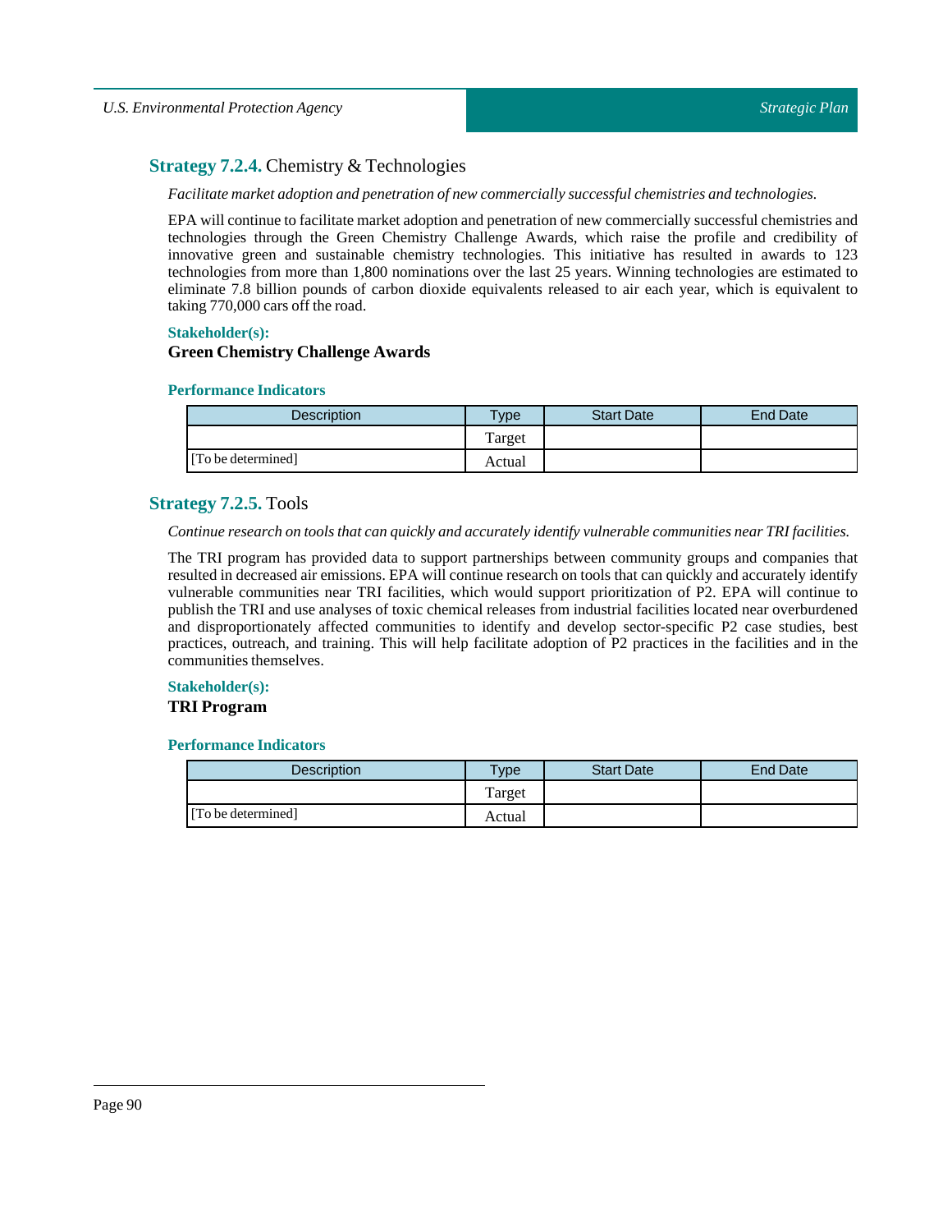### **Strategy 7.2.4.** Chemistry & Technologies

*Facilitate market adoption and penetration of new commercially successful chemistries and technologies.*

EPA will continue to facilitate market adoption and penetration of new commercially successful chemistries and technologies through the Green Chemistry Challenge Awards, which raise the profile and credibility of innovative green and sustainable chemistry technologies. This initiative has resulted in awards to 123 technologies from more than 1,800 nominations over the last 25 years. Winning technologies are estimated to eliminate 7.8 billion pounds of carbon dioxide equivalents released to air each year, which is equivalent to taking 770,000 cars off the road.

**Stakeholder(s):**

**Green Chemistry Challenge Awards**

**Performance Indicators**

| Description | Type | Start Date | End Date |
|---|---|---|---|
| | Target | | |
| [To be determined] | Actual | | |

### **Strategy 7.2.5.** Tools

*Continue research on tools that can quickly and accurately identify vulnerable communities near TRI facilities.*

The TRI program has provided data to support partnerships between community groups and companies that resulted in decreased air emissions. EPA will continue research on tools that can quickly and accurately identify vulnerable communities near TRI facilities, which would support prioritization of P2. EPA will continue to publish the TRI and use analyses of toxic chemical releases from industrial facilities located near overburdened and disproportionately affected communities to identify and develop sector-specific P2 case studies, best practices, outreach, and training. This will help facilitate adoption of P2 practices in the facilities and in the communities themselves.

**Stakeholder(s):**

**TRI Program**

**Performance Indicators**

| Description | Type | Start Date | End Date |
|---|---|---|---|
| | Target | | |
| [To be determined] | Actual | | |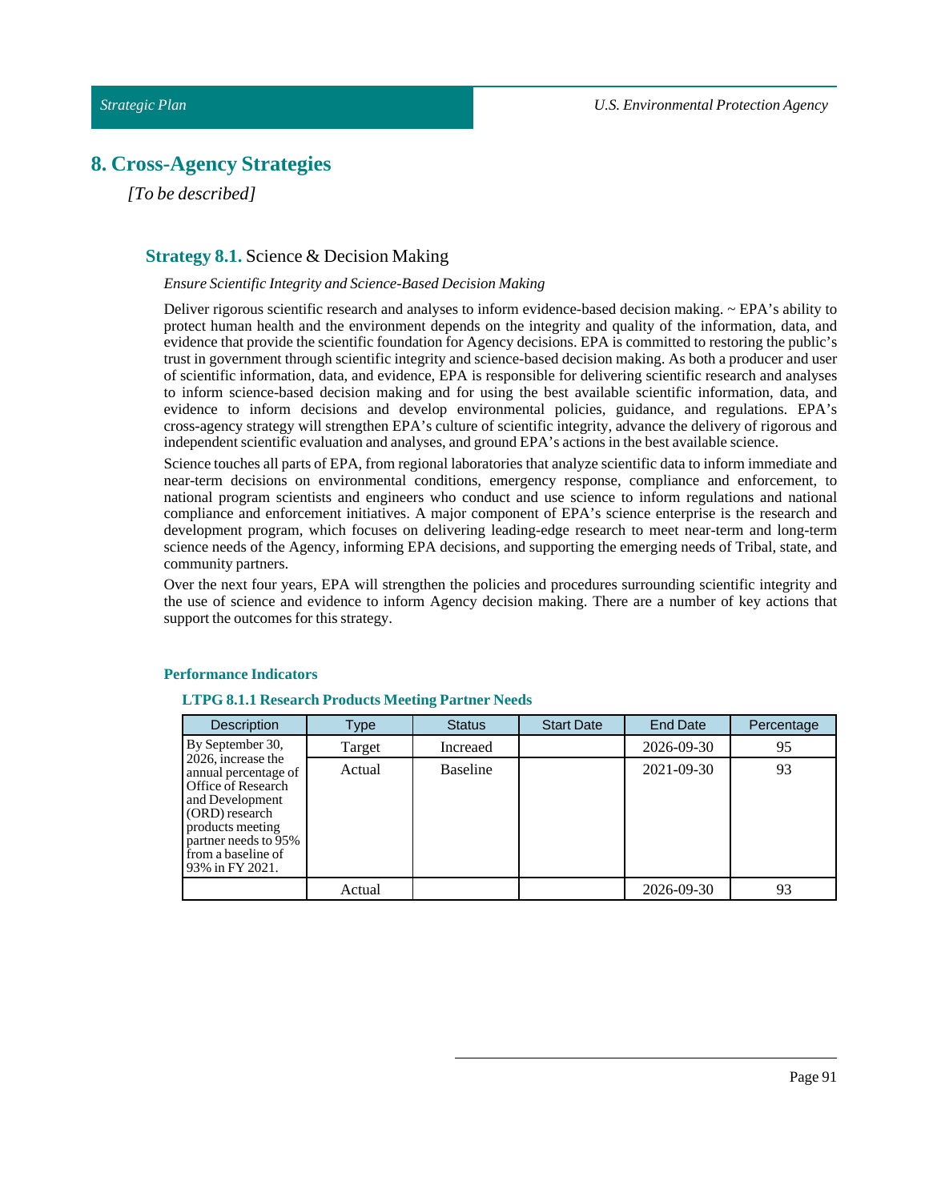# 8. Cross-Agency Strategies

*[To be described]*

## **Strategy 8.1.** Science & Decision Making

*Ensure Scientific Integrity and Science-Based Decision Making*

Deliver rigorous scientific research and analyses to inform evidence-based decision making. ~ EPA's ability to protect human health and the environment depends on the integrity and quality of the information, data, and evidence that provide the scientific foundation for Agency decisions. EPA is committed to restoring the public's trust in government through scientific integrity and science-based decision making. As both a producer and user of scientific information, data, and evidence, EPA is responsible for delivering scientific research and analyses to inform science-based decision making and for using the best available scientific information, data, and evidence to inform decisions and develop environmental policies, guidance, and regulations. EPA's cross-agency strategy will strengthen EPA's culture of scientific integrity, advance the delivery of rigorous and independent scientific evaluation and analyses, and ground EPA's actions in the best available science.

Science touches all parts of EPA, from regional laboratories that analyze scientific data to inform immediate and near-term decisions on environmental conditions, emergency response, compliance and enforcement, to national program scientists and engineers who conduct and use science to inform regulations and national compliance and enforcement initiatives. A major component of EPA's science enterprise is the research and development program, which focuses on delivering leading-edge research to meet near-term and long-term science needs of the Agency, informing EPA decisions, and supporting the emerging needs of Tribal, state, and community partners.

Over the next four years, EPA will strengthen the policies and procedures surrounding scientific integrity and the use of science and evidence to inform Agency decision making. There are a number of key actions that support the outcomes for this strategy.

#### Performance Indicators

##### LTPG 8.1.1 Research Products Meeting Partner Needs

| Description | Type | Status | Start Date | End Date | Percentage |
|---|---|---|---|---|---|
| By September 30, 2026, increase the annual percentage of Office of Research and Development (ORD) research products meeting partner needs to 95% from a baseline of 93% in FY 2021. | Target | Increaed | | 2026-09-30 | 95 |
| | Actual | Baseline | | 2021-09-30 | 93 |
| | Actual | | | 2026-09-30 | 93 |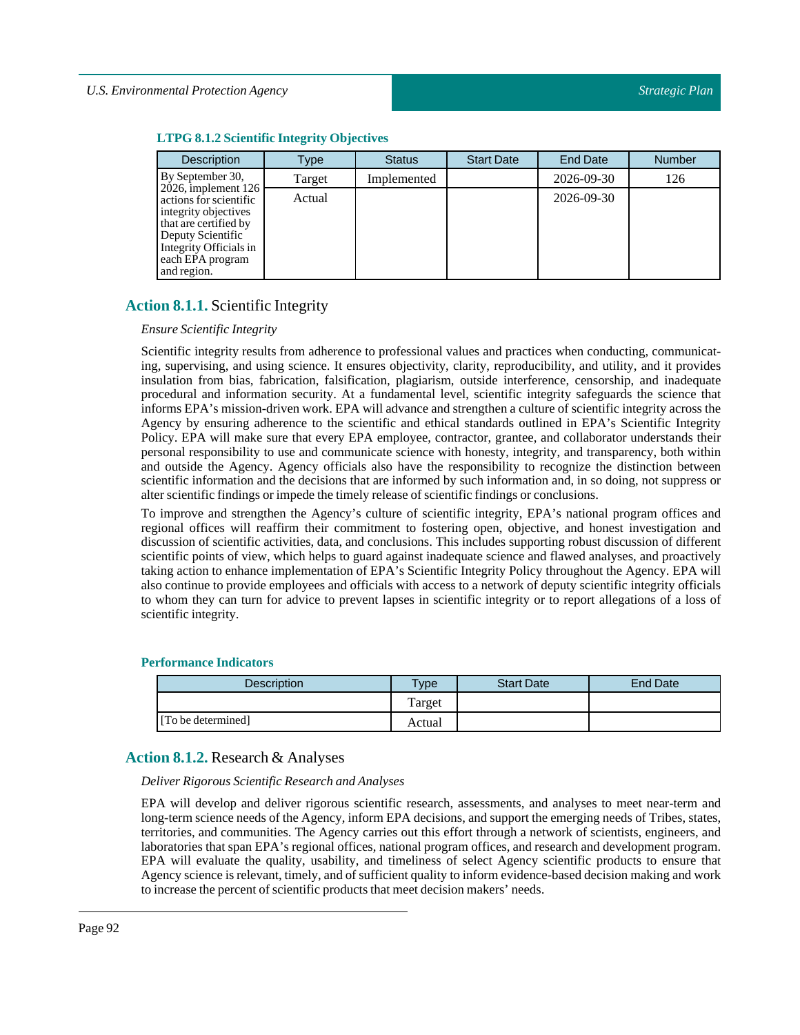### LTPG 8.1.2 Scientific Integrity Objectives

| Description | Type | Status | Start Date | End Date | Number |
|---|---|---|---|---|---|
| By September 30, 2026, implement 126 actions for scientific integrity objectives that are certified by Deputy Scientific Integrity Officials in each EPA program and region. | Target | Implemented | | 2026-09-30 | 126 |
| | Actual | | | 2026-09-30 | |

## Action 8.1.1. Scientific Integrity

*Ensure Scientific Integrity*

Scientific integrity results from adherence to professional values and practices when conducting, communicating, supervising, and using science. It ensures objectivity, clarity, reproducibility, and utility, and it provides insulation from bias, fabrication, falsification, plagiarism, outside interference, censorship, and inadequate procedural and information security. At a fundamental level, scientific integrity safeguards the science that informs EPA's mission-driven work. EPA will advance and strengthen a culture of scientific integrity across the Agency by ensuring adherence to the scientific and ethical standards outlined in EPA's Scientific Integrity Policy. EPA will make sure that every EPA employee, contractor, grantee, and collaborator understands their personal responsibility to use and communicate science with honesty, integrity, and transparency, both within and outside the Agency. Agency officials also have the responsibility to recognize the distinction between scientific information and the decisions that are informed by such information and, in so doing, not suppress or alter scientific findings or impede the timely release of scientific findings or conclusions.

To improve and strengthen the Agency's culture of scientific integrity, EPA's national program offices and regional offices will reaffirm their commitment to fostering open, objective, and honest investigation and discussion of scientific activities, data, and conclusions. This includes supporting robust discussion of different scientific points of view, which helps to guard against inadequate science and flawed analyses, and proactively taking action to enhance implementation of EPA's Scientific Integrity Policy throughout the Agency. EPA will also continue to provide employees and officials with access to a network of deputy scientific integrity officials to whom they can turn for advice to prevent lapses in scientific integrity or to report allegations of a loss of scientific integrity.

### Performance Indicators

| Description | Type | Start Date | End Date |
|---|---|---|---|
| | Target | | |
| [To be determined] | Actual | | |

## Action 8.1.2. Research & Analyses

*Deliver Rigorous Scientific Research and Analyses*

EPA will develop and deliver rigorous scientific research, assessments, and analyses to meet near-term and long-term science needs of the Agency, inform EPA decisions, and support the emerging needs of Tribes, states, territories, and communities. The Agency carries out this effort through a network of scientists, engineers, and laboratories that span EPA's regional offices, national program offices, and research and development program. EPA will evaluate the quality, usability, and timeliness of select Agency scientific products to ensure that Agency science is relevant, timely, and of sufficient quality to inform evidence-based decision making and work to increase the percent of scientific products that meet decision makers' needs.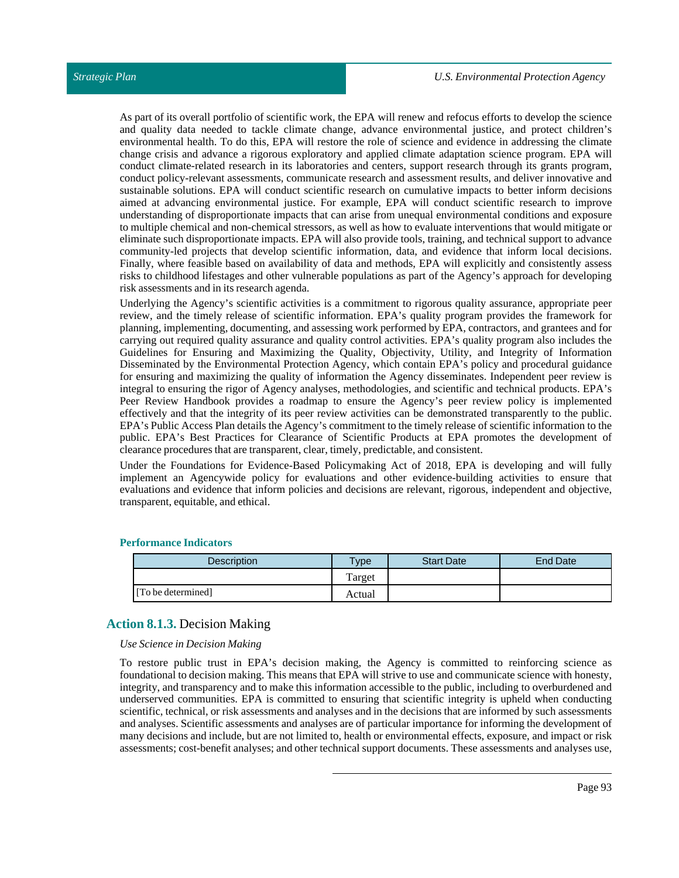As part of its overall portfolio of scientific work, the EPA will renew and refocus efforts to develop the science and quality data needed to tackle climate change, advance environmental justice, and protect children's environmental health. To do this, EPA will restore the role of science and evidence in addressing the climate change crisis and advance a rigorous exploratory and applied climate adaptation science program. EPA will conduct climate-related research in its laboratories and centers, support research through its grants program, conduct policy-relevant assessments, communicate research and assessment results, and deliver innovative and sustainable solutions. EPA will conduct scientific research on cumulative impacts to better inform decisions aimed at advancing environmental justice. For example, EPA will conduct scientific research to improve understanding of disproportionate impacts that can arise from unequal environmental conditions and exposure to multiple chemical and non-chemical stressors, as well as how to evaluate interventions that would mitigate or eliminate such disproportionate impacts. EPA will also provide tools, training, and technical support to advance community-led projects that develop scientific information, data, and evidence that inform local decisions. Finally, where feasible based on availability of data and methods, EPA will explicitly and consistently assess risks to childhood lifestages and other vulnerable populations as part of the Agency's approach for developing risk assessments and in its research agenda.

Underlying the Agency's scientific activities is a commitment to rigorous quality assurance, appropriate peer review, and the timely release of scientific information. EPA's quality program provides the framework for planning, implementing, documenting, and assessing work performed by EPA, contractors, and grantees and for carrying out required quality assurance and quality control activities. EPA's quality program also includes the Guidelines for Ensuring and Maximizing the Quality, Objectivity, Utility, and Integrity of Information Disseminated by the Environmental Protection Agency, which contain EPA's policy and procedural guidance for ensuring and maximizing the quality of information the Agency disseminates. Independent peer review is integral to ensuring the rigor of Agency analyses, methodologies, and scientific and technical products. EPA's Peer Review Handbook provides a roadmap to ensure the Agency's peer review policy is implemented effectively and that the integrity of its peer review activities can be demonstrated transparently to the public. EPA's Public Access Plan details the Agency's commitment to the timely release of scientific information to the public. EPA's Best Practices for Clearance of Scientific Products at EPA promotes the development of clearance procedures that are transparent, clear, timely, predictable, and consistent.

Under the Foundations for Evidence-Based Policymaking Act of 2018, EPA is developing and will fully implement an Agencywide policy for evaluations and other evidence-building activities to ensure that evaluations and evidence that inform policies and decisions are relevant, rigorous, independent and objective, transparent, equitable, and ethical.

**Performance Indicators**

| Description | Type | Start Date | End Date |
|---|---|---|---|
| | Target | | |
| [To be determined] | Actual | | |

## **Action 8.1.3.** Decision Making

*Use Science in Decision Making*

To restore public trust in EPA's decision making, the Agency is committed to reinforcing science as foundational to decision making. This means that EPA will strive to use and communicate science with honesty, integrity, and transparency and to make this information accessible to the public, including to overburdened and underserved communities. EPA is committed to ensuring that scientific integrity is upheld when conducting scientific, technical, or risk assessments and analyses and in the decisions that are informed by such assessments and analyses. Scientific assessments and analyses are of particular importance for informing the development of many decisions and include, but are not limited to, health or environmental effects, exposure, and impact or risk assessments; cost-benefit analyses; and other technical support documents. These assessments and analyses use,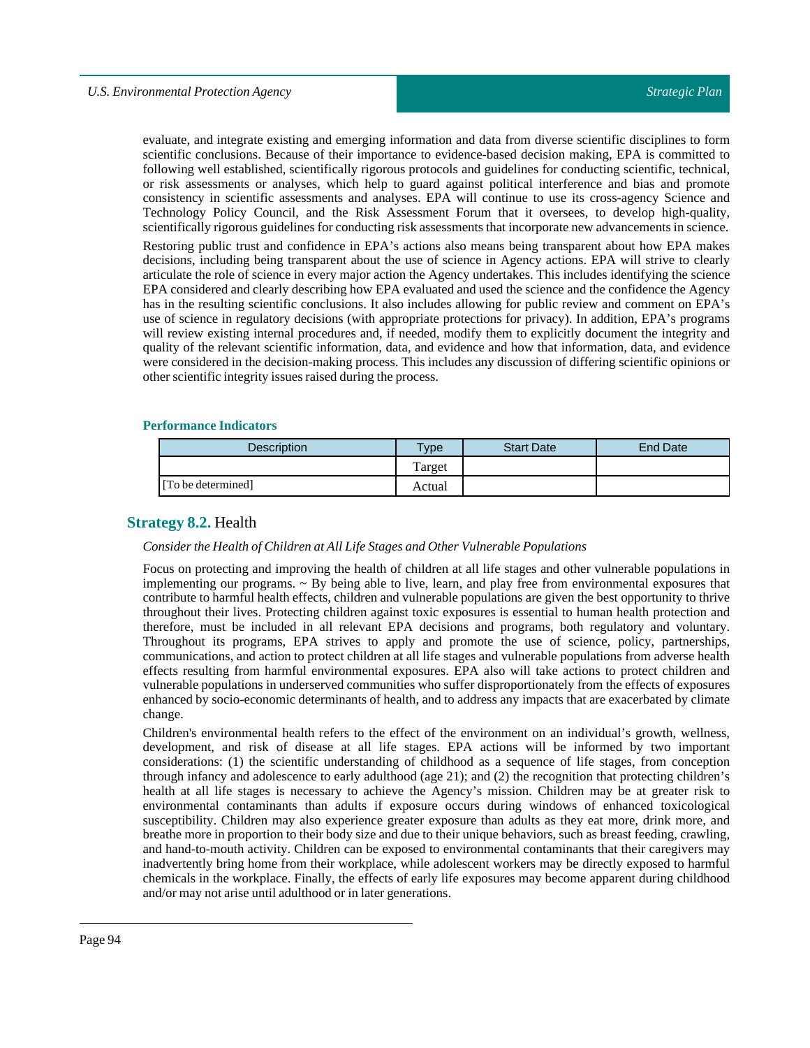evaluate, and integrate existing and emerging information and data from diverse scientific disciplines to form scientific conclusions. Because of their importance to evidence-based decision making, EPA is committed to following well established, scientifically rigorous protocols and guidelines for conducting scientific, technical, or risk assessments or analyses, which help to guard against political interference and bias and promote consistency in scientific assessments and analyses. EPA will continue to use its cross-agency Science and Technology Policy Council, and the Risk Assessment Forum that it oversees, to develop high-quality, scientifically rigorous guidelines for conducting risk assessments that incorporate new advancements in science.

Restoring public trust and confidence in EPA's actions also means being transparent about how EPA makes decisions, including being transparent about the use of science in Agency actions. EPA will strive to clearly articulate the role of science in every major action the Agency undertakes. This includes identifying the science EPA considered and clearly describing how EPA evaluated and used the science and the confidence the Agency has in the resulting scientific conclusions. It also includes allowing for public review and comment on EPA's use of science in regulatory decisions (with appropriate protections for privacy). In addition, EPA's programs will review existing internal procedures and, if needed, modify them to explicitly document the integrity and quality of the relevant scientific information, data, and evidence and how that information, data, and evidence were considered in the decision-making process. This includes any discussion of differing scientific opinions or other scientific integrity issues raised during the process.

#### Performance Indicators

| Description | Type | Start Date | End Date |
|---|---|---|---|
| | Target | | |
| [To be determined] | Actual | | |

### Strategy 8.2. Health

*Consider the Health of Children at All Life Stages and Other Vulnerable Populations*

Focus on protecting and improving the health of children at all life stages and other vulnerable populations in implementing our programs. ~ By being able to live, learn, and play free from environmental exposures that contribute to harmful health effects, children and vulnerable populations are given the best opportunity to thrive throughout their lives. Protecting children against toxic exposures is essential to human health protection and therefore, must be included in all relevant EPA decisions and programs, both regulatory and voluntary. Throughout its programs, EPA strives to apply and promote the use of science, policy, partnerships, communications, and action to protect children at all life stages and vulnerable populations from adverse health effects resulting from harmful environmental exposures. EPA also will take actions to protect children and vulnerable populations in underserved communities who suffer disproportionately from the effects of exposures enhanced by socio-economic determinants of health, and to address any impacts that are exacerbated by climate change.

Children's environmental health refers to the effect of the environment on an individual's growth, wellness, development, and risk of disease at all life stages. EPA actions will be informed by two important considerations: (1) the scientific understanding of childhood as a sequence of life stages, from conception through infancy and adolescence to early adulthood (age 21); and (2) the recognition that protecting children's health at all life stages is necessary to achieve the Agency's mission. Children may be at greater risk to environmental contaminants than adults if exposure occurs during windows of enhanced toxicological susceptibility. Children may also experience greater exposure than adults as they eat more, drink more, and breathe more in proportion to their body size and due to their unique behaviors, such as breast feeding, crawling, and hand-to-mouth activity. Children can be exposed to environmental contaminants that their caregivers may inadvertently bring home from their workplace, while adolescent workers may be directly exposed to harmful chemicals in the workplace. Finally, the effects of early life exposures may become apparent during childhood and/or may not arise until adulthood or in later generations.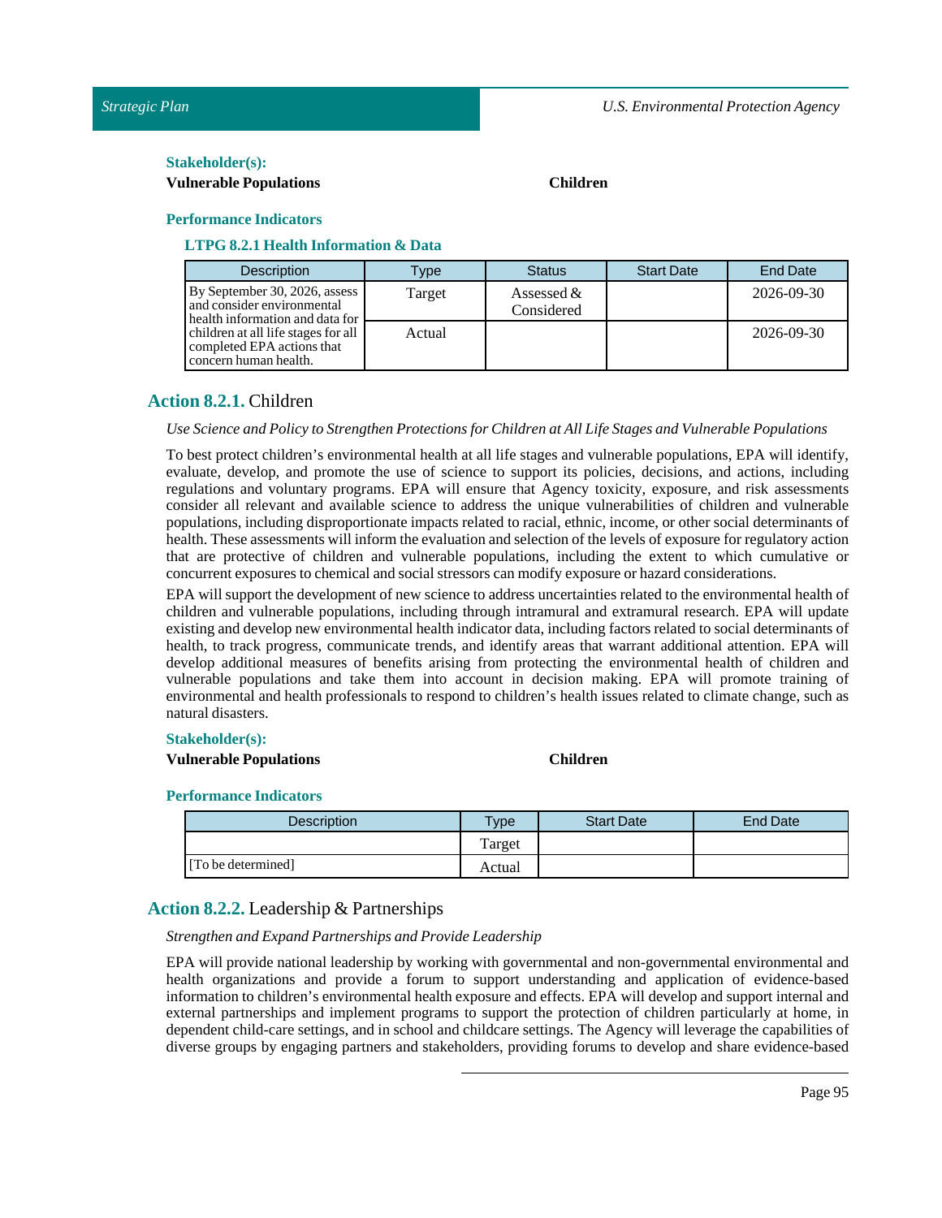**Stakeholder(s):**

**Vulnerable Populations** **Children**

**Performance Indicators**

**LTPG 8.2.1 Health Information & Data**

| Description | Type | Status | Start Date | End Date |
|---|---|---|---|---|
| By September 30, 2026, assess and consider environmental health information and data for children at all life stages for all completed EPA actions that concern human health. | Target | Assessed & Considered | | 2026-09-30 |
| | Actual | | | 2026-09-30 |

## Action 8.2.1. Children

*Use Science and Policy to Strengthen Protections for Children at All Life Stages and Vulnerable Populations*

To best protect children's environmental health at all life stages and vulnerable populations, EPA will identify, evaluate, develop, and promote the use of science to support its policies, decisions, and actions, including regulations and voluntary programs. EPA will ensure that Agency toxicity, exposure, and risk assessments consider all relevant and available science to address the unique vulnerabilities of children and vulnerable populations, including disproportionate impacts related to racial, ethnic, income, or other social determinants of health. These assessments will inform the evaluation and selection of the levels of exposure for regulatory action that are protective of children and vulnerable populations, including the extent to which cumulative or concurrent exposures to chemical and social stressors can modify exposure or hazard considerations.

EPA will support the development of new science to address uncertainties related to the environmental health of children and vulnerable populations, including through intramural and extramural research. EPA will update existing and develop new environmental health indicator data, including factors related to social determinants of health, to track progress, communicate trends, and identify areas that warrant additional attention. EPA will develop additional measures of benefits arising from protecting the environmental health of children and vulnerable populations and take them into account in decision making. EPA will promote training of environmental and health professionals to respond to children's health issues related to climate change, such as natural disasters.

**Stakeholder(s):**

**Vulnerable Populations** **Children**

**Performance Indicators**

| Description | Type | Start Date | End Date |
|---|---|---|---|
| | Target | | |
| [To be determined] | Actual | | |

## Action 8.2.2. Leadership & Partnerships

*Strengthen and Expand Partnerships and Provide Leadership*

EPA will provide national leadership by working with governmental and non-governmental environmental and health organizations and provide a forum to support understanding and application of evidence-based information to children's environmental health exposure and effects. EPA will develop and support internal and external partnerships and implement programs to support the protection of children particularly at home, in dependent child-care settings, and in school and childcare settings. The Agency will leverage the capabilities of diverse groups by engaging partners and stakeholders, providing forums to develop and share evidence-based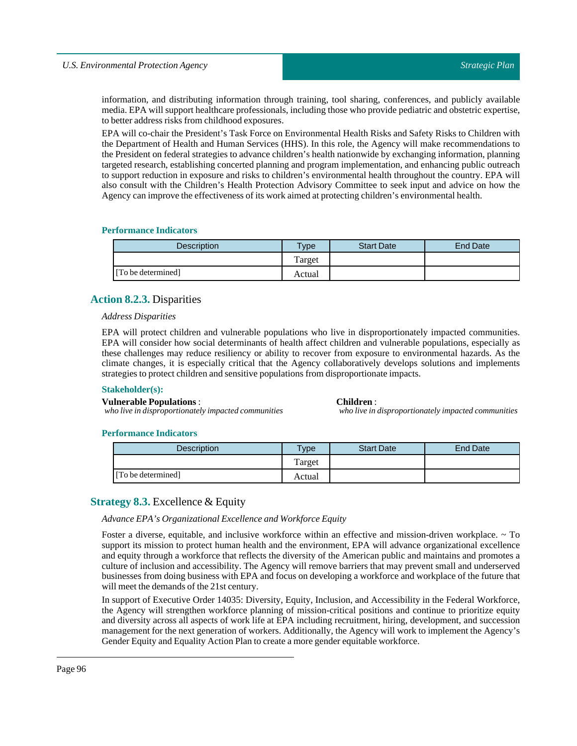information, and distributing information through training, tool sharing, conferences, and publicly available media. EPA will support healthcare professionals, including those who provide pediatric and obstetric expertise, to better address risks from childhood exposures.

EPA will co-chair the President's Task Force on Environmental Health Risks and Safety Risks to Children with the Department of Health and Human Services (HHS). In this role, the Agency will make recommendations to the President on federal strategies to advance children's health nationwide by exchanging information, planning targeted research, establishing concerted planning and program implementation, and enhancing public outreach to support reduction in exposure and risks to children's environmental health throughout the country. EPA will also consult with the Children's Health Protection Advisory Committee to seek input and advice on how the Agency can improve the effectiveness of its work aimed at protecting children's environmental health.

#### Performance Indicators

| Description | Type | Start Date | End Date |
|---|---|---|---|
| | Target | | |
| [To be determined] | Actual | | |

### Action 8.2.3. Disparities

*Address Disparities*

EPA will protect children and vulnerable populations who live in disproportionately impacted communities. EPA will consider how social determinants of health affect children and vulnerable populations, especially as these challenges may reduce resiliency or ability to recover from exposure to environmental hazards. As the climate changes, it is especially critical that the Agency collaboratively develops solutions and implements strategies to protect children and sensitive populations from disproportionate impacts.

#### Stakeholder(s):

**Vulnerable Populations** :
*who live in disproportionately impacted communities*

**Children** :
*who live in disproportionately impacted communities*

#### Performance Indicators

| Description | Type | Start Date | End Date |
|---|---|---|---|
| | Target | | |
| [To be determined] | Actual | | |

## Strategy 8.3. Excellence & Equity

*Advance EPA's Organizational Excellence and Workforce Equity*

Foster a diverse, equitable, and inclusive workforce within an effective and mission-driven workplace. ~ To support its mission to protect human health and the environment, EPA will advance organizational excellence and equity through a workforce that reflects the diversity of the American public and maintains and promotes a culture of inclusion and accessibility. The Agency will remove barriers that may prevent small and underserved businesses from doing business with EPA and focus on developing a workforce and workplace of the future that will meet the demands of the 21st century.

In support of Executive Order 14035: Diversity, Equity, Inclusion, and Accessibility in the Federal Workforce, the Agency will strengthen workforce planning of mission-critical positions and continue to prioritize equity and diversity across all aspects of work life at EPA including recruitment, hiring, development, and succession management for the next generation of workers. Additionally, the Agency will work to implement the Agency's Gender Equity and Equality Action Plan to create a more gender equitable workforce.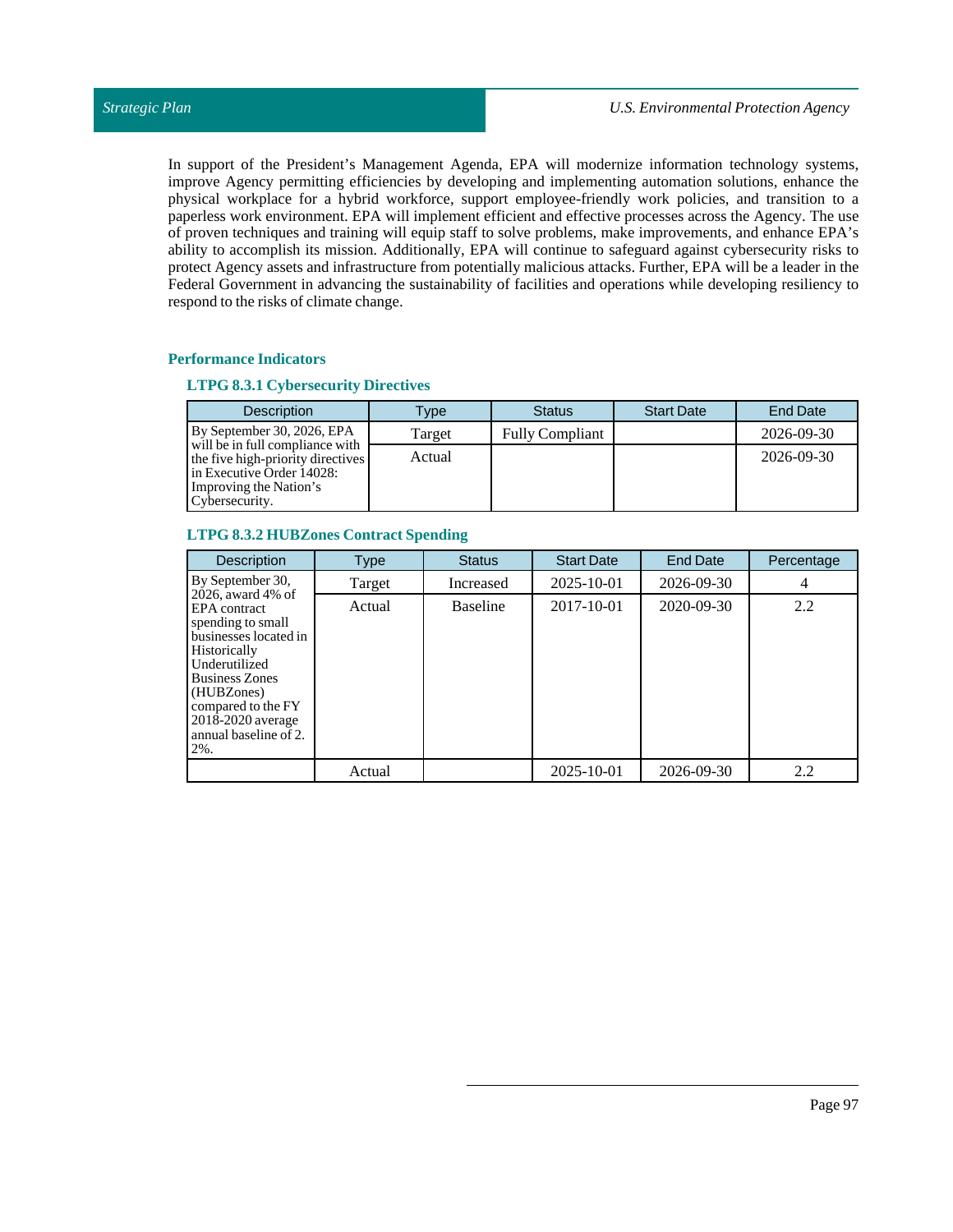In support of the President's Management Agenda, EPA will modernize information technology systems, improve Agency permitting efficiencies by developing and implementing automation solutions, enhance the physical workplace for a hybrid workforce, support employee-friendly work policies, and transition to a paperless work environment. EPA will implement efficient and effective processes across the Agency. The use of proven techniques and training will equip staff to solve problems, make improvements, and enhance EPA's ability to accomplish its mission. Additionally, EPA will continue to safeguard against cybersecurity risks to protect Agency assets and infrastructure from potentially malicious attacks. Further, EPA will be a leader in the Federal Government in advancing the sustainability of facilities and operations while developing resiliency to respond to the risks of climate change.

### Performance Indicators

#### LTPG 8.3.1 Cybersecurity Directives

| Description | Type | Status | Start Date | End Date |
|---|---|---|---|---|
| By September 30, 2026, EPA will be in full compliance with the five high-priority directives in Executive Order 14028: Improving the Nation's Cybersecurity. | Target | Fully Compliant | | 2026-09-30 |
| | Actual | | | 2026-09-30 |

#### LTPG 8.3.2 HUBZones Contract Spending

| Description | Type | Status | Start Date | End Date | Percentage |
|---|---|---|---|---|---|
| By September 30, 2026, award 4% of EPA contract spending to small businesses located in Historically Underutilized Business Zones (HUBZones) compared to the FY 2018-2020 average annual baseline of 2.2%. | Target | Increased | 2025-10-01 | 2026-09-30 | 4 |
| | Actual | Baseline | 2017-10-01 | 2020-09-30 | 2.2 |
| | Actual | | 2025-10-01 | 2026-09-30 | 2.2 |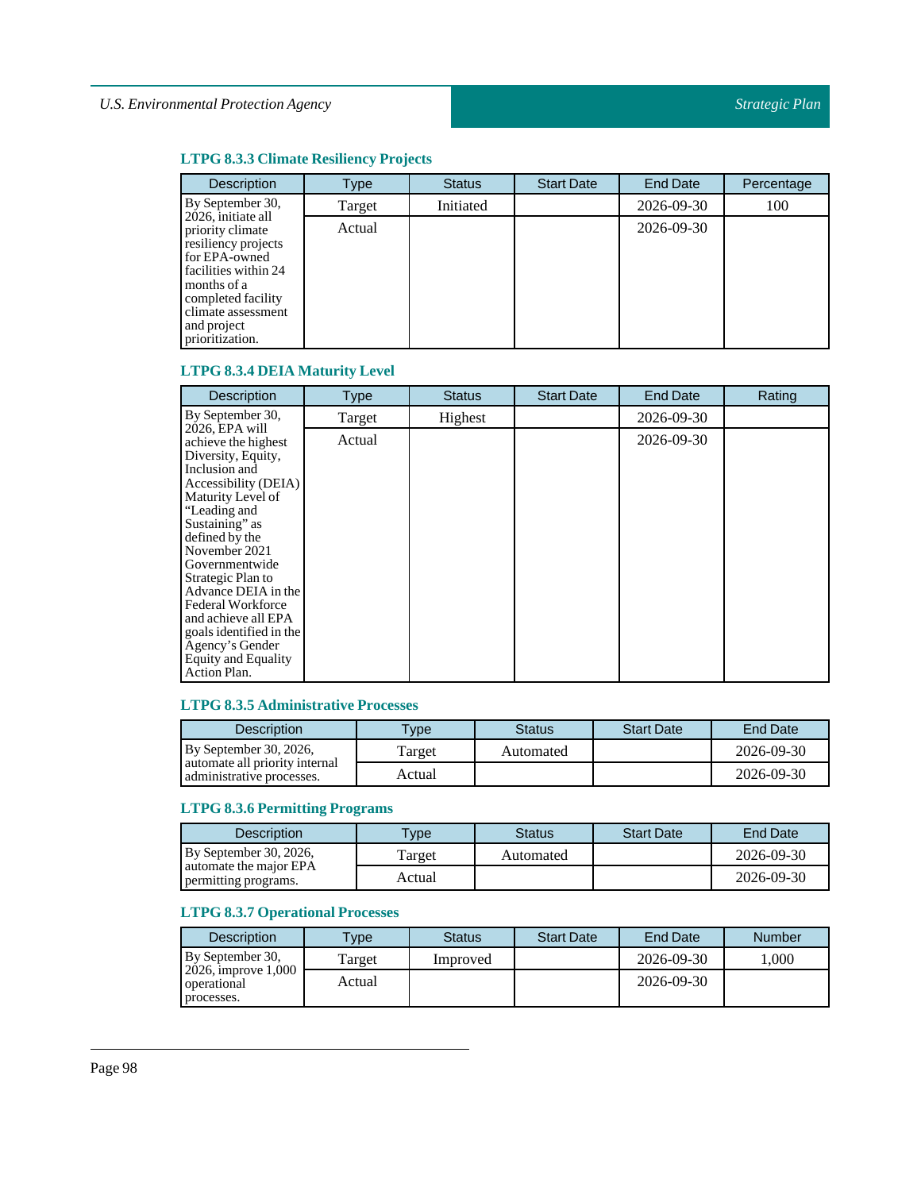### LTPG 8.3.3 Climate Resiliency Projects

| Description | Type | Status | Start Date | End Date | Percentage |
|---|---|---|---|---|---|
| By September 30, 2026, initiate all priority climate resiliency projects for EPA-owned facilities within 24 months of a completed facility climate assessment and project prioritization. | Target | Initiated | | 2026-09-30 | 100 |
| | Actual | | | 2026-09-30 | |

### LTPG 8.3.4 DEIA Maturity Level

| Description | Type | Status | Start Date | End Date | Rating |
|---|---|---|---|---|---|
| By September 30, 2026, EPA will achieve the highest Diversity, Equity, Inclusion and Accessibility (DEIA) Maturity Level of "Leading and Sustaining" as defined by the November 2021 Governmentwide Strategic Plan to Advance DEIA in the Federal Workforce and achieve all EPA goals identified in the Agency's Gender Equity and Equality Action Plan. | Target | Highest | | 2026-09-30 | |
| | Actual | | | 2026-09-30 | |

### LTPG 8.3.5 Administrative Processes

| Description | Type | Status | Start Date | End Date |
|---|---|---|---|---|
| By September 30, 2026, automate all priority internal administrative processes. | Target | Automated | | 2026-09-30 |
| | Actual | | | 2026-09-30 |

### LTPG 8.3.6 Permitting Programs

| Description | Type | Status | Start Date | End Date |
|---|---|---|---|---|
| By September 30, 2026, automate the major EPA permitting programs. | Target | Automated | | 2026-09-30 |
| | Actual | | | 2026-09-30 |

### LTPG 8.3.7 Operational Processes

| Description | Type | Status | Start Date | End Date | Number |
|---|---|---|---|---|---|
| By September 30, 2026, improve 1,000 operational processes. | Target | Improved | | 2026-09-30 | 1,000 |
| | Actual | | | 2026-09-30 | |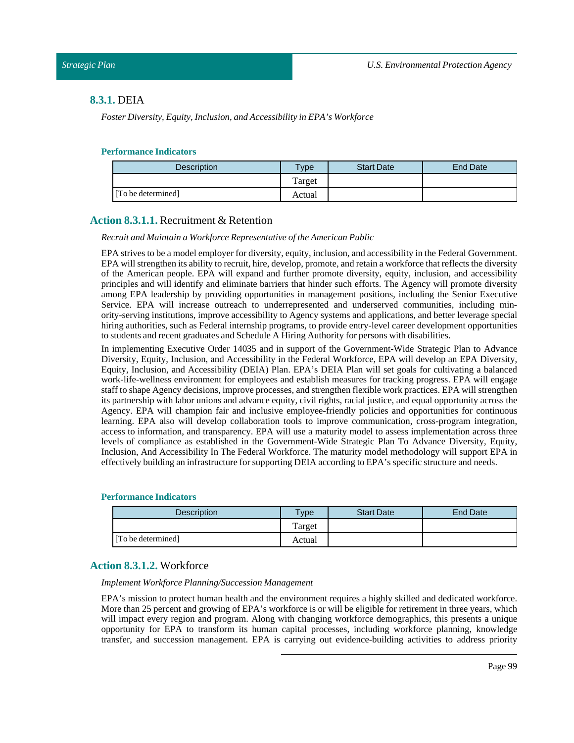### **8.3.1.** DEIA

*Foster Diversity, Equity, Inclusion, and Accessibility in EPA's Workforce*

**Performance Indicators**

| Description | Type | Start Date | End Date |
|---|---|---|---|
| | Target | | |
| [To be determined] | Actual | | |

### **Action 8.3.1.1.** Recruitment & Retention

*Recruit and Maintain a Workforce Representative of the American Public*

EPA strives to be a model employer for diversity, equity, inclusion, and accessibility in the Federal Government. EPA will strengthen its ability to recruit, hire, develop, promote, and retain a workforce that reflects the diversity of the American people. EPA will expand and further promote diversity, equity, inclusion, and accessibility principles and will identify and eliminate barriers that hinder such efforts. The Agency will promote diversity among EPA leadership by providing opportunities in management positions, including the Senior Executive Service. EPA will increase outreach to underrepresented and underserved communities, including minority-serving institutions, improve accessibility to Agency systems and applications, and better leverage special hiring authorities, such as Federal internship programs, to provide entry-level career development opportunities to students and recent graduates and Schedule A Hiring Authority for persons with disabilities.

In implementing Executive Order 14035 and in support of the Government-Wide Strategic Plan to Advance Diversity, Equity, Inclusion, and Accessibility in the Federal Workforce, EPA will develop an EPA Diversity, Equity, Inclusion, and Accessibility (DEIA) Plan. EPA's DEIA Plan will set goals for cultivating a balanced work-life-wellness environment for employees and establish measures for tracking progress. EPA will engage staff to shape Agency decisions, improve processes, and strengthen flexible work practices. EPA will strengthen its partnership with labor unions and advance equity, civil rights, racial justice, and equal opportunity across the Agency. EPA will champion fair and inclusive employee-friendly policies and opportunities for continuous learning. EPA also will develop collaboration tools to improve communication, cross-program integration, access to information, and transparency. EPA will use a maturity model to assess implementation across three levels of compliance as established in the Government-Wide Strategic Plan To Advance Diversity, Equity, Inclusion, And Accessibility In The Federal Workforce. The maturity model methodology will support EPA in effectively building an infrastructure for supporting DEIA according to EPA's specific structure and needs.

**Performance Indicators**

| Description | Type | Start Date | End Date |
|---|---|---|---|
| | Target | | |
| [To be determined] | Actual | | |

### **Action 8.3.1.2.** Workforce

*Implement Workforce Planning/Succession Management*

EPA's mission to protect human health and the environment requires a highly skilled and dedicated workforce. More than 25 percent and growing of EPA's workforce is or will be eligible for retirement in three years, which will impact every region and program. Along with changing workforce demographics, this presents a unique opportunity for EPA to transform its human capital processes, including workforce planning, knowledge transfer, and succession management. EPA is carrying out evidence-building activities to address priority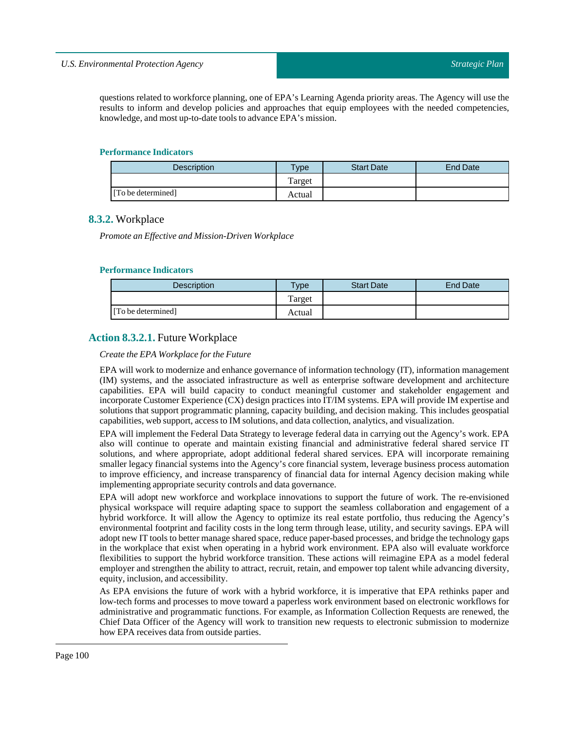questions related to workforce planning, one of EPA's Learning Agenda priority areas. The Agency will use the results to inform and develop policies and approaches that equip employees with the needed competencies, knowledge, and most up-to-date tools to advance EPA's mission.

#### Performance Indicators

| Description | Type | Start Date | End Date |
|---|---|---|---|
| [To be determined] | Target | | |
| | Actual | | |

### 8.3.2. Workplace

*Promote an Effective and Mission-Driven Workplace*

#### Performance Indicators

| Description | Type | Start Date | End Date |
|---|---|---|---|
| [To be determined] | Target | | |
| | Actual | | |

### Action 8.3.2.1. Future Workplace

*Create the EPA Workplace for the Future*

EPA will work to modernize and enhance governance of information technology (IT), information management (IM) systems, and the associated infrastructure as well as enterprise software development and architecture capabilities. EPA will build capacity to conduct meaningful customer and stakeholder engagement and incorporate Customer Experience (CX) design practices into IT/IM systems. EPA will provide IM expertise and solutions that support programmatic planning, capacity building, and decision making. This includes geospatial capabilities, web support, access to IM solutions, and data collection, analytics, and visualization.

EPA will implement the Federal Data Strategy to leverage federal data in carrying out the Agency's work. EPA also will continue to operate and maintain existing financial and administrative federal shared service IT solutions, and where appropriate, adopt additional federal shared services. EPA will incorporate remaining smaller legacy financial systems into the Agency's core financial system, leverage business process automation to improve efficiency, and increase transparency of financial data for internal Agency decision making while implementing appropriate security controls and data governance.

EPA will adopt new workforce and workplace innovations to support the future of work. The re-envisioned physical workspace will require adapting space to support the seamless collaboration and engagement of a hybrid workforce. It will allow the Agency to optimize its real estate portfolio, thus reducing the Agency's environmental footprint and facility costs in the long term through lease, utility, and security savings. EPA will adopt new IT tools to better manage shared space, reduce paper-based processes, and bridge the technology gaps in the workplace that exist when operating in a hybrid work environment. EPA also will evaluate workforce flexibilities to support the hybrid workforce transition. These actions will reimagine EPA as a model federal employer and strengthen the ability to attract, recruit, retain, and empower top talent while advancing diversity, equity, inclusion, and accessibility.

As EPA envisions the future of work with a hybrid workforce, it is imperative that EPA rethinks paper and low-tech forms and processes to move toward a paperless work environment based on electronic workflows for administrative and programmatic functions. For example, as Information Collection Requests are renewed, the Chief Data Officer of the Agency will work to transition new requests to electronic submission to modernize how EPA receives data from outside parties.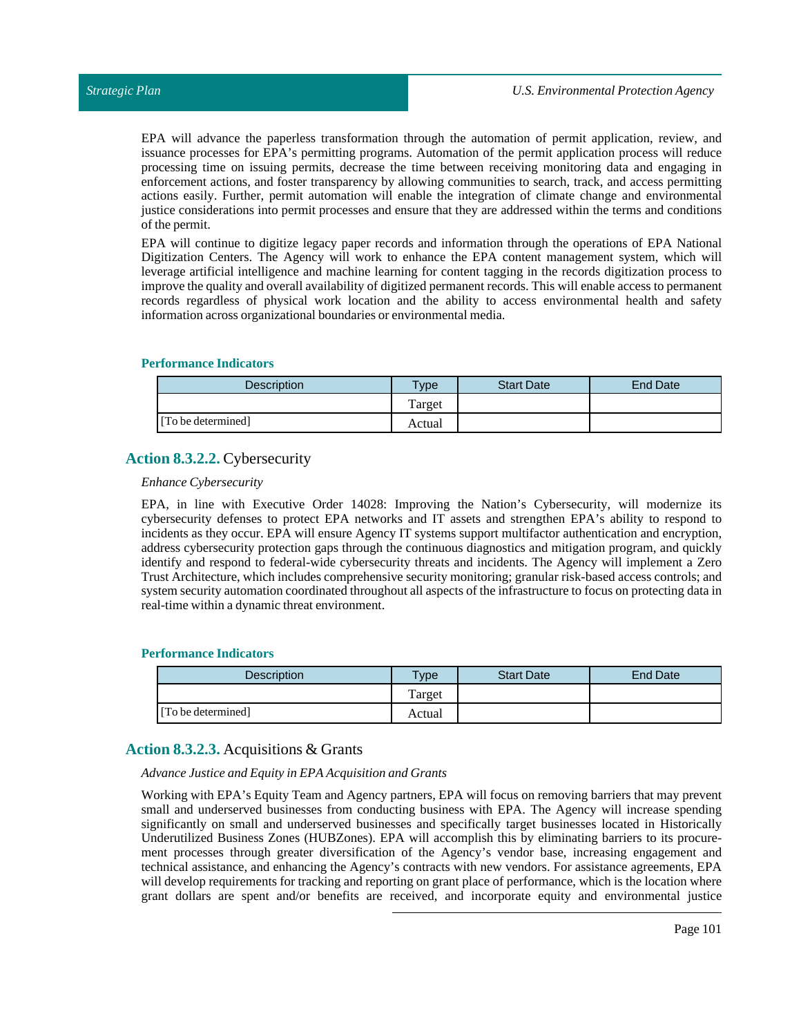EPA will advance the paperless transformation through the automation of permit application, review, and issuance processes for EPA's permitting programs. Automation of the permit application process will reduce processing time on issuing permits, decrease the time between receiving monitoring data and engaging in enforcement actions, and foster transparency by allowing communities to search, track, and access permitting actions easily. Further, permit automation will enable the integration of climate change and environmental justice considerations into permit processes and ensure that they are addressed within the terms and conditions of the permit.

EPA will continue to digitize legacy paper records and information through the operations of EPA National Digitization Centers. The Agency will work to enhance the EPA content management system, which will leverage artificial intelligence and machine learning for content tagging in the records digitization process to improve the quality and overall availability of digitized permanent records. This will enable access to permanent records regardless of physical work location and the ability to access environmental health and safety information across organizational boundaries or environmental media.

#### Performance Indicators

| Description | Type | Start Date | End Date |
|---|---|---|---|
| | Target | | |
| [To be determined] | Actual | | |

### Action 8.3.2.2. Cybersecurity

*Enhance Cybersecurity*

EPA, in line with Executive Order 14028: Improving the Nation's Cybersecurity, will modernize its cybersecurity defenses to protect EPA networks and IT assets and strengthen EPA's ability to respond to incidents as they occur. EPA will ensure Agency IT systems support multifactor authentication and encryption, address cybersecurity protection gaps through the continuous diagnostics and mitigation program, and quickly identify and respond to federal-wide cybersecurity threats and incidents. The Agency will implement a Zero Trust Architecture, which includes comprehensive security monitoring; granular risk-based access controls; and system security automation coordinated throughout all aspects of the infrastructure to focus on protecting data in real-time within a dynamic threat environment.

#### Performance Indicators

| Description | Type | Start Date | End Date |
|---|---|---|---|
| | Target | | |
| [To be determined] | Actual | | |

### Action 8.3.2.3. Acquisitions & Grants

*Advance Justice and Equity in EPA Acquisition and Grants*

Working with EPA's Equity Team and Agency partners, EPA will focus on removing barriers that may prevent small and underserved businesses from conducting business with EPA. The Agency will increase spending significantly on small and underserved businesses and specifically target businesses located in Historically Underutilized Business Zones (HUBZones). EPA will accomplish this by eliminating barriers to its procurement processes through greater diversification of the Agency's vendor base, increasing engagement and technical assistance, and enhancing the Agency's contracts with new vendors. For assistance agreements, EPA will develop requirements for tracking and reporting on grant place of performance, which is the location where grant dollars are spent and/or benefits are received, and incorporate equity and environmental justice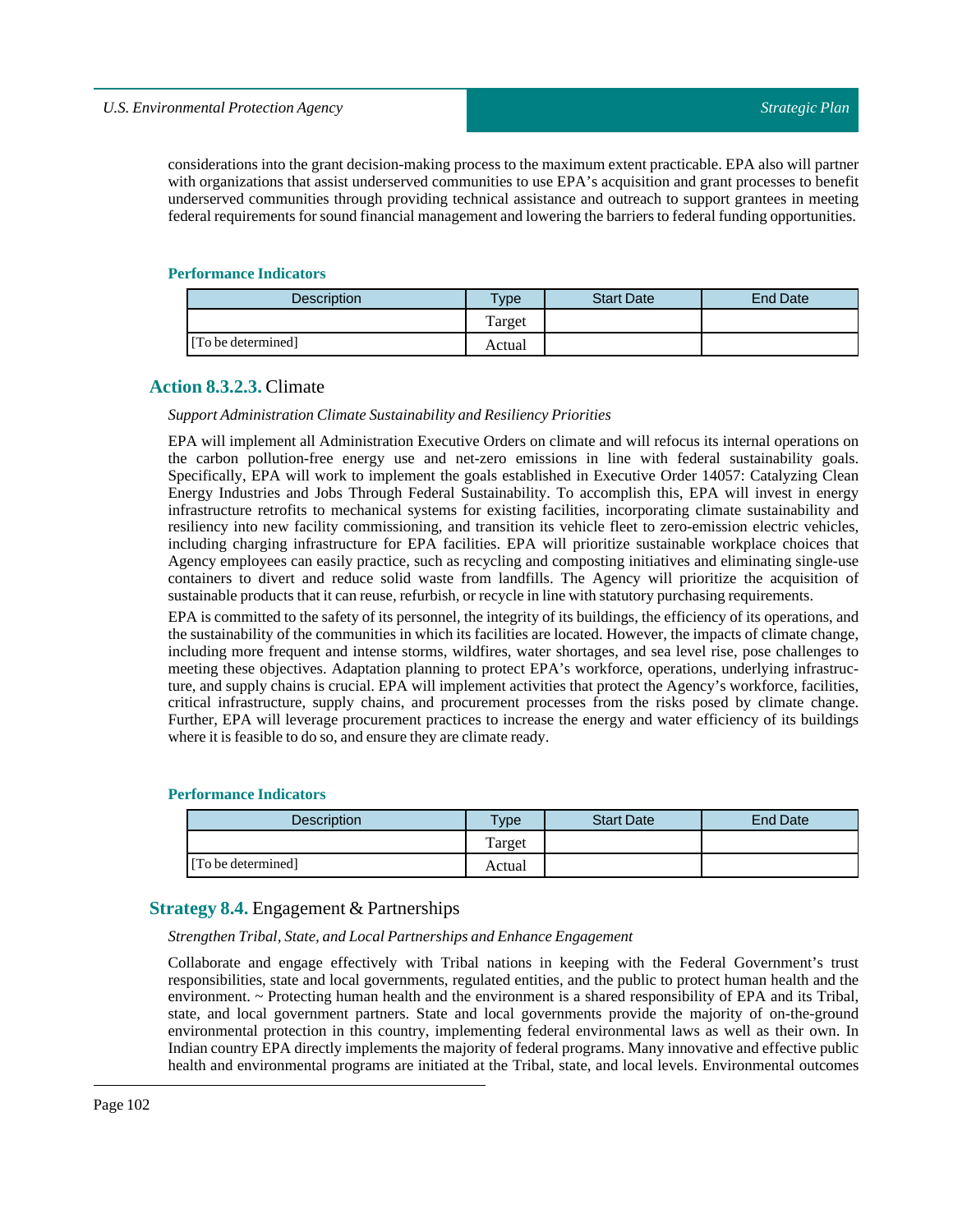considerations into the grant decision-making process to the maximum extent practicable. EPA also will partner with organizations that assist underserved communities to use EPA's acquisition and grant processes to benefit underserved communities through providing technical assistance and outreach to support grantees in meeting federal requirements for sound financial management and lowering the barriers to federal funding opportunities.

#### Performance Indicators

| Description | Type | Start Date | End Date |
|---|---|---|---|
| | Target | | |
| [To be determined] | Actual | | |

### Action 8.3.2.3. Climate

*Support Administration Climate Sustainability and Resiliency Priorities*

EPA will implement all Administration Executive Orders on climate and will refocus its internal operations on the carbon pollution-free energy use and net-zero emissions in line with federal sustainability goals. Specifically, EPA will work to implement the goals established in Executive Order 14057: Catalyzing Clean Energy Industries and Jobs Through Federal Sustainability. To accomplish this, EPA will invest in energy infrastructure retrofits to mechanical systems for existing facilities, incorporating climate sustainability and resiliency into new facility commissioning, and transition its vehicle fleet to zero-emission electric vehicles, including charging infrastructure for EPA facilities. EPA will prioritize sustainable workplace choices that Agency employees can easily practice, such as recycling and composting initiatives and eliminating single-use containers to divert and reduce solid waste from landfills. The Agency will prioritize the acquisition of sustainable products that it can reuse, refurbish, or recycle in line with statutory purchasing requirements.

EPA is committed to the safety of its personnel, the integrity of its buildings, the efficiency of its operations, and the sustainability of the communities in which its facilities are located. However, the impacts of climate change, including more frequent and intense storms, wildfires, water shortages, and sea level rise, pose challenges to meeting these objectives. Adaptation planning to protect EPA's workforce, operations, underlying infrastructure, and supply chains is crucial. EPA will implement activities that protect the Agency's workforce, facilities, critical infrastructure, supply chains, and procurement processes from the risks posed by climate change. Further, EPA will leverage procurement practices to increase the energy and water efficiency of its buildings where it is feasible to do so, and ensure they are climate ready.

#### Performance Indicators

| Description | Type | Start Date | End Date |
|---|---|---|---|
| | Target | | |
| [To be determined] | Actual | | |

## Strategy 8.4. Engagement & Partnerships

*Strengthen Tribal, State, and Local Partnerships and Enhance Engagement*

Collaborate and engage effectively with Tribal nations in keeping with the Federal Government's trust responsibilities, state and local governments, regulated entities, and the public to protect human health and the environment. ~ Protecting human health and the environment is a shared responsibility of EPA and its Tribal, state, and local government partners. State and local governments provide the majority of on-the-ground environmental protection in this country, implementing federal environmental laws as well as their own. In Indian country EPA directly implements the majority of federal programs. Many innovative and effective public health and environmental programs are initiated at the Tribal, state, and local levels. Environmental outcomes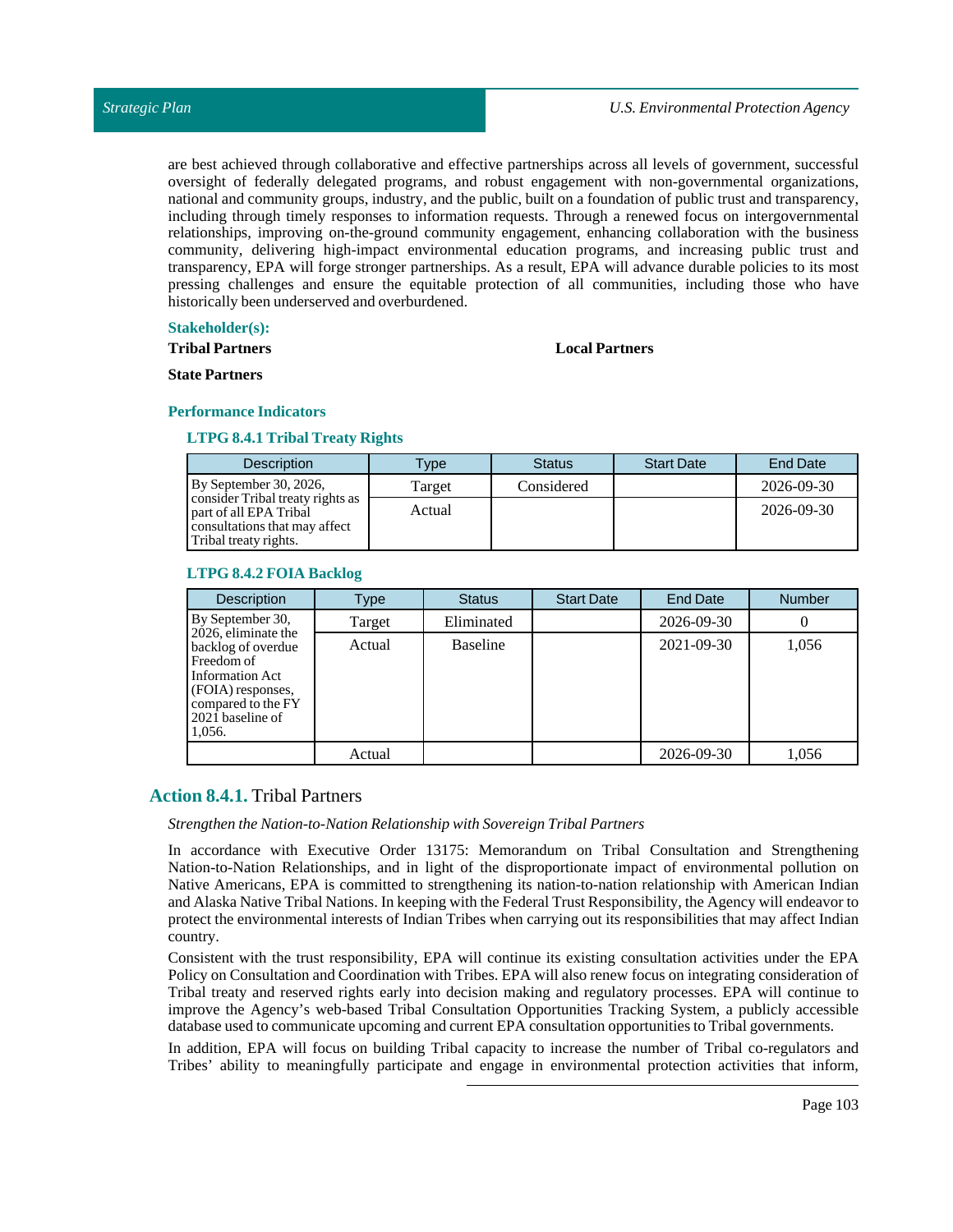are best achieved through collaborative and effective partnerships across all levels of government, successful oversight of federally delegated programs, and robust engagement with non-governmental organizations, national and community groups, industry, and the public, built on a foundation of public trust and transparency, including through timely responses to information requests. Through a renewed focus on intergovernmental relationships, improving on-the-ground community engagement, enhancing collaboration with the business community, delivering high-impact environmental education programs, and increasing public trust and transparency, EPA will forge stronger partnerships. As a result, EPA will advance durable policies to its most pressing challenges and ensure the equitable protection of all communities, including those who have historically been underserved and overburdened.

**Stakeholder(s):**

**Tribal Partners**

**Local Partners**

**State Partners**

**Performance Indicators**

**LTPG 8.4.1 Tribal Treaty Rights**

| Description | Type | Status | Start Date | End Date |
|---|---|---|---|---|
| By September 30, 2026, consider Tribal treaty rights as part of all EPA Tribal consultations that may affect Tribal treaty rights. | Target | Considered | | 2026-09-30 |
| | Actual | | | 2026-09-30 |

**LTPG 8.4.2 FOIA Backlog**

| Description | Type | Status | Start Date | End Date | Number |
|---|---|---|---|---|---|
| By September 30, 2026, eliminate the backlog of overdue Freedom of Information Act (FOIA) responses, compared to the FY 2021 baseline of 1,056. | Target | Eliminated | | 2026-09-30 | 0 |
| | Actual | Baseline | | 2021-09-30 | 1,056 |
| | Actual | | | 2026-09-30 | 1,056 |

## Action 8.4.1. Tribal Partners

*Strengthen the Nation-to-Nation Relationship with Sovereign Tribal Partners*

In accordance with Executive Order 13175: Memorandum on Tribal Consultation and Strengthening Nation-to-Nation Relationships, and in light of the disproportionate impact of environmental pollution on Native Americans, EPA is committed to strengthening its nation-to-nation relationship with American Indian and Alaska Native Tribal Nations. In keeping with the Federal Trust Responsibility, the Agency will endeavor to protect the environmental interests of Indian Tribes when carrying out its responsibilities that may affect Indian country.

Consistent with the trust responsibility, EPA will continue its existing consultation activities under the EPA Policy on Consultation and Coordination with Tribes. EPA will also renew focus on integrating consideration of Tribal treaty and reserved rights early into decision making and regulatory processes. EPA will continue to improve the Agency's web-based Tribal Consultation Opportunities Tracking System, a publicly accessible database used to communicate upcoming and current EPA consultation opportunities to Tribal governments.

In addition, EPA will focus on building Tribal capacity to increase the number of Tribal co-regulators and Tribes' ability to meaningfully participate and engage in environmental protection activities that inform,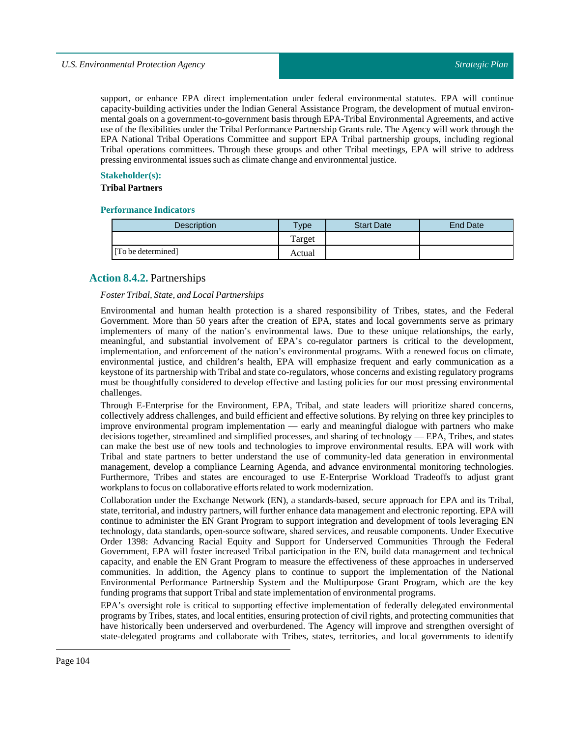support, or enhance EPA direct implementation under federal environmental statutes. EPA will continue capacity-building activities under the Indian General Assistance Program, the development of mutual environmental goals on a government-to-government basis through EPA-Tribal Environmental Agreements, and active use of the flexibilities under the Tribal Performance Partnership Grants rule. The Agency will work through the EPA National Tribal Operations Committee and support EPA Tribal partnership groups, including regional Tribal operations committees. Through these groups and other Tribal meetings, EPA will strive to address pressing environmental issues such as climate change and environmental justice.

**Stakeholder(s):**

**Tribal Partners**

**Performance Indicators**

| Description | Type | Start Date | End Date |
|---|---|---|---|
| | Target | | |
| [To be determined] | Actual | | |

## Action 8.4.2. Partnerships

*Foster Tribal, State, and Local Partnerships*

Environmental and human health protection is a shared responsibility of Tribes, states, and the Federal Government. More than 50 years after the creation of EPA, states and local governments serve as primary implementers of many of the nation's environmental laws. Due to these unique relationships, the early, meaningful, and substantial involvement of EPA's co-regulator partners is critical to the development, implementation, and enforcement of the nation's environmental programs. With a renewed focus on climate, environmental justice, and children's health, EPA will emphasize frequent and early communication as a keystone of its partnership with Tribal and state co-regulators, whose concerns and existing regulatory programs must be thoughtfully considered to develop effective and lasting policies for our most pressing environmental challenges.

Through E-Enterprise for the Environment, EPA, Tribal, and state leaders will prioritize shared concerns, collectively address challenges, and build efficient and effective solutions. By relying on three key principles to improve environmental program implementation — early and meaningful dialogue with partners who make decisions together, streamlined and simplified processes, and sharing of technology — EPA, Tribes, and states can make the best use of new tools and technologies to improve environmental results. EPA will work with Tribal and state partners to better understand the use of community-led data generation in environmental management, develop a compliance Learning Agenda, and advance environmental monitoring technologies. Furthermore, Tribes and states are encouraged to use E-Enterprise Workload Tradeoffs to adjust grant workplans to focus on collaborative efforts related to work modernization.

Collaboration under the Exchange Network (EN), a standards-based, secure approach for EPA and its Tribal, state, territorial, and industry partners, will further enhance data management and electronic reporting. EPA will continue to administer the EN Grant Program to support integration and development of tools leveraging EN technology, data standards, open-source software, shared services, and reusable components. Under Executive Order 1398: Advancing Racial Equity and Support for Underserved Communities Through the Federal Government, EPA will foster increased Tribal participation in the EN, build data management and technical capacity, and enable the EN Grant Program to measure the effectiveness of these approaches in underserved communities. In addition, the Agency plans to continue to support the implementation of the National Environmental Performance Partnership System and the Multipurpose Grant Program, which are the key funding programs that support Tribal and state implementation of environmental programs.

EPA's oversight role is critical to supporting effective implementation of federally delegated environmental programs by Tribes, states, and local entities, ensuring protection of civil rights, and protecting communities that have historically been underserved and overburdened. The Agency will improve and strengthen oversight of state-delegated programs and collaborate with Tribes, states, territories, and local governments to identify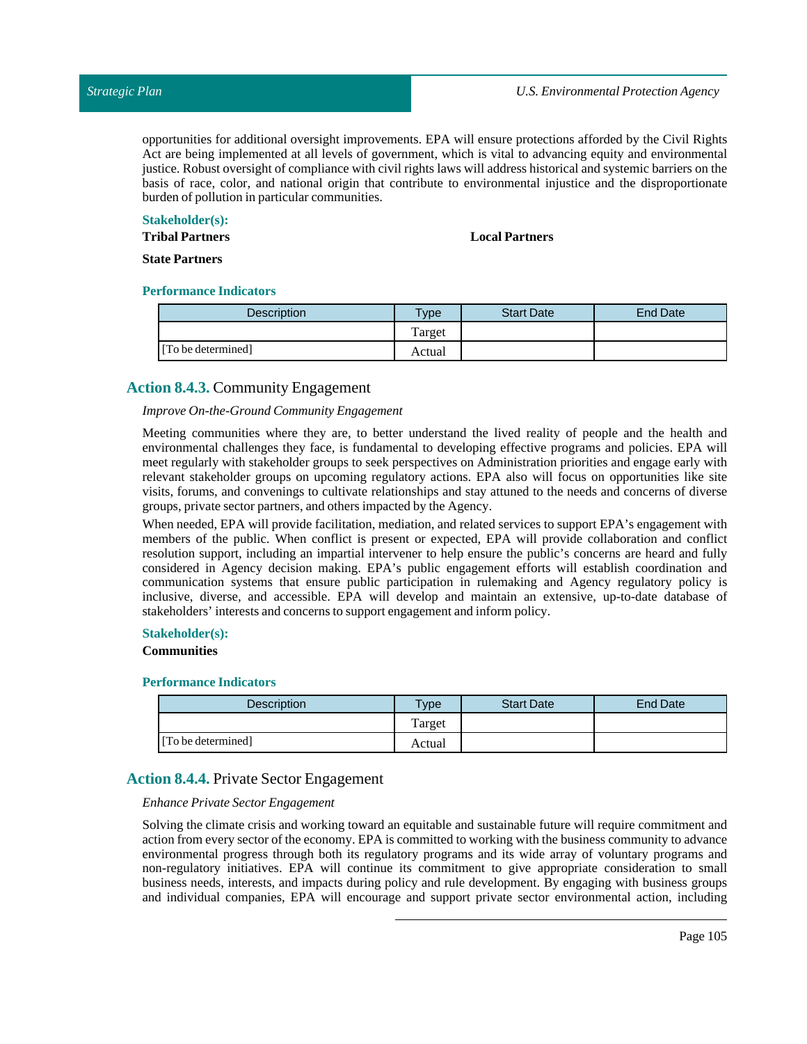opportunities for additional oversight improvements. EPA will ensure protections afforded by the Civil Rights Act are being implemented at all levels of government, which is vital to advancing equity and environmental justice. Robust oversight of compliance with civil rights laws will address historical and systemic barriers on the basis of race, color, and national origin that contribute to environmental injustice and the disproportionate burden of pollution in particular communities.

**Stakeholder(s):**

**Tribal Partners**

**Local Partners**

**State Partners**

**Performance Indicators**

| Description | Type | Start Date | End Date |
|---|---|---|---|
| | Target | | |
| [To be determined] | Actual | | |

## Action 8.4.3. Community Engagement

*Improve On-the-Ground Community Engagement*

Meeting communities where they are, to better understand the lived reality of people and the health and environmental challenges they face, is fundamental to developing effective programs and policies. EPA will meet regularly with stakeholder groups to seek perspectives on Administration priorities and engage early with relevant stakeholder groups on upcoming regulatory actions. EPA also will focus on opportunities like site visits, forums, and convenings to cultivate relationships and stay attuned to the needs and concerns of diverse groups, private sector partners, and others impacted by the Agency.

When needed, EPA will provide facilitation, mediation, and related services to support EPA's engagement with members of the public. When conflict is present or expected, EPA will provide collaboration and conflict resolution support, including an impartial intervener to help ensure the public's concerns are heard and fully considered in Agency decision making. EPA's public engagement efforts will establish coordination and communication systems that ensure public participation in rulemaking and Agency regulatory policy is inclusive, diverse, and accessible. EPA will develop and maintain an extensive, up-to-date database of stakeholders' interests and concerns to support engagement and inform policy.

**Stakeholder(s):**

**Communities**

**Performance Indicators**

| Description | Type | Start Date | End Date |
|---|---|---|---|
| | Target | | |
| [To be determined] | Actual | | |

## Action 8.4.4. Private Sector Engagement

*Enhance Private Sector Engagement*

Solving the climate crisis and working toward an equitable and sustainable future will require commitment and action from every sector of the economy. EPA is committed to working with the business community to advance environmental progress through both its regulatory programs and its wide array of voluntary programs and non-regulatory initiatives. EPA will continue its commitment to give appropriate consideration to small business needs, interests, and impacts during policy and rule development. By engaging with business groups and individual companies, EPA will encourage and support private sector environmental action, including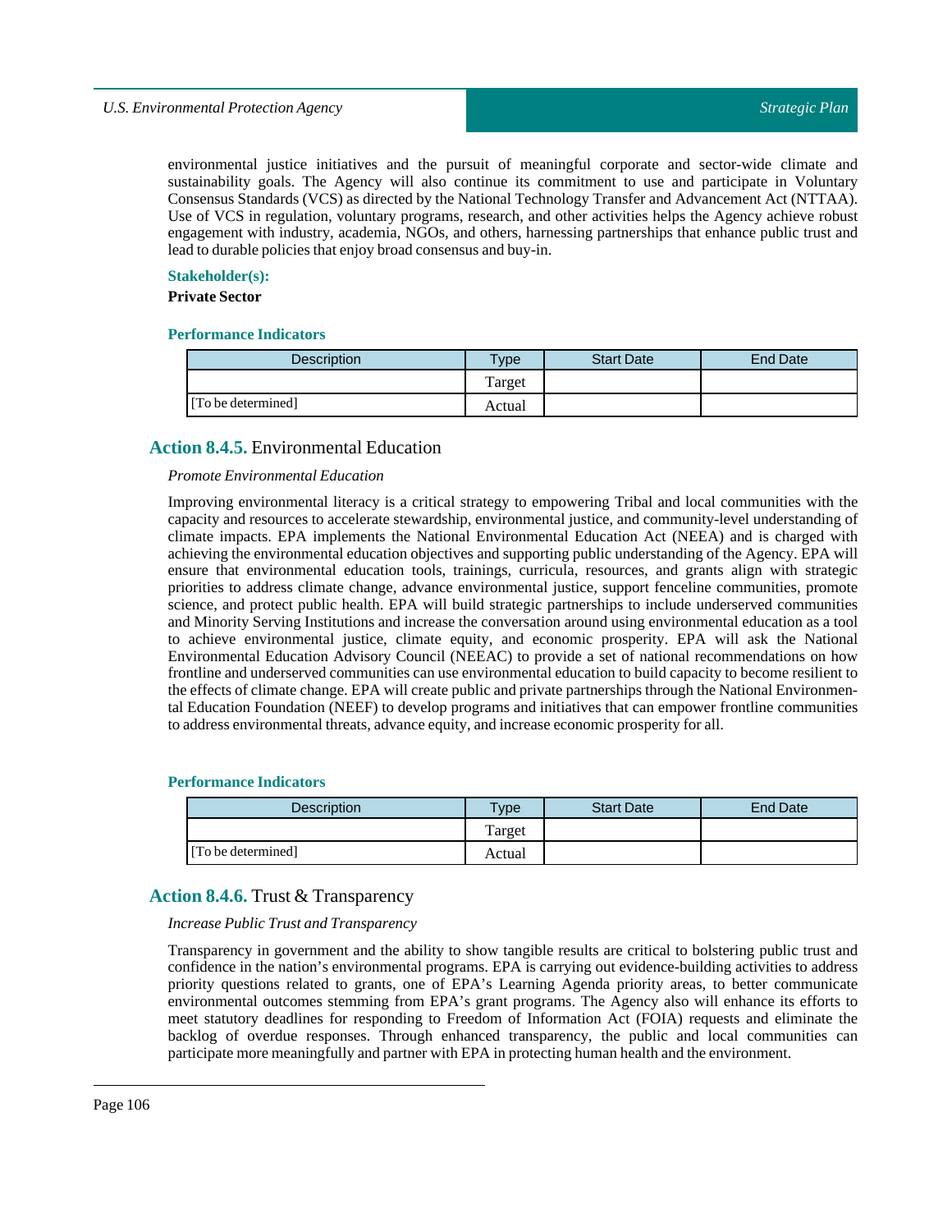environmental justice initiatives and the pursuit of meaningful corporate and sector-wide climate and sustainability goals. The Agency will also continue its commitment to use and participate in Voluntary Consensus Standards (VCS) as directed by the National Technology Transfer and Advancement Act (NTTAA). Use of VCS in regulation, voluntary programs, research, and other activities helps the Agency achieve robust engagement with industry, academia, NGOs, and others, harnessing partnerships that enhance public trust and lead to durable policies that enjoy broad consensus and buy-in.

**Stakeholder(s):**

**Private Sector**

**Performance Indicators**

| Description | Type | Start Date | End Date |
|---|---|---|---|
| [To be determined] | Target | | |
| | Actual | | |

## Action 8.4.5. Environmental Education

*Promote Environmental Education*

Improving environmental literacy is a critical strategy to empowering Tribal and local communities with the capacity and resources to accelerate stewardship, environmental justice, and community-level understanding of climate impacts. EPA implements the National Environmental Education Act (NEEA) and is charged with achieving the environmental education objectives and supporting public understanding of the Agency. EPA will ensure that environmental education tools, trainings, curricula, resources, and grants align with strategic priorities to address climate change, advance environmental justice, support fenceline communities, promote science, and protect public health. EPA will build strategic partnerships to include underserved communities and Minority Serving Institutions and increase the conversation around using environmental education as a tool to achieve environmental justice, climate equity, and economic prosperity. EPA will ask the National Environmental Education Advisory Council (NEEAC) to provide a set of national recommendations on how frontline and underserved communities can use environmental education to build capacity to become resilient to the effects of climate change. EPA will create public and private partnerships through the National Environmental Education Foundation (NEEF) to develop programs and initiatives that can empower frontline communities to address environmental threats, advance equity, and increase economic prosperity for all.

**Performance Indicators**

| Description | Type | Start Date | End Date |
|---|---|---|---|
| [To be determined] | Target | | |
| | Actual | | |

## Action 8.4.6. Trust & Transparency

*Increase Public Trust and Transparency*

Transparency in government and the ability to show tangible results are critical to bolstering public trust and confidence in the nation's environmental programs. EPA is carrying out evidence-building activities to address priority questions related to grants, one of EPA's Learning Agenda priority areas, to better communicate environmental outcomes stemming from EPA's grant programs. The Agency also will enhance its efforts to meet statutory deadlines for responding to Freedom of Information Act (FOIA) requests and eliminate the backlog of overdue responses. Through enhanced transparency, the public and local communities can participate more meaningfully and partner with EPA in protecting human health and the environment.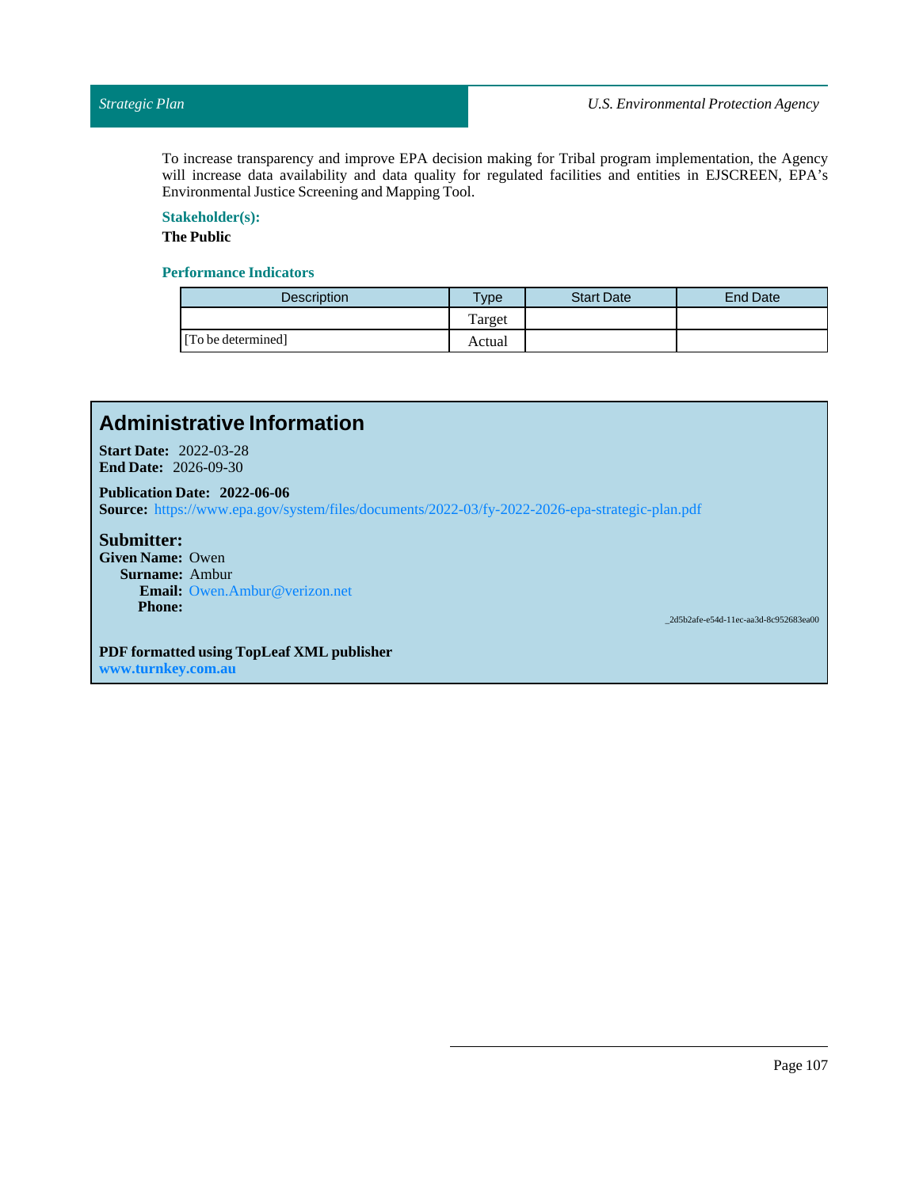To increase transparency and improve EPA decision making for Tribal program implementation, the Agency will increase data availability and data quality for regulated facilities and entities in EJSCREEN, EPA's Environmental Justice Screening and Mapping Tool.

**Stakeholder(s):**

**The Public**

**Performance Indicators**

| Description | Type | Start Date | End Date |
|---|---|---|---|
| | Target | | |
| [To be determined] | Actual | | |

## Administrative Information

**Start Date:** 2022-03-28
**End Date:** 2026-09-30

**Publication Date:** **2022-06-06**
**Source:** https://www.epa.gov/system/files/documents/2022-03/fy-2022-2026-epa-strategic-plan.pdf

### Submitter:

**Given Name:** Owen
**Surname:** Ambur
**Email:** Owen.Ambur@verizon.net
**Phone:**

_2d5b2afe-e54d-11ec-aa3d-8c952683ea00

**PDF formatted using TopLeaf XML publisher**
**www.turnkey.com.au**